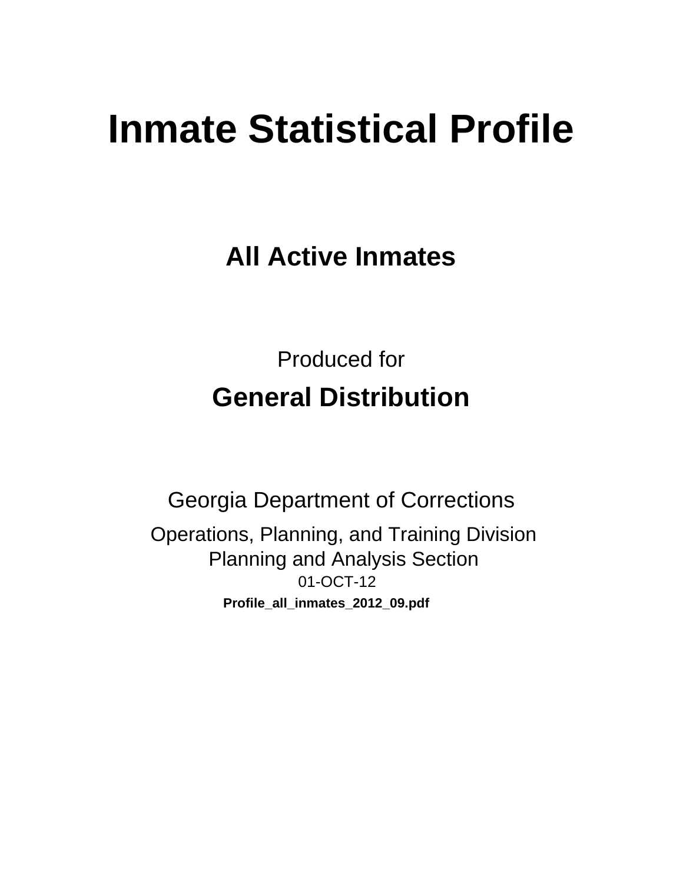# Inmate Statistical Profile

## All Active Inmates

Produced for

## General Distribution

Georgia Department of Corrections

Operations, Planning, and Training Division
Planning and Analysis Section
01-OCT-12

**Profile_all_inmates_2012_09.pdf**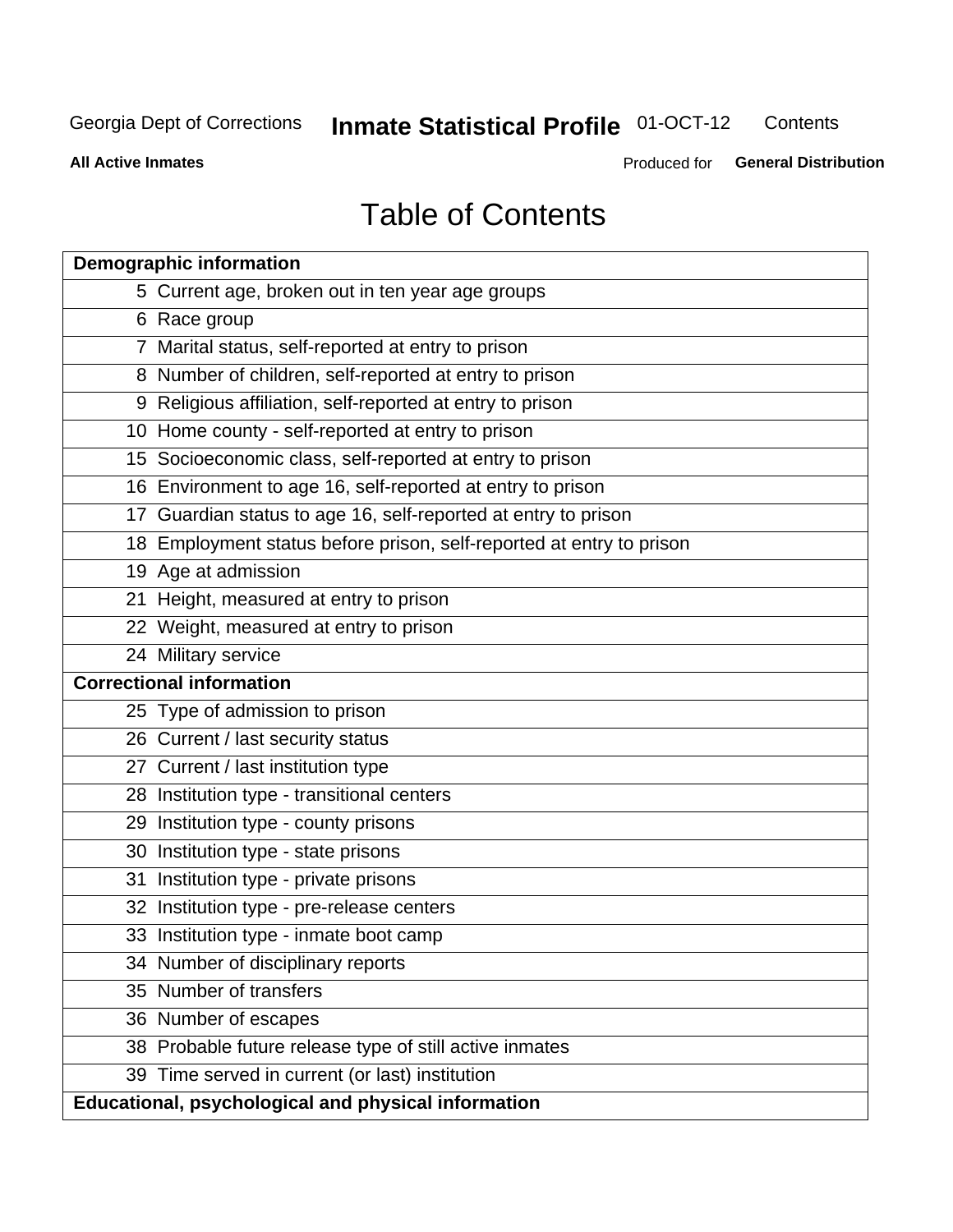# Table of Contents

| Demographic information | |
|---|---|
| 5 | Current age, broken out in ten year age groups |
| 6 | Race group |
| 7 | Marital status, self-reported at entry to prison |
| 8 | Number of children, self-reported at entry to prison |
| 9 | Religious affiliation, self-reported at entry to prison |
| 10 | Home county - self-reported at entry to prison |
| 15 | Socioeconomic class, self-reported at entry to prison |
| 16 | Environment to age 16, self-reported at entry to prison |
| 17 | Guardian status to age 16, self-reported at entry to prison |
| 18 | Employment status before prison, self-reported at entry to prison |
| 19 | Age at admission |
| 21 | Height, measured at entry to prison |
| 22 | Weight, measured at entry to prison |
| 24 | Military service |
| **Correctional information** | |
| 25 | Type of admission to prison |
| 26 | Current / last security status |
| 27 | Current / last institution type |
| 28 | Institution type - transitional centers |
| 29 | Institution type - county prisons |
| 30 | Institution type - state prisons |
| 31 | Institution type - private prisons |
| 32 | Institution type - pre-release centers |
| 33 | Institution type - inmate boot camp |
| 34 | Number of disciplinary reports |
| 35 | Number of transfers |
| 36 | Number of escapes |
| 38 | Probable future release type of still active inmates |
| 39 | Time served in current (or last) institution |
| **Educational, psychological and physical information** | |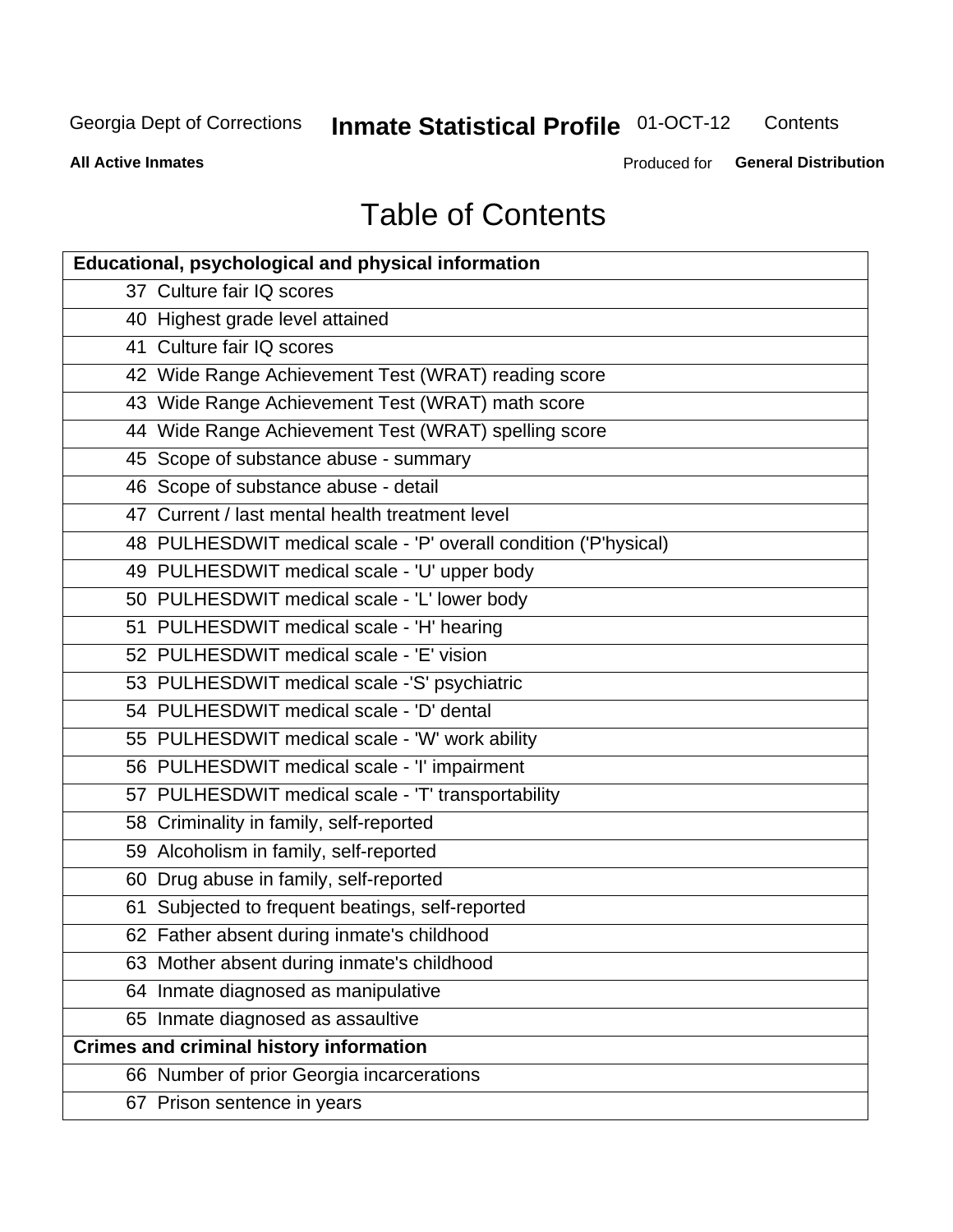Georgia Dept of Corrections **Inmate Statistical Profile** 01-OCT-12 Contents

**All Active Inmates** Produced for **General Distribution**

# Table of Contents

| **Educational, psychological and physical information** |
|---|
| 37 Culture fair IQ scores |
| 40 Highest grade level attained |
| 41 Culture fair IQ scores |
| 42 Wide Range Achievement Test (WRAT) reading score |
| 43 Wide Range Achievement Test (WRAT) math score |
| 44 Wide Range Achievement Test (WRAT) spelling score |
| 45 Scope of substance abuse - summary |
| 46 Scope of substance abuse - detail |
| 47 Current / last mental health treatment level |
| 48 PULHESDWIT medical scale - 'P' overall condition ('P'hysical) |
| 49 PULHESDWIT medical scale - 'U' upper body |
| 50 PULHESDWIT medical scale - 'L' lower body |
| 51 PULHESDWIT medical scale - 'H' hearing |
| 52 PULHESDWIT medical scale - 'E' vision |
| 53 PULHESDWIT medical scale -'S' psychiatric |
| 54 PULHESDWIT medical scale - 'D' dental |
| 55 PULHESDWIT medical scale - 'W' work ability |
| 56 PULHESDWIT medical scale - 'I' impairment |
| 57 PULHESDWIT medical scale - 'T' transportability |
| 58 Criminality in family, self-reported |
| 59 Alcoholism in family, self-reported |
| 60 Drug abuse in family, self-reported |
| 61 Subjected to frequent beatings, self-reported |
| 62 Father absent during inmate's childhood |
| 63 Mother absent during inmate's childhood |
| 64 Inmate diagnosed as manipulative |
| 65 Inmate diagnosed as assaultive |
| **Crimes and criminal history information** |
| 66 Number of prior Georgia incarcerations |
| 67 Prison sentence in years |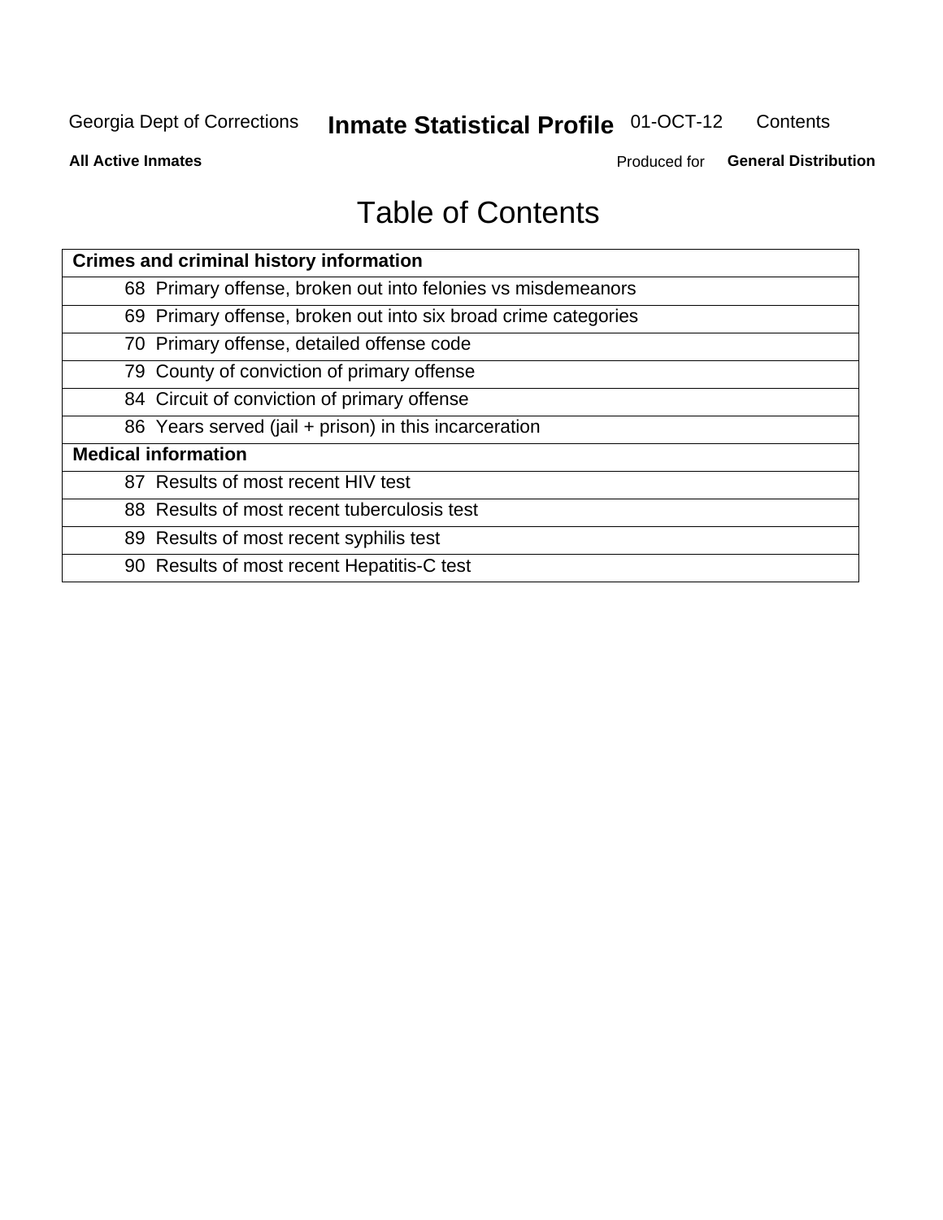# Table of Contents

| Crimes and criminal history information | |
|---|---|
| 68 | Primary offense, broken out into felonies vs misdemeanors |
| 69 | Primary offense, broken out into six broad crime categories |
| 70 | Primary offense, detailed offense code |
| 79 | County of conviction of primary offense |
| 84 | Circuit of conviction of primary offense |
| 86 | Years served (jail + prison) in this incarceration |
| **Medical information** | |
| 87 | Results of most recent HIV test |
| 88 | Results of most recent tuberculosis test |
| 89 | Results of most recent syphilis test |
| 90 | Results of most recent Hepatitis-C test |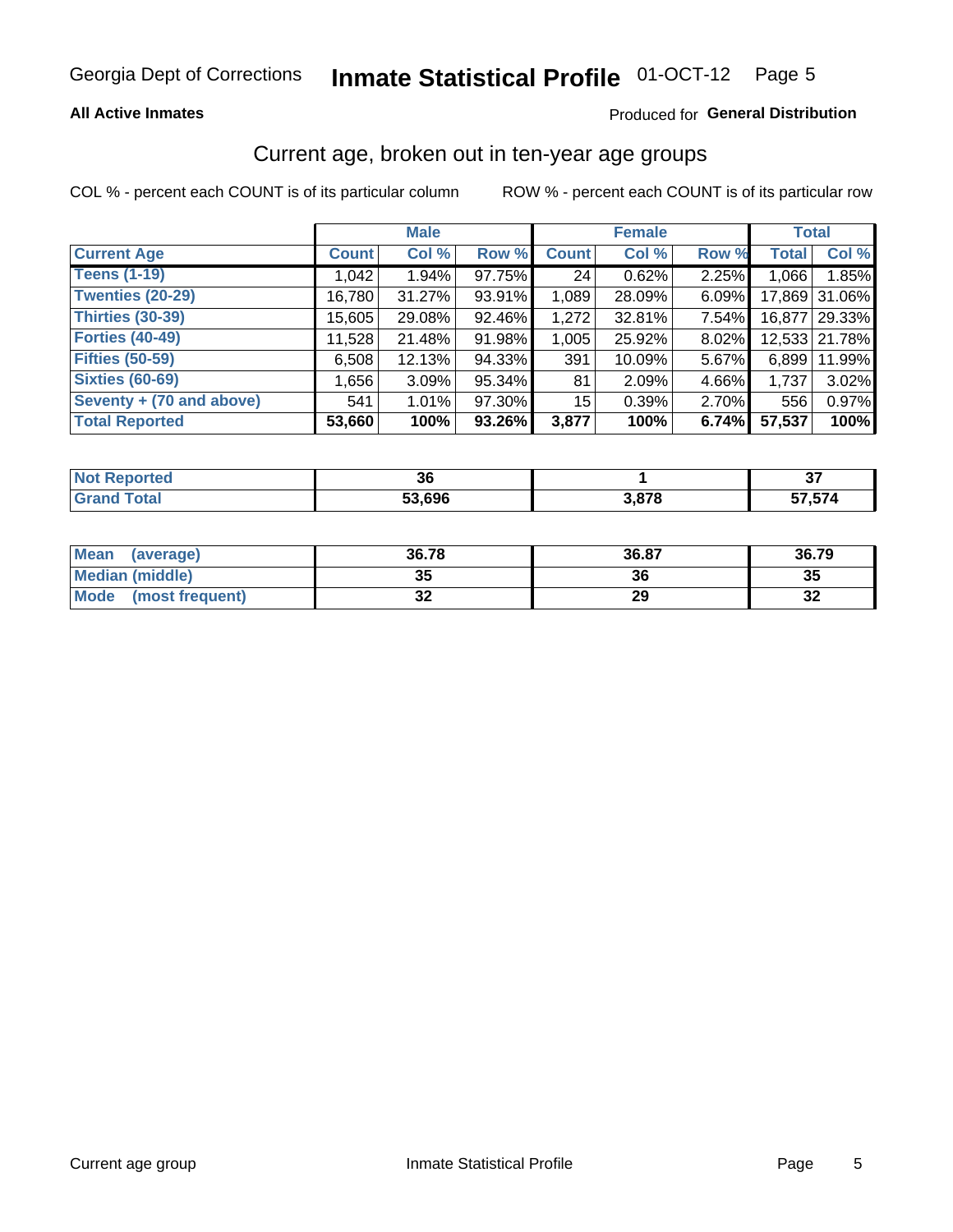Georgia Dept of Corrections **Inmate Statistical Profile** 01-OCT-12

**All Active Inmates** Produced for **General Distribution**

## Current age, broken out in ten-year age groups

COL % - percent each COUNT is of its particular column    ROW % - percent each COUNT is of its particular row

| | Male | | | Female | | | Total | |
|---|---|---|---|---|---|---|---|---|
| **Current Age** | **Count** | **Col %** | **Row %** | **Count** | **Col %** | **Row %** | **Total** | **Col %** |
| **Teens (1-19)** | 1,042 | 1.94% | 97.75% | 24 | 0.62% | 2.25% | 1,066 | 1.85% |
| **Twenties (20-29)** | 16,780 | 31.27% | 93.91% | 1,089 | 28.09% | 6.09% | 17,869 | 31.06% |
| **Thirties (30-39)** | 15,605 | 29.08% | 92.46% | 1,272 | 32.81% | 7.54% | 16,877 | 29.33% |
| **Forties (40-49)** | 11,528 | 21.48% | 91.98% | 1,005 | 25.92% | 8.02% | 12,533 | 21.78% |
| **Fifties (50-59)** | 6,508 | 12.13% | 94.33% | 391 | 10.09% | 5.67% | 6,899 | 11.99% |
| **Sixties (60-69)** | 1,656 | 3.09% | 95.34% | 81 | 2.09% | 4.66% | 1,737 | 3.02% |
| **Seventy + (70 and above)** | 541 | 1.01% | 97.30% | 15 | 0.39% | 2.70% | 556 | 0.97% |
| **Total Reported** | **53,660** | **100%** | **93.26%** | **3,877** | **100%** | **6.74%** | **57,537** | **100%** |

| | Male | Female | Total |
|---|---|---|---|
| **Not Reported** | **36** | **1** | **37** |
| **Grand Total** | **53,696** | **3,878** | **57,574** |

| | Male | Female | Total |
|---|---|---|---|
| **Mean (average)** | **36.78** | **36.87** | **36.79** |
| **Median (middle)** | **35** | **36** | **35** |
| **Mode (most frequent)** | **32** | **29** | **32** |

Current age group    Inmate Statistical Profile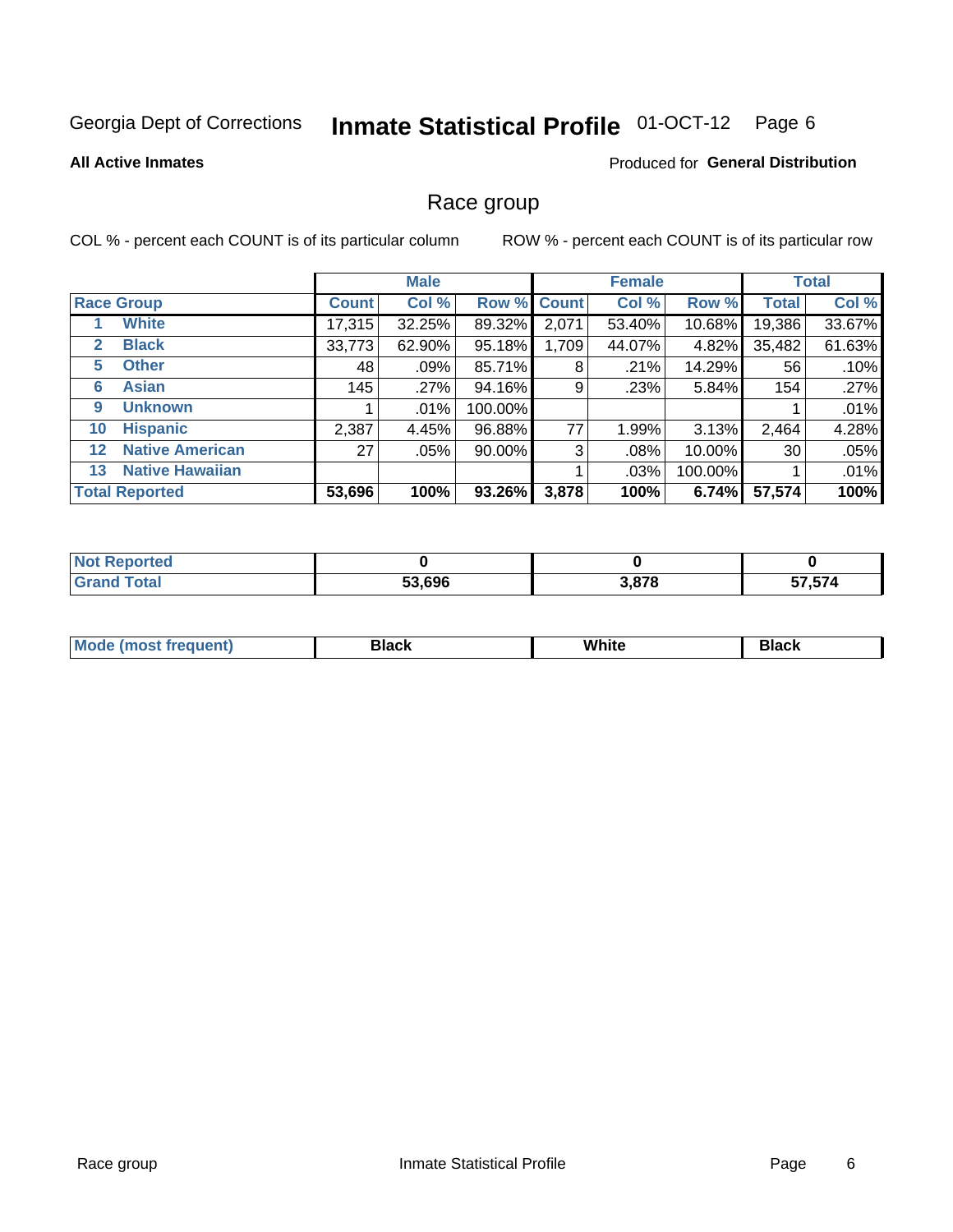Georgia Dept of Corrections **Inmate Statistical Profile** 01-OCT-12 Page 6

**All Active Inmates**

Produced for **General Distribution**

## Race group

COL % - percent each COUNT is of its particular column

ROW % - percent each COUNT is of its particular row

| | | Male | | | Female | | | Total | |
|---|---|---|---|---|---|---|---|---|---|
| **Race Group** | | **Count** | **Col %** | **Row %** | **Count** | **Col %** | **Row %** | **Total** | **Col %** |
| 1 | White | 17,315 | 32.25% | 89.32% | 2,071 | 53.40% | 10.68% | 19,386 | 33.67% |
| 2 | Black | 33,773 | 62.90% | 95.18% | 1,709 | 44.07% | 4.82% | 35,482 | 61.63% |
| 5 | Other | 48 | .09% | 85.71% | 8 | .21% | 14.29% | 56 | .10% |
| 6 | Asian | 145 | .27% | 94.16% | 9 | .23% | 5.84% | 154 | .27% |
| 9 | Unknown | 1 | .01% | 100.00% | | | | 1 | .01% |
| 10 | Hispanic | 2,387 | 4.45% | 96.88% | 77 | 1.99% | 3.13% | 2,464 | 4.28% |
| 12 | Native American | 27 | .05% | 90.00% | 3 | .08% | 10.00% | 30 | .05% |
| 13 | Native Hawaiian | | | | 1 | .03% | 100.00% | 1 | .01% |
| **Total Reported** | | **53,696** | **100%** | **93.26%** | **3,878** | **100%** | **6.74%** | **57,574** | **100%** |

| | Male | Female | Total |
|---|---|---|---|
| **Not Reported** | **0** | **0** | **0** |
| **Grand Total** | **53,696** | **3,878** | **57,574** |

| | Male | Female | Total |
|---|---|---|---|
| **Mode (most frequent)** | **Black** | **White** | **Black** |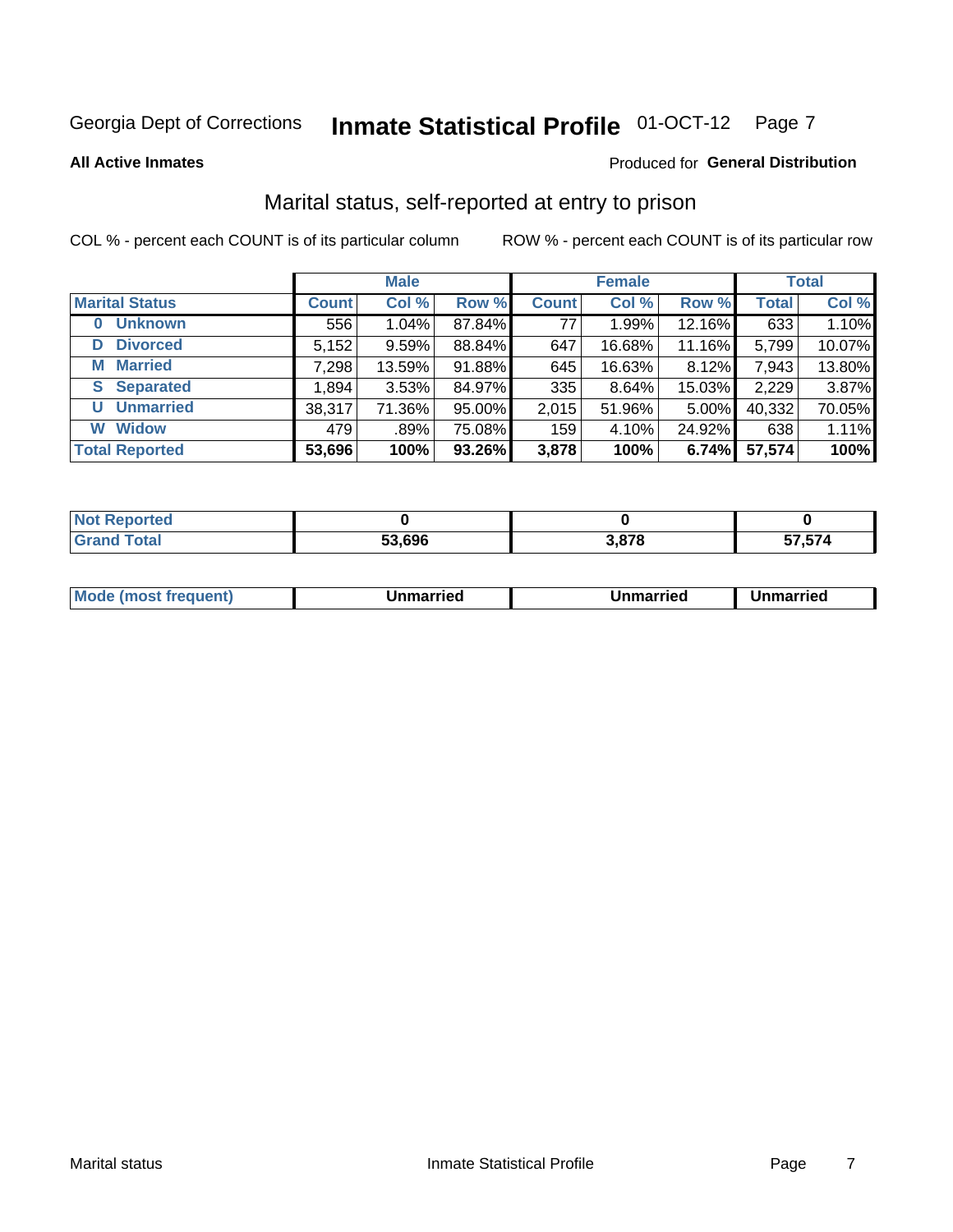Georgia Dept of Corrections **Inmate Statistical Profile** 01-OCT-12

**All Active Inmates**

Produced for **General Distribution**

## Marital status, self-reported at entry to prison

COL % - percent each COUNT is of its particular column

ROW % - percent each COUNT is of its particular row

| | Male | | | Female | | | Total | |
|---|---|---|---|---|---|---|---|---|
| **Marital Status** | **Count** | **Col %** | **Row %** | **Count** | **Col %** | **Row %** | **Total** | **Col %** |
| **0 Unknown** | 556 | 1.04% | 87.84% | 77 | 1.99% | 12.16% | 633 | 1.10% |
| **D Divorced** | 5,152 | 9.59% | 88.84% | 647 | 16.68% | 11.16% | 5,799 | 10.07% |
| **M Married** | 7,298 | 13.59% | 91.88% | 645 | 16.63% | 8.12% | 7,943 | 13.80% |
| **S Separated** | 1,894 | 3.53% | 84.97% | 335 | 8.64% | 15.03% | 2,229 | 3.87% |
| **U Unmarried** | 38,317 | 71.36% | 95.00% | 2,015 | 51.96% | 5.00% | 40,332 | 70.05% |
| **W Widow** | 479 | .89% | 75.08% | 159 | 4.10% | 24.92% | 638 | 1.11% |
| **Total Reported** | **53,696** | **100%** | **93.26%** | **3,878** | **100%** | **6.74%** | **57,574** | **100%** |

| | Male | Female | Total |
|---|---|---|---|
| **Not Reported** | **0** | **0** | **0** |
| **Grand Total** | **53,696** | **3,878** | **57,574** |

| | Male | Female | Total |
|---|---|---|---|
| **Mode (most frequent)** | **Unmarried** | **Unmarried** | **Unmarried** |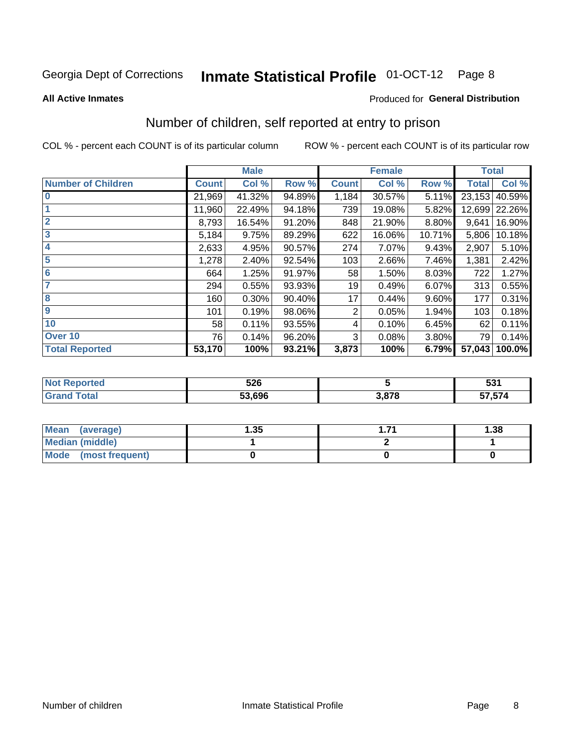Georgia Dept of Corrections **Inmate Statistical Profile** 01-OCT-12

**All Active Inmates**

Produced for **General Distribution**

## Number of children, self reported at entry to prison

COL % - percent each COUNT is of its particular column

ROW % - percent each COUNT is of its particular row

| | Male | | | Female | | | Total | |
|---|---|---|---|---|---|---|---|---|
| **Number of Children** | **Count** | **Col %** | **Row %** | **Count** | **Col %** | **Row %** | **Total** | **Col %** |
| 0 | 21,969 | 41.32% | 94.89% | 1,184 | 30.57% | 5.11% | 23,153 | 40.59% |
| 1 | 11,960 | 22.49% | 94.18% | 739 | 19.08% | 5.82% | 12,699 | 22.26% |
| 2 | 8,793 | 16.54% | 91.20% | 848 | 21.90% | 8.80% | 9,641 | 16.90% |
| 3 | 5,184 | 9.75% | 89.29% | 622 | 16.06% | 10.71% | 5,806 | 10.18% |
| 4 | 2,633 | 4.95% | 90.57% | 274 | 7.07% | 9.43% | 2,907 | 5.10% |
| 5 | 1,278 | 2.40% | 92.54% | 103 | 2.66% | 7.46% | 1,381 | 2.42% |
| 6 | 664 | 1.25% | 91.97% | 58 | 1.50% | 8.03% | 722 | 1.27% |
| 7 | 294 | 0.55% | 93.93% | 19 | 0.49% | 6.07% | 313 | 0.55% |
| 8 | 160 | 0.30% | 90.40% | 17 | 0.44% | 9.60% | 177 | 0.31% |
| 9 | 101 | 0.19% | 98.06% | 2 | 0.05% | 1.94% | 103 | 0.18% |
| 10 | 58 | 0.11% | 93.55% | 4 | 0.10% | 6.45% | 62 | 0.11% |
| Over 10 | 76 | 0.14% | 96.20% | 3 | 0.08% | 3.80% | 79 | 0.14% |
| **Total Reported** | **53,170** | **100%** | **93.21%** | **3,873** | **100%** | **6.79%** | **57,043** | **100.0%** |

| | Male | Female | Total |
|---|---|---|---|
| Not Reported | 526 | 5 | 531 |
| Grand Total | 53,696 | 3,878 | 57,574 |

| | Male | Female | Total |
|---|---|---|---|
| Mean (average) | 1.35 | 1.71 | 1.38 |
| Median (middle) | 1 | 2 | 1 |
| Mode (most frequent) | 0 | 0 | 0 |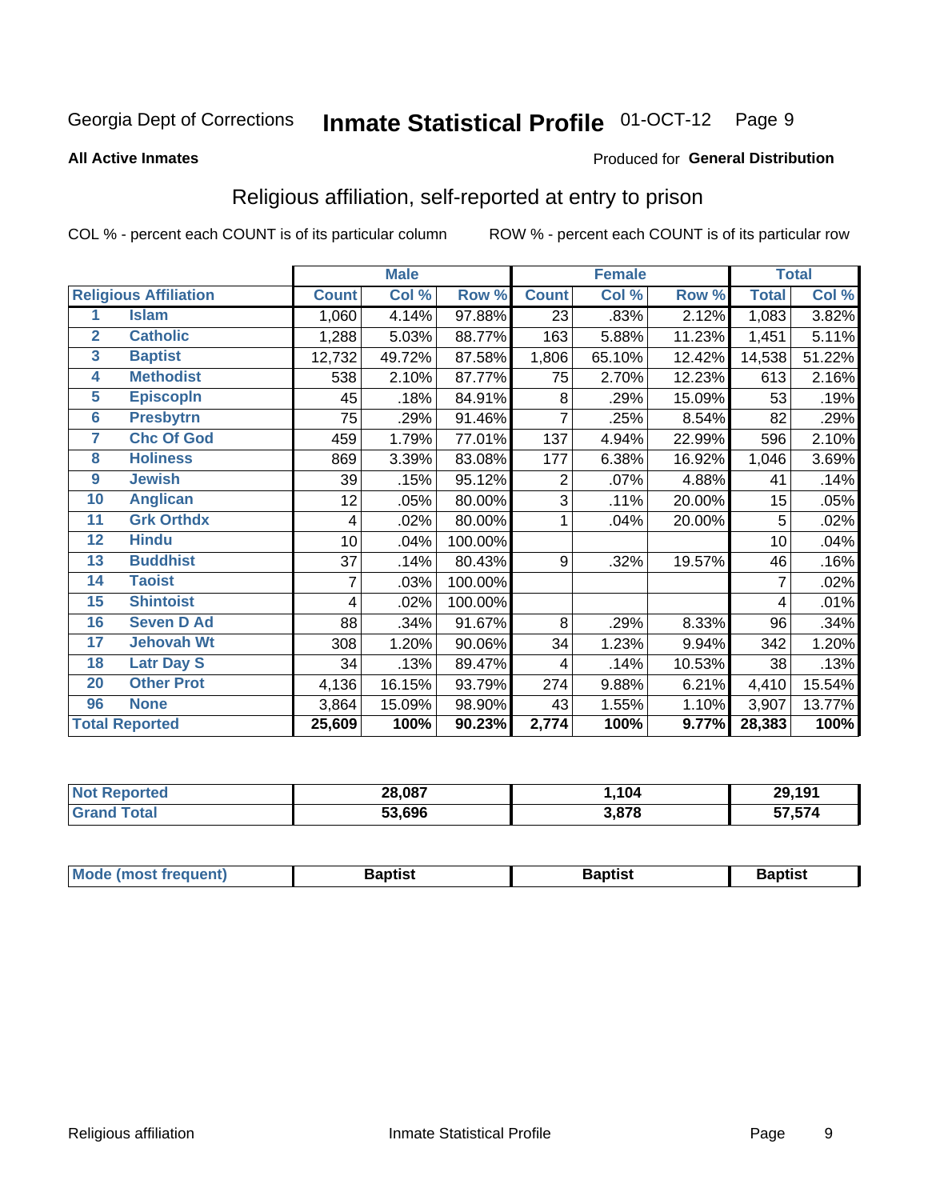Georgia Dept of Corrections **Inmate Statistical Profile** 01-OCT-12

**All Active Inmates**

Produced for **General Distribution**

## Religious affiliation, self-reported at entry to prison

COL % - percent each COUNT is of its particular column ROW % - percent each COUNT is of its particular row

| | | Male | | | Female | | | Total | |
|---|---|---|---|---|---|---|---|---|---|
| **Religious Affiliation** | | **Count** | **Col %** | **Row %** | **Count** | **Col %** | **Row %** | **Total** | **Col %** |
| 1 | Islam | 1,060 | 4.14% | 97.88% | 23 | .83% | 2.12% | 1,083 | 3.82% |
| 2 | Catholic | 1,288 | 5.03% | 88.77% | 163 | 5.88% | 11.23% | 1,451 | 5.11% |
| 3 | Baptist | 12,732 | 49.72% | 87.58% | 1,806 | 65.10% | 12.42% | 14,538 | 51.22% |
| 4 | Methodist | 538 | 2.10% | 87.77% | 75 | 2.70% | 12.23% | 613 | 2.16% |
| 5 | Episcopln | 45 | .18% | 84.91% | 8 | .29% | 15.09% | 53 | .19% |
| 6 | Presbytrn | 75 | .29% | 91.46% | 7 | .25% | 8.54% | 82 | .29% |
| 7 | Chc Of God | 459 | 1.79% | 77.01% | 137 | 4.94% | 22.99% | 596 | 2.10% |
| 8 | Holiness | 869 | 3.39% | 83.08% | 177 | 6.38% | 16.92% | 1,046 | 3.69% |
| 9 | Jewish | 39 | .15% | 95.12% | 2 | .07% | 4.88% | 41 | .14% |
| 10 | Anglican | 12 | .05% | 80.00% | 3 | .11% | 20.00% | 15 | .05% |
| 11 | Grk Orthdx | 4 | .02% | 80.00% | 1 | .04% | 20.00% | 5 | .02% |
| 12 | Hindu | 10 | .04% | 100.00% | | | | 10 | .04% |
| 13 | Buddhist | 37 | .14% | 80.43% | 9 | .32% | 19.57% | 46 | .16% |
| 14 | Taoist | 7 | .03% | 100.00% | | | | 7 | .02% |
| 15 | Shintoist | 4 | .02% | 100.00% | | | | 4 | .01% |
| 16 | Seven D Ad | 88 | .34% | 91.67% | 8 | .29% | 8.33% | 96 | .34% |
| 17 | Jehovah Wt | 308 | 1.20% | 90.06% | 34 | 1.23% | 9.94% | 342 | 1.20% |
| 18 | Latr Day S | 34 | .13% | 89.47% | 4 | .14% | 10.53% | 38 | .13% |
| 20 | Other Prot | 4,136 | 16.15% | 93.79% | 274 | 9.88% | 6.21% | 4,410 | 15.54% |
| 96 | None | 3,864 | 15.09% | 98.90% | 43 | 1.55% | 1.10% | 3,907 | 13.77% |
| **Total Reported** | | **25,609** | **100%** | **90.23%** | **2,774** | **100%** | **9.77%** | **28,383** | **100%** |

| | Male | Female | Total |
|---|---|---|---|
| Not Reported | 28,087 | 1,104 | 29,191 |
| Grand Total | 53,696 | 3,878 | 57,574 |

| | Male | Female | Total |
|---|---|---|---|
| Mode (most frequent) | Baptist | Baptist | Baptist |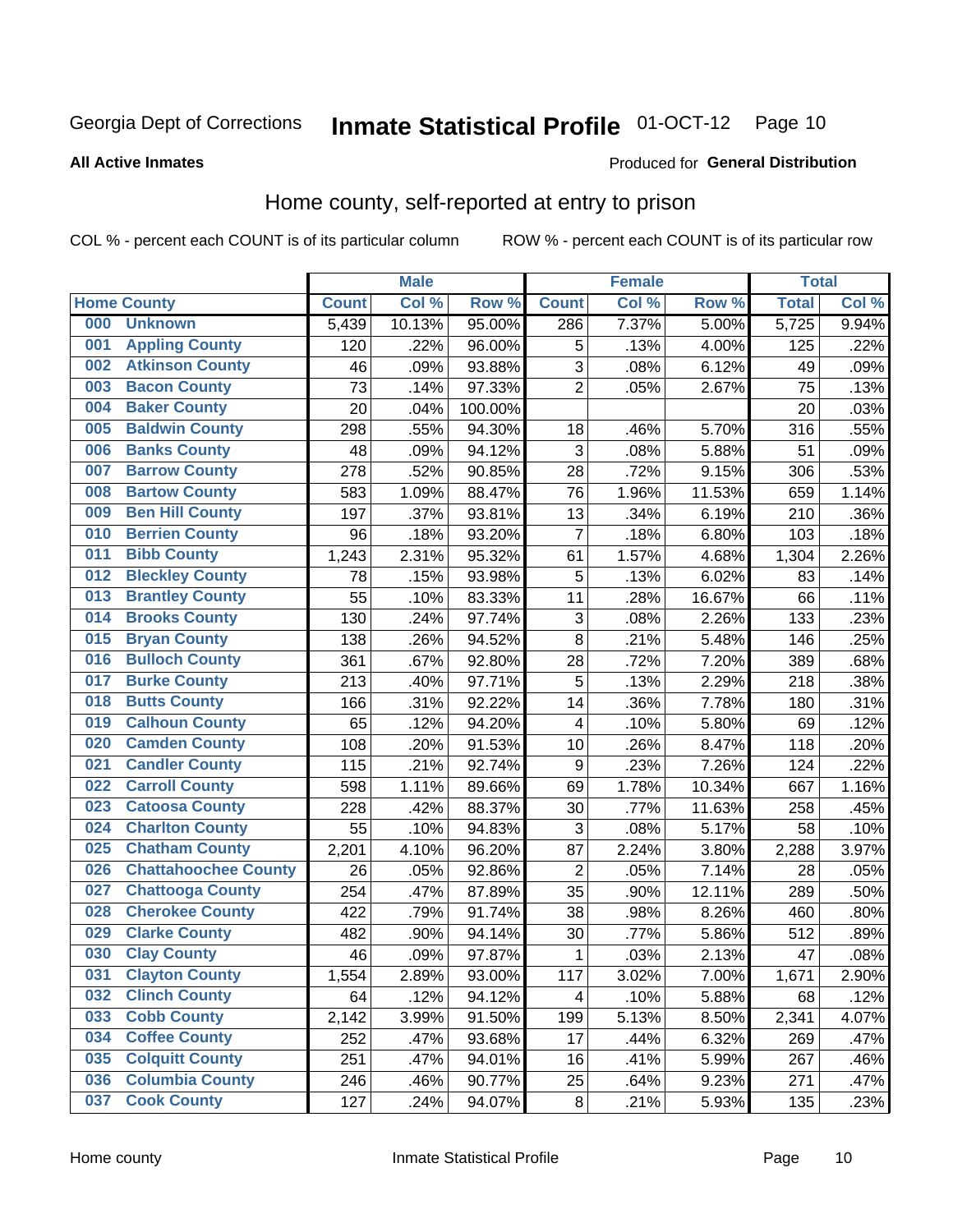Georgia Dept of Corrections **Inmate Statistical Profile** 01-OCT-12 Page 10

**All Active Inmates**

Produced for **General Distribution**

## Home county, self-reported at entry to prison

COL % - percent each COUNT is of its particular column ROW % - percent each COUNT is of its particular row

| Home County | | Male | | | Female | | | Total | |
|---|---|---|---|---|---|---|---|---|---|
| | | Count | Col % | Row % | Count | Col % | Row % | Total | Col % |
| 000 | Unknown | 5,439 | 10.13% | 95.00% | 286 | 7.37% | 5.00% | 5,725 | 9.94% |
| 001 | Appling County | 120 | .22% | 96.00% | 5 | .13% | 4.00% | 125 | .22% |
| 002 | Atkinson County | 46 | .09% | 93.88% | 3 | .08% | 6.12% | 49 | .09% |
| 003 | Bacon County | 73 | .14% | 97.33% | 2 | .05% | 2.67% | 75 | .13% |
| 004 | Baker County | 20 | .04% | 100.00% | | | | 20 | .03% |
| 005 | Baldwin County | 298 | .55% | 94.30% | 18 | .46% | 5.70% | 316 | .55% |
| 006 | Banks County | 48 | .09% | 94.12% | 3 | .08% | 5.88% | 51 | .09% |
| 007 | Barrow County | 278 | .52% | 90.85% | 28 | .72% | 9.15% | 306 | .53% |
| 008 | Bartow County | 583 | 1.09% | 88.47% | 76 | 1.96% | 11.53% | 659 | 1.14% |
| 009 | Ben Hill County | 197 | .37% | 93.81% | 13 | .34% | 6.19% | 210 | .36% |
| 010 | Berrien County | 96 | .18% | 93.20% | 7 | .18% | 6.80% | 103 | .18% |
| 011 | Bibb County | 1,243 | 2.31% | 95.32% | 61 | 1.57% | 4.68% | 1,304 | 2.26% |
| 012 | Bleckley County | 78 | .15% | 93.98% | 5 | .13% | 6.02% | 83 | .14% |
| 013 | Brantley County | 55 | .10% | 83.33% | 11 | .28% | 16.67% | 66 | .11% |
| 014 | Brooks County | 130 | .24% | 97.74% | 3 | .08% | 2.26% | 133 | .23% |
| 015 | Bryan County | 138 | .26% | 94.52% | 8 | .21% | 5.48% | 146 | .25% |
| 016 | Bulloch County | 361 | .67% | 92.80% | 28 | .72% | 7.20% | 389 | .68% |
| 017 | Burke County | 213 | .40% | 97.71% | 5 | .13% | 2.29% | 218 | .38% |
| 018 | Butts County | 166 | .31% | 92.22% | 14 | .36% | 7.78% | 180 | .31% |
| 019 | Calhoun County | 65 | .12% | 94.20% | 4 | .10% | 5.80% | 69 | .12% |
| 020 | Camden County | 108 | .20% | 91.53% | 10 | .26% | 8.47% | 118 | .20% |
| 021 | Candler County | 115 | .21% | 92.74% | 9 | .23% | 7.26% | 124 | .22% |
| 022 | Carroll County | 598 | 1.11% | 89.66% | 69 | 1.78% | 10.34% | 667 | 1.16% |
| 023 | Catoosa County | 228 | .42% | 88.37% | 30 | .77% | 11.63% | 258 | .45% |
| 024 | Charlton County | 55 | .10% | 94.83% | 3 | .08% | 5.17% | 58 | .10% |
| 025 | Chatham County | 2,201 | 4.10% | 96.20% | 87 | 2.24% | 3.80% | 2,288 | 3.97% |
| 026 | Chattahoochee County | 26 | .05% | 92.86% | 2 | .05% | 7.14% | 28 | .05% |
| 027 | Chattooga County | 254 | .47% | 87.89% | 35 | .90% | 12.11% | 289 | .50% |
| 028 | Cherokee County | 422 | .79% | 91.74% | 38 | .98% | 8.26% | 460 | .80% |
| 029 | Clarke County | 482 | .90% | 94.14% | 30 | .77% | 5.86% | 512 | .89% |
| 030 | Clay County | 46 | .09% | 97.87% | 1 | .03% | 2.13% | 47 | .08% |
| 031 | Clayton County | 1,554 | 2.89% | 93.00% | 117 | 3.02% | 7.00% | 1,671 | 2.90% |
| 032 | Clinch County | 64 | .12% | 94.12% | 4 | .10% | 5.88% | 68 | .12% |
| 033 | Cobb County | 2,142 | 3.99% | 91.50% | 199 | 5.13% | 8.50% | 2,341 | 4.07% |
| 034 | Coffee County | 252 | .47% | 93.68% | 17 | .44% | 6.32% | 269 | .47% |
| 035 | Colquitt County | 251 | .47% | 94.01% | 16 | .41% | 5.99% | 267 | .46% |
| 036 | Columbia County | 246 | .46% | 90.77% | 25 | .64% | 9.23% | 271 | .47% |
| 037 | Cook County | 127 | .24% | 94.07% | 8 | .21% | 5.93% | 135 | .23% |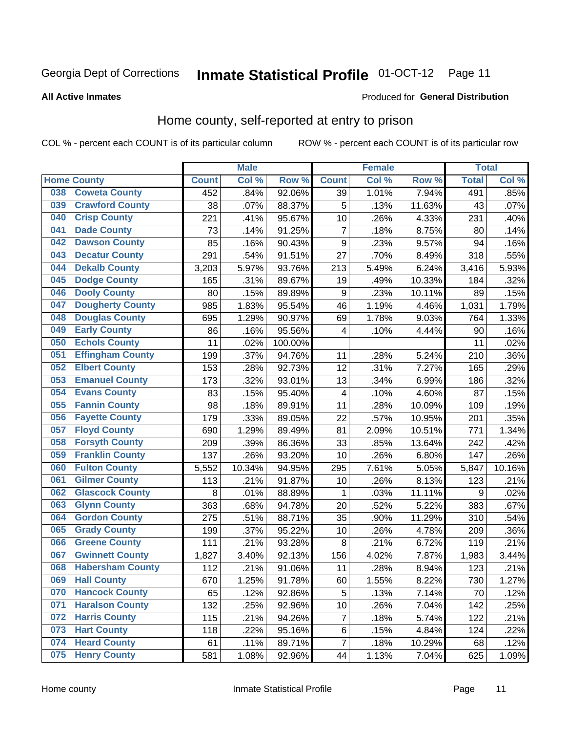Georgia Dept of Corrections **Inmate Statistical Profile** 01-OCT-12

**All Active Inmates**

Produced for **General Distribution**

## Home county, self-reported at entry to prison

COL % - percent each COUNT is of its particular column ROW % - percent each COUNT is of its particular row

| Home County | Male | | | Female | | | Total | |
|---|---|---|---|---|---|---|---|---|
| | Count | Col % | Row % | Count | Col % | Row % | Total | Col % |
| 038 Coweta County | 452 | .84% | 92.06% | 39 | 1.01% | 7.94% | 491 | .85% |
| 039 Crawford County | 38 | .07% | 88.37% | 5 | .13% | 11.63% | 43 | .07% |
| 040 Crisp County | 221 | .41% | 95.67% | 10 | .26% | 4.33% | 231 | .40% |
| 041 Dade County | 73 | .14% | 91.25% | 7 | .18% | 8.75% | 80 | .14% |
| 042 Dawson County | 85 | .16% | 90.43% | 9 | .23% | 9.57% | 94 | .16% |
| 043 Decatur County | 291 | .54% | 91.51% | 27 | .70% | 8.49% | 318 | .55% |
| 044 Dekalb County | 3,203 | 5.97% | 93.76% | 213 | 5.49% | 6.24% | 3,416 | 5.93% |
| 045 Dodge County | 165 | .31% | 89.67% | 19 | .49% | 10.33% | 184 | .32% |
| 046 Dooly County | 80 | .15% | 89.89% | 9 | .23% | 10.11% | 89 | .15% |
| 047 Dougherty County | 985 | 1.83% | 95.54% | 46 | 1.19% | 4.46% | 1,031 | 1.79% |
| 048 Douglas County | 695 | 1.29% | 90.97% | 69 | 1.78% | 9.03% | 764 | 1.33% |
| 049 Early County | 86 | .16% | 95.56% | 4 | .10% | 4.44% | 90 | .16% |
| 050 Echols County | 11 | .02% | 100.00% | | | | 11 | .02% |
| 051 Effingham County | 199 | .37% | 94.76% | 11 | .28% | 5.24% | 210 | .36% |
| 052 Elbert County | 153 | .28% | 92.73% | 12 | .31% | 7.27% | 165 | .29% |
| 053 Emanuel County | 173 | .32% | 93.01% | 13 | .34% | 6.99% | 186 | .32% |
| 054 Evans County | 83 | .15% | 95.40% | 4 | .10% | 4.60% | 87 | .15% |
| 055 Fannin County | 98 | .18% | 89.91% | 11 | .28% | 10.09% | 109 | .19% |
| 056 Fayette County | 179 | .33% | 89.05% | 22 | .57% | 10.95% | 201 | .35% |
| 057 Floyd County | 690 | 1.29% | 89.49% | 81 | 2.09% | 10.51% | 771 | 1.34% |
| 058 Forsyth County | 209 | .39% | 86.36% | 33 | .85% | 13.64% | 242 | .42% |
| 059 Franklin County | 137 | .26% | 93.20% | 10 | .26% | 6.80% | 147 | .26% |
| 060 Fulton County | 5,552 | 10.34% | 94.95% | 295 | 7.61% | 5.05% | 5,847 | 10.16% |
| 061 Gilmer County | 113 | .21% | 91.87% | 10 | .26% | 8.13% | 123 | .21% |
| 062 Glascock County | 8 | .01% | 88.89% | 1 | .03% | 11.11% | 9 | .02% |
| 063 Glynn County | 363 | .68% | 94.78% | 20 | .52% | 5.22% | 383 | .67% |
| 064 Gordon County | 275 | .51% | 88.71% | 35 | .90% | 11.29% | 310 | .54% |
| 065 Grady County | 199 | .37% | 95.22% | 10 | .26% | 4.78% | 209 | .36% |
| 066 Greene County | 111 | .21% | 93.28% | 8 | .21% | 6.72% | 119 | .21% |
| 067 Gwinnett County | 1,827 | 3.40% | 92.13% | 156 | 4.02% | 7.87% | 1,983 | 3.44% |
| 068 Habersham County | 112 | .21% | 91.06% | 11 | .28% | 8.94% | 123 | .21% |
| 069 Hall County | 670 | 1.25% | 91.78% | 60 | 1.55% | 8.22% | 730 | 1.27% |
| 070 Hancock County | 65 | .12% | 92.86% | 5 | .13% | 7.14% | 70 | .12% |
| 071 Haralson County | 132 | .25% | 92.96% | 10 | .26% | 7.04% | 142 | .25% |
| 072 Harris County | 115 | .21% | 94.26% | 7 | .18% | 5.74% | 122 | .21% |
| 073 Hart County | 118 | .22% | 95.16% | 6 | .15% | 4.84% | 124 | .22% |
| 074 Heard County | 61 | .11% | 89.71% | 7 | .18% | 10.29% | 68 | .12% |
| 075 Henry County | 581 | 1.08% | 92.96% | 44 | 1.13% | 7.04% | 625 | 1.09% |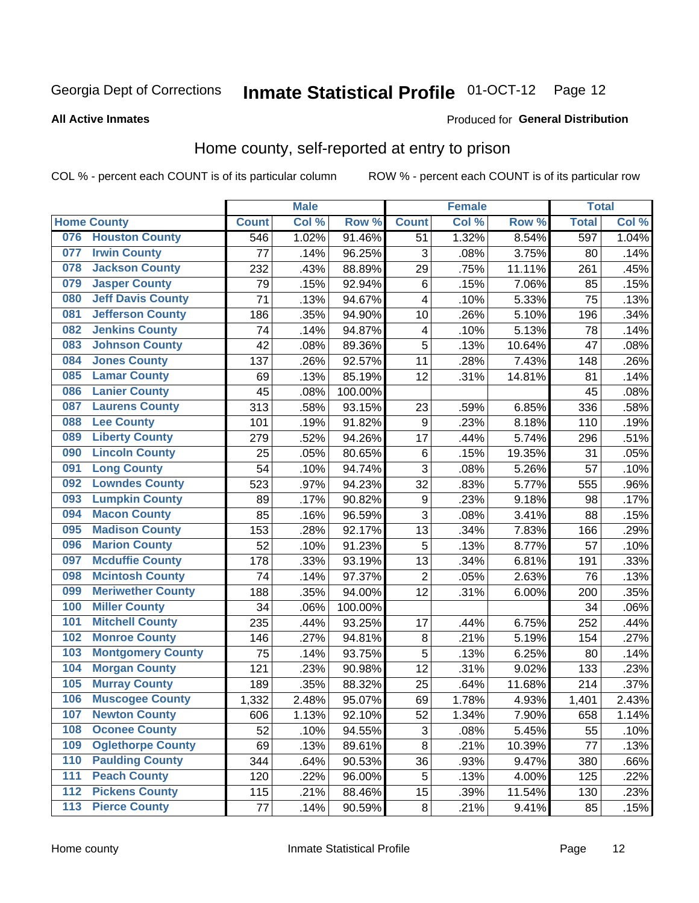Georgia Dept of Corrections **Inmate Statistical Profile** 01-OCT-12

**All Active Inmates** Produced for **General Distribution**

## Home county, self-reported at entry to prison

COL % - percent each COUNT is of its particular column ROW % - percent each COUNT is of its particular row

| Home County | | Male | | | Female | | | Total | |
|---|---|---|---|---|---|---|---|---|---|
| | | Count | Col % | Row % | Count | Col % | Row % | Total | Col % |
| 076 | Houston County | 546 | 1.02% | 91.46% | 51 | 1.32% | 8.54% | 597 | 1.04% |
| 077 | Irwin County | 77 | .14% | 96.25% | 3 | .08% | 3.75% | 80 | .14% |
| 078 | Jackson County | 232 | .43% | 88.89% | 29 | .75% | 11.11% | 261 | .45% |
| 079 | Jasper County | 79 | .15% | 92.94% | 6 | .15% | 7.06% | 85 | .15% |
| 080 | Jeff Davis County | 71 | .13% | 94.67% | 4 | .10% | 5.33% | 75 | .13% |
| 081 | Jefferson County | 186 | .35% | 94.90% | 10 | .26% | 5.10% | 196 | .34% |
| 082 | Jenkins County | 74 | .14% | 94.87% | 4 | .10% | 5.13% | 78 | .14% |
| 083 | Johnson County | 42 | .08% | 89.36% | 5 | .13% | 10.64% | 47 | .08% |
| 084 | Jones County | 137 | .26% | 92.57% | 11 | .28% | 7.43% | 148 | .26% |
| 085 | Lamar County | 69 | .13% | 85.19% | 12 | .31% | 14.81% | 81 | .14% |
| 086 | Lanier County | 45 | .08% | 100.00% | | | | 45 | .08% |
| 087 | Laurens County | 313 | .58% | 93.15% | 23 | .59% | 6.85% | 336 | .58% |
| 088 | Lee County | 101 | .19% | 91.82% | 9 | .23% | 8.18% | 110 | .19% |
| 089 | Liberty County | 279 | .52% | 94.26% | 17 | .44% | 5.74% | 296 | .51% |
| 090 | Lincoln County | 25 | .05% | 80.65% | 6 | .15% | 19.35% | 31 | .05% |
| 091 | Long County | 54 | .10% | 94.74% | 3 | .08% | 5.26% | 57 | .10% |
| 092 | Lowndes County | 523 | .97% | 94.23% | 32 | .83% | 5.77% | 555 | .96% |
| 093 | Lumpkin County | 89 | .17% | 90.82% | 9 | .23% | 9.18% | 98 | .17% |
| 094 | Macon County | 85 | .16% | 96.59% | 3 | .08% | 3.41% | 88 | .15% |
| 095 | Madison County | 153 | .28% | 92.17% | 13 | .34% | 7.83% | 166 | .29% |
| 096 | Marion County | 52 | .10% | 91.23% | 5 | .13% | 8.77% | 57 | .10% |
| 097 | Mcduffie County | 178 | .33% | 93.19% | 13 | .34% | 6.81% | 191 | .33% |
| 098 | Mcintosh County | 74 | .14% | 97.37% | 2 | .05% | 2.63% | 76 | .13% |
| 099 | Meriwether County | 188 | .35% | 94.00% | 12 | .31% | 6.00% | 200 | .35% |
| 100 | Miller County | 34 | .06% | 100.00% | | | | 34 | .06% |
| 101 | Mitchell County | 235 | .44% | 93.25% | 17 | .44% | 6.75% | 252 | .44% |
| 102 | Monroe County | 146 | .27% | 94.81% | 8 | .21% | 5.19% | 154 | .27% |
| 103 | Montgomery County | 75 | .14% | 93.75% | 5 | .13% | 6.25% | 80 | .14% |
| 104 | Morgan County | 121 | .23% | 90.98% | 12 | .31% | 9.02% | 133 | .23% |
| 105 | Murray County | 189 | .35% | 88.32% | 25 | .64% | 11.68% | 214 | .37% |
| 106 | Muscogee County | 1,332 | 2.48% | 95.07% | 69 | 1.78% | 4.93% | 1,401 | 2.43% |
| 107 | Newton County | 606 | 1.13% | 92.10% | 52 | 1.34% | 7.90% | 658 | 1.14% |
| 108 | Oconee County | 52 | .10% | 94.55% | 3 | .08% | 5.45% | 55 | .10% |
| 109 | Oglethorpe County | 69 | .13% | 89.61% | 8 | .21% | 10.39% | 77 | .13% |
| 110 | Paulding County | 344 | .64% | 90.53% | 36 | .93% | 9.47% | 380 | .66% |
| 111 | Peach County | 120 | .22% | 96.00% | 5 | .13% | 4.00% | 125 | .22% |
| 112 | Pickens County | 115 | .21% | 88.46% | 15 | .39% | 11.54% | 130 | .23% |
| 113 | Pierce County | 77 | .14% | 90.59% | 8 | .21% | 9.41% | 85 | .15% |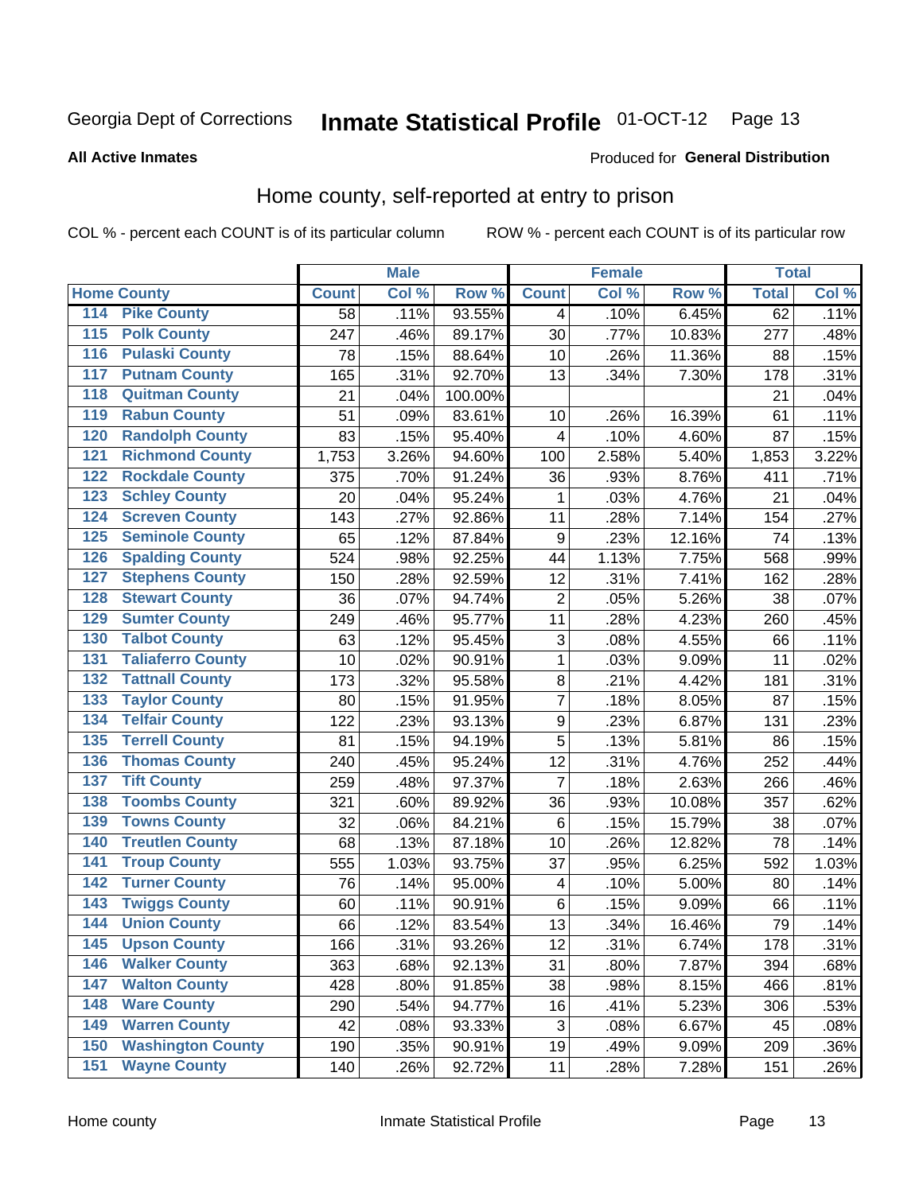Georgia Dept of Corrections **Inmate Statistical Profile** 01-OCT-12

**All Active Inmates**

Produced for **General Distribution**

## Home county, self-reported at entry to prison

COL % - percent each COUNT is of its particular column ROW % - percent each COUNT is of its particular row

| Home County | | Male | | | Female | | | Total | |
|---|---|---|---|---|---|---|---|---|---|
| | | Count | Col % | Row % | Count | Col % | Row % | Total | Col % |
| 114 | Pike County | 58 | .11% | 93.55% | 4 | .10% | 6.45% | 62 | .11% |
| 115 | Polk County | 247 | .46% | 89.17% | 30 | .77% | 10.83% | 277 | .48% |
| 116 | Pulaski County | 78 | .15% | 88.64% | 10 | .26% | 11.36% | 88 | .15% |
| 117 | Putnam County | 165 | .31% | 92.70% | 13 | .34% | 7.30% | 178 | .31% |
| 118 | Quitman County | 21 | .04% | 100.00% | | | | 21 | .04% |
| 119 | Rabun County | 51 | .09% | 83.61% | 10 | .26% | 16.39% | 61 | .11% |
| 120 | Randolph County | 83 | .15% | 95.40% | 4 | .10% | 4.60% | 87 | .15% |
| 121 | Richmond County | 1,753 | 3.26% | 94.60% | 100 | 2.58% | 5.40% | 1,853 | 3.22% |
| 122 | Rockdale County | 375 | .70% | 91.24% | 36 | .93% | 8.76% | 411 | .71% |
| 123 | Schley County | 20 | .04% | 95.24% | 1 | .03% | 4.76% | 21 | .04% |
| 124 | Screven County | 143 | .27% | 92.86% | 11 | .28% | 7.14% | 154 | .27% |
| 125 | Seminole County | 65 | .12% | 87.84% | 9 | .23% | 12.16% | 74 | .13% |
| 126 | Spalding County | 524 | .98% | 92.25% | 44 | 1.13% | 7.75% | 568 | .99% |
| 127 | Stephens County | 150 | .28% | 92.59% | 12 | .31% | 7.41% | 162 | .28% |
| 128 | Stewart County | 36 | .07% | 94.74% | 2 | .05% | 5.26% | 38 | .07% |
| 129 | Sumter County | 249 | .46% | 95.77% | 11 | .28% | 4.23% | 260 | .45% |
| 130 | Talbot County | 63 | .12% | 95.45% | 3 | .08% | 4.55% | 66 | .11% |
| 131 | Taliaferro County | 10 | .02% | 90.91% | 1 | .03% | 9.09% | 11 | .02% |
| 132 | Tattnall County | 173 | .32% | 95.58% | 8 | .21% | 4.42% | 181 | .31% |
| 133 | Taylor County | 80 | .15% | 91.95% | 7 | .18% | 8.05% | 87 | .15% |
| 134 | Telfair County | 122 | .23% | 93.13% | 9 | .23% | 6.87% | 131 | .23% |
| 135 | Terrell County | 81 | .15% | 94.19% | 5 | .13% | 5.81% | 86 | .15% |
| 136 | Thomas County | 240 | .45% | 95.24% | 12 | .31% | 4.76% | 252 | .44% |
| 137 | Tift County | 259 | .48% | 97.37% | 7 | .18% | 2.63% | 266 | .46% |
| 138 | Toombs County | 321 | .60% | 89.92% | 36 | .93% | 10.08% | 357 | .62% |
| 139 | Towns County | 32 | .06% | 84.21% | 6 | .15% | 15.79% | 38 | .07% |
| 140 | Treutlen County | 68 | .13% | 87.18% | 10 | .26% | 12.82% | 78 | .14% |
| 141 | Troup County | 555 | 1.03% | 93.75% | 37 | .95% | 6.25% | 592 | 1.03% |
| 142 | Turner County | 76 | .14% | 95.00% | 4 | .10% | 5.00% | 80 | .14% |
| 143 | Twiggs County | 60 | .11% | 90.91% | 6 | .15% | 9.09% | 66 | .11% |
| 144 | Union County | 66 | .12% | 83.54% | 13 | .34% | 16.46% | 79 | .14% |
| 145 | Upson County | 166 | .31% | 93.26% | 12 | .31% | 6.74% | 178 | .31% |
| 146 | Walker County | 363 | .68% | 92.13% | 31 | .80% | 7.87% | 394 | .68% |
| 147 | Walton County | 428 | .80% | 91.85% | 38 | .98% | 8.15% | 466 | .81% |
| 148 | Ware County | 290 | .54% | 94.77% | 16 | .41% | 5.23% | 306 | .53% |
| 149 | Warren County | 42 | .08% | 93.33% | 3 | .08% | 6.67% | 45 | .08% |
| 150 | Washington County | 190 | .35% | 90.91% | 19 | .49% | 9.09% | 209 | .36% |
| 151 | Wayne County | 140 | .26% | 92.72% | 11 | .28% | 7.28% | 151 | .26% |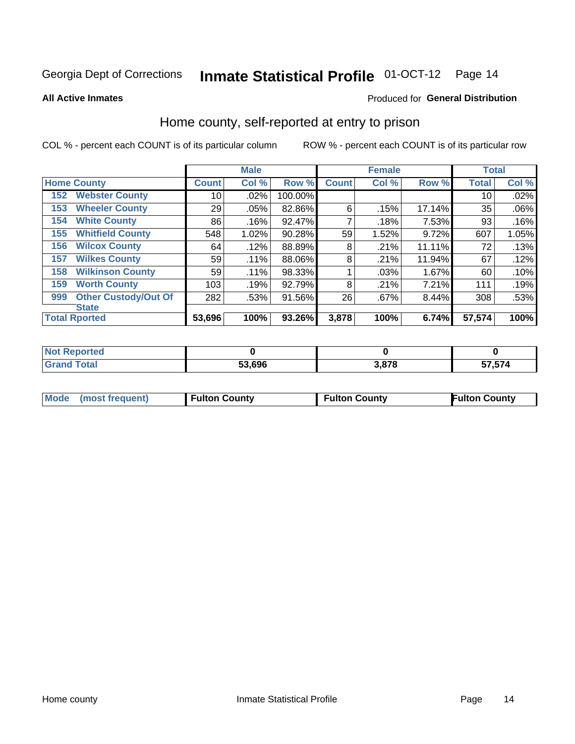Georgia Dept of Corrections **Inmate Statistical Profile** 01-OCT-12

**All Active Inmates**

Produced for **General Distribution**

## Home county, self-reported at entry to prison

COL % - percent each COUNT is of its particular column

ROW % - percent each COUNT is of its particular row

| Home County | | Male | | | Female | | | Total | |
|---|---|---|---|---|---|---|---|---|---|
| | | Count | Col % | Row % | Count | Col % | Row % | Total | Col % |
| 152 | Webster County | 10 | .02% | 100.00% | | | | 10 | .02% |
| 153 | Wheeler County | 29 | .05% | 82.86% | 6 | .15% | 17.14% | 35 | .06% |
| 154 | White County | 86 | .16% | 92.47% | 7 | .18% | 7.53% | 93 | .16% |
| 155 | Whitfield County | 548 | 1.02% | 90.28% | 59 | 1.52% | 9.72% | 607 | 1.05% |
| 156 | Wilcox County | 64 | .12% | 88.89% | 8 | .21% | 11.11% | 72 | .13% |
| 157 | Wilkes County | 59 | .11% | 88.06% | 8 | .21% | 11.94% | 67 | .12% |
| 158 | Wilkinson County | 59 | .11% | 98.33% | 1 | .03% | 1.67% | 60 | .10% |
| 159 | Worth County | 103 | .19% | 92.79% | 8 | .21% | 7.21% | 111 | .19% |
| 999 | Other Custody/Out Of State | 282 | .53% | 91.56% | 26 | .67% | 8.44% | 308 | .53% |
| Total Rported | | 53,696 | 100% | 93.26% | 3,878 | 100% | 6.74% | 57,574 | 100% |

| | Male | Female | Total |
|---|---|---|---|
| Not Reported | 0 | 0 | 0 |
| Grand Total | 53,696 | 3,878 | 57,574 |

| Mode (most frequent) | Fulton County | Fulton County | Fulton County |
|---|---|---|---|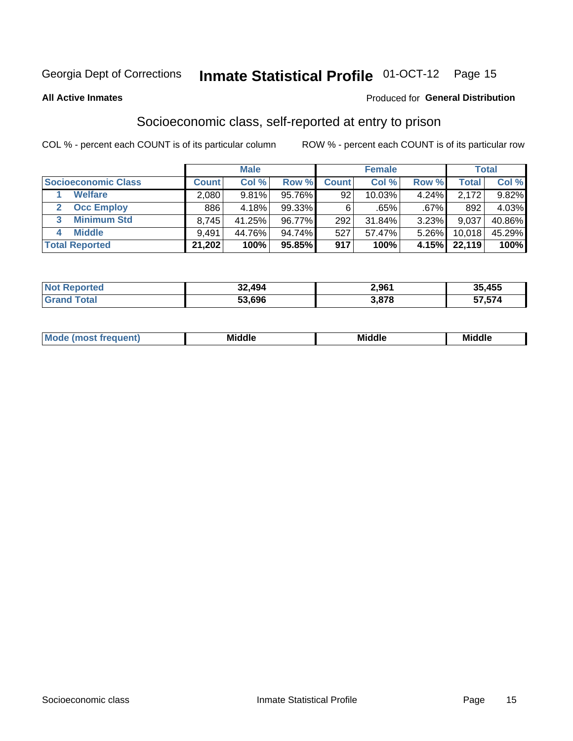Georgia Dept of Corrections **Inmate Statistical Profile** 01-OCT-12 Page 15

**All Active Inmates**

Produced for **General Distribution**

## Socioeconomic class, self-reported at entry to prison

COL % - percent each COUNT is of its particular column ROW % - percent each COUNT is of its particular row

| | Male | | | Female | | | Total | |
|---|---|---|---|---|---|---|---|---|
| **Socioeconomic Class** | **Count** | **Col %** | **Row %** | **Count** | **Col %** | **Row %** | **Total** | **Col %** |
| 1 **Welfare** | 2,080 | 9.81% | 95.76% | 92 | 10.03% | 4.24% | 2,172 | 9.82% |
| 2 **Occ Employ** | 886 | 4.18% | 99.33% | 6 | .65% | .67% | 892 | 4.03% |
| 3 **Minimum Std** | 8,745 | 41.25% | 96.77% | 292 | 31.84% | 3.23% | 9,037 | 40.86% |
| 4 **Middle** | 9,491 | 44.76% | 94.74% | 527 | 57.47% | 5.26% | 10,018 | 45.29% |
| **Total Reported** | **21,202** | **100%** | **95.85%** | **917** | **100%** | **4.15%** | **22,119** | **100%** |

| | Male | Female | Total |
|---|---|---|---|
| **Not Reported** | **32,494** | **2,961** | **35,455** |
| **Grand Total** | **53,696** | **3,878** | **57,574** |

| | Male | Female | Total |
|---|---|---|---|
| **Mode (most frequent)** | **Middle** | **Middle** | **Middle** |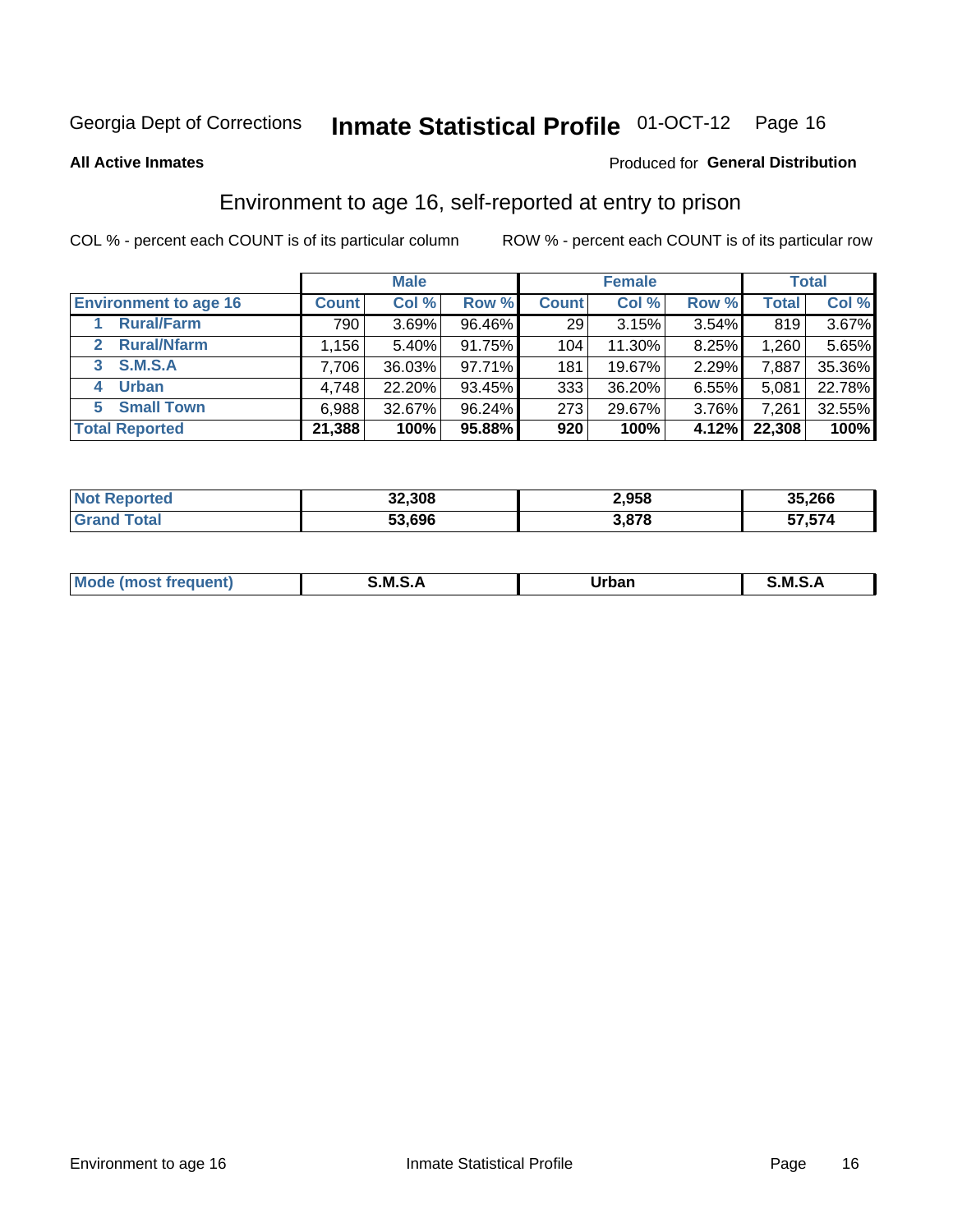Georgia Dept of Corrections **Inmate Statistical Profile** 01-OCT-12

**All Active Inmates**

Produced for **General Distribution**

## Environment to age 16, self-reported at entry to prison

COL % - percent each COUNT is of its particular column

ROW % - percent each COUNT is of its particular row

| | Male | | | Female | | | Total | |
|---|---|---|---|---|---|---|---|---|
| **Environment to age 16** | **Count** | **Col %** | **Row %** | **Count** | **Col %** | **Row %** | **Total** | **Col %** |
| 1 Rural/Farm | 790 | 3.69% | 96.46% | 29 | 3.15% | 3.54% | 819 | 3.67% |
| 2 Rural/Nfarm | 1,156 | 5.40% | 91.75% | 104 | 11.30% | 8.25% | 1,260 | 5.65% |
| 3 S.M.S.A | 7,706 | 36.03% | 97.71% | 181 | 19.67% | 2.29% | 7,887 | 35.36% |
| 4 Urban | 4,748 | 22.20% | 93.45% | 333 | 36.20% | 6.55% | 5,081 | 22.78% |
| 5 Small Town | 6,988 | 32.67% | 96.24% | 273 | 29.67% | 3.76% | 7,261 | 32.55% |
| **Total Reported** | **21,388** | **100%** | **95.88%** | **920** | **100%** | **4.12%** | **22,308** | **100%** |

| | Male | Female | Total |
|---|---|---|---|
| **Not Reported** | **32,308** | **2,958** | **35,266** |
| **Grand Total** | **53,696** | **3,878** | **57,574** |

| | Male | Female | Total |
|---|---|---|---|
| **Mode (most frequent)** | **S.M.S.A** | **Urban** | **S.M.S.A** |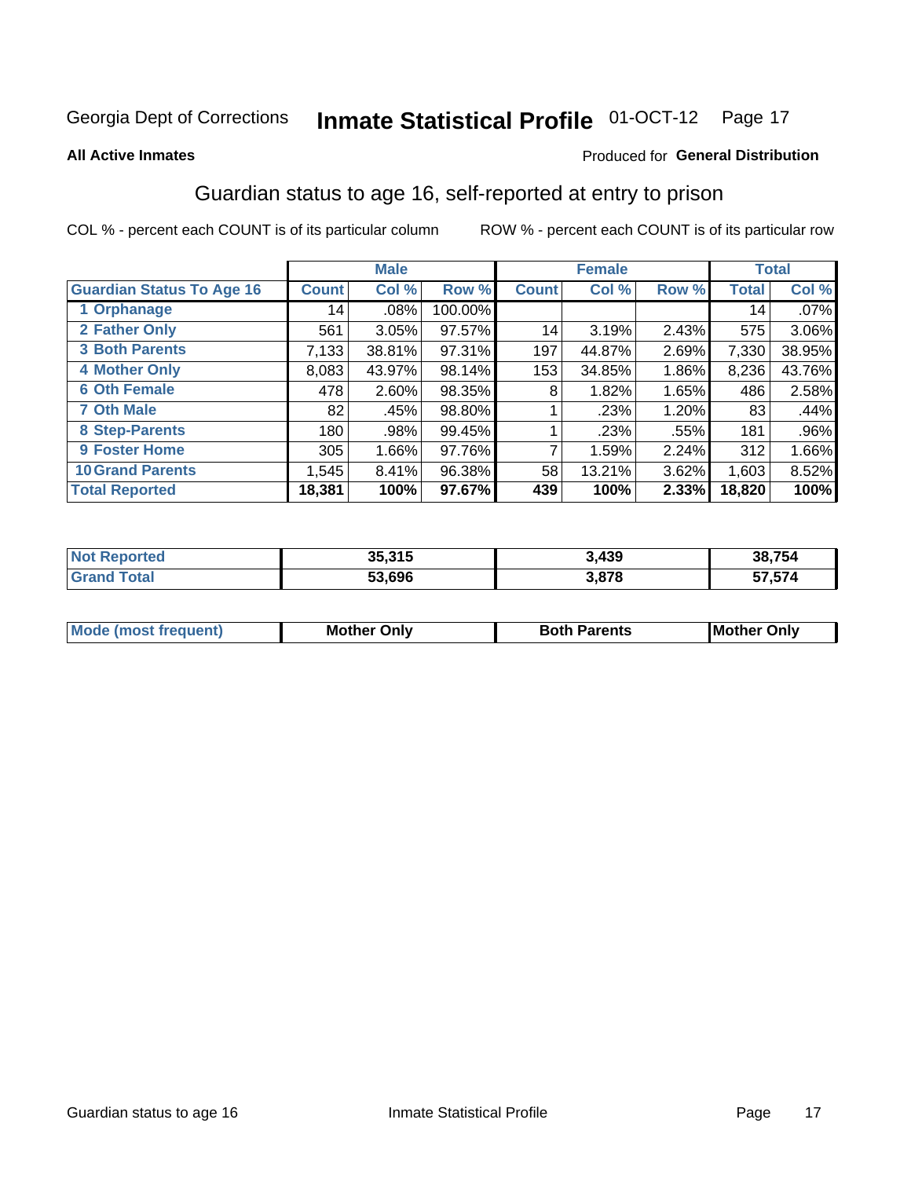Georgia Dept of Corrections **Inmate Statistical Profile** 01-OCT-12

**All Active Inmates**

Produced for **General Distribution**

## Guardian status to age 16, self-reported at entry to prison

COL % - percent each COUNT is of its particular column

ROW % - percent each COUNT is of its particular row

| | Male | | | Female | | | Total | |
|---|---|---|---|---|---|---|---|---|
| **Guardian Status To Age 16** | **Count** | **Col %** | **Row %** | **Count** | **Col %** | **Row %** | **Total** | **Col %** |
| 1 Orphanage | 14 | .08% | 100.00% | | | | 14 | .07% |
| 2 Father Only | 561 | 3.05% | 97.57% | 14 | 3.19% | 2.43% | 575 | 3.06% |
| 3 Both Parents | 7,133 | 38.81% | 97.31% | 197 | 44.87% | 2.69% | 7,330 | 38.95% |
| 4 Mother Only | 8,083 | 43.97% | 98.14% | 153 | 34.85% | 1.86% | 8,236 | 43.76% |
| 6 Oth Female | 478 | 2.60% | 98.35% | 8 | 1.82% | 1.65% | 486 | 2.58% |
| 7 Oth Male | 82 | .45% | 98.80% | 1 | .23% | 1.20% | 83 | .44% |
| 8 Step-Parents | 180 | .98% | 99.45% | 1 | .23% | .55% | 181 | .96% |
| 9 Foster Home | 305 | 1.66% | 97.76% | 7 | 1.59% | 2.24% | 312 | 1.66% |
| 10 Grand Parents | 1,545 | 8.41% | 96.38% | 58 | 13.21% | 3.62% | 1,603 | 8.52% |
| **Total Reported** | **18,381** | **100%** | **97.67%** | **439** | **100%** | **2.33%** | **18,820** | **100%** |

| | Male | Female | Total |
|---|---|---|---|
| Not Reported | 35,315 | 3,439 | 38,754 |
| Grand Total | 53,696 | 3,878 | 57,574 |

| | Male | Female | Total |
|---|---|---|---|
| Mode (most frequent) | Mother Only | Both Parents | Mother Only |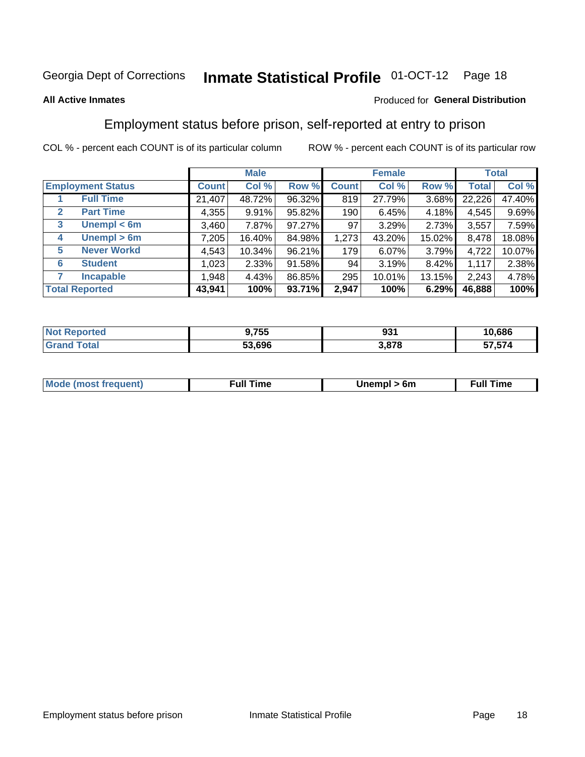Georgia Dept of Corrections **Inmate Statistical Profile** 01-OCT-12

**All Active Inmates**

Produced for **General Distribution**

## Employment status before prison, self-reported at entry to prison

COL % - percent each COUNT is of its particular column    ROW % - percent each COUNT is of its particular row

| | | Male | | | Female | | | Total | |
|---|---|---|---|---|---|---|---|---|---|
| **Employment Status** | | **Count** | **Col %** | **Row %** | **Count** | **Col %** | **Row %** | **Total** | **Col %** |
| 1 | **Full Time** | 21,407 | 48.72% | 96.32% | 819 | 27.79% | 3.68% | 22,226 | 47.40% |
| 2 | **Part Time** | 4,355 | 9.91% | 95.82% | 190 | 6.45% | 4.18% | 4,545 | 9.69% |
| 3 | **Unempl < 6m** | 3,460 | 7.87% | 97.27% | 97 | 3.29% | 2.73% | 3,557 | 7.59% |
| 4 | **Unempl > 6m** | 7,205 | 16.40% | 84.98% | 1,273 | 43.20% | 15.02% | 8,478 | 18.08% |
| 5 | **Never Workd** | 4,543 | 10.34% | 96.21% | 179 | 6.07% | 3.79% | 4,722 | 10.07% |
| 6 | **Student** | 1,023 | 2.33% | 91.58% | 94 | 3.19% | 8.42% | 1,117 | 2.38% |
| 7 | **Incapable** | 1,948 | 4.43% | 86.85% | 295 | 10.01% | 13.15% | 2,243 | 4.78% |
| **Total Reported** | | **43,941** | **100%** | **93.71%** | **2,947** | **100%** | **6.29%** | **46,888** | **100%** |

| | Male | Female | Total |
|---|---|---|---|
| **Not Reported** | **9,755** | **931** | **10,686** |
| **Grand Total** | **53,696** | **3,878** | **57,574** |

| | Male | Female | Total |
|---|---|---|---|
| **Mode (most frequent)** | **Full Time** | **Unempl > 6m** | **Full Time** |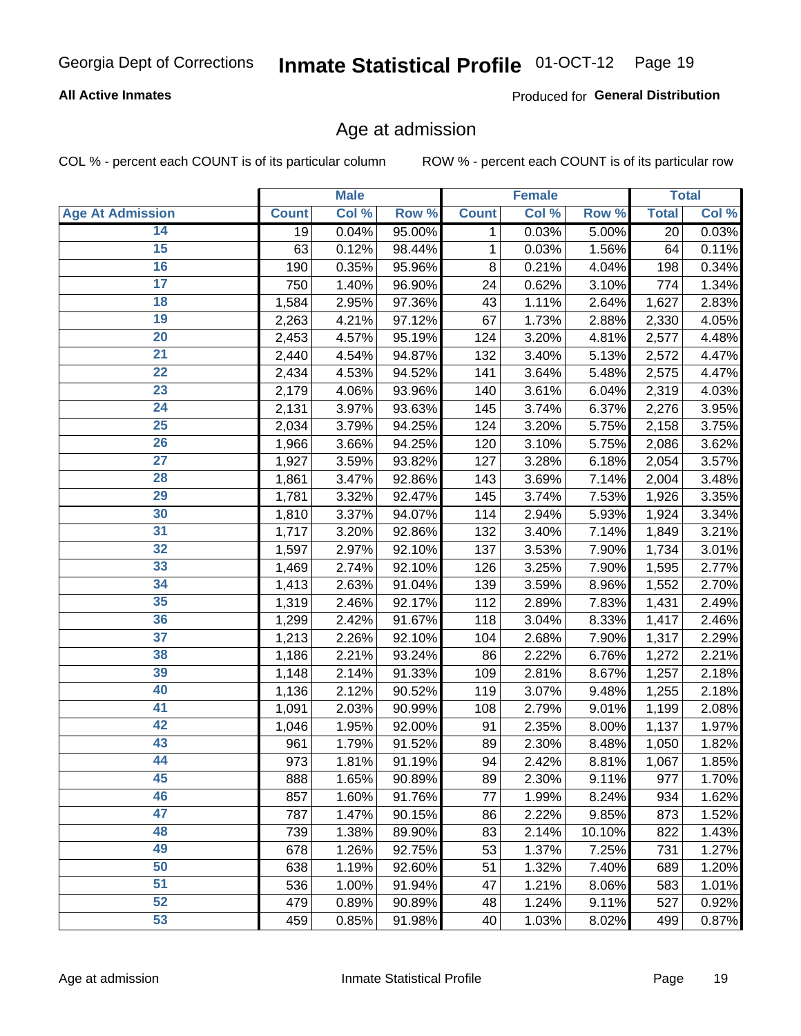Georgia Dept of Corrections **Inmate Statistical Profile** 01-OCT-12

**All Active Inmates**

Produced for **General Distribution**

## Age at admission

COL % - percent each COUNT is of its particular column ROW % - percent each COUNT is of its particular row

| | Male | | | Female | | | Total | |
|---|---|---|---|---|---|---|---|---|
| **Age At Admission** | **Count** | **Col %** | **Row %** | **Count** | **Col %** | **Row %** | **Total** | **Col %** |
| 14 | 19 | 0.04% | 95.00% | 1 | 0.03% | 5.00% | 20 | 0.03% |
| 15 | 63 | 0.12% | 98.44% | 1 | 0.03% | 1.56% | 64 | 0.11% |
| 16 | 190 | 0.35% | 95.96% | 8 | 0.21% | 4.04% | 198 | 0.34% |
| 17 | 750 | 1.40% | 96.90% | 24 | 0.62% | 3.10% | 774 | 1.34% |
| 18 | 1,584 | 2.95% | 97.36% | 43 | 1.11% | 2.64% | 1,627 | 2.83% |
| 19 | 2,263 | 4.21% | 97.12% | 67 | 1.73% | 2.88% | 2,330 | 4.05% |
| 20 | 2,453 | 4.57% | 95.19% | 124 | 3.20% | 4.81% | 2,577 | 4.48% |
| 21 | 2,440 | 4.54% | 94.87% | 132 | 3.40% | 5.13% | 2,572 | 4.47% |
| 22 | 2,434 | 4.53% | 94.52% | 141 | 3.64% | 5.48% | 2,575 | 4.47% |
| 23 | 2,179 | 4.06% | 93.96% | 140 | 3.61% | 6.04% | 2,319 | 4.03% |
| 24 | 2,131 | 3.97% | 93.63% | 145 | 3.74% | 6.37% | 2,276 | 3.95% |
| 25 | 2,034 | 3.79% | 94.25% | 124 | 3.20% | 5.75% | 2,158 | 3.75% |
| 26 | 1,966 | 3.66% | 94.25% | 120 | 3.10% | 5.75% | 2,086 | 3.62% |
| 27 | 1,927 | 3.59% | 93.82% | 127 | 3.28% | 6.18% | 2,054 | 3.57% |
| 28 | 1,861 | 3.47% | 92.86% | 143 | 3.69% | 7.14% | 2,004 | 3.48% |
| 29 | 1,781 | 3.32% | 92.47% | 145 | 3.74% | 7.53% | 1,926 | 3.35% |
| 30 | 1,810 | 3.37% | 94.07% | 114 | 2.94% | 5.93% | 1,924 | 3.34% |
| 31 | 1,717 | 3.20% | 92.86% | 132 | 3.40% | 7.14% | 1,849 | 3.21% |
| 32 | 1,597 | 2.97% | 92.10% | 137 | 3.53% | 7.90% | 1,734 | 3.01% |
| 33 | 1,469 | 2.74% | 92.10% | 126 | 3.25% | 7.90% | 1,595 | 2.77% |
| 34 | 1,413 | 2.63% | 91.04% | 139 | 3.59% | 8.96% | 1,552 | 2.70% |
| 35 | 1,319 | 2.46% | 92.17% | 112 | 2.89% | 7.83% | 1,431 | 2.49% |
| 36 | 1,299 | 2.42% | 91.67% | 118 | 3.04% | 8.33% | 1,417 | 2.46% |
| 37 | 1,213 | 2.26% | 92.10% | 104 | 2.68% | 7.90% | 1,317 | 2.29% |
| 38 | 1,186 | 2.21% | 93.24% | 86 | 2.22% | 6.76% | 1,272 | 2.21% |
| 39 | 1,148 | 2.14% | 91.33% | 109 | 2.81% | 8.67% | 1,257 | 2.18% |
| 40 | 1,136 | 2.12% | 90.52% | 119 | 3.07% | 9.48% | 1,255 | 2.18% |
| 41 | 1,091 | 2.03% | 90.99% | 108 | 2.79% | 9.01% | 1,199 | 2.08% |
| 42 | 1,046 | 1.95% | 92.00% | 91 | 2.35% | 8.00% | 1,137 | 1.97% |
| 43 | 961 | 1.79% | 91.52% | 89 | 2.30% | 8.48% | 1,050 | 1.82% |
| 44 | 973 | 1.81% | 91.19% | 94 | 2.42% | 8.81% | 1,067 | 1.85% |
| 45 | 888 | 1.65% | 90.89% | 89 | 2.30% | 9.11% | 977 | 1.70% |
| 46 | 857 | 1.60% | 91.76% | 77 | 1.99% | 8.24% | 934 | 1.62% |
| 47 | 787 | 1.47% | 90.15% | 86 | 2.22% | 9.85% | 873 | 1.52% |
| 48 | 739 | 1.38% | 89.90% | 83 | 2.14% | 10.10% | 822 | 1.43% |
| 49 | 678 | 1.26% | 92.75% | 53 | 1.37% | 7.25% | 731 | 1.27% |
| 50 | 638 | 1.19% | 92.60% | 51 | 1.32% | 7.40% | 689 | 1.20% |
| 51 | 536 | 1.00% | 91.94% | 47 | 1.21% | 8.06% | 583 | 1.01% |
| 52 | 479 | 0.89% | 90.89% | 48 | 1.24% | 9.11% | 527 | 0.92% |
| 53 | 459 | 0.85% | 91.98% | 40 | 1.03% | 8.02% | 499 | 0.87% |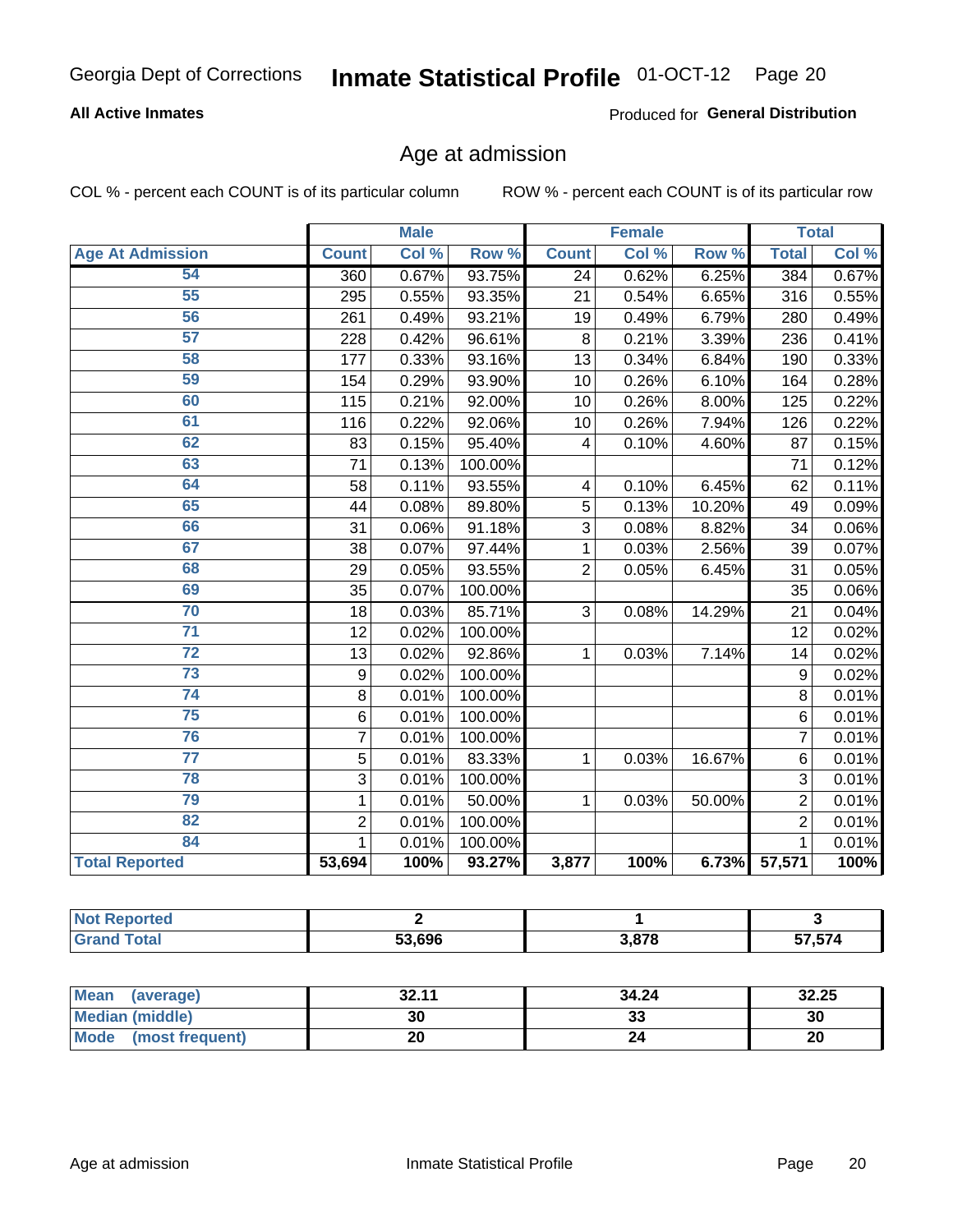Georgia Dept of Corrections **Inmate Statistical Profile** 01-OCT-12

**All Active Inmates**

Produced for **General Distribution**

## Age at admission

COL % - percent each COUNT is of its particular column

ROW % - percent each COUNT is of its particular row

| | Male | | | Female | | | Total | |
|---|---|---|---|---|---|---|---|---|
| **Age At Admission** | **Count** | **Col %** | **Row %** | **Count** | **Col %** | **Row %** | **Total** | **Col %** |
| 54 | 360 | 0.67% | 93.75% | 24 | 0.62% | 6.25% | 384 | 0.67% |
| 55 | 295 | 0.55% | 93.35% | 21 | 0.54% | 6.65% | 316 | 0.55% |
| 56 | 261 | 0.49% | 93.21% | 19 | 0.49% | 6.79% | 280 | 0.49% |
| 57 | 228 | 0.42% | 96.61% | 8 | 0.21% | 3.39% | 236 | 0.41% |
| 58 | 177 | 0.33% | 93.16% | 13 | 0.34% | 6.84% | 190 | 0.33% |
| 59 | 154 | 0.29% | 93.90% | 10 | 0.26% | 6.10% | 164 | 0.28% |
| 60 | 115 | 0.21% | 92.00% | 10 | 0.26% | 8.00% | 125 | 0.22% |
| 61 | 116 | 0.22% | 92.06% | 10 | 0.26% | 7.94% | 126 | 0.22% |
| 62 | 83 | 0.15% | 95.40% | 4 | 0.10% | 4.60% | 87 | 0.15% |
| 63 | 71 | 0.13% | 100.00% | | | | 71 | 0.12% |
| 64 | 58 | 0.11% | 93.55% | 4 | 0.10% | 6.45% | 62 | 0.11% |
| 65 | 44 | 0.08% | 89.80% | 5 | 0.13% | 10.20% | 49 | 0.09% |
| 66 | 31 | 0.06% | 91.18% | 3 | 0.08% | 8.82% | 34 | 0.06% |
| 67 | 38 | 0.07% | 97.44% | 1 | 0.03% | 2.56% | 39 | 0.07% |
| 68 | 29 | 0.05% | 93.55% | 2 | 0.05% | 6.45% | 31 | 0.05% |
| 69 | 35 | 0.07% | 100.00% | | | | 35 | 0.06% |
| 70 | 18 | 0.03% | 85.71% | 3 | 0.08% | 14.29% | 21 | 0.04% |
| 71 | 12 | 0.02% | 100.00% | | | | 12 | 0.02% |
| 72 | 13 | 0.02% | 92.86% | 1 | 0.03% | 7.14% | 14 | 0.02% |
| 73 | 9 | 0.02% | 100.00% | | | | 9 | 0.02% |
| 74 | 8 | 0.01% | 100.00% | | | | 8 | 0.01% |
| 75 | 6 | 0.01% | 100.00% | | | | 6 | 0.01% |
| 76 | 7 | 0.01% | 100.00% | | | | 7 | 0.01% |
| 77 | 5 | 0.01% | 83.33% | 1 | 0.03% | 16.67% | 6 | 0.01% |
| 78 | 3 | 0.01% | 100.00% | | | | 3 | 0.01% |
| 79 | 1 | 0.01% | 50.00% | 1 | 0.03% | 50.00% | 2 | 0.01% |
| 82 | 2 | 0.01% | 100.00% | | | | 2 | 0.01% |
| 84 | 1 | 0.01% | 100.00% | | | | 1 | 0.01% |
| **Total Reported** | **53,694** | **100%** | **93.27%** | **3,877** | **100%** | **6.73%** | **57,571** | **100%** |

| | Male | Female | Total |
|---|---|---|---|
| **Not Reported** | **2** | **1** | **3** |
| **Grand Total** | **53,696** | **3,878** | **57,574** |

| | Male | Female | Total |
|---|---|---|---|
| **Mean (average)** | **32.11** | **34.24** | **32.25** |
| **Median (middle)** | **30** | **33** | **30** |
| **Mode (most frequent)** | **20** | **24** | **20** |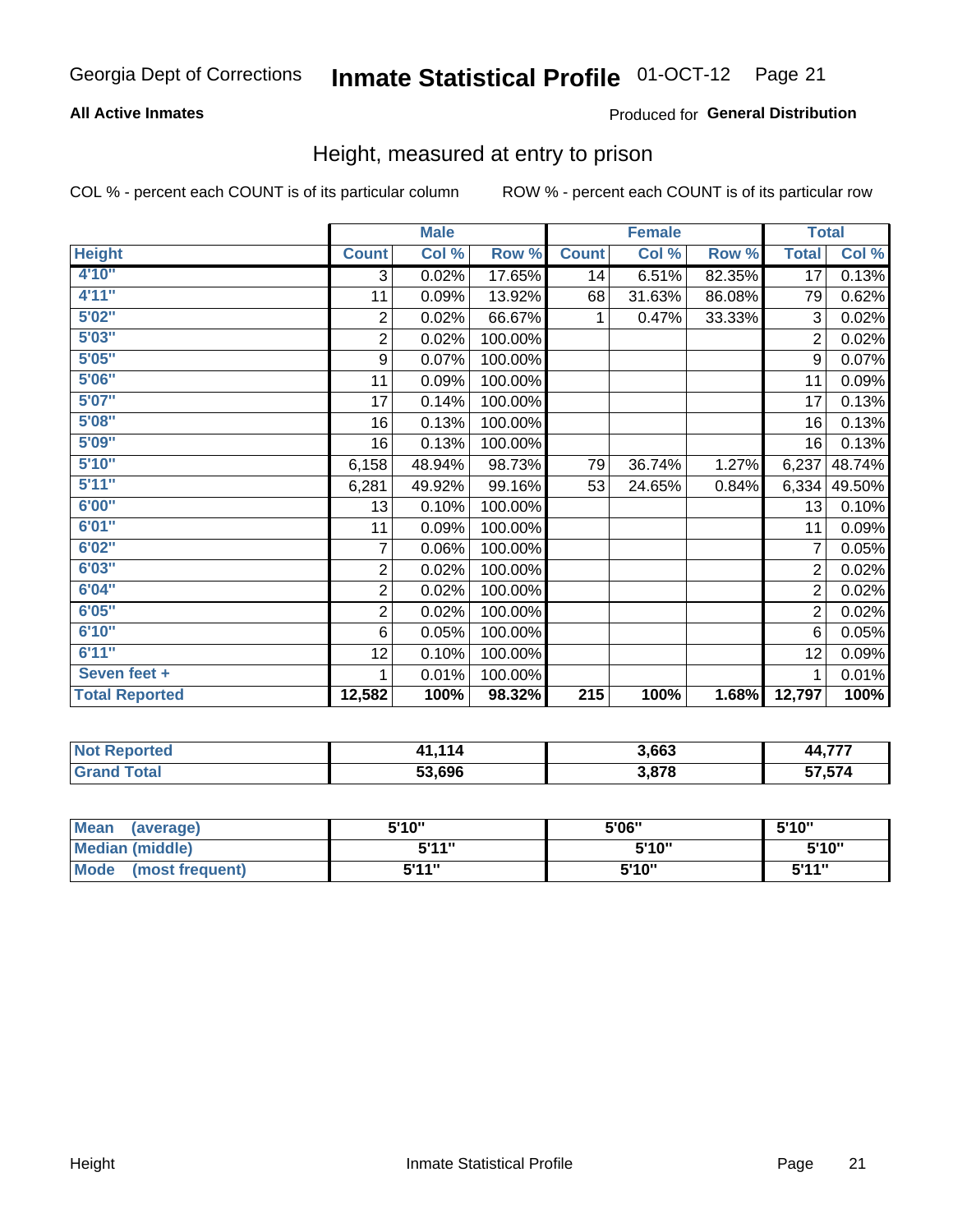Georgia Dept of Corrections **Inmate Statistical Profile** 01-OCT-12

**All Active Inmates**

Produced for **General Distribution**

## Height, measured at entry to prison

COL % - percent each COUNT is of its particular column

ROW % - percent each COUNT is of its particular row

| | Male | | | Female | | | Total | |
|---|---|---|---|---|---|---|---|---|
| **Height** | **Count** | **Col %** | **Row %** | **Count** | **Col %** | **Row %** | **Total** | **Col %** |
| 4'10" | 3 | 0.02% | 17.65% | 14 | 6.51% | 82.35% | 17 | 0.13% |
| 4'11" | 11 | 0.09% | 13.92% | 68 | 31.63% | 86.08% | 79 | 0.62% |
| 5'02" | 2 | 0.02% | 66.67% | 1 | 0.47% | 33.33% | 3 | 0.02% |
| 5'03" | 2 | 0.02% | 100.00% | | | | 2 | 0.02% |
| 5'05" | 9 | 0.07% | 100.00% | | | | 9 | 0.07% |
| 5'06" | 11 | 0.09% | 100.00% | | | | 11 | 0.09% |
| 5'07" | 17 | 0.14% | 100.00% | | | | 17 | 0.13% |
| 5'08" | 16 | 0.13% | 100.00% | | | | 16 | 0.13% |
| 5'09" | 16 | 0.13% | 100.00% | | | | 16 | 0.13% |
| 5'10" | 6,158 | 48.94% | 98.73% | 79 | 36.74% | 1.27% | 6,237 | 48.74% |
| 5'11" | 6,281 | 49.92% | 99.16% | 53 | 24.65% | 0.84% | 6,334 | 49.50% |
| 6'00" | 13 | 0.10% | 100.00% | | | | 13 | 0.10% |
| 6'01" | 11 | 0.09% | 100.00% | | | | 11 | 0.09% |
| 6'02" | 7 | 0.06% | 100.00% | | | | 7 | 0.05% |
| 6'03" | 2 | 0.02% | 100.00% | | | | 2 | 0.02% |
| 6'04" | 2 | 0.02% | 100.00% | | | | 2 | 0.02% |
| 6'05" | 2 | 0.02% | 100.00% | | | | 2 | 0.02% |
| 6'10" | 6 | 0.05% | 100.00% | | | | 6 | 0.05% |
| 6'11" | 12 | 0.10% | 100.00% | | | | 12 | 0.09% |
| Seven feet + | 1 | 0.01% | 100.00% | | | | 1 | 0.01% |
| **Total Reported** | **12,582** | **100%** | **98.32%** | **215** | **100%** | **1.68%** | **12,797** | **100%** |

| | Male | Female | Total |
|---|---|---|---|
| Not Reported | 41,114 | 3,663 | 44,777 |
| Grand Total | 53,696 | 3,878 | 57,574 |

| | Male | Female | Total |
|---|---|---|---|
| Mean (average) | 5'10" | 5'06" | 5'10" |
| Median (middle) | 5'11" | 5'10" | 5'10" |
| Mode (most frequent) | 5'11" | 5'10" | 5'11" |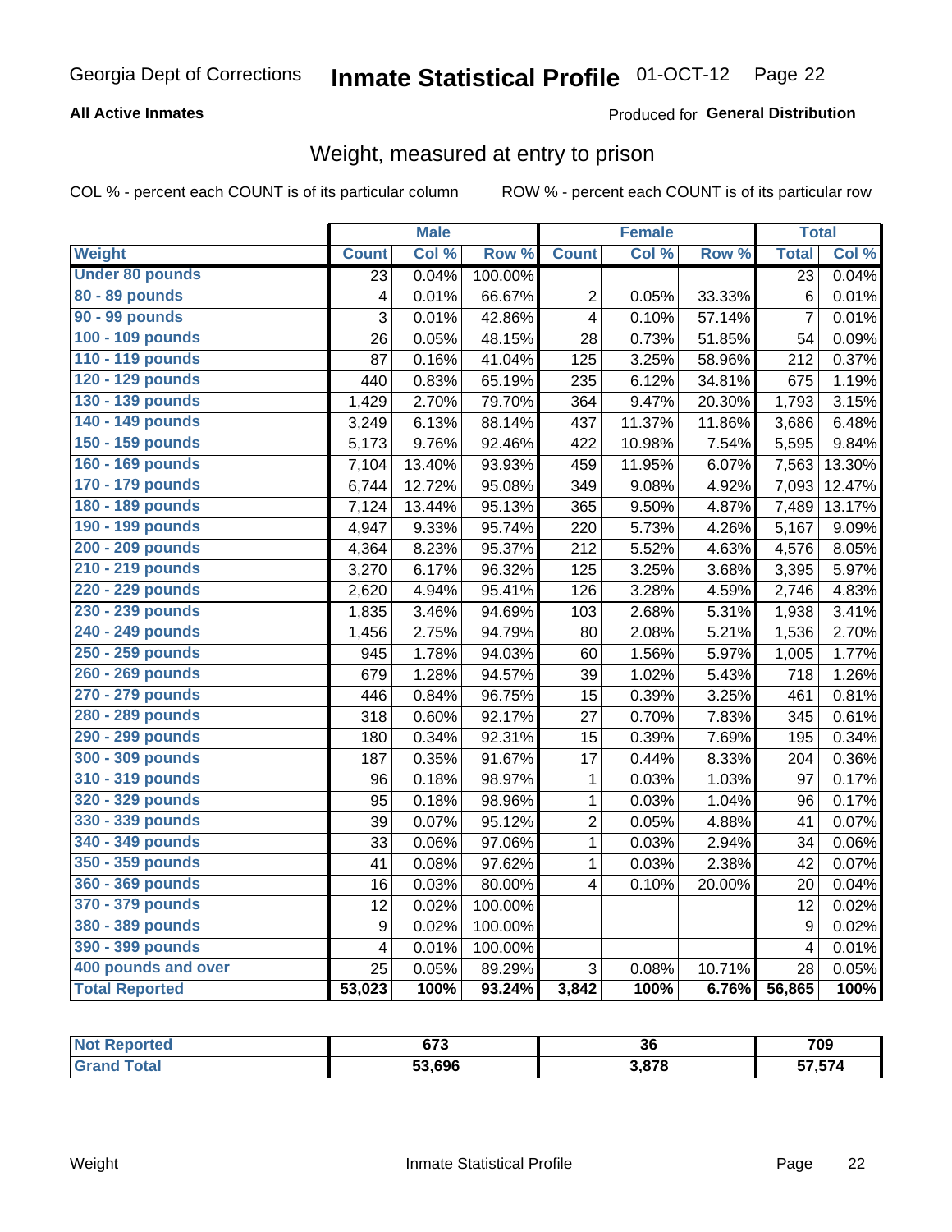# Georgia Dept of Corrections — Inmate Statistical Profile 01-OCT-12

**All Active Inmates** — Produced for **General Distribution**

## Weight, measured at entry to prison

COL % - percent each COUNT is of its particular column — ROW % - percent each COUNT is of its particular row

| Weight | Male | | | Female | | | Total | |
|---|---|---|---|---|---|---|---|---|
| | Count | Col % | Row % | Count | Col % | Row % | Total | Col % |
| Under 80 pounds | 23 | 0.04% | 100.00% | | | | 23 | 0.04% |
| 80 - 89 pounds | 4 | 0.01% | 66.67% | 2 | 0.05% | 33.33% | 6 | 0.01% |
| 90 - 99 pounds | 3 | 0.01% | 42.86% | 4 | 0.10% | 57.14% | 7 | 0.01% |
| 100 - 109 pounds | 26 | 0.05% | 48.15% | 28 | 0.73% | 51.85% | 54 | 0.09% |
| 110 - 119 pounds | 87 | 0.16% | 41.04% | 125 | 3.25% | 58.96% | 212 | 0.37% |
| 120 - 129 pounds | 440 | 0.83% | 65.19% | 235 | 6.12% | 34.81% | 675 | 1.19% |
| 130 - 139 pounds | 1,429 | 2.70% | 79.70% | 364 | 9.47% | 20.30% | 1,793 | 3.15% |
| 140 - 149 pounds | 3,249 | 6.13% | 88.14% | 437 | 11.37% | 11.86% | 3,686 | 6.48% |
| 150 - 159 pounds | 5,173 | 9.76% | 92.46% | 422 | 10.98% | 7.54% | 5,595 | 9.84% |
| 160 - 169 pounds | 7,104 | 13.40% | 93.93% | 459 | 11.95% | 6.07% | 7,563 | 13.30% |
| 170 - 179 pounds | 6,744 | 12.72% | 95.08% | 349 | 9.08% | 4.92% | 7,093 | 12.47% |
| 180 - 189 pounds | 7,124 | 13.44% | 95.13% | 365 | 9.50% | 4.87% | 7,489 | 13.17% |
| 190 - 199 pounds | 4,947 | 9.33% | 95.74% | 220 | 5.73% | 4.26% | 5,167 | 9.09% |
| 200 - 209 pounds | 4,364 | 8.23% | 95.37% | 212 | 5.52% | 4.63% | 4,576 | 8.05% |
| 210 - 219 pounds | 3,270 | 6.17% | 96.32% | 125 | 3.25% | 3.68% | 3,395 | 5.97% |
| 220 - 229 pounds | 2,620 | 4.94% | 95.41% | 126 | 3.28% | 4.59% | 2,746 | 4.83% |
| 230 - 239 pounds | 1,835 | 3.46% | 94.69% | 103 | 2.68% | 5.31% | 1,938 | 3.41% |
| 240 - 249 pounds | 1,456 | 2.75% | 94.79% | 80 | 2.08% | 5.21% | 1,536 | 2.70% |
| 250 - 259 pounds | 945 | 1.78% | 94.03% | 60 | 1.56% | 5.97% | 1,005 | 1.77% |
| 260 - 269 pounds | 679 | 1.28% | 94.57% | 39 | 1.02% | 5.43% | 718 | 1.26% |
| 270 - 279 pounds | 446 | 0.84% | 96.75% | 15 | 0.39% | 3.25% | 461 | 0.81% |
| 280 - 289 pounds | 318 | 0.60% | 92.17% | 27 | 0.70% | 7.83% | 345 | 0.61% |
| 290 - 299 pounds | 180 | 0.34% | 92.31% | 15 | 0.39% | 7.69% | 195 | 0.34% |
| 300 - 309 pounds | 187 | 0.35% | 91.67% | 17 | 0.44% | 8.33% | 204 | 0.36% |
| 310 - 319 pounds | 96 | 0.18% | 98.97% | 1 | 0.03% | 1.03% | 97 | 0.17% |
| 320 - 329 pounds | 95 | 0.18% | 98.96% | 1 | 0.03% | 1.04% | 96 | 0.17% |
| 330 - 339 pounds | 39 | 0.07% | 95.12% | 2 | 0.05% | 4.88% | 41 | 0.07% |
| 340 - 349 pounds | 33 | 0.06% | 97.06% | 1 | 0.03% | 2.94% | 34 | 0.06% |
| 350 - 359 pounds | 41 | 0.08% | 97.62% | 1 | 0.03% | 2.38% | 42 | 0.07% |
| 360 - 369 pounds | 16 | 0.03% | 80.00% | 4 | 0.10% | 20.00% | 20 | 0.04% |
| 370 - 379 pounds | 12 | 0.02% | 100.00% | | | | 12 | 0.02% |
| 380 - 389 pounds | 9 | 0.02% | 100.00% | | | | 9 | 0.02% |
| 390 - 399 pounds | 4 | 0.01% | 100.00% | | | | 4 | 0.01% |
| 400 pounds and over | 25 | 0.05% | 89.29% | 3 | 0.08% | 10.71% | 28 | 0.05% |
| **Total Reported** | **53,023** | **100%** | **93.24%** | **3,842** | **100%** | **6.76%** | **56,865** | **100%** |

| | Male | Female | Total |
|---|---|---|---|
| Not Reported | 673 | 36 | 709 |
| Grand Total | 53,696 | 3,878 | 57,574 |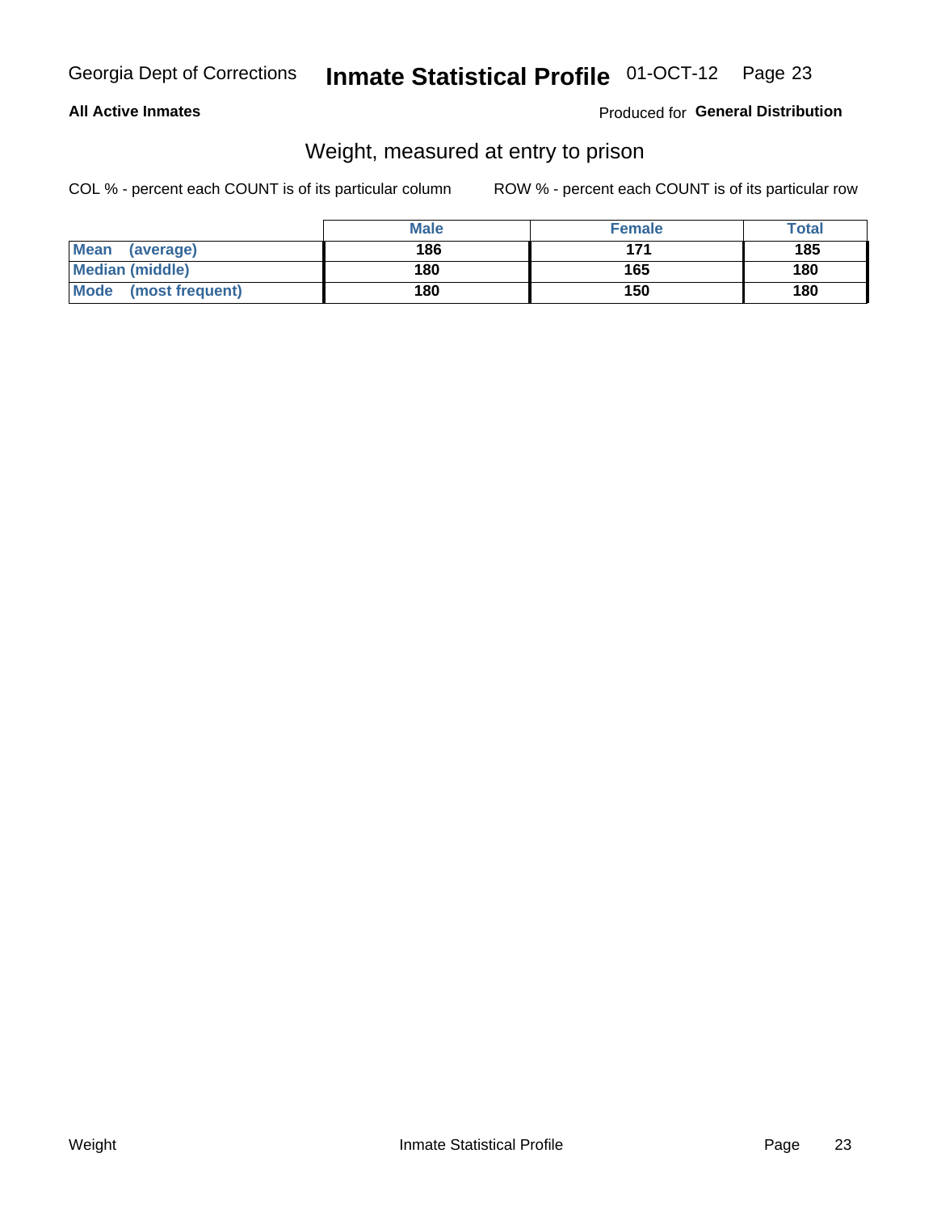**All Active Inmates**

Produced for **General Distribution**

## Weight, measured at entry to prison

COL % - percent each COUNT is of its particular column

ROW % - percent each COUNT is of its particular row

| | Male | Female | Total |
|---|---|---|---|
| **Mean (average)** | **186** | **171** | **185** |
| **Median (middle)** | **180** | **165** | **180** |
| **Mode (most frequent)** | **180** | **150** | **180** |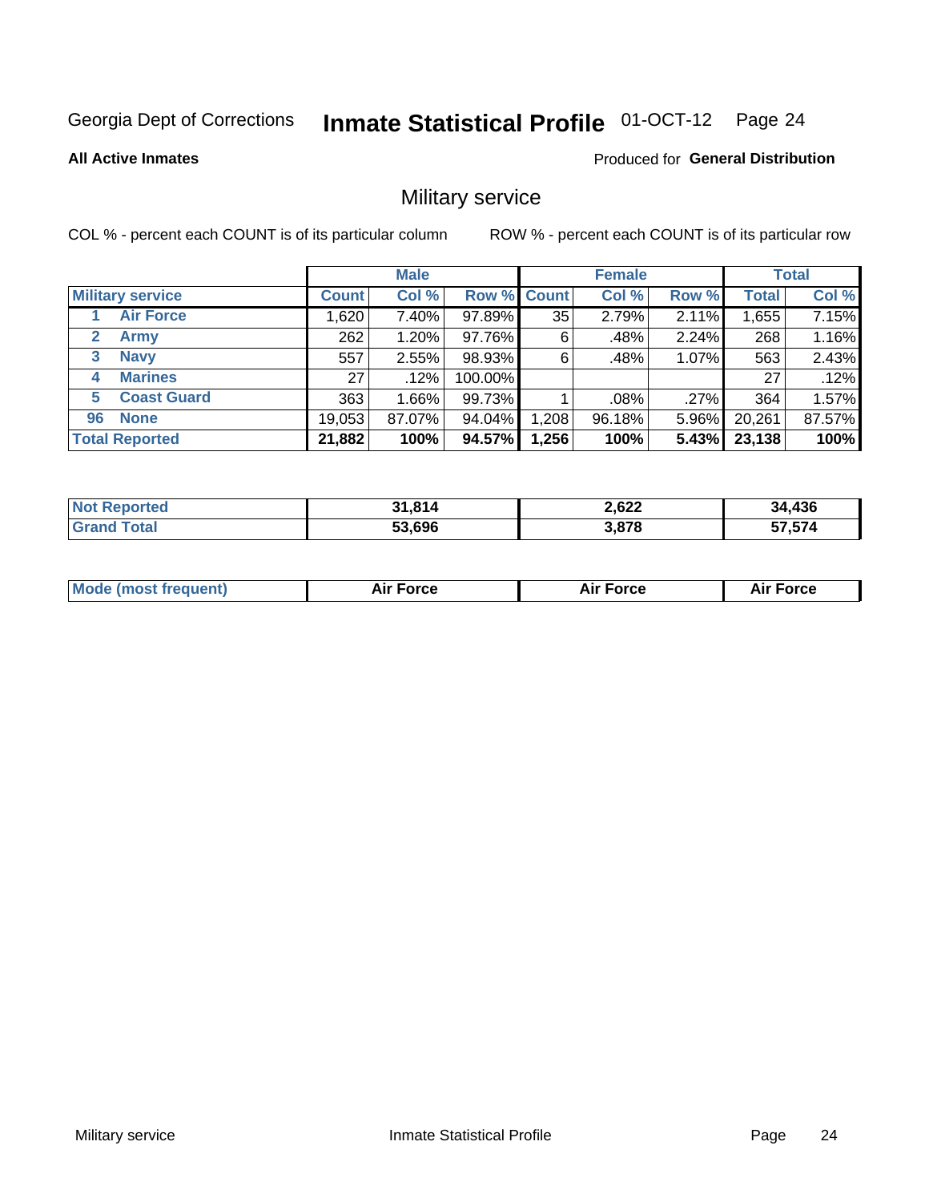Georgia Dept of Corrections **Inmate Statistical Profile** 01-OCT-12

**All Active Inmates**

Produced for **General Distribution**

## Military service

COL % - percent each COUNT is of its particular column     ROW % - percent each COUNT is of its particular row

| Military service | Male | | | Female | | | Total | |
|---|---|---|---|---|---|---|---|---|
| | Count | Col % | Row % | Count | Col % | Row % | Total | Col % |
| 1 Air Force | 1,620 | 7.40% | 97.89% | 35 | 2.79% | 2.11% | 1,655 | 7.15% |
| 2 Army | 262 | 1.20% | 97.76% | 6 | .48% | 2.24% | 268 | 1.16% |
| 3 Navy | 557 | 2.55% | 98.93% | 6 | .48% | 1.07% | 563 | 2.43% |
| 4 Marines | 27 | .12% | 100.00% | | | | 27 | .12% |
| 5 Coast Guard | 363 | 1.66% | 99.73% | 1 | .08% | .27% | 364 | 1.57% |
| 96 None | 19,053 | 87.07% | 94.04% | 1,208 | 96.18% | 5.96% | 20,261 | 87.57% |
| **Total Reported** | **21,882** | **100%** | **94.57%** | **1,256** | **100%** | **5.43%** | **23,138** | **100%** |

| | Male | Female | Total |
|---|---|---|---|
| Not Reported | **31,814** | **2,622** | **34,436** |
| Grand Total | **53,696** | **3,878** | **57,574** |

| | Male | Female | Total |
|---|---|---|---|
| Mode (most frequent) | **Air Force** | **Air Force** | **Air Force** |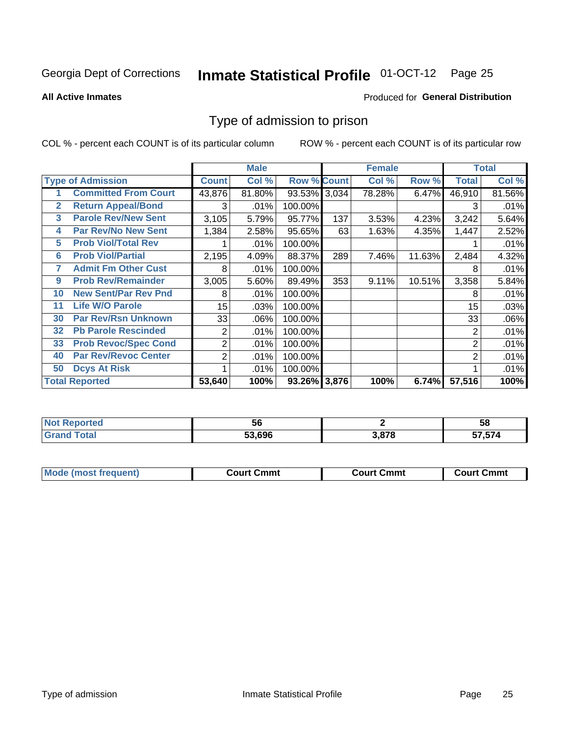Georgia Dept of Corrections **Inmate Statistical Profile** 01-OCT-12 Page 25

**All Active Inmates**

Produced for **General Distribution**

## Type of admission to prison

COL % - percent each COUNT is of its particular column

ROW % - percent each COUNT is of its particular row

| | | Male | | | Female | | | Total | |
|---|---|---|---|---|---|---|---|---|---|
| **Type of Admission** | | **Count** | **Col %** | **Row %** | **Count** | **Col %** | **Row %** | **Total** | **Col %** |
| 1 | Committed From Court | 43,876 | 81.80% | 93.53% | 3,034 | 78.28% | 6.47% | 46,910 | 81.56% |
| 2 | Return Appeal/Bond | 3 | .01% | 100.00% | | | | 3 | .01% |
| 3 | Parole Rev/New Sent | 3,105 | 5.79% | 95.77% | 137 | 3.53% | 4.23% | 3,242 | 5.64% |
| 4 | Par Rev/No New Sent | 1,384 | 2.58% | 95.65% | 63 | 1.63% | 4.35% | 1,447 | 2.52% |
| 5 | Prob Viol/Total Rev | 1 | .01% | 100.00% | | | | 1 | .01% |
| 6 | Prob Viol/Partial | 2,195 | 4.09% | 88.37% | 289 | 7.46% | 11.63% | 2,484 | 4.32% |
| 7 | Admit Fm Other Cust | 8 | .01% | 100.00% | | | | 8 | .01% |
| 9 | Prob Rev/Remainder | 3,005 | 5.60% | 89.49% | 353 | 9.11% | 10.51% | 3,358 | 5.84% |
| 10 | New Sent/Par Rev Pnd | 8 | .01% | 100.00% | | | | 8 | .01% |
| 11 | Life W/O Parole | 15 | .03% | 100.00% | | | | 15 | .03% |
| 30 | Par Rev/Rsn Unknown | 33 | .06% | 100.00% | | | | 33 | .06% |
| 32 | Pb Parole Rescinded | 2 | .01% | 100.00% | | | | 2 | .01% |
| 33 | Prob Revoc/Spec Cond | 2 | .01% | 100.00% | | | | 2 | .01% |
| 40 | Par Rev/Revoc Center | 2 | .01% | 100.00% | | | | 2 | .01% |
| 50 | Dcys At Risk | 1 | .01% | 100.00% | | | | 1 | .01% |
| **Total Reported** | | **53,640** | **100%** | **93.26%** | **3,876** | **100%** | **6.74%** | **57,516** | **100%** |

| | Male | Female | Total |
|---|---|---|---|
| **Not Reported** | **56** | **2** | **58** |
| **Grand Total** | **53,696** | **3,878** | **57,574** |

| | Male | Female | Total |
|---|---|---|---|
| **Mode (most frequent)** | **Court Cmmt** | **Court Cmmt** | **Court Cmmt** |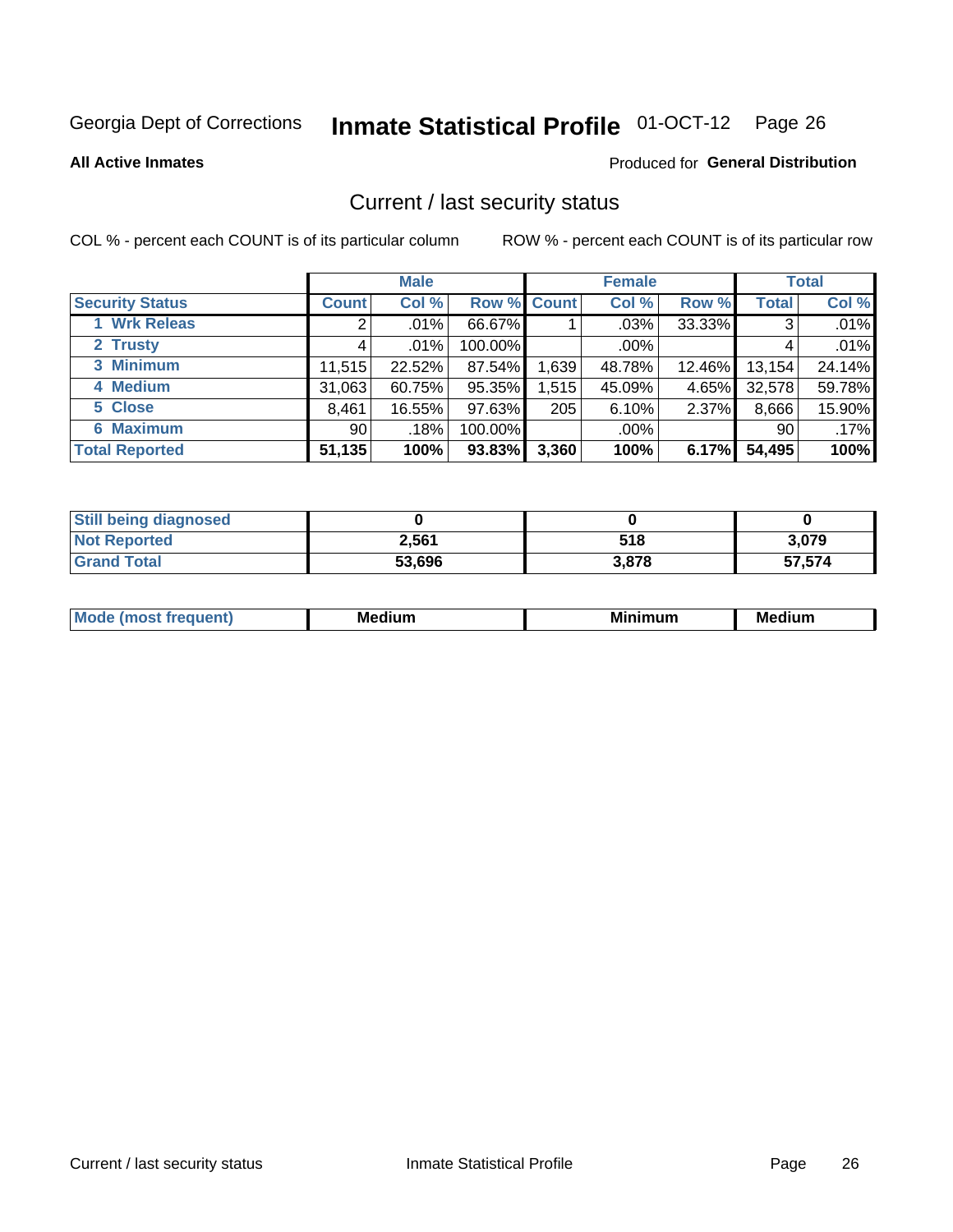Georgia Dept of Corrections **Inmate Statistical Profile** 01-OCT-12 Page 26

**All Active Inmates**

Produced for **General Distribution**

## Current / last security status

COL % - percent each COUNT is of its particular column

ROW % - percent each COUNT is of its particular row

| | Male | | | Female | | | Total | |
|---|---|---|---|---|---|---|---|---|
| **Security Status** | **Count** | **Col %** | **Row %** | **Count** | **Col %** | **Row %** | **Total** | **Col %** |
| 1 Wrk Releas | 2 | .01% | 66.67% | 1 | .03% | 33.33% | 3 | .01% |
| 2 Trusty | 4 | .01% | 100.00% | | .00% | | 4 | .01% |
| 3 Minimum | 11,515 | 22.52% | 87.54% | 1,639 | 48.78% | 12.46% | 13,154 | 24.14% |
| 4 Medium | 31,063 | 60.75% | 95.35% | 1,515 | 45.09% | 4.65% | 32,578 | 59.78% |
| 5 Close | 8,461 | 16.55% | 97.63% | 205 | 6.10% | 2.37% | 8,666 | 15.90% |
| 6 Maximum | 90 | .18% | 100.00% | | .00% | | 90 | .17% |
| **Total Reported** | **51,135** | **100%** | **93.83%** | **3,360** | **100%** | **6.17%** | **54,495** | **100%** |

| | Male | Female | Total |
|---|---|---|---|
| Still being diagnosed | 0 | 0 | 0 |
| Not Reported | 2,561 | 518 | 3,079 |
| Grand Total | 53,696 | 3,878 | 57,574 |

| | Male | Female | Total |
|---|---|---|---|
| Mode (most frequent) | Medium | Minimum | Medium |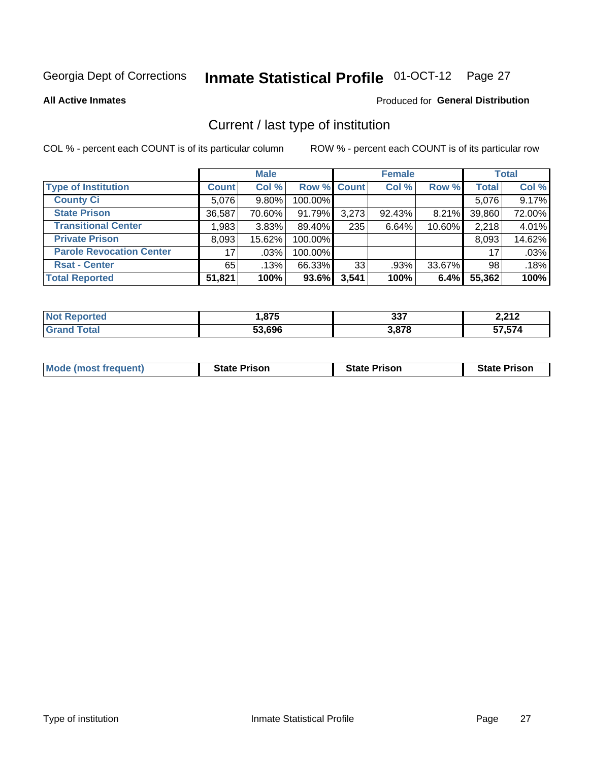Georgia Dept of Corrections **Inmate Statistical Profile** 01-OCT-12

**All Active Inmates**

Produced for **General Distribution**

## Current / last type of institution

COL % - percent each COUNT is of its particular column

ROW % - percent each COUNT is of its particular row

| | Male | | | Female | | | Total | |
|---|---|---|---|---|---|---|---|---|
| **Type of Institution** | **Count** | **Col %** | **Row %** | **Count** | **Col %** | **Row %** | **Total** | **Col %** |
| **County Ci** | 5,076 | 9.80% | 100.00% | | | | 5,076 | 9.17% |
| **State Prison** | 36,587 | 70.60% | 91.79% | 3,273 | 92.43% | 8.21% | 39,860 | 72.00% |
| **Transitional Center** | 1,983 | 3.83% | 89.40% | 235 | 6.64% | 10.60% | 2,218 | 4.01% |
| **Private Prison** | 8,093 | 15.62% | 100.00% | | | | 8,093 | 14.62% |
| **Parole Revocation Center** | 17 | .03% | 100.00% | | | | 17 | .03% |
| **Rsat - Center** | 65 | .13% | 66.33% | 33 | .93% | 33.67% | 98 | .18% |
| **Total Reported** | **51,821** | **100%** | **93.6%** | **3,541** | **100%** | **6.4%** | **55,362** | **100%** |

| | Male | Female | Total |
|---|---|---|---|
| **Not Reported** | **1,875** | **337** | **2,212** |
| **Grand Total** | **53,696** | **3,878** | **57,574** |

| | Male | Female | Total |
|---|---|---|---|
| **Mode (most frequent)** | **State Prison** | **State Prison** | **State Prison** |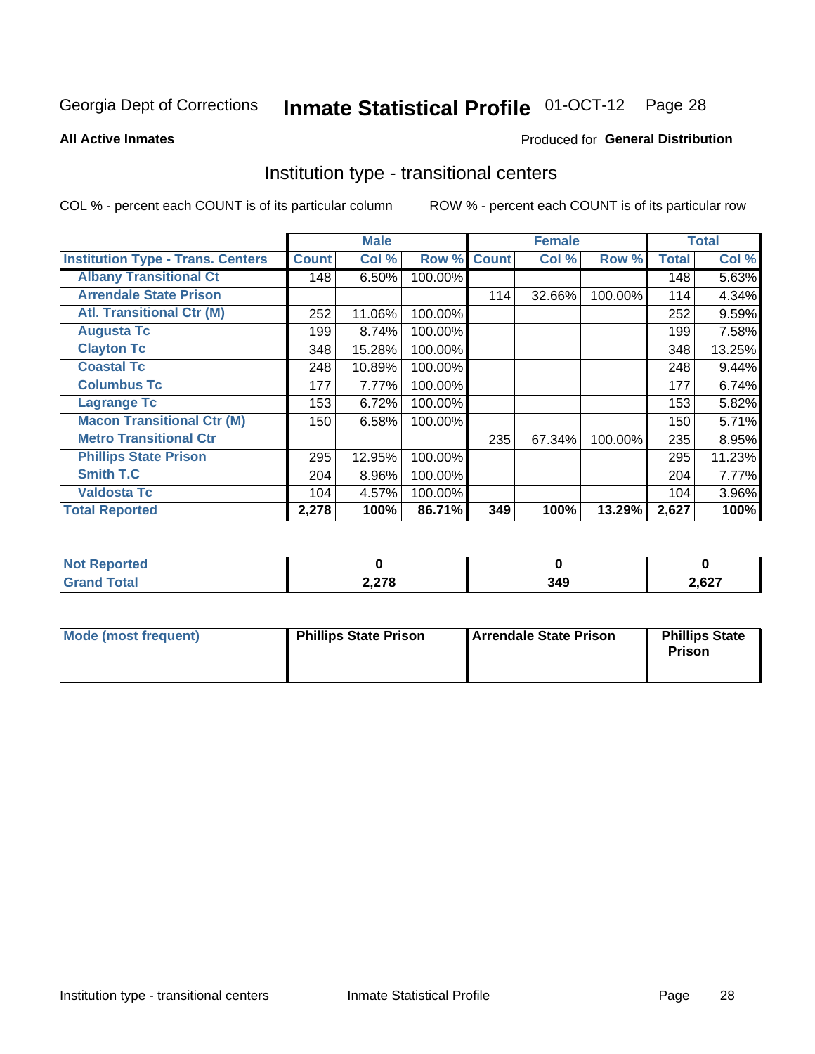Georgia Dept of Corrections **Inmate Statistical Profile** 01-OCT-12

**All Active Inmates**

Produced for **General Distribution**

## Institution type - transitional centers

COL % - percent each COUNT is of its particular column

ROW % - percent each COUNT is of its particular row

| | Male | | | Female | | | Total | |
|---|---|---|---|---|---|---|---|---|
| **Institution Type - Trans. Centers** | **Count** | **Col %** | **Row %** | **Count** | **Col %** | **Row %** | **Total** | **Col %** |
| **Albany Transitional Ct** | 148 | 6.50% | 100.00% | | | | 148 | 5.63% |
| **Arrendale State Prison** | | | | 114 | 32.66% | 100.00% | 114 | 4.34% |
| **Atl. Transitional Ctr (M)** | 252 | 11.06% | 100.00% | | | | 252 | 9.59% |
| **Augusta Tc** | 199 | 8.74% | 100.00% | | | | 199 | 7.58% |
| **Clayton Tc** | 348 | 15.28% | 100.00% | | | | 348 | 13.25% |
| **Coastal Tc** | 248 | 10.89% | 100.00% | | | | 248 | 9.44% |
| **Columbus Tc** | 177 | 7.77% | 100.00% | | | | 177 | 6.74% |
| **Lagrange Tc** | 153 | 6.72% | 100.00% | | | | 153 | 5.82% |
| **Macon Transitional Ctr (M)** | 150 | 6.58% | 100.00% | | | | 150 | 5.71% |
| **Metro Transitional Ctr** | | | | 235 | 67.34% | 100.00% | 235 | 8.95% |
| **Phillips State Prison** | 295 | 12.95% | 100.00% | | | | 295 | 11.23% |
| **Smith T.C** | 204 | 8.96% | 100.00% | | | | 204 | 7.77% |
| **Valdosta Tc** | 104 | 4.57% | 100.00% | | | | 104 | 3.96% |
| **Total Reported** | **2,278** | **100%** | **86.71%** | **349** | **100%** | **13.29%** | **2,627** | **100%** |

| | Male | Female | Total |
|---|---|---|---|
| **Not Reported** | **0** | **0** | **0** |
| **Grand Total** | **2,278** | **349** | **2,627** |

| | Male | Female | Total |
|---|---|---|---|
| **Mode (most frequent)** | **Phillips State Prison** | **Arrendale State Prison** | **Phillips State Prison** |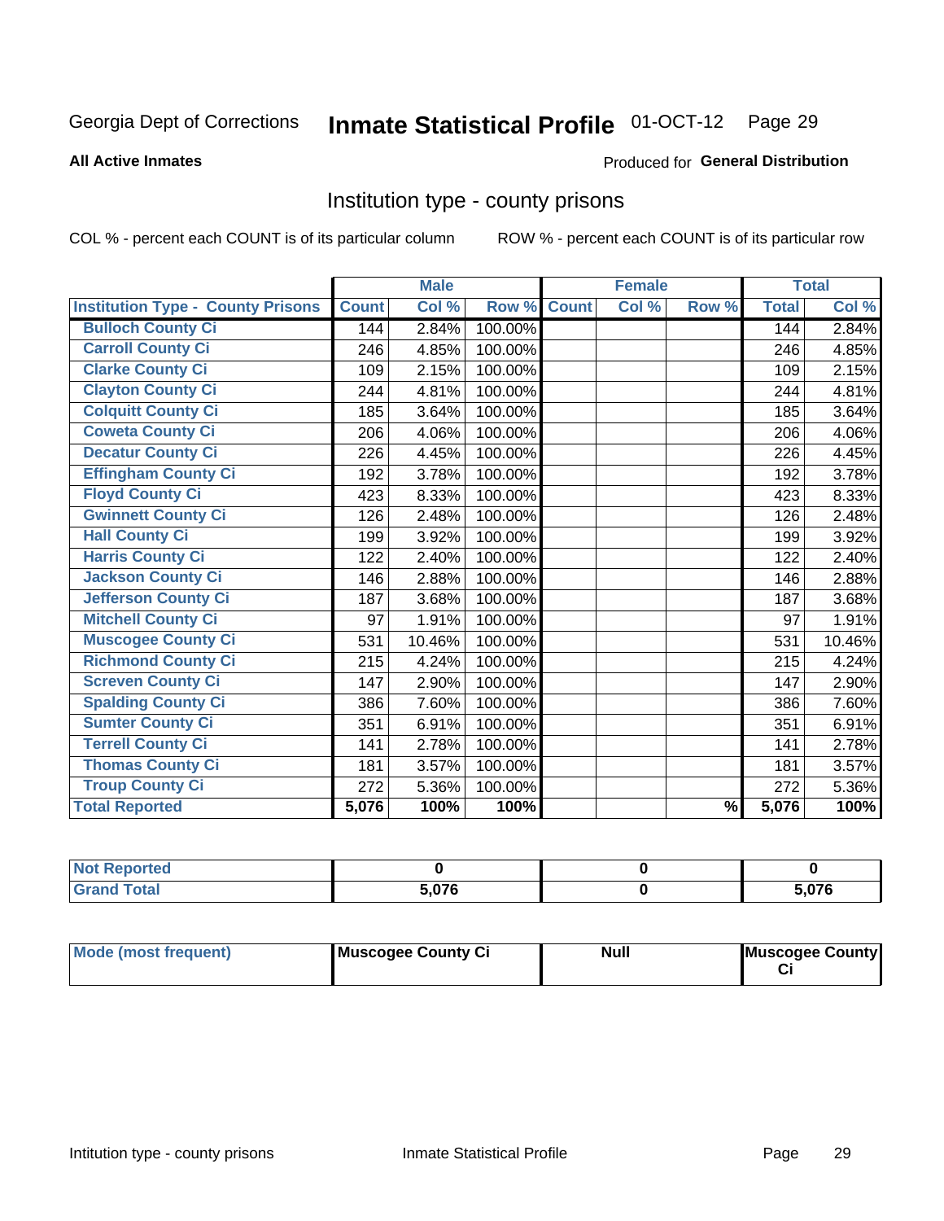Georgia Dept of Corrections **Inmate Statistical Profile** 01-OCT-12

**All Active Inmates**

Produced for **General Distribution**

## Institution type - county prisons

COL % - percent each COUNT is of its particular column ROW % - percent each COUNT is of its particular row

| | Male | | | Female | | | Total | |
|---|---|---|---|---|---|---|---|---|
| **Institution Type - County Prisons** | **Count** | **Col %** | **Row %** | **Count** | **Col %** | **Row %** | **Total** | **Col %** |
| Bulloch County Ci | 144 | 2.84% | 100.00% | | | | 144 | 2.84% |
| Carroll County Ci | 246 | 4.85% | 100.00% | | | | 246 | 4.85% |
| Clarke County Ci | 109 | 2.15% | 100.00% | | | | 109 | 2.15% |
| Clayton County Ci | 244 | 4.81% | 100.00% | | | | 244 | 4.81% |
| Colquitt County Ci | 185 | 3.64% | 100.00% | | | | 185 | 3.64% |
| Coweta County Ci | 206 | 4.06% | 100.00% | | | | 206 | 4.06% |
| Decatur County Ci | 226 | 4.45% | 100.00% | | | | 226 | 4.45% |
| Effingham County Ci | 192 | 3.78% | 100.00% | | | | 192 | 3.78% |
| Floyd County Ci | 423 | 8.33% | 100.00% | | | | 423 | 8.33% |
| Gwinnett County Ci | 126 | 2.48% | 100.00% | | | | 126 | 2.48% |
| Hall County Ci | 199 | 3.92% | 100.00% | | | | 199 | 3.92% |
| Harris County Ci | 122 | 2.40% | 100.00% | | | | 122 | 2.40% |
| Jackson County Ci | 146 | 2.88% | 100.00% | | | | 146 | 2.88% |
| Jefferson County Ci | 187 | 3.68% | 100.00% | | | | 187 | 3.68% |
| Mitchell County Ci | 97 | 1.91% | 100.00% | | | | 97 | 1.91% |
| Muscogee County Ci | 531 | 10.46% | 100.00% | | | | 531 | 10.46% |
| Richmond County Ci | 215 | 4.24% | 100.00% | | | | 215 | 4.24% |
| Screven County Ci | 147 | 2.90% | 100.00% | | | | 147 | 2.90% |
| Spalding County Ci | 386 | 7.60% | 100.00% | | | | 386 | 7.60% |
| Sumter County Ci | 351 | 6.91% | 100.00% | | | | 351 | 6.91% |
| Terrell County Ci | 141 | 2.78% | 100.00% | | | | 141 | 2.78% |
| Thomas County Ci | 181 | 3.57% | 100.00% | | | | 181 | 3.57% |
| Troup County Ci | 272 | 5.36% | 100.00% | | | | 272 | 5.36% |
| **Total Reported** | **5,076** | **100%** | **100%** | | | **%** | **5,076** | **100%** |

| | Male | Female | Total |
|---|---|---|---|
| **Not Reported** | **0** | **0** | **0** |
| **Grand Total** | **5,076** | **0** | **5,076** |

| | Male | Female | Total |
|---|---|---|---|
| **Mode (most frequent)** | **Muscogee County Ci** | **Null** | **Muscogee County Ci** |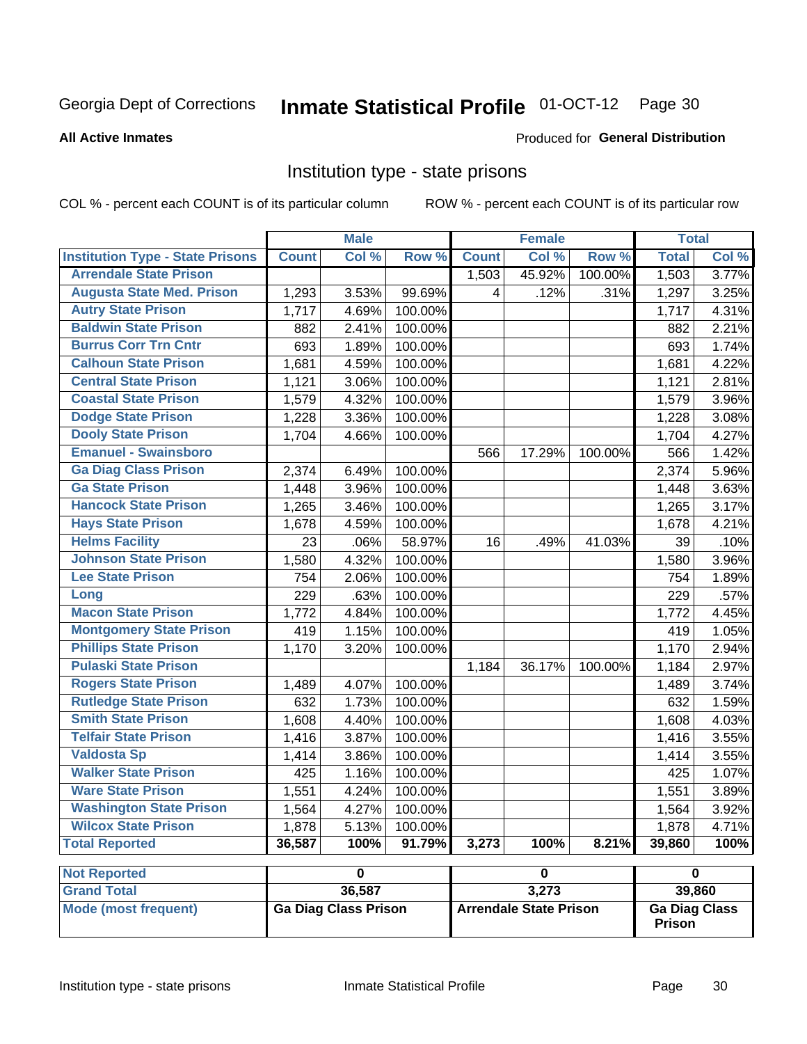Georgia Dept of Corrections **Inmate Statistical Profile** 01-OCT-12

**All Active Inmates**

Produced for **General Distribution**

## Institution type - state prisons

COL % - percent each COUNT is of its particular column ROW % - percent each COUNT is of its particular row

| | Male | | | Female | | | Total | |
|---|---|---|---|---|---|---|---|---|
| **Institution Type - State Prisons** | **Count** | **Col %** | **Row %** | **Count** | **Col %** | **Row %** | **Total** | **Col %** |
| Arrendale State Prison | | | | 1,503 | 45.92% | 100.00% | 1,503 | 3.77% |
| Augusta State Med. Prison | 1,293 | 3.53% | 99.69% | 4 | .12% | .31% | 1,297 | 3.25% |
| Autry State Prison | 1,717 | 4.69% | 100.00% | | | | 1,717 | 4.31% |
| Baldwin State Prison | 882 | 2.41% | 100.00% | | | | 882 | 2.21% |
| Burrus Corr Trn Cntr | 693 | 1.89% | 100.00% | | | | 693 | 1.74% |
| Calhoun State Prison | 1,681 | 4.59% | 100.00% | | | | 1,681 | 4.22% |
| Central State Prison | 1,121 | 3.06% | 100.00% | | | | 1,121 | 2.81% |
| Coastal State Prison | 1,579 | 4.32% | 100.00% | | | | 1,579 | 3.96% |
| Dodge State Prison | 1,228 | 3.36% | 100.00% | | | | 1,228 | 3.08% |
| Dooly State Prison | 1,704 | 4.66% | 100.00% | | | | 1,704 | 4.27% |
| Emanuel - Swainsboro | | | | 566 | 17.29% | 100.00% | 566 | 1.42% |
| Ga Diag Class Prison | 2,374 | 6.49% | 100.00% | | | | 2,374 | 5.96% |
| Ga State Prison | 1,448 | 3.96% | 100.00% | | | | 1,448 | 3.63% |
| Hancock State Prison | 1,265 | 3.46% | 100.00% | | | | 1,265 | 3.17% |
| Hays State Prison | 1,678 | 4.59% | 100.00% | | | | 1,678 | 4.21% |
| Helms Facility | 23 | .06% | 58.97% | 16 | .49% | 41.03% | 39 | .10% |
| Johnson State Prison | 1,580 | 4.32% | 100.00% | | | | 1,580 | 3.96% |
| Lee State Prison | 754 | 2.06% | 100.00% | | | | 754 | 1.89% |
| Long | 229 | .63% | 100.00% | | | | 229 | .57% |
| Macon State Prison | 1,772 | 4.84% | 100.00% | | | | 1,772 | 4.45% |
| Montgomery State Prison | 419 | 1.15% | 100.00% | | | | 419 | 1.05% |
| Phillips State Prison | 1,170 | 3.20% | 100.00% | | | | 1,170 | 2.94% |
| Pulaski State Prison | | | | 1,184 | 36.17% | 100.00% | 1,184 | 2.97% |
| Rogers State Prison | 1,489 | 4.07% | 100.00% | | | | 1,489 | 3.74% |
| Rutledge State Prison | 632 | 1.73% | 100.00% | | | | 632 | 1.59% |
| Smith State Prison | 1,608 | 4.40% | 100.00% | | | | 1,608 | 4.03% |
| Telfair State Prison | 1,416 | 3.87% | 100.00% | | | | 1,416 | 3.55% |
| Valdosta Sp | 1,414 | 3.86% | 100.00% | | | | 1,414 | 3.55% |
| Walker State Prison | 425 | 1.16% | 100.00% | | | | 425 | 1.07% |
| Ware State Prison | 1,551 | 4.24% | 100.00% | | | | 1,551 | 3.89% |
| Washington State Prison | 1,564 | 4.27% | 100.00% | | | | 1,564 | 3.92% |
| Wilcox State Prison | 1,878 | 5.13% | 100.00% | | | | 1,878 | 4.71% |
| **Total Reported** | **36,587** | **100%** | **91.79%** | **3,273** | **100%** | **8.21%** | **39,860** | **100%** |

| | Male | Female | Total |
|---|---|---|---|
| Not Reported | 0 | 0 | 0 |
| Grand Total | 36,587 | 3,273 | 39,860 |
| Mode (most frequent) | Ga Diag Class Prison | Arrendale State Prison | Ga Diag Class Prison |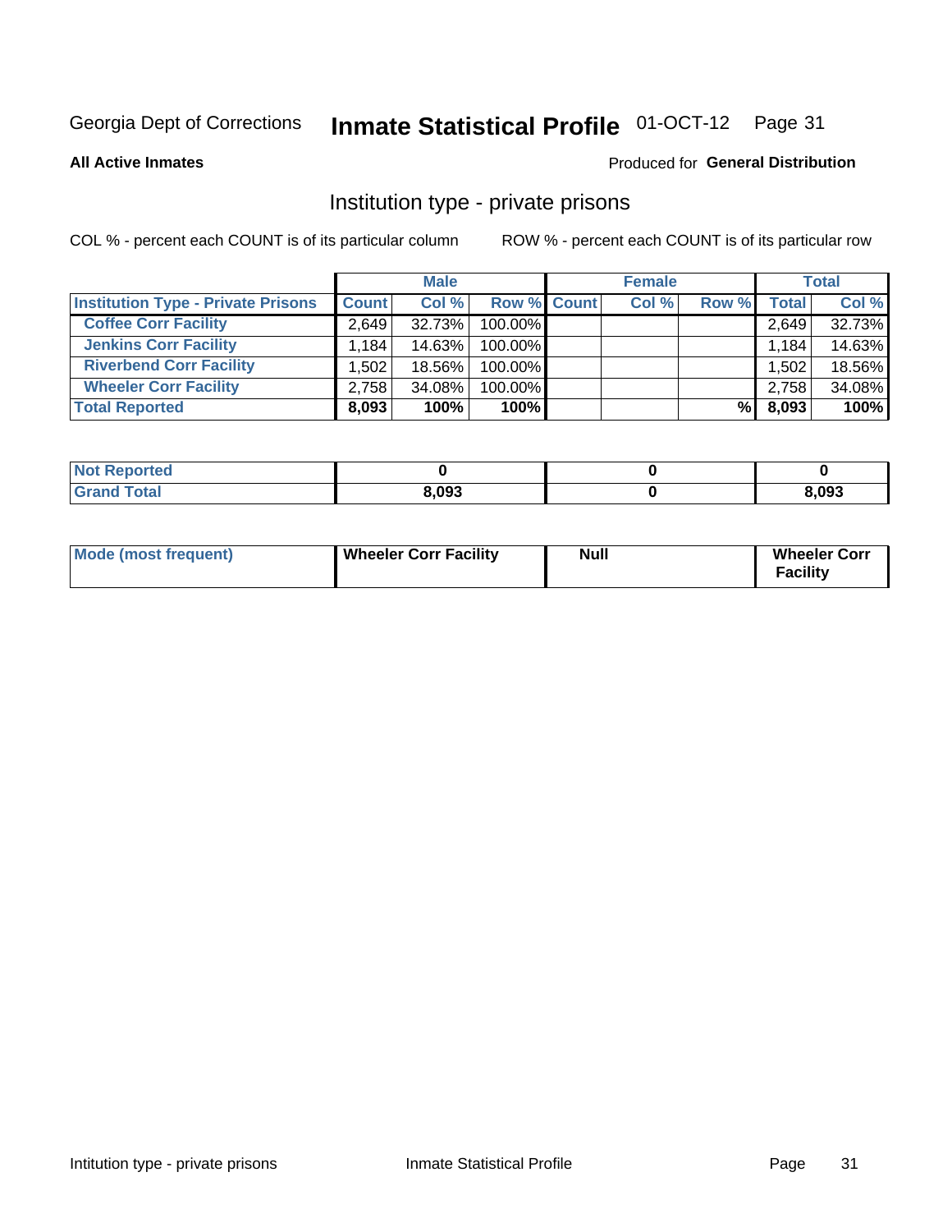Georgia Dept of Corrections **Inmate Statistical Profile** 01-OCT-12

**All Active Inmates**

Produced for **General Distribution**

## Institution type - private prisons

COL % - percent each COUNT is of its particular column

ROW % - percent each COUNT is of its particular row

| | Male | | | Female | | | Total | |
|---|---|---|---|---|---|---|---|---|
| Institution Type - Private Prisons | Count | Col % | Row % | Count | Col % | Row % | Total | Col % |
| Coffee Corr Facility | 2,649 | 32.73% | 100.00% | | | | 2,649 | 32.73% |
| Jenkins Corr Facility | 1,184 | 14.63% | 100.00% | | | | 1,184 | 14.63% |
| Riverbend Corr Facility | 1,502 | 18.56% | 100.00% | | | | 1,502 | 18.56% |
| Wheeler Corr Facility | 2,758 | 34.08% | 100.00% | | | | 2,758 | 34.08% |
| **Total Reported** | **8,093** | **100%** | **100%** | | | **%** | **8,093** | **100%** |

| | Male | Female | Total |
|---|---|---|---|
| Not Reported | 0 | 0 | 0 |
| Grand Total | 8,093 | 0 | 8,093 |

| | Male | Female | Total |
|---|---|---|---|
| Mode (most frequent) | Wheeler Corr Facility | Null | Wheeler Corr Facility |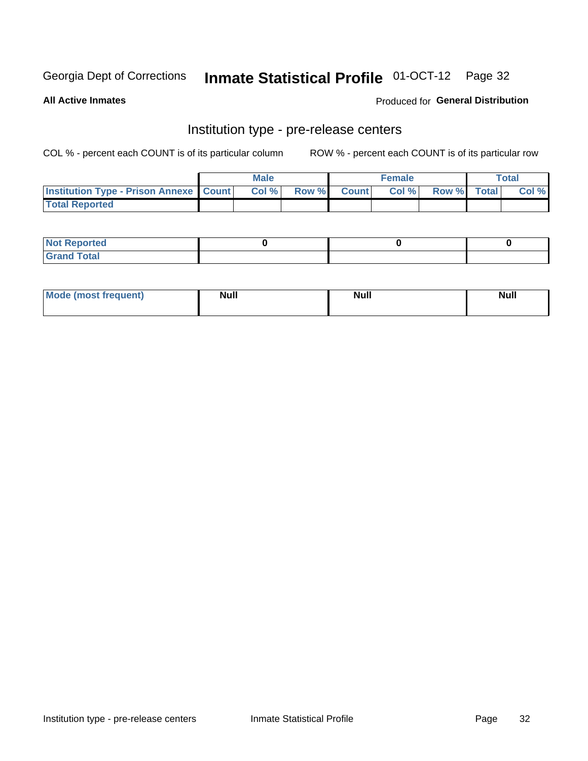Georgia Dept of Corrections **Inmate Statistical Profile** 01-OCT-12

**All Active Inmates** Produced for **General Distribution**

## Institution type - pre-release centers

COL % - percent each COUNT is of its particular column ROW % - percent each COUNT is of its particular row

| | Male | | | Female | | | Total | |
|---|---|---|---|---|---|---|---|---|
| **Institution Type - Prison Annexe** | **Count** | **Col %** | **Row %** | **Count** | **Col %** | **Row %** | **Total** | **Col %** |
| **Total Reported** | | | | | | | | |
| **Not Reported** | 0 | | | 0 | | | 0 | |
| **Grand Total** | | | | | | | | |
| **Mode (most frequent)** | Null | | | Null | | | Null | |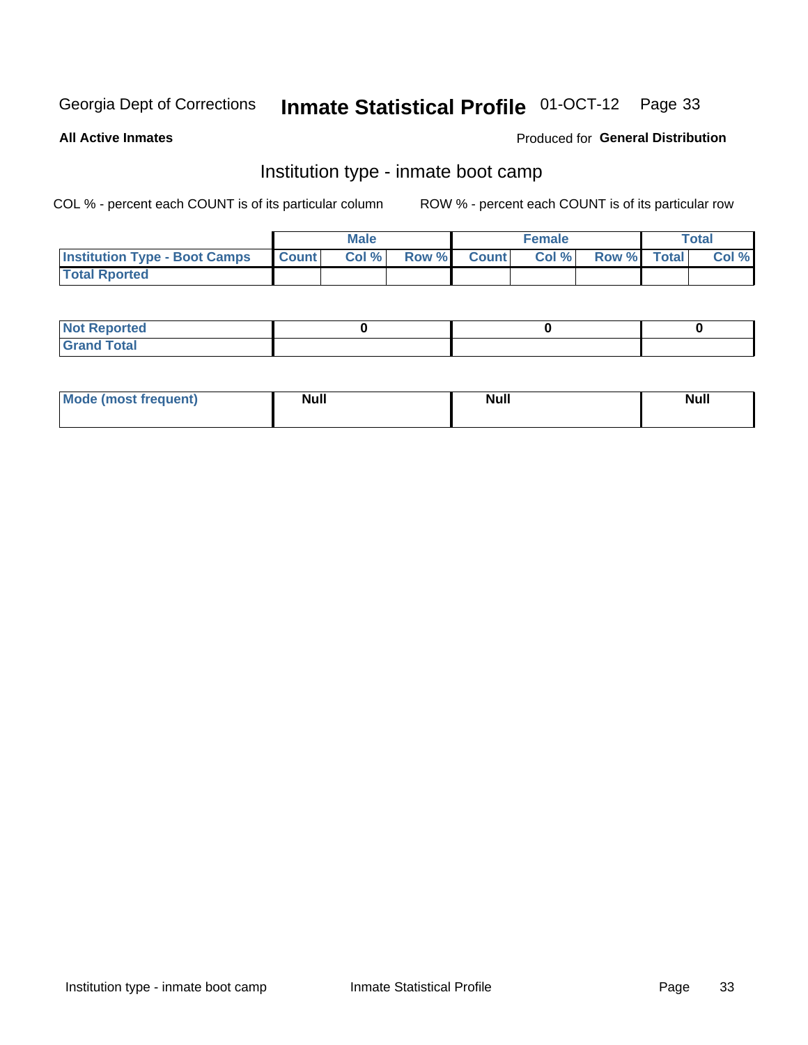Georgia Dept of Corrections **Inmate Statistical Profile** 01-OCT-12

**All Active Inmates**

Produced for **General Distribution**

## Institution type - inmate boot camp

COL % - percent each COUNT is of its particular column

ROW % - percent each COUNT is of its particular row

| | Male | | | Female | | | Total | |
|---|---|---|---|---|---|---|---|---|
| **Institution Type - Boot Camps** | **Count** | **Col %** | **Row %** | **Count** | **Col %** | **Row %** | **Total** | **Col %** |
| **Total Rported** | | | | | | | | |

| | Male | Female | Total |
|---|---|---|---|
| **Not Reported** | 0 | 0 | 0 |
| **Grand Total** | | | |

| | Male | Female | Total |
|---|---|---|---|
| **Mode (most frequent)** | Null | Null | Null |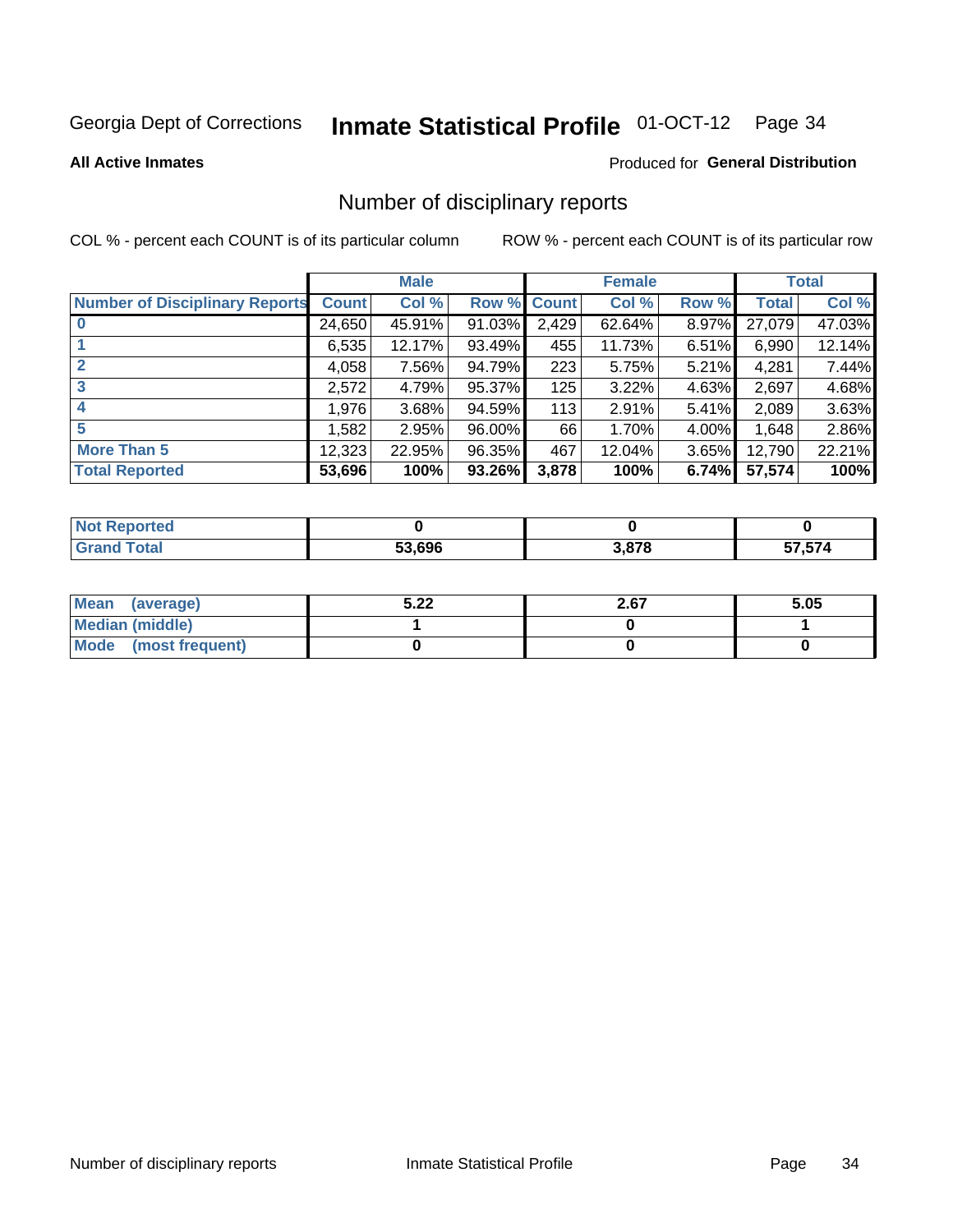Georgia Dept of Corrections **Inmate Statistical Profile** 01-OCT-12

**All Active Inmates**

Produced for **General Distribution**

## Number of disciplinary reports

COL % - percent each COUNT is of its particular column ROW % - percent each COUNT is of its particular row

| | Male | | | Female | | | Total | |
|---|---|---|---|---|---|---|---|---|
| **Number of Disciplinary Reports** | **Count** | **Col %** | **Row %** | **Count** | **Col %** | **Row %** | **Total** | **Col %** |
| **0** | 24,650 | 45.91% | 91.03% | 2,429 | 62.64% | 8.97% | 27,079 | 47.03% |
| **1** | 6,535 | 12.17% | 93.49% | 455 | 11.73% | 6.51% | 6,990 | 12.14% |
| **2** | 4,058 | 7.56% | 94.79% | 223 | 5.75% | 5.21% | 4,281 | 7.44% |
| **3** | 2,572 | 4.79% | 95.37% | 125 | 3.22% | 4.63% | 2,697 | 4.68% |
| **4** | 1,976 | 3.68% | 94.59% | 113 | 2.91% | 5.41% | 2,089 | 3.63% |
| **5** | 1,582 | 2.95% | 96.00% | 66 | 1.70% | 4.00% | 1,648 | 2.86% |
| **More Than 5** | 12,323 | 22.95% | 96.35% | 467 | 12.04% | 3.65% | 12,790 | 22.21% |
| **Total Reported** | **53,696** | **100%** | **93.26%** | **3,878** | **100%** | **6.74%** | **57,574** | **100%** |

| | Male | Female | Total |
|---|---|---|---|
| **Not Reported** | **0** | **0** | **0** |
| **Grand Total** | **53,696** | **3,878** | **57,574** |

| | Male | Female | Total |
|---|---|---|---|
| **Mean (average)** | **5.22** | **2.67** | **5.05** |
| **Median (middle)** | **1** | **0** | **1** |
| **Mode (most frequent)** | **0** | **0** | **0** |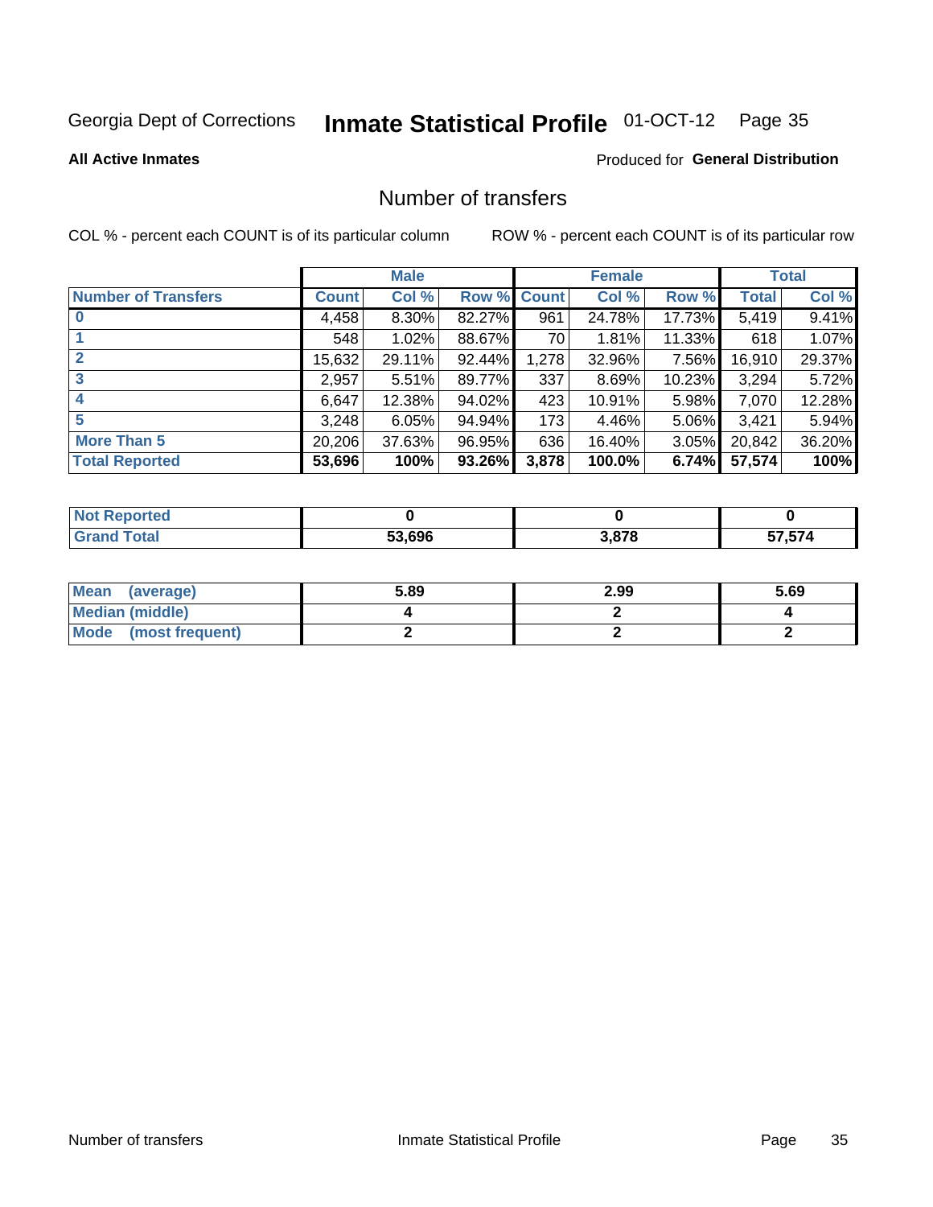Georgia Dept of Corrections **Inmate Statistical Profile** 01-OCT-12

**All Active Inmates**

Produced for **General Distribution**

## Number of transfers

COL % - percent each COUNT is of its particular column

ROW % - percent each COUNT is of its particular row

| | Male | | | Female | | | Total | |
|---|---|---|---|---|---|---|---|---|
| **Number of Transfers** | **Count** | **Col %** | **Row %** | **Count** | **Col %** | **Row %** | **Total** | **Col %** |
| **0** | 4,458 | 8.30% | 82.27% | 961 | 24.78% | 17.73% | 5,419 | 9.41% |
| **1** | 548 | 1.02% | 88.67% | 70 | 1.81% | 11.33% | 618 | 1.07% |
| **2** | 15,632 | 29.11% | 92.44% | 1,278 | 32.96% | 7.56% | 16,910 | 29.37% |
| **3** | 2,957 | 5.51% | 89.77% | 337 | 8.69% | 10.23% | 3,294 | 5.72% |
| **4** | 6,647 | 12.38% | 94.02% | 423 | 10.91% | 5.98% | 7,070 | 12.28% |
| **5** | 3,248 | 6.05% | 94.94% | 173 | 4.46% | 5.06% | 3,421 | 5.94% |
| **More Than 5** | 20,206 | 37.63% | 96.95% | 636 | 16.40% | 3.05% | 20,842 | 36.20% |
| **Total Reported** | **53,696** | **100%** | **93.26%** | **3,878** | **100.0%** | **6.74%** | **57,574** | **100%** |

| | Male | Female | Total |
|---|---|---|---|
| **Not Reported** | **0** | **0** | **0** |
| **Grand Total** | **53,696** | **3,878** | **57,574** |

| | Male | Female | Total |
|---|---|---|---|
| **Mean (average)** | **5.89** | **2.99** | **5.69** |
| **Median (middle)** | **4** | **2** | **4** |
| **Mode (most frequent)** | **2** | **2** | **2** |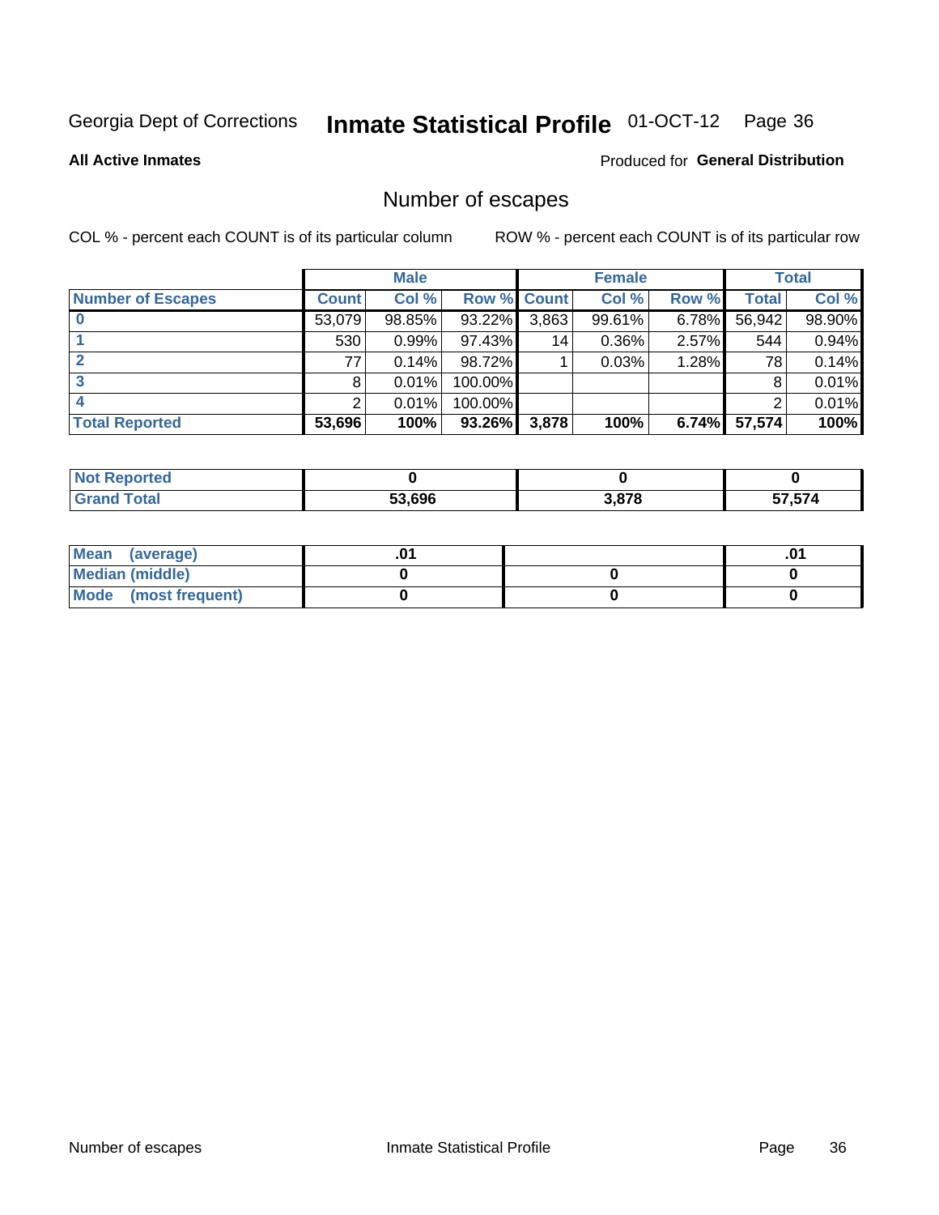Georgia Dept of Corrections **Inmate Statistical Profile** 01-OCT-12

**All Active Inmates**

Produced for **General Distribution**

## Number of escapes

COL % - percent each COUNT is of its particular column ROW % - percent each COUNT is of its particular row

| | Male | | | Female | | | Total | |
|---|---|---|---|---|---|---|---|---|
| **Number of Escapes** | **Count** | **Col %** | **Row %** | **Count** | **Col %** | **Row %** | **Total** | **Col %** |
| **0** | 53,079 | 98.85% | 93.22% | 3,863 | 99.61% | 6.78% | 56,942 | 98.90% |
| **1** | 530 | 0.99% | 97.43% | 14 | 0.36% | 2.57% | 544 | 0.94% |
| **2** | 77 | 0.14% | 98.72% | 1 | 0.03% | 1.28% | 78 | 0.14% |
| **3** | 8 | 0.01% | 100.00% | | | | 8 | 0.01% |
| **4** | 2 | 0.01% | 100.00% | | | | 2 | 0.01% |
| **Total Reported** | **53,696** | **100%** | **93.26%** | **3,878** | **100%** | **6.74%** | **57,574** | **100%** |

| | Male | Female | Total |
|---|---|---|---|
| **Not Reported** | **0** | **0** | **0** |
| **Grand Total** | **53,696** | **3,878** | **57,574** |

| | Male | Female | Total |
|---|---|---|---|
| **Mean (average)** | **.01** | | **.01** |
| **Median (middle)** | **0** | **0** | **0** |
| **Mode (most frequent)** | **0** | **0** | **0** |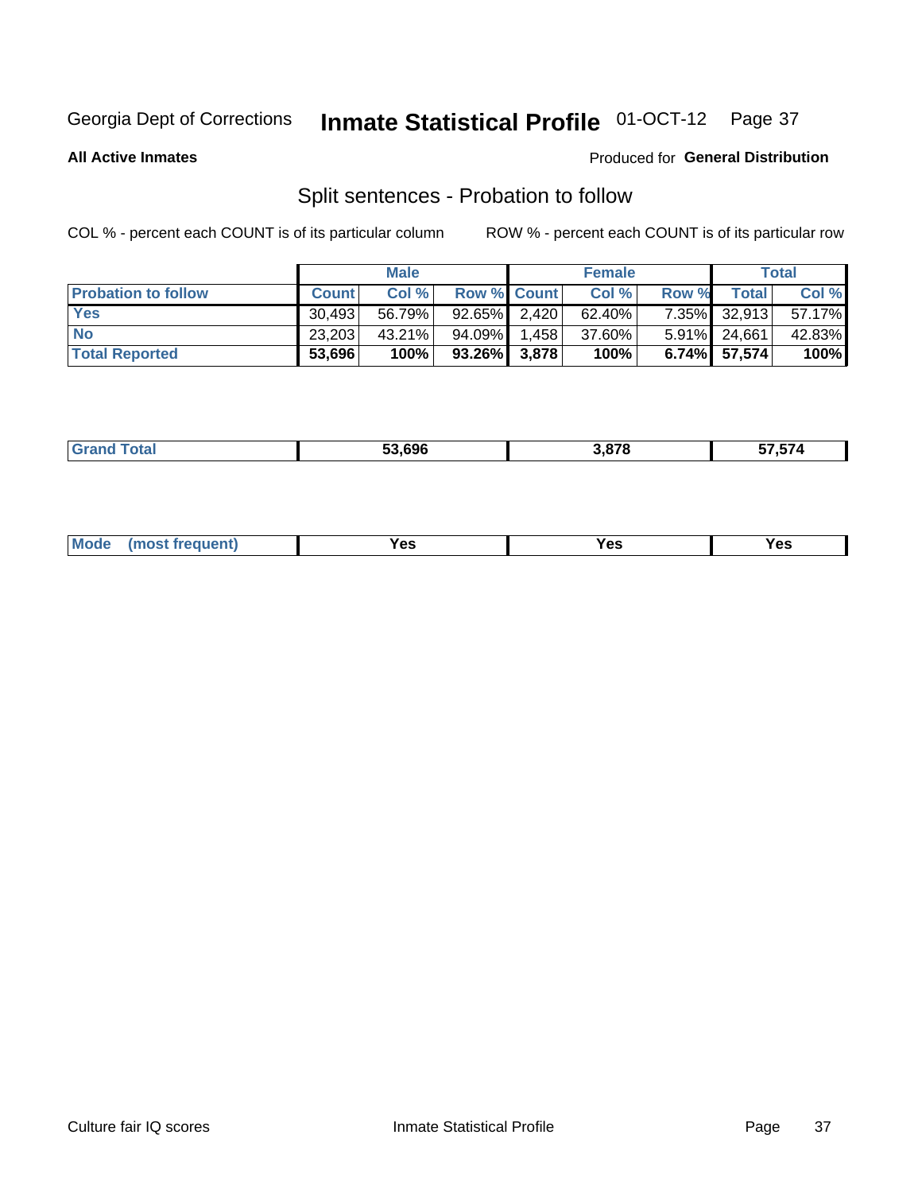Georgia Dept of Corrections **Inmate Statistical Profile** 01-OCT-12

**All Active Inmates**

Produced for **General Distribution**

## Split sentences - Probation to follow

COL % - percent each COUNT is of its particular column

ROW % - percent each COUNT is of its particular row

| | Male | | | Female | | | Total | |
|---|---|---|---|---|---|---|---|---|
| **Probation to follow** | **Count** | **Col %** | **Row %** | **Count** | **Col %** | **Row %** | **Total** | **Col %** |
| **Yes** | 30,493 | 56.79% | 92.65% | 2,420 | 62.40% | 7.35% | 32,913 | 57.17% |
| **No** | 23,203 | 43.21% | 94.09% | 1,458 | 37.60% | 5.91% | 24,661 | 42.83% |
| **Total Reported** | **53,696** | **100%** | **93.26%** | **3,878** | **100%** | **6.74%** | **57,574** | **100%** |

| | | | |
|---|---|---|---|
| **Grand Total** | **53,696** | **3,878** | **57,574** |

| | | | |
|---|---|---|---|
| **Mode (most frequent)** | **Yes** | **Yes** | **Yes** |

Culture fair IQ scores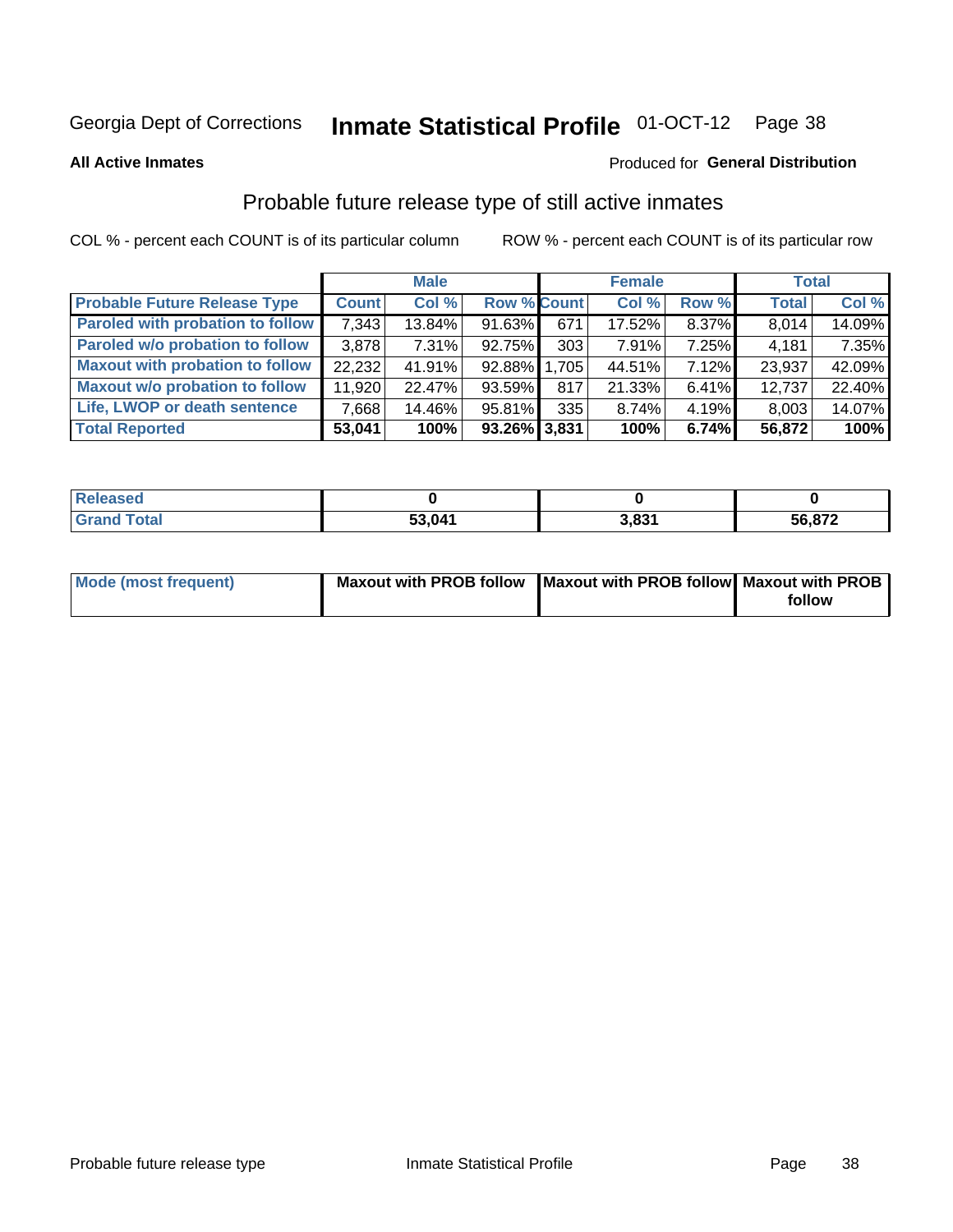Georgia Dept of Corrections **Inmate Statistical Profile** 01-OCT-12

**All Active Inmates**

Produced for **General Distribution**

## Probable future release type of still active inmates

COL % - percent each COUNT is of its particular column

ROW % - percent each COUNT is of its particular row

| | Male | | | Female | | | Total | |
|---|---|---|---|---|---|---|---|---|
| **Probable Future Release Type** | **Count** | **Col %** | **Row %** | **Count** | **Col %** | **Row %** | **Total** | **Col %** |
| Paroled with probation to follow | 7,343 | 13.84% | 91.63% | 671 | 17.52% | 8.37% | 8,014 | 14.09% |
| Paroled w/o probation to follow | 3,878 | 7.31% | 92.75% | 303 | 7.91% | 7.25% | 4,181 | 7.35% |
| Maxout with probation to follow | 22,232 | 41.91% | 92.88% | 1,705 | 44.51% | 7.12% | 23,937 | 42.09% |
| Maxout w/o probation to follow | 11,920 | 22.47% | 93.59% | 817 | 21.33% | 6.41% | 12,737 | 22.40% |
| Life, LWOP or death sentence | 7,668 | 14.46% | 95.81% | 335 | 8.74% | 4.19% | 8,003 | 14.07% |
| **Total Reported** | **53,041** | **100%** | **93.26%** | **3,831** | **100%** | **6.74%** | **56,872** | **100%** |

| | Male | Female | Total |
|---|---|---|---|
| Released | 0 | 0 | 0 |
| Grand Total | 53,041 | 3,831 | 56,872 |

| | Male | Female | Total |
|---|---|---|---|
| Mode (most frequent) | Maxout with PROB follow | Maxout with PROB follow | Maxout with PROB follow |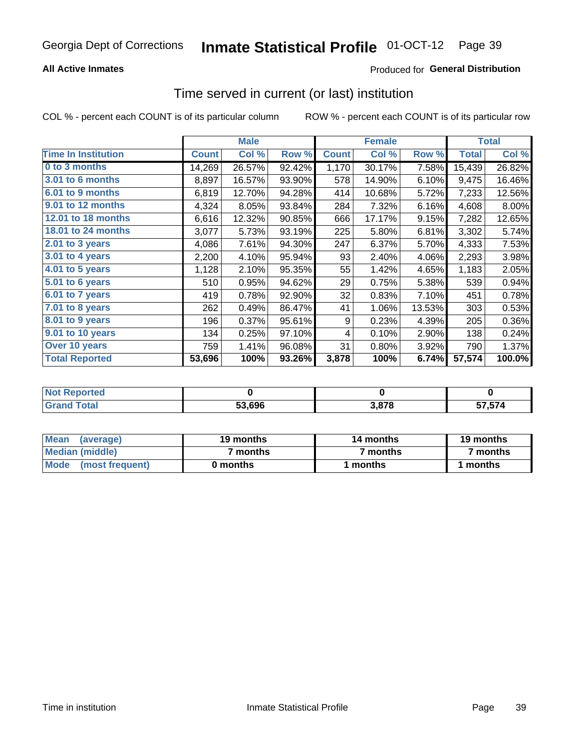Georgia Dept of Corrections **Inmate Statistical Profile** 01-OCT-12

**All Active Inmates**

Produced for **General Distribution**

## Time served in current (or last) institution

COL % - percent each COUNT is of its particular column ROW % - percent each COUNT is of its particular row

| | Male | | | Female | | | Total | |
|---|---|---|---|---|---|---|---|---|
| Time In Institution | Count | Col % | Row % | Count | Col % | Row % | Total | Col % |
| 0 to 3 months | 14,269 | 26.57% | 92.42% | 1,170 | 30.17% | 7.58% | 15,439 | 26.82% |
| 3.01 to 6 months | 8,897 | 16.57% | 93.90% | 578 | 14.90% | 6.10% | 9,475 | 16.46% |
| 6.01 to 9 months | 6,819 | 12.70% | 94.28% | 414 | 10.68% | 5.72% | 7,233 | 12.56% |
| 9.01 to 12 months | 4,324 | 8.05% | 93.84% | 284 | 7.32% | 6.16% | 4,608 | 8.00% |
| 12.01 to 18 months | 6,616 | 12.32% | 90.85% | 666 | 17.17% | 9.15% | 7,282 | 12.65% |
| 18.01 to 24 months | 3,077 | 5.73% | 93.19% | 225 | 5.80% | 6.81% | 3,302 | 5.74% |
| 2.01 to 3 years | 4,086 | 7.61% | 94.30% | 247 | 6.37% | 5.70% | 4,333 | 7.53% |
| 3.01 to 4 years | 2,200 | 4.10% | 95.94% | 93 | 2.40% | 4.06% | 2,293 | 3.98% |
| 4.01 to 5 years | 1,128 | 2.10% | 95.35% | 55 | 1.42% | 4.65% | 1,183 | 2.05% |
| 5.01 to 6 years | 510 | 0.95% | 94.62% | 29 | 0.75% | 5.38% | 539 | 0.94% |
| 6.01 to 7 years | 419 | 0.78% | 92.90% | 32 | 0.83% | 7.10% | 451 | 0.78% |
| 7.01 to 8 years | 262 | 0.49% | 86.47% | 41 | 1.06% | 13.53% | 303 | 0.53% |
| 8.01 to 9 years | 196 | 0.37% | 95.61% | 9 | 0.23% | 4.39% | 205 | 0.36% |
| 9.01 to 10 years | 134 | 0.25% | 97.10% | 4 | 0.10% | 2.90% | 138 | 0.24% |
| Over 10 years | 759 | 1.41% | 96.08% | 31 | 0.80% | 3.92% | 790 | 1.37% |
| **Total Reported** | **53,696** | **100%** | **93.26%** | **3,878** | **100%** | **6.74%** | **57,574** | **100.0%** |

| | Male | Female | Total |
|---|---|---|---|
| Not Reported | 0 | 0 | 0 |
| Grand Total | 53,696 | 3,878 | 57,574 |

| | Male | Female | Total |
|---|---|---|---|
| Mean (average) | 19 months | 14 months | 19 months |
| Median (middle) | 7 months | 7 months | 7 months |
| Mode (most frequent) | 0 months | 1 months | 1 months |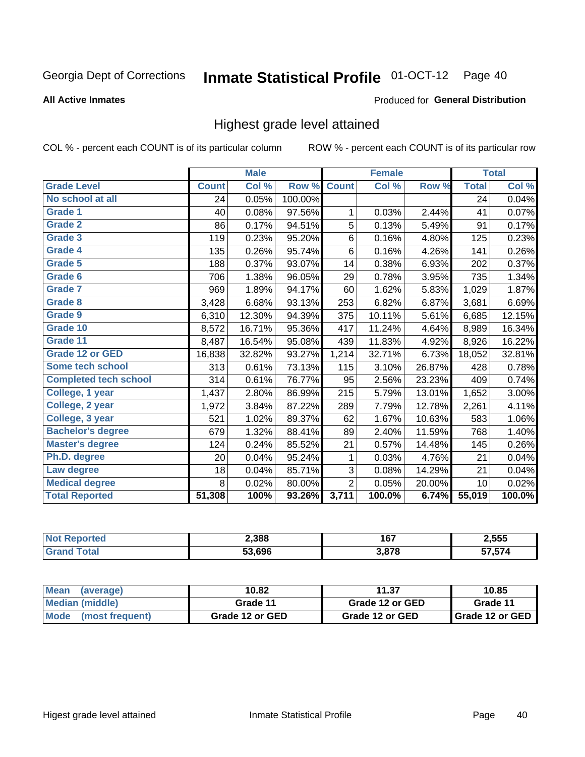Georgia Dept of Corrections **Inmate Statistical Profile** 01-OCT-12

**All Active Inmates**

Produced for **General Distribution**

## Highest grade level attained

COL % - percent each COUNT is of its particular column ROW % - percent each COUNT is of its particular row

| | Male | | | Female | | | Total | |
|---|---|---|---|---|---|---|---|---|
| **Grade Level** | **Count** | **Col %** | **Row %** | **Count** | **Col %** | **Row %** | **Total** | **Col %** |
| No school at all | 24 | 0.05% | 100.00% | | | | 24 | 0.04% |
| Grade 1 | 40 | 0.08% | 97.56% | 1 | 0.03% | 2.44% | 41 | 0.07% |
| Grade 2 | 86 | 0.17% | 94.51% | 5 | 0.13% | 5.49% | 91 | 0.17% |
| Grade 3 | 119 | 0.23% | 95.20% | 6 | 0.16% | 4.80% | 125 | 0.23% |
| Grade 4 | 135 | 0.26% | 95.74% | 6 | 0.16% | 4.26% | 141 | 0.26% |
| Grade 5 | 188 | 0.37% | 93.07% | 14 | 0.38% | 6.93% | 202 | 0.37% |
| Grade 6 | 706 | 1.38% | 96.05% | 29 | 0.78% | 3.95% | 735 | 1.34% |
| Grade 7 | 969 | 1.89% | 94.17% | 60 | 1.62% | 5.83% | 1,029 | 1.87% |
| Grade 8 | 3,428 | 6.68% | 93.13% | 253 | 6.82% | 6.87% | 3,681 | 6.69% |
| Grade 9 | 6,310 | 12.30% | 94.39% | 375 | 10.11% | 5.61% | 6,685 | 12.15% |
| Grade 10 | 8,572 | 16.71% | 95.36% | 417 | 11.24% | 4.64% | 8,989 | 16.34% |
| Grade 11 | 8,487 | 16.54% | 95.08% | 439 | 11.83% | 4.92% | 8,926 | 16.22% |
| Grade 12 or GED | 16,838 | 32.82% | 93.27% | 1,214 | 32.71% | 6.73% | 18,052 | 32.81% |
| Some tech school | 313 | 0.61% | 73.13% | 115 | 3.10% | 26.87% | 428 | 0.78% |
| Completed tech school | 314 | 0.61% | 76.77% | 95 | 2.56% | 23.23% | 409 | 0.74% |
| College, 1 year | 1,437 | 2.80% | 86.99% | 215 | 5.79% | 13.01% | 1,652 | 3.00% |
| College, 2 year | 1,972 | 3.84% | 87.22% | 289 | 7.79% | 12.78% | 2,261 | 4.11% |
| College, 3 year | 521 | 1.02% | 89.37% | 62 | 1.67% | 10.63% | 583 | 1.06% |
| Bachelor's degree | 679 | 1.32% | 88.41% | 89 | 2.40% | 11.59% | 768 | 1.40% |
| Master's degree | 124 | 0.24% | 85.52% | 21 | 0.57% | 14.48% | 145 | 0.26% |
| Ph.D. degree | 20 | 0.04% | 95.24% | 1 | 0.03% | 4.76% | 21 | 0.04% |
| Law degree | 18 | 0.04% | 85.71% | 3 | 0.08% | 14.29% | 21 | 0.04% |
| Medical degree | 8 | 0.02% | 80.00% | 2 | 0.05% | 20.00% | 10 | 0.02% |
| **Total Reported** | **51,308** | **100%** | **93.26%** | **3,711** | **100.0%** | **6.74%** | **55,019** | **100.0%** |

| | Male | Female | Total |
|---|---|---|---|
| Not Reported | 2,388 | 167 | 2,555 |
| Grand Total | 53,696 | 3,878 | 57,574 |

| | Male | Female | Total |
|---|---|---|---|
| Mean (average) | 10.82 | 11.37 | 10.85 |
| Median (middle) | Grade 11 | Grade 12 or GED | Grade 11 |
| Mode (most frequent) | Grade 12 or GED | Grade 12 or GED | Grade 12 or GED |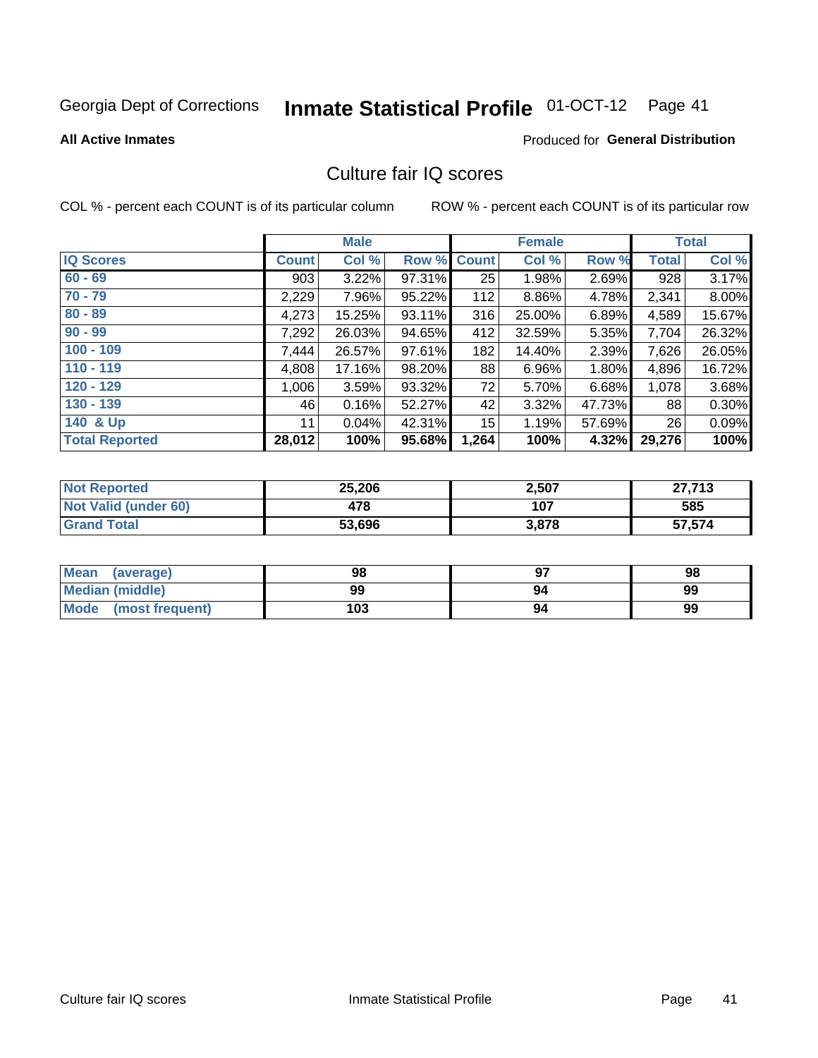Georgia Dept of Corrections **Inmate Statistical Profile** 01-OCT-12

**All Active Inmates**

Produced for **General Distribution**

## Culture fair IQ scores

COL % - percent each COUNT is of its particular column

ROW % - percent each COUNT is of its particular row

| | Male | | | Female | | | Total | |
|---|---|---|---|---|---|---|---|---|
| **IQ Scores** | **Count** | **Col %** | **Row %** | **Count** | **Col %** | **Row %** | **Total** | **Col %** |
| **60 - 69** | 903 | 3.22% | 97.31% | 25 | 1.98% | 2.69% | 928 | 3.17% |
| **70 - 79** | 2,229 | 7.96% | 95.22% | 112 | 8.86% | 4.78% | 2,341 | 8.00% |
| **80 - 89** | 4,273 | 15.25% | 93.11% | 316 | 25.00% | 6.89% | 4,589 | 15.67% |
| **90 - 99** | 7,292 | 26.03% | 94.65% | 412 | 32.59% | 5.35% | 7,704 | 26.32% |
| **100 - 109** | 7,444 | 26.57% | 97.61% | 182 | 14.40% | 2.39% | 7,626 | 26.05% |
| **110 - 119** | 4,808 | 17.16% | 98.20% | 88 | 6.96% | 1.80% | 4,896 | 16.72% |
| **120 - 129** | 1,006 | 3.59% | 93.32% | 72 | 5.70% | 6.68% | 1,078 | 3.68% |
| **130 - 139** | 46 | 0.16% | 52.27% | 42 | 3.32% | 47.73% | 88 | 0.30% |
| **140 & Up** | 11 | 0.04% | 42.31% | 15 | 1.19% | 57.69% | 26 | 0.09% |
| **Total Reported** | **28,012** | **100%** | **95.68%** | **1,264** | **100%** | **4.32%** | **29,276** | **100%** |

| | Male | Female | Total |
|---|---|---|---|
| **Not Reported** | **25,206** | **2,507** | **27,713** |
| **Not Valid (under 60)** | **478** | **107** | **585** |
| **Grand Total** | **53,696** | **3,878** | **57,574** |

| | Male | Female | Total |
|---|---|---|---|
| **Mean (average)** | **98** | **97** | **98** |
| **Median (middle)** | **99** | **94** | **99** |
| **Mode (most frequent)** | **103** | **94** | **99** |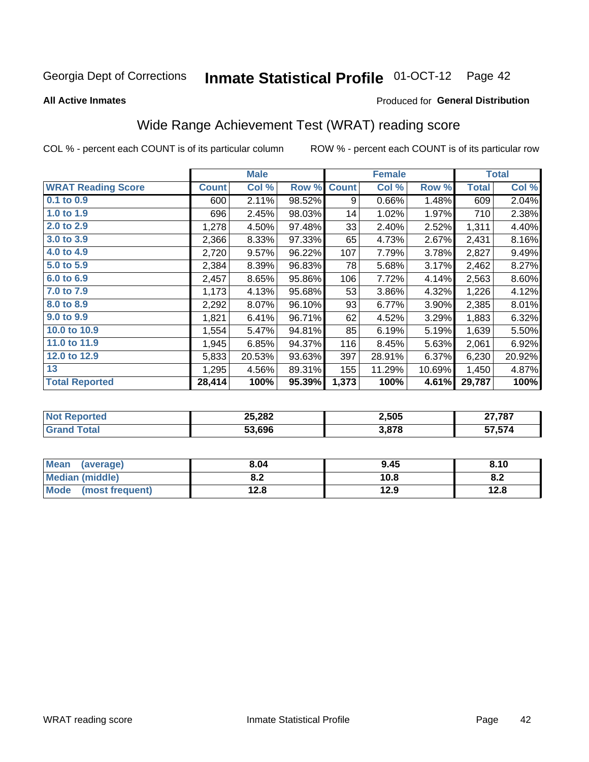Georgia Dept of Corrections **Inmate Statistical Profile** 01-OCT-12

**All Active Inmates**

Produced for **General Distribution**

## Wide Range Achievement Test (WRAT) reading score

COL % - percent each COUNT is of its particular column ROW % - percent each COUNT is of its particular row

| | Male | | | Female | | | Total | |
|---|---|---|---|---|---|---|---|---|
| **WRAT Reading Score** | **Count** | **Col %** | **Row %** | **Count** | **Col %** | **Row %** | **Total** | **Col %** |
| 0.1 to 0.9 | 600 | 2.11% | 98.52% | 9 | 0.66% | 1.48% | 609 | 2.04% |
| 1.0 to 1.9 | 696 | 2.45% | 98.03% | 14 | 1.02% | 1.97% | 710 | 2.38% |
| 2.0 to 2.9 | 1,278 | 4.50% | 97.48% | 33 | 2.40% | 2.52% | 1,311 | 4.40% |
| 3.0 to 3.9 | 2,366 | 8.33% | 97.33% | 65 | 4.73% | 2.67% | 2,431 | 8.16% |
| 4.0 to 4.9 | 2,720 | 9.57% | 96.22% | 107 | 7.79% | 3.78% | 2,827 | 9.49% |
| 5.0 to 5.9 | 2,384 | 8.39% | 96.83% | 78 | 5.68% | 3.17% | 2,462 | 8.27% |
| 6.0 to 6.9 | 2,457 | 8.65% | 95.86% | 106 | 7.72% | 4.14% | 2,563 | 8.60% |
| 7.0 to 7.9 | 1,173 | 4.13% | 95.68% | 53 | 3.86% | 4.32% | 1,226 | 4.12% |
| 8.0 to 8.9 | 2,292 | 8.07% | 96.10% | 93 | 6.77% | 3.90% | 2,385 | 8.01% |
| 9.0 to 9.9 | 1,821 | 6.41% | 96.71% | 62 | 4.52% | 3.29% | 1,883 | 6.32% |
| 10.0 to 10.9 | 1,554 | 5.47% | 94.81% | 85 | 6.19% | 5.19% | 1,639 | 5.50% |
| 11.0 to 11.9 | 1,945 | 6.85% | 94.37% | 116 | 8.45% | 5.63% | 2,061 | 6.92% |
| 12.0 to 12.9 | 5,833 | 20.53% | 93.63% | 397 | 28.91% | 6.37% | 6,230 | 20.92% |
| 13 | 1,295 | 4.56% | 89.31% | 155 | 11.29% | 10.69% | 1,450 | 4.87% |
| **Total Reported** | **28,414** | **100%** | **95.39%** | **1,373** | **100%** | **4.61%** | **29,787** | **100%** |

| | Male | Female | Total |
|---|---|---|---|
| Not Reported | 25,282 | 2,505 | 27,787 |
| Grand Total | 53,696 | 3,878 | 57,574 |

| | Male | Female | Total |
|---|---|---|---|
| Mean (average) | 8.04 | 9.45 | 8.10 |
| Median (middle) | 8.2 | 10.8 | 8.2 |
| Mode (most frequent) | 12.8 | 12.9 | 12.8 |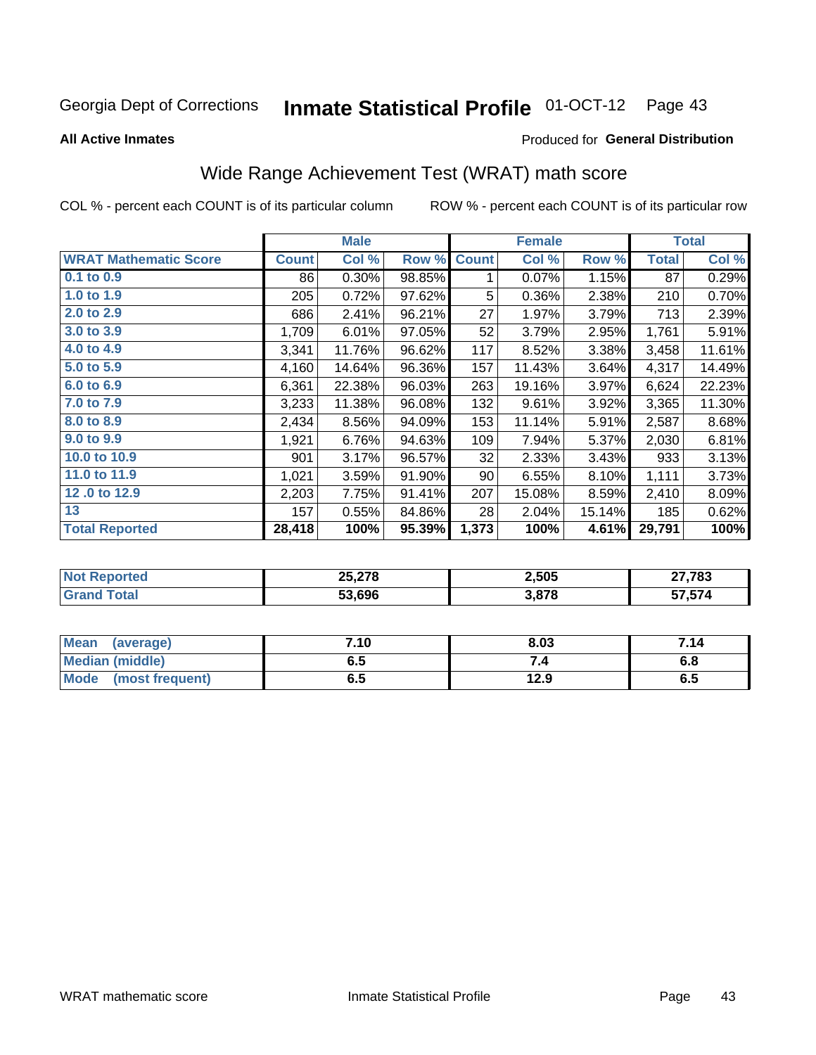Georgia Dept of Corrections **Inmate Statistical Profile** 01-OCT-12

**All Active Inmates** Produced for **General Distribution**

## Wide Range Achievement Test (WRAT) math score

COL % - percent each COUNT is of its particular column ROW % - percent each COUNT is of its particular row

| | Male | | | Female | | | Total | |
|---|---|---|---|---|---|---|---|---|
| **WRAT Mathematic Score** | **Count** | **Col %** | **Row %** | **Count** | **Col %** | **Row %** | **Total** | **Col %** |
| **0.1 to 0.9** | 86 | 0.30% | 98.85% | 1 | 0.07% | 1.15% | 87 | 0.29% |
| **1.0 to 1.9** | 205 | 0.72% | 97.62% | 5 | 0.36% | 2.38% | 210 | 0.70% |
| **2.0 to 2.9** | 686 | 2.41% | 96.21% | 27 | 1.97% | 3.79% | 713 | 2.39% |
| **3.0 to 3.9** | 1,709 | 6.01% | 97.05% | 52 | 3.79% | 2.95% | 1,761 | 5.91% |
| **4.0 to 4.9** | 3,341 | 11.76% | 96.62% | 117 | 8.52% | 3.38% | 3,458 | 11.61% |
| **5.0 to 5.9** | 4,160 | 14.64% | 96.36% | 157 | 11.43% | 3.64% | 4,317 | 14.49% |
| **6.0 to 6.9** | 6,361 | 22.38% | 96.03% | 263 | 19.16% | 3.97% | 6,624 | 22.23% |
| **7.0 to 7.9** | 3,233 | 11.38% | 96.08% | 132 | 9.61% | 3.92% | 3,365 | 11.30% |
| **8.0 to 8.9** | 2,434 | 8.56% | 94.09% | 153 | 11.14% | 5.91% | 2,587 | 8.68% |
| **9.0 to 9.9** | 1,921 | 6.76% | 94.63% | 109 | 7.94% | 5.37% | 2,030 | 6.81% |
| **10.0 to 10.9** | 901 | 3.17% | 96.57% | 32 | 2.33% | 3.43% | 933 | 3.13% |
| **11.0 to 11.9** | 1,021 | 3.59% | 91.90% | 90 | 6.55% | 8.10% | 1,111 | 3.73% |
| **12 .0 to 12.9** | 2,203 | 7.75% | 91.41% | 207 | 15.08% | 8.59% | 2,410 | 8.09% |
| **13** | 157 | 0.55% | 84.86% | 28 | 2.04% | 15.14% | 185 | 0.62% |
| **Total Reported** | **28,418** | **100%** | **95.39%** | **1,373** | **100%** | **4.61%** | **29,791** | **100%** |

| | Male | Female | Total |
|---|---|---|---|
| **Not Reported** | **25,278** | **2,505** | **27,783** |
| **Grand Total** | **53,696** | **3,878** | **57,574** |

| | Male | Female | Total |
|---|---|---|---|
| **Mean (average)** | **7.10** | **8.03** | **7.14** |
| **Median (middle)** | **6.5** | **7.4** | **6.8** |
| **Mode (most frequent)** | **6.5** | **12.9** | **6.5** |

WRAT mathematic score Inmate Statistical Profile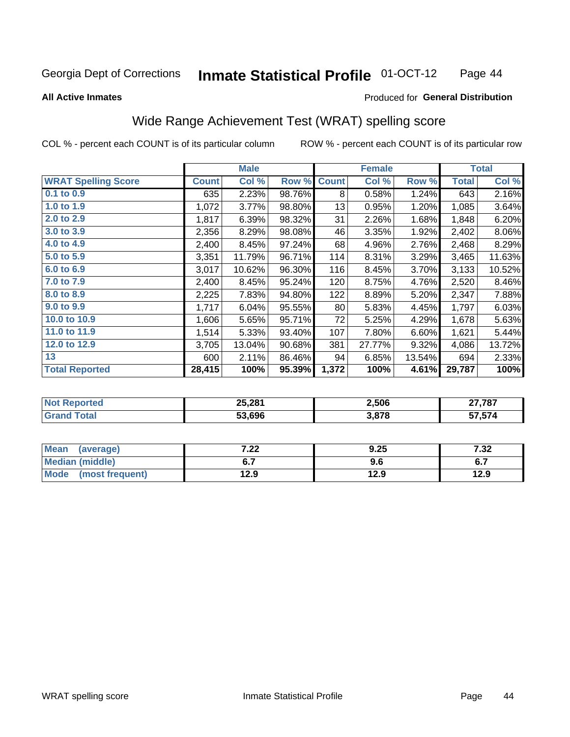Georgia Dept of Corrections **Inmate Statistical Profile** 01-OCT-12

**All Active Inmates**

Produced for **General Distribution**

## Wide Range Achievement Test (WRAT) spelling score

COL % - percent each COUNT is of its particular column

ROW % - percent each COUNT is of its particular row

| | Male | | | Female | | | Total | |
|---|---|---|---|---|---|---|---|---|
| **WRAT Spelling Score** | **Count** | **Col %** | **Row %** | **Count** | **Col %** | **Row %** | **Total** | **Col %** |
| 0.1 to 0.9 | 635 | 2.23% | 98.76% | 8 | 0.58% | 1.24% | 643 | 2.16% |
| 1.0 to 1.9 | 1,072 | 3.77% | 98.80% | 13 | 0.95% | 1.20% | 1,085 | 3.64% |
| 2.0 to 2.9 | 1,817 | 6.39% | 98.32% | 31 | 2.26% | 1.68% | 1,848 | 6.20% |
| 3.0 to 3.9 | 2,356 | 8.29% | 98.08% | 46 | 3.35% | 1.92% | 2,402 | 8.06% |
| 4.0 to 4.9 | 2,400 | 8.45% | 97.24% | 68 | 4.96% | 2.76% | 2,468 | 8.29% |
| 5.0 to 5.9 | 3,351 | 11.79% | 96.71% | 114 | 8.31% | 3.29% | 3,465 | 11.63% |
| 6.0 to 6.9 | 3,017 | 10.62% | 96.30% | 116 | 8.45% | 3.70% | 3,133 | 10.52% |
| 7.0 to 7.9 | 2,400 | 8.45% | 95.24% | 120 | 8.75% | 4.76% | 2,520 | 8.46% |
| 8.0 to 8.9 | 2,225 | 7.83% | 94.80% | 122 | 8.89% | 5.20% | 2,347 | 7.88% |
| 9.0 to 9.9 | 1,717 | 6.04% | 95.55% | 80 | 5.83% | 4.45% | 1,797 | 6.03% |
| 10.0 to 10.9 | 1,606 | 5.65% | 95.71% | 72 | 5.25% | 4.29% | 1,678 | 5.63% |
| 11.0 to 11.9 | 1,514 | 5.33% | 93.40% | 107 | 7.80% | 6.60% | 1,621 | 5.44% |
| 12.0 to 12.9 | 3,705 | 13.04% | 90.68% | 381 | 27.77% | 9.32% | 4,086 | 13.72% |
| 13 | 600 | 2.11% | 86.46% | 94 | 6.85% | 13.54% | 694 | 2.33% |
| **Total Reported** | **28,415** | **100%** | **95.39%** | **1,372** | **100%** | **4.61%** | **29,787** | **100%** |

| | Male | Female | Total |
|---|---|---|---|
| Not Reported | 25,281 | 2,506 | 27,787 |
| Grand Total | 53,696 | 3,878 | 57,574 |

| | Male | Female | Total |
|---|---|---|---|
| Mean (average) | 7.22 | 9.25 | 7.32 |
| Median (middle) | 6.7 | 9.6 | 6.7 |
| Mode (most frequent) | 12.9 | 12.9 | 12.9 |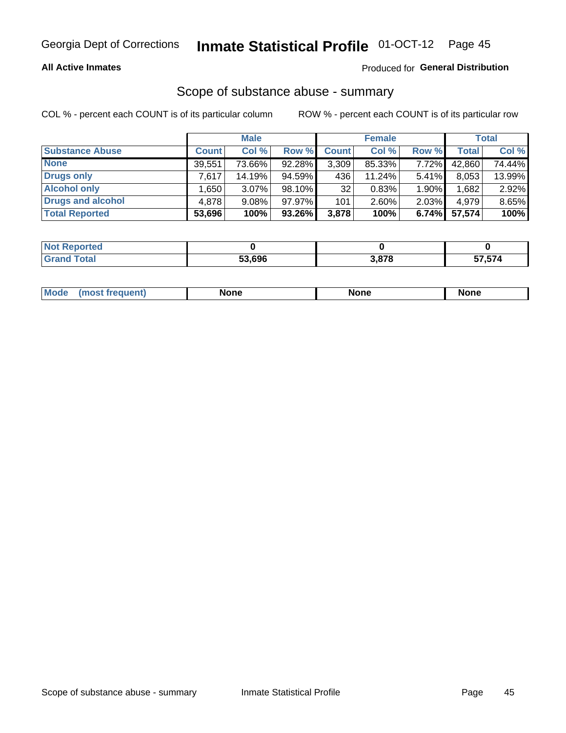Georgia Dept of Corrections **Inmate Statistical Profile** 01-OCT-12

**All Active Inmates**

Produced for **General Distribution**

## Scope of substance abuse - summary

COL % - percent each COUNT is of its particular column

ROW % - percent each COUNT is of its particular row

| | Male | | | Female | | | Total | |
|---|---|---|---|---|---|---|---|---|
| **Substance Abuse** | **Count** | **Col %** | **Row %** | **Count** | **Col %** | **Row %** | **Total** | **Col %** |
| **None** | 39,551 | 73.66% | 92.28% | 3,309 | 85.33% | 7.72% | 42,860 | 74.44% |
| **Drugs only** | 7,617 | 14.19% | 94.59% | 436 | 11.24% | 5.41% | 8,053 | 13.99% |
| **Alcohol only** | 1,650 | 3.07% | 98.10% | 32 | 0.83% | 1.90% | 1,682 | 2.92% |
| **Drugs and alcohol** | 4,878 | 9.08% | 97.97% | 101 | 2.60% | 2.03% | 4,979 | 8.65% |
| **Total Reported** | **53,696** | **100%** | **93.26%** | **3,878** | **100%** | **6.74%** | **57,574** | **100%** |

| | Male | Female | Total |
|---|---|---|---|
| **Not Reported** | **0** | **0** | **0** |
| **Grand Total** | **53,696** | **3,878** | **57,574** |

| | Male | Female | Total |
|---|---|---|---|
| **Mode (most frequent)** | **None** | **None** | **None** |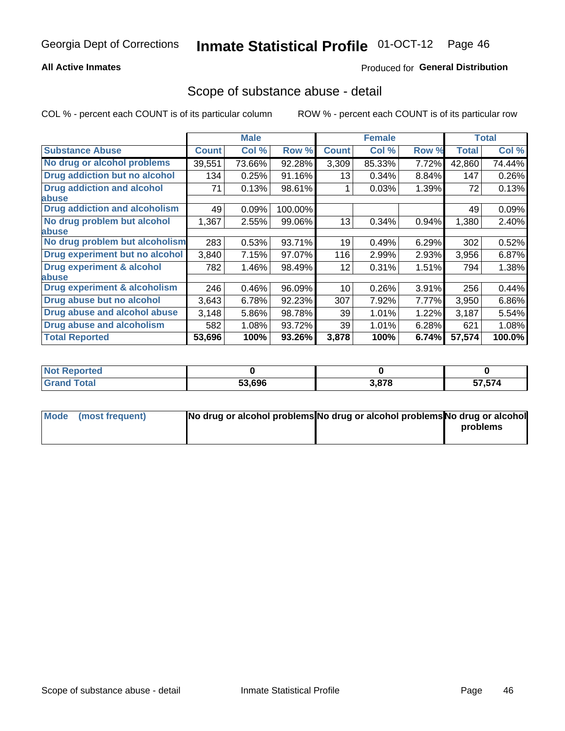**All Active Inmates** Produced for **General Distribution**

## Scope of substance abuse - detail

COL % - percent each COUNT is of its particular column ROW % - percent each COUNT is of its particular row

| Substance Abuse | Male | | | Female | | | Total | |
|---|---|---|---|---|---|---|---|---|
| | Count | Col % | Row % | Count | Col % | Row % | Total | Col % |
| No drug or alcohol problems | 39,551 | 73.66% | 92.28% | 3,309 | 85.33% | 7.72% | 42,860 | 74.44% |
| Drug addiction but no alcohol | 134 | 0.25% | 91.16% | 13 | 0.34% | 8.84% | 147 | 0.26% |
| Drug addiction and alcohol abuse | 71 | 0.13% | 98.61% | 1 | 0.03% | 1.39% | 72 | 0.13% |
| Drug addiction and alcoholism | 49 | 0.09% | 100.00% | | | | 49 | 0.09% |
| No drug problem but alcohol abuse | 1,367 | 2.55% | 99.06% | 13 | 0.34% | 0.94% | 1,380 | 2.40% |
| No drug problem but alcoholism | 283 | 0.53% | 93.71% | 19 | 0.49% | 6.29% | 302 | 0.52% |
| Drug experiment but no alcohol | 3,840 | 7.15% | 97.07% | 116 | 2.99% | 2.93% | 3,956 | 6.87% |
| Drug experiment & alcohol abuse | 782 | 1.46% | 98.49% | 12 | 0.31% | 1.51% | 794 | 1.38% |
| Drug experiment & alcoholism | 246 | 0.46% | 96.09% | 10 | 0.26% | 3.91% | 256 | 0.44% |
| Drug abuse but no alcohol | 3,643 | 6.78% | 92.23% | 307 | 7.92% | 7.77% | 3,950 | 6.86% |
| Drug abuse and alcohol abuse | 3,148 | 5.86% | 98.78% | 39 | 1.01% | 1.22% | 3,187 | 5.54% |
| Drug abuse and alcoholism | 582 | 1.08% | 93.72% | 39 | 1.01% | 6.28% | 621 | 1.08% |
| **Total Reported** | **53,696** | **100%** | **93.26%** | **3,878** | **100%** | **6.74%** | **57,574** | **100.0%** |

| | Male | Female | Total |
|---|---|---|---|
| Not Reported | 0 | 0 | 0 |
| Grand Total | 53,696 | 3,878 | 57,574 |

| | Male | Female | Total |
|---|---|---|---|
| Mode (most frequent) | No drug or alcohol problems | No drug or alcohol problems | No drug or alcohol problems |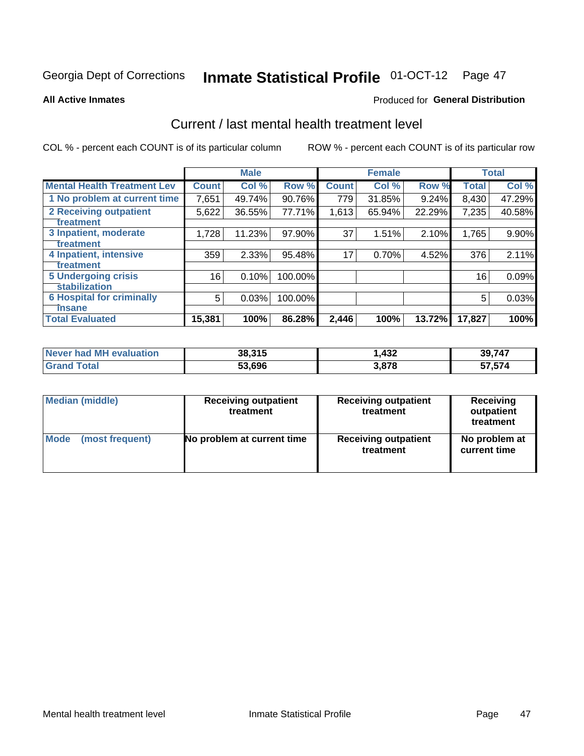Georgia Dept of Corrections **Inmate Statistical Profile** 01-OCT-12

**All Active Inmates**

Produced for **General Distribution**

## Current / last mental health treatment level

COL % - percent each COUNT is of its particular column ROW % - percent each COUNT is of its particular row

| | Male | | | Female | | | Total | |
|---|---|---|---|---|---|---|---|---|
| **Mental Health Treatment Lev** | **Count** | **Col %** | **Row %** | **Count** | **Col %** | **Row %** | **Total** | **Col %** |
| 1 No problem at current time | 7,651 | 49.74% | 90.76% | 779 | 31.85% | 9.24% | 8,430 | 47.29% |
| 2 Receiving outpatient treatment | 5,622 | 36.55% | 77.71% | 1,613 | 65.94% | 22.29% | 7,235 | 40.58% |
| 3 Inpatient, moderate treatment | 1,728 | 11.23% | 97.90% | 37 | 1.51% | 2.10% | 1,765 | 9.90% |
| 4 Inpatient, intensive treatment | 359 | 2.33% | 95.48% | 17 | 0.70% | 4.52% | 376 | 2.11% |
| 5 Undergoing crisis stabilization | 16 | 0.10% | 100.00% | | | | 16 | 0.09% |
| 6 Hospital for criminally insane | 5 | 0.03% | 100.00% | | | | 5 | 0.03% |
| **Total Evaluated** | **15,381** | **100%** | **86.28%** | **2,446** | **100%** | **13.72%** | **17,827** | **100%** |

| | Male | Female | Total |
|---|---|---|---|
| Never had MH evaluation | 38,315 | 1,432 | 39,747 |
| Grand Total | 53,696 | 3,878 | 57,574 |

| | Male | Female | Total |
|---|---|---|---|
| Median (middle) | Receiving outpatient treatment | Receiving outpatient treatment | Receiving outpatient treatment |
| Mode (most frequent) | No problem at current time | Receiving outpatient treatment | No problem at current time |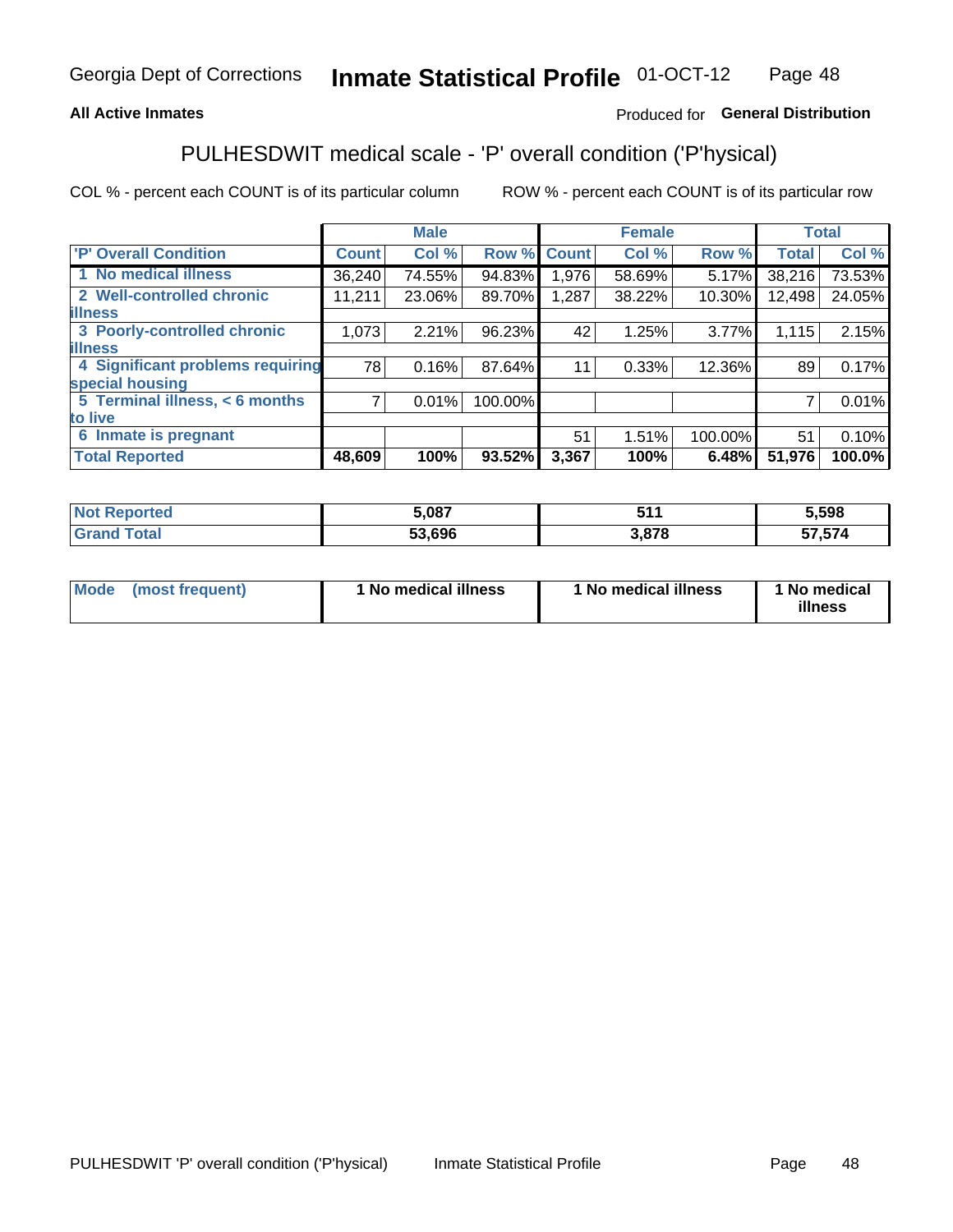Georgia Dept of Corrections **Inmate Statistical Profile** 01-OCT-12

**All Active Inmates**

Produced for **General Distribution**

## PULHESDWIT medical scale - 'P' overall condition ('P'hysical)

COL % - percent each COUNT is of its particular column

ROW % - percent each COUNT is of its particular row

| | Male | | | Female | | | Total | |
|---|---|---|---|---|---|---|---|---|
| **'P' Overall Condition** | **Count** | **Col %** | **Row %** | **Count** | **Col %** | **Row %** | **Total** | **Col %** |
| **1 No medical illness** | 36,240 | 74.55% | 94.83% | 1,976 | 58.69% | 5.17% | 38,216 | 73.53% |
| **2 Well-controlled chronic illness** | 11,211 | 23.06% | 89.70% | 1,287 | 38.22% | 10.30% | 12,498 | 24.05% |
| **3 Poorly-controlled chronic illness** | 1,073 | 2.21% | 96.23% | 42 | 1.25% | 3.77% | 1,115 | 2.15% |
| **4 Significant problems requiring special housing** | 78 | 0.16% | 87.64% | 11 | 0.33% | 12.36% | 89 | 0.17% |
| **5 Terminal illness, < 6 months to live** | 7 | 0.01% | 100.00% | | | | 7 | 0.01% |
| **6 Inmate is pregnant** | | | | 51 | 1.51% | 100.00% | 51 | 0.10% |
| **Total Reported** | **48,609** | **100%** | **93.52%** | **3,367** | **100%** | **6.48%** | **51,976** | **100.0%** |

| | Male | Female | Total |
|---|---|---|---|
| **Not Reported** | **5,087** | **511** | **5,598** |
| **Grand Total** | **53,696** | **3,878** | **57,574** |

| | Male | Female | Total |
|---|---|---|---|
| **Mode (most frequent)** | **1 No medical illness** | **1 No medical illness** | **1 No medical illness** |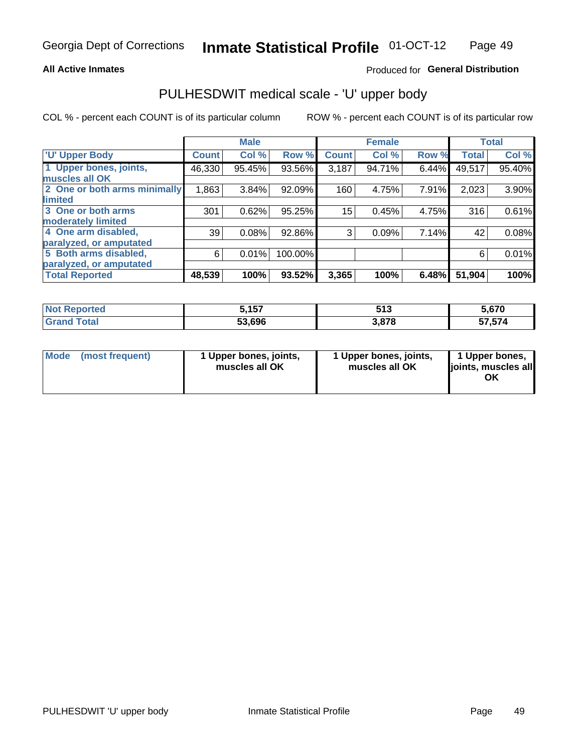**All Active Inmates**

Produced for **General Distribution**

## PULHESDWIT medical scale - 'U' upper body

COL % - percent each COUNT is of its particular column

ROW % - percent each COUNT is of its particular row

| | Male | | | Female | | | Total | |
|---|---|---|---|---|---|---|---|---|
| 'U' Upper Body | Count | Col % | Row % | Count | Col % | Row % | Total | Col % |
| 1 Upper bones, joints, muscles all OK | 46,330 | 95.45% | 93.56% | 3,187 | 94.71% | 6.44% | 49,517 | 95.40% |
| 2 One or both arms minimally limited | 1,863 | 3.84% | 92.09% | 160 | 4.75% | 7.91% | 2,023 | 3.90% |
| 3 One or both arms moderately limited | 301 | 0.62% | 95.25% | 15 | 0.45% | 4.75% | 316 | 0.61% |
| 4 One arm disabled, paralyzed, or amputated | 39 | 0.08% | 92.86% | 3 | 0.09% | 7.14% | 42 | 0.08% |
| 5 Both arms disabled, paralyzed, or amputated | 6 | 0.01% | 100.00% | | | | 6 | 0.01% |
| **Total Reported** | **48,539** | **100%** | **93.52%** | **3,365** | **100%** | **6.48%** | **51,904** | **100%** |

| | Male | Female | Total |
|---|---|---|---|
| Not Reported | 5,157 | 513 | 5,670 |
| Grand Total | 53,696 | 3,878 | 57,574 |

| Mode (most frequent) | 1 Upper bones, joints, muscles all OK | 1 Upper bones, joints, muscles all OK | 1 Upper bones, joints, muscles all OK |
|---|---|---|---|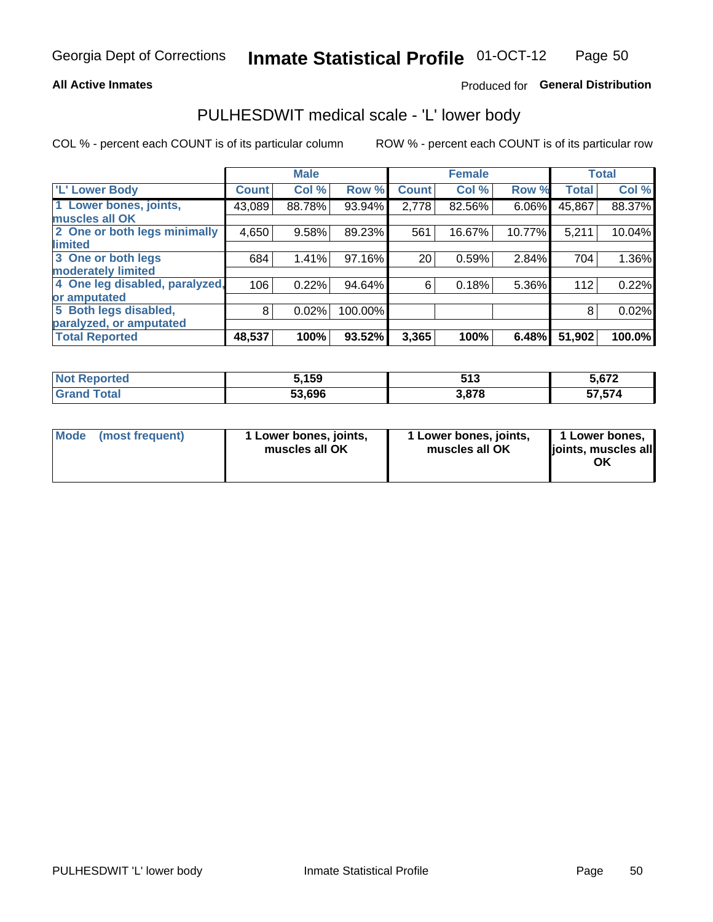Georgia Dept of Corrections **Inmate Statistical Profile** 01-OCT-12

**All Active Inmates**

Produced for **General Distribution**

## PULHESDWIT medical scale - 'L' lower body

COL % - percent each COUNT is of its particular column

ROW % - percent each COUNT is of its particular row

| | Male | | | Female | | | Total | |
|---|---|---|---|---|---|---|---|---|
| **'L' Lower Body** | **Count** | **Col %** | **Row %** | **Count** | **Col %** | **Row %** | **Total** | **Col %** |
| **1 Lower bones, joints, muscles all OK** | 43,089 | 88.78% | 93.94% | 2,778 | 82.56% | 6.06% | 45,867 | 88.37% |
| **2 One or both legs minimally limited** | 4,650 | 9.58% | 89.23% | 561 | 16.67% | 10.77% | 5,211 | 10.04% |
| **3 One or both legs moderately limited** | 684 | 1.41% | 97.16% | 20 | 0.59% | 2.84% | 704 | 1.36% |
| **4 One leg disabled, paralyzed, or amputated** | 106 | 0.22% | 94.64% | 6 | 0.18% | 5.36% | 112 | 0.22% |
| **5 Both legs disabled, paralyzed, or amputated** | 8 | 0.02% | 100.00% | | | | 8 | 0.02% |
| **Total Reported** | **48,537** | **100%** | **93.52%** | **3,365** | **100%** | **6.48%** | **51,902** | **100.0%** |

| | Male | Female | Total |
|---|---|---|---|
| **Not Reported** | **5,159** | **513** | **5,672** |
| **Grand Total** | **53,696** | **3,878** | **57,574** |

| | Male | Female | Total |
|---|---|---|---|
| **Mode (most frequent)** | **1 Lower bones, joints, muscles all OK** | **1 Lower bones, joints, muscles all OK** | **1 Lower bones, joints, muscles all OK** |

PULHESDWIT 'L' lower body

Inmate Statistical Profile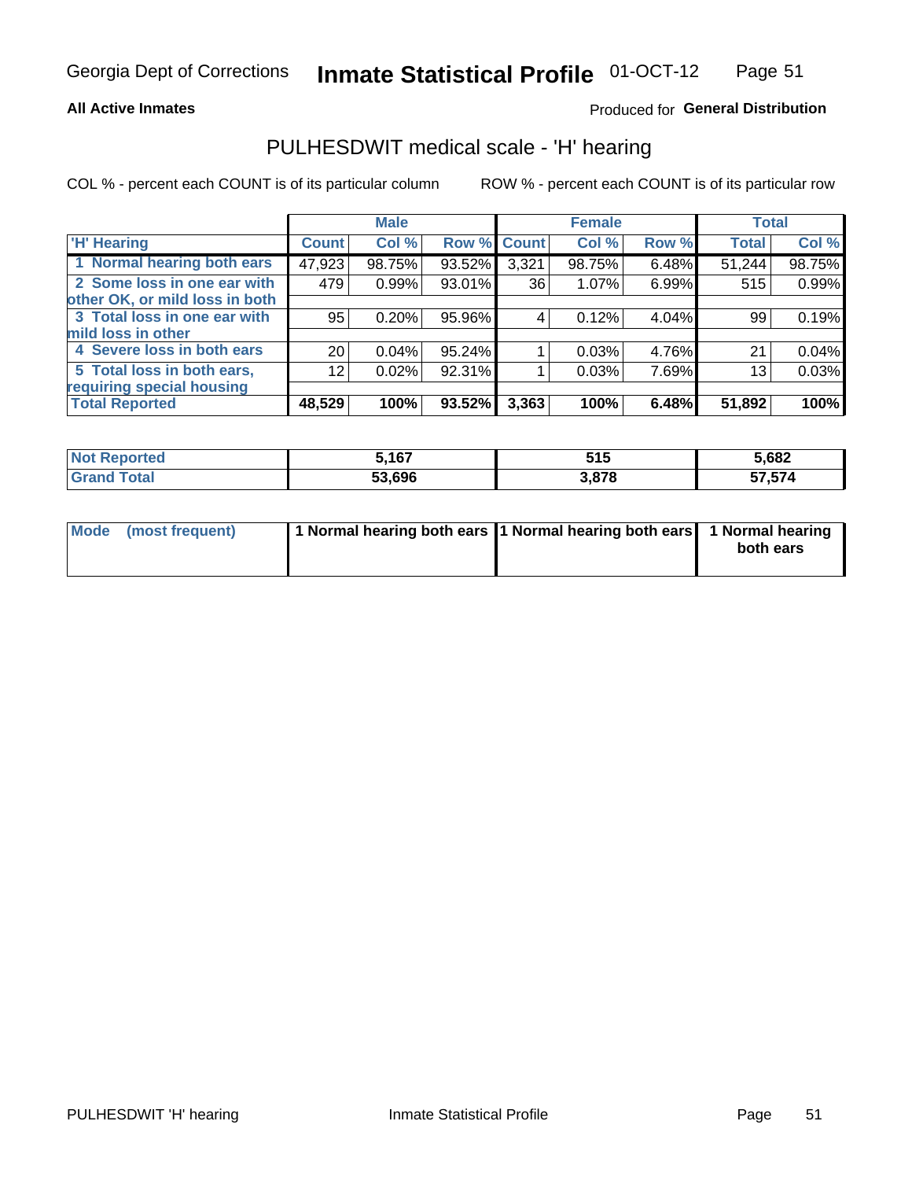Georgia Dept of Corrections **Inmate Statistical Profile** 01-OCT-12

**All Active Inmates**

Produced for **General Distribution**

## PULHESDWIT medical scale - 'H' hearing

COL % - percent each COUNT is of its particular column ROW % - percent each COUNT is of its particular row

| | Male | | | Female | | | Total | |
|---|---|---|---|---|---|---|---|---|
| 'H' Hearing | Count | Col % | Row % | Count | Col % | Row % | Total | Col % |
| 1 Normal hearing both ears | 47,923 | 98.75% | 93.52% | 3,321 | 98.75% | 6.48% | 51,244 | 98.75% |
| 2 Some loss in one ear with other OK, or mild loss in both | 479 | 0.99% | 93.01% | 36 | 1.07% | 6.99% | 515 | 0.99% |
| 3 Total loss in one ear with mild loss in other | 95 | 0.20% | 95.96% | 4 | 0.12% | 4.04% | 99 | 0.19% |
| 4 Severe loss in both ears | 20 | 0.04% | 95.24% | 1 | 0.03% | 4.76% | 21 | 0.04% |
| 5 Total loss in both ears, requiring special housing | 12 | 0.02% | 92.31% | 1 | 0.03% | 7.69% | 13 | 0.03% |
| **Total Reported** | **48,529** | **100%** | **93.52%** | **3,363** | **100%** | **6.48%** | **51,892** | **100%** |

| | Male | Female | Total |
|---|---|---|---|
| Not Reported | 5,167 | 515 | 5,682 |
| Grand Total | 53,696 | 3,878 | 57,574 |

| | Male | Female | Total |
|---|---|---|---|
| Mode (most frequent) | 1 Normal hearing both ears | 1 Normal hearing both ears | 1 Normal hearing both ears |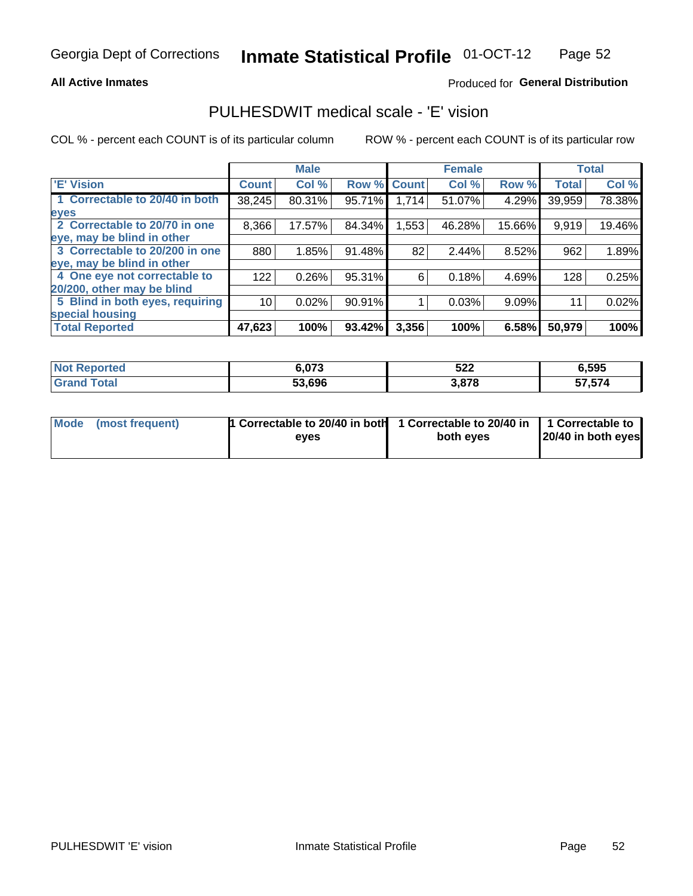Georgia Dept of Corrections **Inmate Statistical Profile** 01-OCT-12

**All Active Inmates**

Produced for **General Distribution**

## PULHESDWIT medical scale - 'E' vision

COL % - percent each COUNT is of its particular column

ROW % - percent each COUNT is of its particular row

| | Male | | | Female | | | Total | |
|---|---|---|---|---|---|---|---|---|
| 'E' Vision | Count | Col % | Row % | Count | Col % | Row % | Total | Col % |
| 1 Correctable to 20/40 in both eyes | 38,245 | 80.31% | 95.71% | 1,714 | 51.07% | 4.29% | 39,959 | 78.38% |
| 2 Correctable to 20/70 in one eye, may be blind in other | 8,366 | 17.57% | 84.34% | 1,553 | 46.28% | 15.66% | 9,919 | 19.46% |
| 3 Correctable to 20/200 in one eye, may be blind in other | 880 | 1.85% | 91.48% | 82 | 2.44% | 8.52% | 962 | 1.89% |
| 4 One eye not correctable to 20/200, other may be blind | 122 | 0.26% | 95.31% | 6 | 0.18% | 4.69% | 128 | 0.25% |
| 5 Blind in both eyes, requiring special housing | 10 | 0.02% | 90.91% | 1 | 0.03% | 9.09% | 11 | 0.02% |
| **Total Reported** | **47,623** | **100%** | **93.42%** | **3,356** | **100%** | **6.58%** | **50,979** | **100%** |

| | Male | Female | Total |
|---|---|---|---|
| Not Reported | 6,073 | 522 | 6,595 |
| Grand Total | 53,696 | 3,878 | 57,574 |

| | Male | Female | Total |
|---|---|---|---|
| Mode (most frequent) | 1 Correctable to 20/40 in both eyes | 1 Correctable to 20/40 in both eyes | 1 Correctable to 20/40 in both eyes |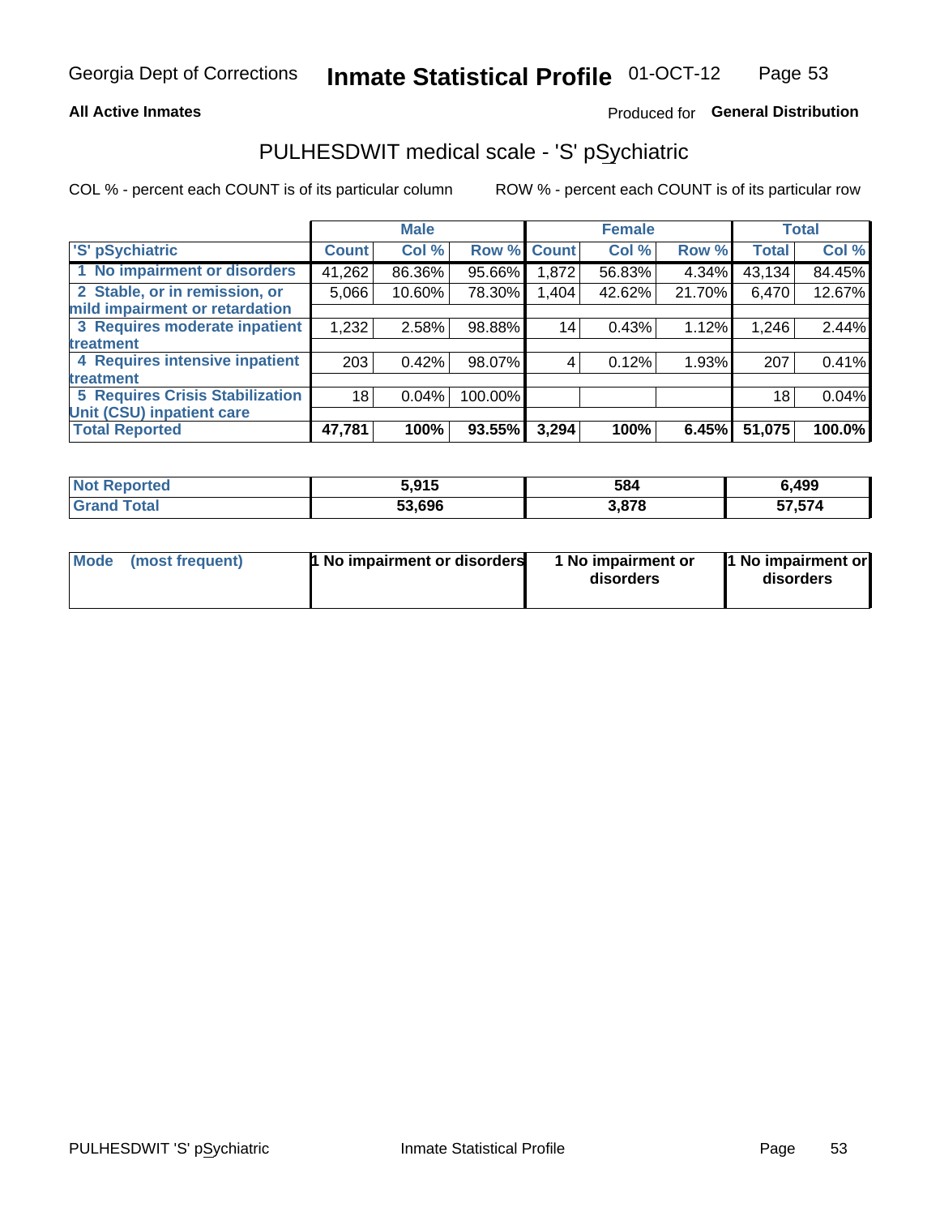Georgia Dept of Corrections **Inmate Statistical Profile** 01-OCT-12

**All Active Inmates**

Produced for **General Distribution**

## PULHESDWIT medical scale - 'S' pSychiatric

COL % - percent each COUNT is of its particular column

ROW % - percent each COUNT is of its particular row

| | Male | | | Female | | | Total | |
|---|---|---|---|---|---|---|---|---|
| 'S' pSychiatric | Count | Col % | Row % | Count | Col % | Row % | Total | Col % |
| 1 No impairment or disorders | 41,262 | 86.36% | 95.66% | 1,872 | 56.83% | 4.34% | 43,134 | 84.45% |
| 2 Stable, or in remission, or mild impairment or retardation | 5,066 | 10.60% | 78.30% | 1,404 | 42.62% | 21.70% | 6,470 | 12.67% |
| 3 Requires moderate inpatient treatment | 1,232 | 2.58% | 98.88% | 14 | 0.43% | 1.12% | 1,246 | 2.44% |
| 4 Requires intensive inpatient treatment | 203 | 0.42% | 98.07% | 4 | 0.12% | 1.93% | 207 | 0.41% |
| 5 Requires Crisis Stabilization Unit (CSU) inpatient care | 18 | 0.04% | 100.00% | | | | 18 | 0.04% |
| **Total Reported** | **47,781** | **100%** | **93.55%** | **3,294** | **100%** | **6.45%** | **51,075** | **100.0%** |

| | Male | Female | Total |
|---|---|---|---|
| Not Reported | 5,915 | 584 | 6,499 |
| Grand Total | 53,696 | 3,878 | 57,574 |

| | Male | Female | Total |
|---|---|---|---|
| Mode (most frequent) | 1 No impairment or disorders | 1 No impairment or disorders | 1 No impairment or disorders |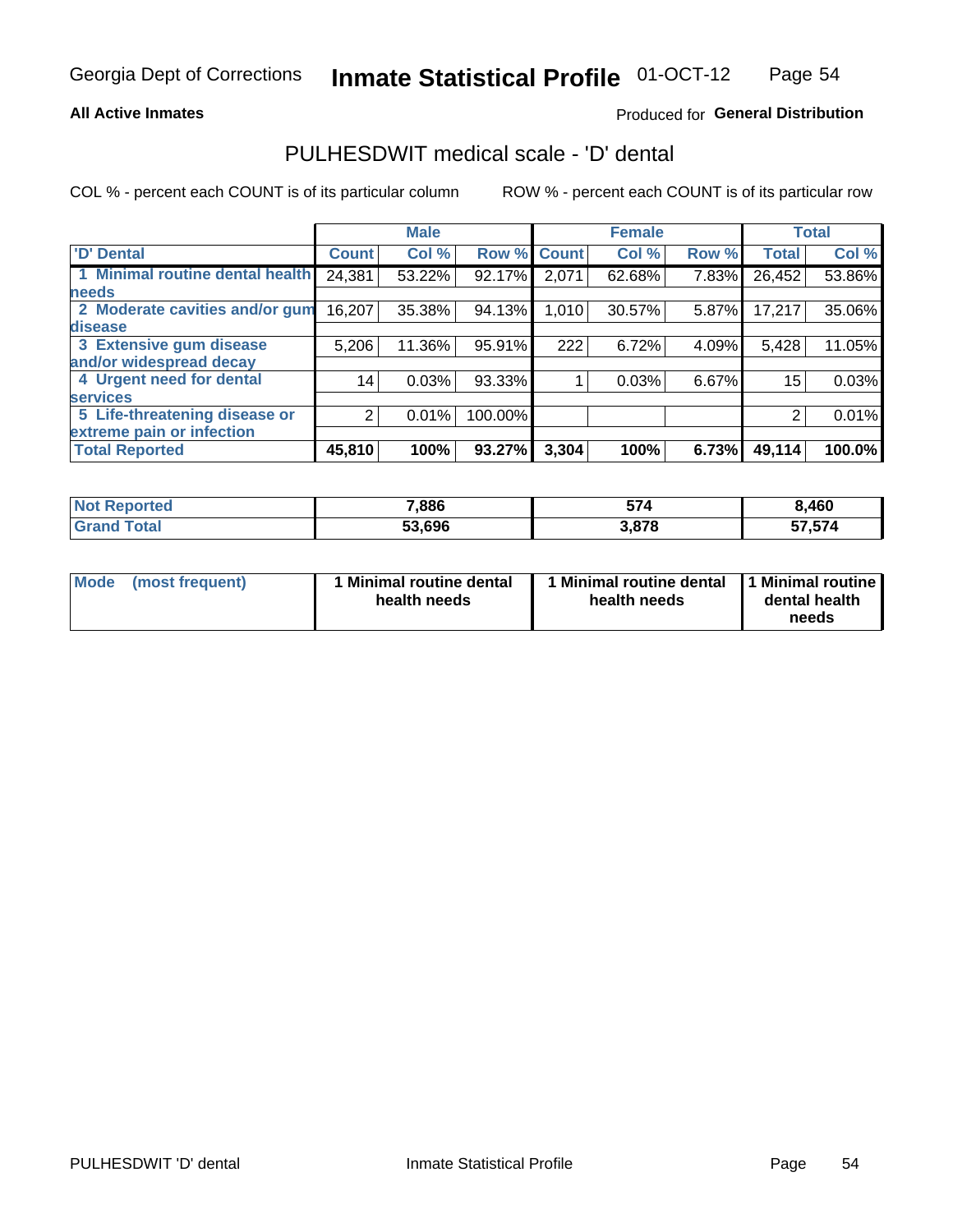**All Active Inmates**

Produced for **General Distribution**

## PULHESDWIT medical scale - 'D' dental

COL % - percent each COUNT is of its particular column

ROW % - percent each COUNT is of its particular row

| | Male | | | Female | | | Total | |
|---|---|---|---|---|---|---|---|---|
| 'D' Dental | Count | Col % | Row % | Count | Col % | Row % | Total | Col % |
| 1 Minimal routine dental health needs | 24,381 | 53.22% | 92.17% | 2,071 | 62.68% | 7.83% | 26,452 | 53.86% |
| 2 Moderate cavities and/or gum disease | 16,207 | 35.38% | 94.13% | 1,010 | 30.57% | 5.87% | 17,217 | 35.06% |
| 3 Extensive gum disease and/or widespread decay | 5,206 | 11.36% | 95.91% | 222 | 6.72% | 4.09% | 5,428 | 11.05% |
| 4 Urgent need for dental services | 14 | 0.03% | 93.33% | 1 | 0.03% | 6.67% | 15 | 0.03% |
| 5 Life-threatening disease or extreme pain or infection | 2 | 0.01% | 100.00% | | | | 2 | 0.01% |
| **Total Reported** | **45,810** | **100%** | **93.27%** | **3,304** | **100%** | **6.73%** | **49,114** | **100.0%** |

| | Male | Female | Total |
|---|---|---|---|
| **Not Reported** | **7,886** | **574** | **8,460** |
| **Grand Total** | **53,696** | **3,878** | **57,574** |

| | Male | Female | Total |
|---|---|---|---|
| **Mode (most frequent)** | **1 Minimal routine dental health needs** | **1 Minimal routine dental health needs** | **1 Minimal routine dental health needs** |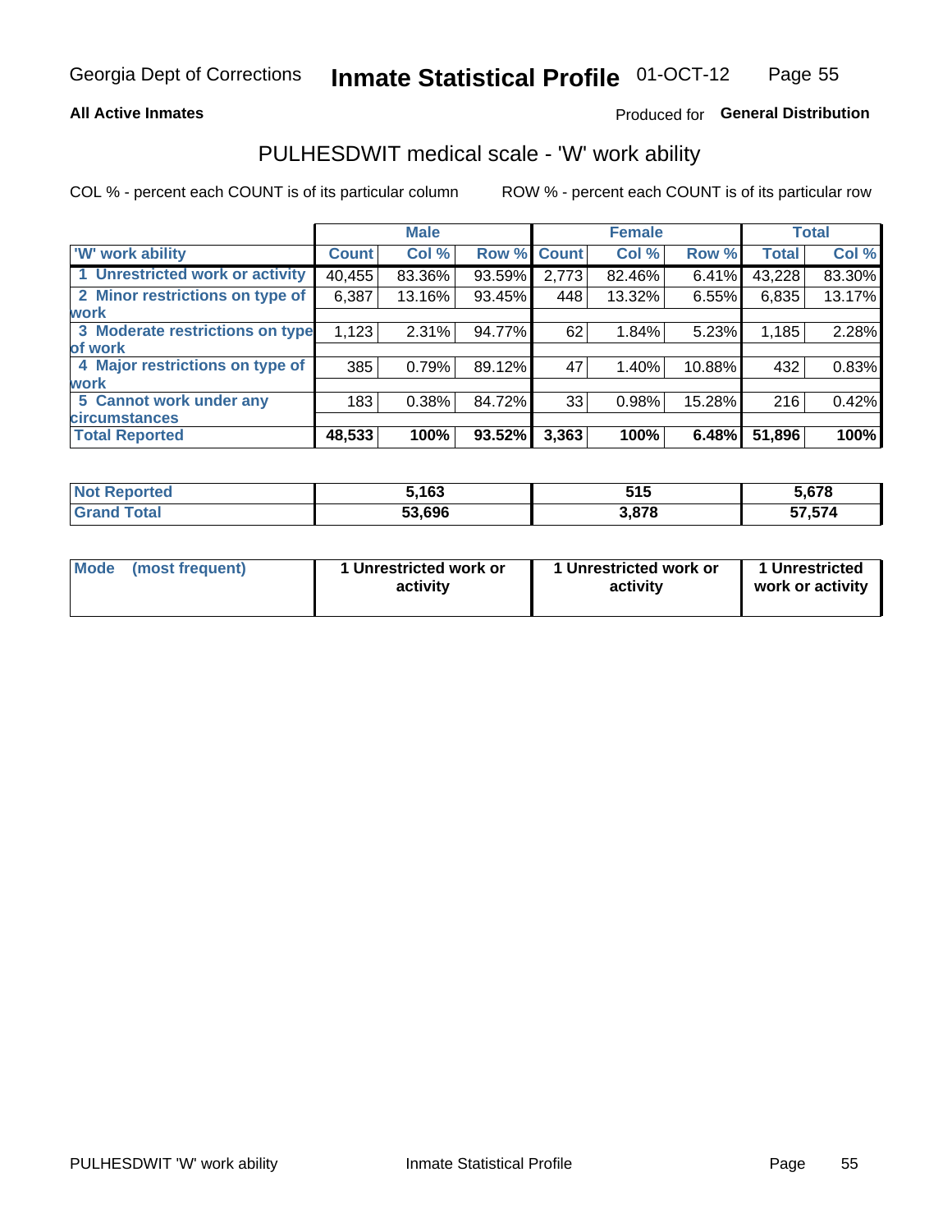Georgia Dept of Corrections **Inmate Statistical Profile** 01-OCT-12

**All Active Inmates**

Produced for **General Distribution**

## PULHESDWIT medical scale - 'W' work ability

COL % - percent each COUNT is of its particular column

ROW % - percent each COUNT is of its particular row

| | Male | | | Female | | | Total | |
|---|---|---|---|---|---|---|---|---|
| 'W' work ability | Count | Col % | Row % | Count | Col % | Row % | Total | Col % |
| 1 Unrestricted work or activity | 40,455 | 83.36% | 93.59% | 2,773 | 82.46% | 6.41% | 43,228 | 83.30% |
| 2 Minor restrictions on type of work | 6,387 | 13.16% | 93.45% | 448 | 13.32% | 6.55% | 6,835 | 13.17% |
| 3 Moderate restrictions on type of work | 1,123 | 2.31% | 94.77% | 62 | 1.84% | 5.23% | 1,185 | 2.28% |
| 4 Major restrictions on type of work | 385 | 0.79% | 89.12% | 47 | 1.40% | 10.88% | 432 | 0.83% |
| 5 Cannot work under any circumstances | 183 | 0.38% | 84.72% | 33 | 0.98% | 15.28% | 216 | 0.42% |
| **Total Reported** | **48,533** | **100%** | **93.52%** | **3,363** | **100%** | **6.48%** | **51,896** | **100%** |

| | Male | Female | Total |
|---|---|---|---|
| Not Reported | 5,163 | 515 | 5,678 |
| Grand Total | 53,696 | 3,878 | 57,574 |

| | Male | Female | Total |
|---|---|---|---|
| Mode (most frequent) | 1 Unrestricted work or activity | 1 Unrestricted work or activity | 1 Unrestricted work or activity |

PULHESDWIT 'W' work ability Inmate Statistical Profile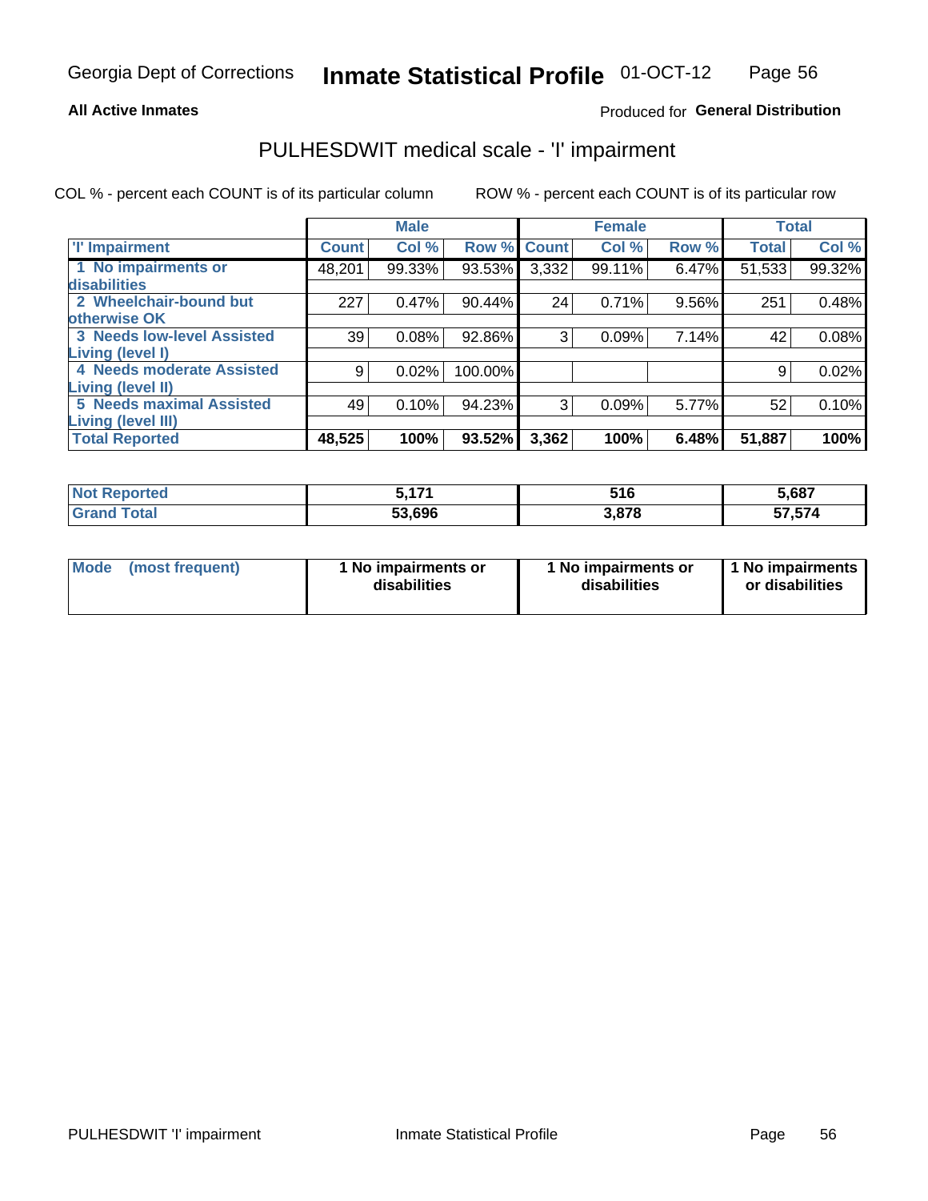**All Active Inmates** Produced for **General Distribution**

# PULHESDWIT medical scale - 'I' impairment

COL % - percent each COUNT is of its particular column ROW % - percent each COUNT is of its particular row

| | Male | | | Female | | | Total | |
|---|---|---|---|---|---|---|---|---|
| 'I' Impairment | Count | Col % | Row % | Count | Col % | Row % | Total | Col % |
| 1 No impairments or disabilities | 48,201 | 99.33% | 93.53% | 3,332 | 99.11% | 6.47% | 51,533 | 99.32% |
| 2 Wheelchair-bound but otherwise OK | 227 | 0.47% | 90.44% | 24 | 0.71% | 9.56% | 251 | 0.48% |
| 3 Needs low-level Assisted Living (level I) | 39 | 0.08% | 92.86% | 3 | 0.09% | 7.14% | 42 | 0.08% |
| 4 Needs moderate Assisted Living (level II) | 9 | 0.02% | 100.00% | | | | 9 | 0.02% |
| 5 Needs maximal Assisted Living (level III) | 49 | 0.10% | 94.23% | 3 | 0.09% | 5.77% | 52 | 0.10% |
| **Total Reported** | **48,525** | **100%** | **93.52%** | **3,362** | **100%** | **6.48%** | **51,887** | **100%** |

| | Male | Female | Total |
|---|---|---|---|
| Not Reported | 5,171 | 516 | 5,687 |
| Grand Total | 53,696 | 3,878 | 57,574 |

| Mode (most frequent) | 1 No impairments or disabilities | 1 No impairments or disabilities | 1 No impairments or disabilities |
|---|---|---|---|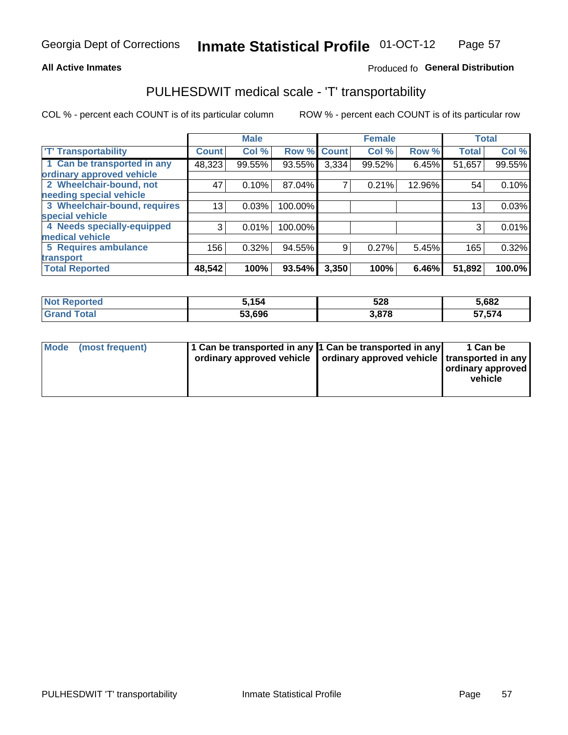Georgia Dept of Corrections **Inmate Statistical Profile** 01-OCT-12

**All Active Inmates**

Produced fo **General Distribution**

## PULHESDWIT medical scale - 'T' transportability

COL % - percent each COUNT is of its particular column

ROW % - percent each COUNT is of its particular row

| | Male | | | Female | | | Total | |
|---|---|---|---|---|---|---|---|---|
| 'T' Transportability | Count | Col % | Row % | Count | Col % | Row % | Total | Col % |
| 1 Can be transported in any ordinary approved vehicle | 48,323 | 99.55% | 93.55% | 3,334 | 99.52% | 6.45% | 51,657 | 99.55% |
| 2 Wheelchair-bound, not needing special vehicle | 47 | 0.10% | 87.04% | 7 | 0.21% | 12.96% | 54 | 0.10% |
| 3 Wheelchair-bound, requires special vehicle | 13 | 0.03% | 100.00% | | | | 13 | 0.03% |
| 4 Needs specially-equipped medical vehicle | 3 | 0.01% | 100.00% | | | | 3 | 0.01% |
| 5 Requires ambulance transport | 156 | 0.32% | 94.55% | 9 | 0.27% | 5.45% | 165 | 0.32% |
| **Total Reported** | **48,542** | **100%** | **93.54%** | **3,350** | **100%** | **6.46%** | **51,892** | **100.0%** |

| | Male | Female | Total |
|---|---|---|---|
| **Not Reported** | **5,154** | **528** | **5,682** |
| **Grand Total** | **53,696** | **3,878** | **57,574** |

| | Male | Female | Total |
|---|---|---|---|
| **Mode (most frequent)** | **1 Can be transported in any ordinary approved vehicle** | **1 Can be transported in any ordinary approved vehicle** | **1 Can be transported in any ordinary approved vehicle** |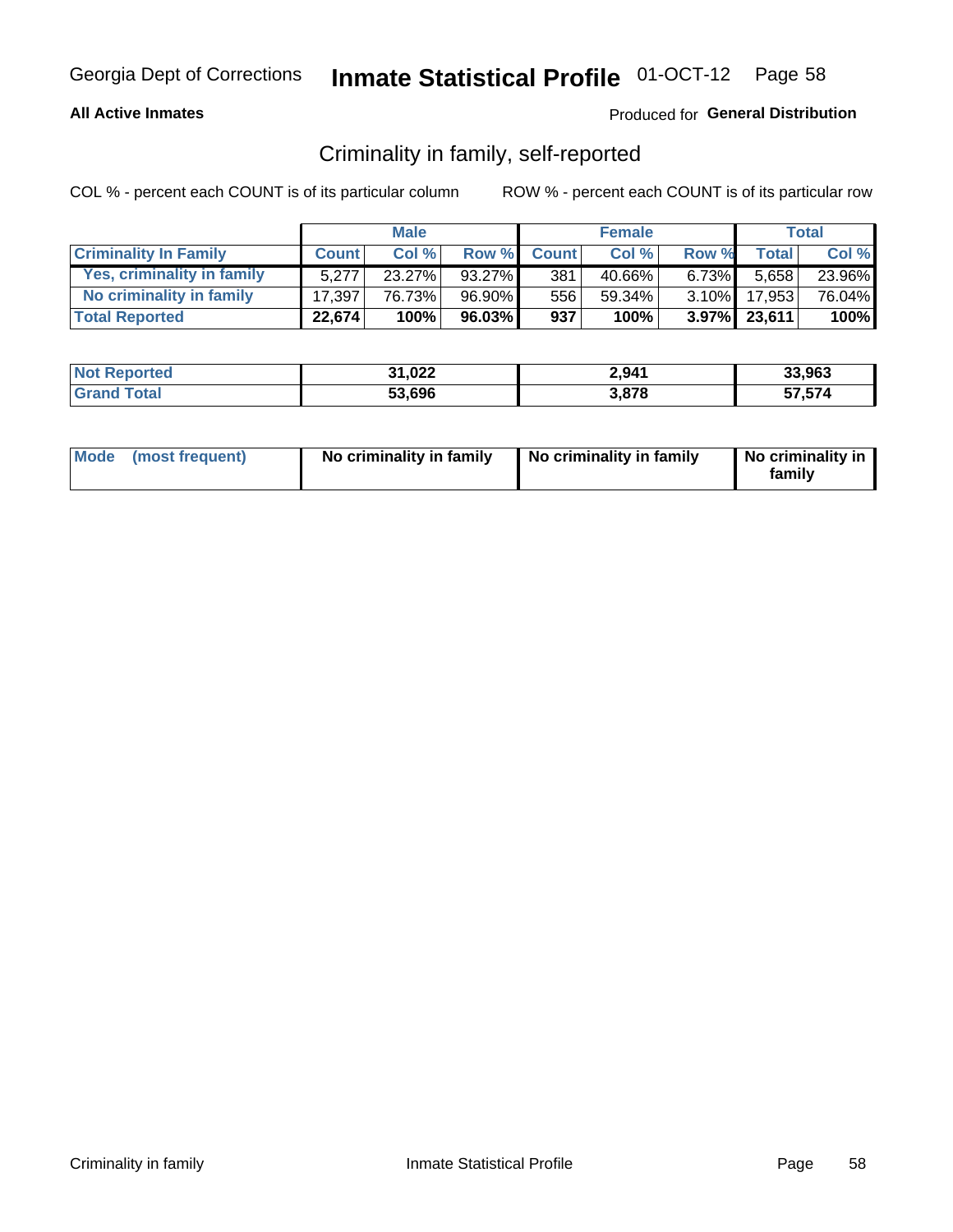Georgia Dept of Corrections **Inmate Statistical Profile** 01-OCT-12

**All Active Inmates**

Produced for **General Distribution**

## Criminality in family, self-reported

COL % - percent each COUNT is of its particular column ROW % - percent each COUNT is of its particular row

| | Male | | | Female | | | Total | |
|---|---|---|---|---|---|---|---|---|
| **Criminality In Family** | **Count** | **Col %** | **Row %** | **Count** | **Col %** | **Row %** | **Total** | **Col %** |
| **Yes, criminality in family** | 5,277 | 23.27% | 93.27% | 381 | 40.66% | 6.73% | 5,658 | 23.96% |
| **No criminality in family** | 17,397 | 76.73% | 96.90% | 556 | 59.34% | 3.10% | 17,953 | 76.04% |
| **Total Reported** | **22,674** | **100%** | **96.03%** | **937** | **100%** | **3.97%** | **23,611** | **100%** |

| | Male | Female | Total |
|---|---|---|---|
| **Not Reported** | **31,022** | **2,941** | **33,963** |
| **Grand Total** | **53,696** | **3,878** | **57,574** |

| | Male | Female | Total |
|---|---|---|---|
| **Mode (most frequent)** | **No criminality in family** | **No criminality in family** | **No criminality in family** |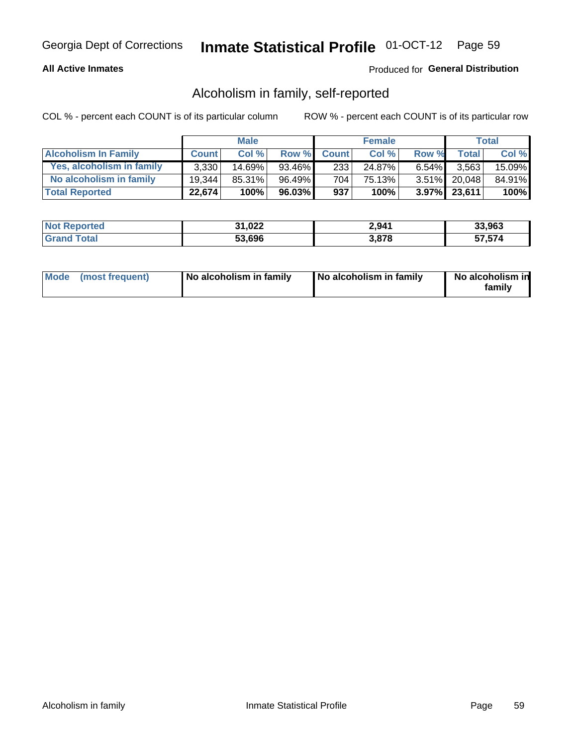Georgia Dept of Corrections **Inmate Statistical Profile** 01-OCT-12

**All Active Inmates**

Produced for **General Distribution**

## Alcoholism in family, self-reported

COL % - percent each COUNT is of its particular column

ROW % - percent each COUNT is of its particular row

| | Male | | | Female | | | Total | |
|---|---|---|---|---|---|---|---|---|
| **Alcoholism In Family** | **Count** | **Col %** | **Row %** | **Count** | **Col %** | **Row %** | **Total** | **Col %** |
| **Yes, alcoholism in family** | 3,330 | 14.69% | 93.46% | 233 | 24.87% | 6.54% | 3,563 | 15.09% |
| **No alcoholism in family** | 19,344 | 85.31% | 96.49% | 704 | 75.13% | 3.51% | 20,048 | 84.91% |
| **Total Reported** | **22,674** | **100%** | **96.03%** | **937** | **100%** | **3.97%** | **23,611** | **100%** |

| | Male | Female | Total |
|---|---|---|---|
| **Not Reported** | **31,022** | **2,941** | **33,963** |
| **Grand Total** | **53,696** | **3,878** | **57,574** |

| | Male | Female | Total |
|---|---|---|---|
| **Mode (most frequent)** | **No alcoholism in family** | **No alcoholism in family** | **No alcoholism in family** |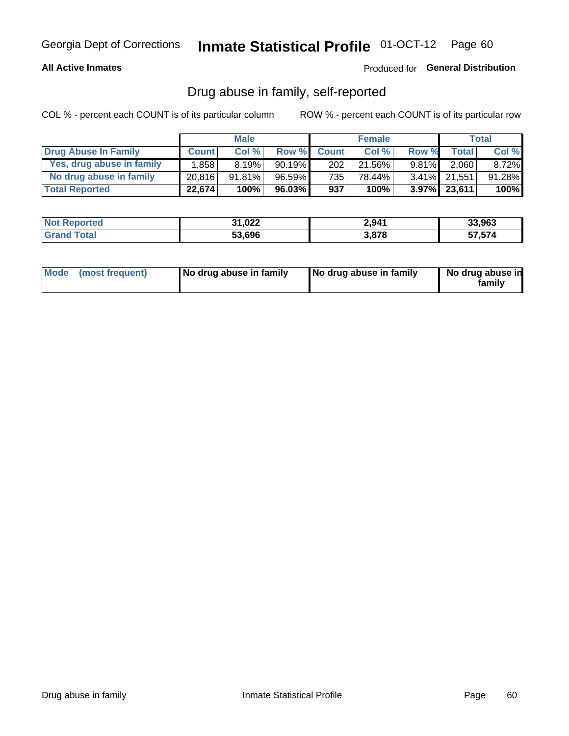Georgia Dept of Corrections **Inmate Statistical Profile** 01-OCT-12

**All Active Inmates**

Produced for **General Distribution**

## Drug abuse in family, self-reported

COL % - percent each COUNT is of its particular column

ROW % - percent each COUNT is of its particular row

| | Male | | | Female | | | Total | |
|---|---|---|---|---|---|---|---|---|
| **Drug Abuse In Family** | **Count** | **Col %** | **Row %** | **Count** | **Col %** | **Row %** | **Total** | **Col %** |
| Yes, drug abuse in family | 1,858 | 8.19% | 90.19% | 202 | 21.56% | 9.81% | 2,060 | 8.72% |
| No drug abuse in family | 20,816 | 91.81% | 96.59% | 735 | 78.44% | 3.41% | 21,551 | 91.28% |
| **Total Reported** | **22,674** | **100%** | **96.03%** | **937** | **100%** | **3.97%** | **23,611** | **100%** |

| | Male | Female | Total |
|---|---|---|---|
| **Not Reported** | **31,022** | **2,941** | **33,963** |
| **Grand Total** | **53,696** | **3,878** | **57,574** |

| | Male | Female | Total |
|---|---|---|---|
| **Mode (most frequent)** | **No drug abuse in family** | **No drug abuse in family** | **No drug abuse in family** |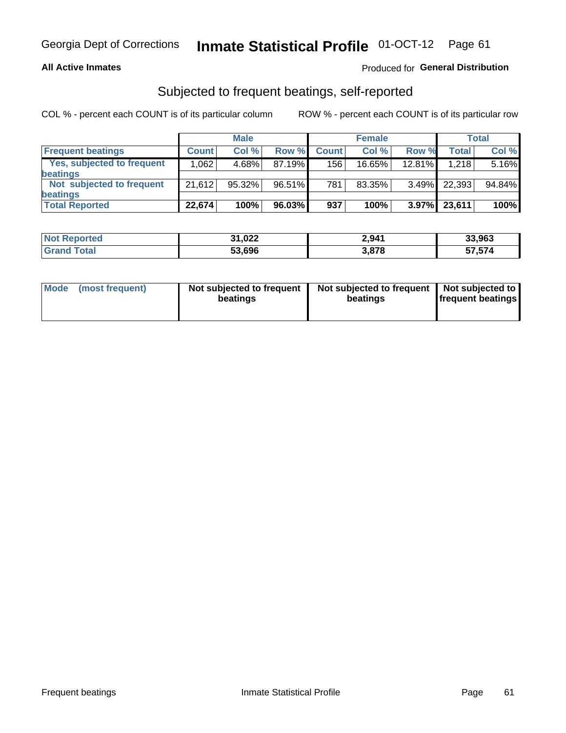Georgia Dept of Corrections **Inmate Statistical Profile** 01-OCT-12

**All Active Inmates** Produced for **General Distribution**

## Subjected to frequent beatings, self-reported

COL % - percent each COUNT is of its particular column ROW % - percent each COUNT is of its particular row

| | Male | | | Female | | | Total | |
|---|---|---|---|---|---|---|---|---|
| **Frequent beatings** | **Count** | **Col %** | **Row %** | **Count** | **Col %** | **Row %** | **Total** | **Col %** |
| **Yes, subjected to frequent beatings** | 1,062 | 4.68% | 87.19% | 156 | 16.65% | 12.81% | 1,218 | 5.16% |
| **Not subjected to frequent beatings** | 21,612 | 95.32% | 96.51% | 781 | 83.35% | 3.49% | 22,393 | 94.84% |
| **Total Reported** | **22,674** | **100%** | **96.03%** | **937** | **100%** | **3.97%** | **23,611** | **100%** |

| | Male | Female | Total |
|---|---|---|---|
| **Not Reported** | **31,022** | **2,941** | **33,963** |
| **Grand Total** | **53,696** | **3,878** | **57,574** |

| | Male | Female | Total |
|---|---|---|---|
| **Mode (most frequent)** | **Not subjected to frequent beatings** | **Not subjected to frequent beatings** | **Not subjected to frequent beatings** |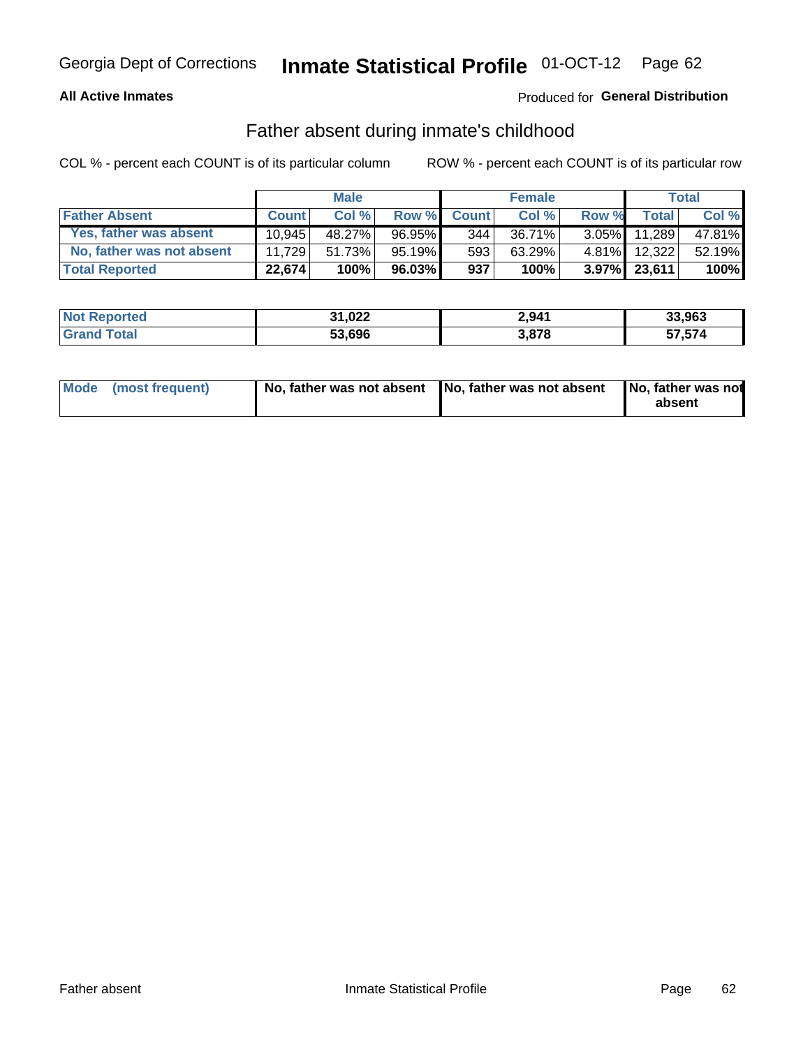Georgia Dept of Corrections **Inmate Statistical Profile** 01-OCT-12

**All Active Inmates**

Produced for **General Distribution**

## Father absent during inmate's childhood

COL % - percent each COUNT is of its particular column

ROW % - percent each COUNT is of its particular row

| | Male | | | Female | | | Total | |
|---|---|---|---|---|---|---|---|---|
| **Father Absent** | **Count** | **Col %** | **Row %** | **Count** | **Col %** | **Row %** | **Total** | **Col %** |
| Yes, father was absent | 10,945 | 48.27% | 96.95% | 344 | 36.71% | 3.05% | 11,289 | 47.81% |
| No, father was not absent | 11,729 | 51.73% | 95.19% | 593 | 63.29% | 4.81% | 12,322 | 52.19% |
| **Total Reported** | **22,674** | **100%** | **96.03%** | **937** | **100%** | **3.97%** | **23,611** | **100%** |

| | Male | Female | Total |
|---|---|---|---|
| **Not Reported** | **31,022** | **2,941** | **33,963** |
| **Grand Total** | **53,696** | **3,878** | **57,574** |

| | Male | Female | Total |
|---|---|---|---|
| **Mode (most frequent)** | **No, father was not absent** | **No, father was not absent** | **No, father was not absent** |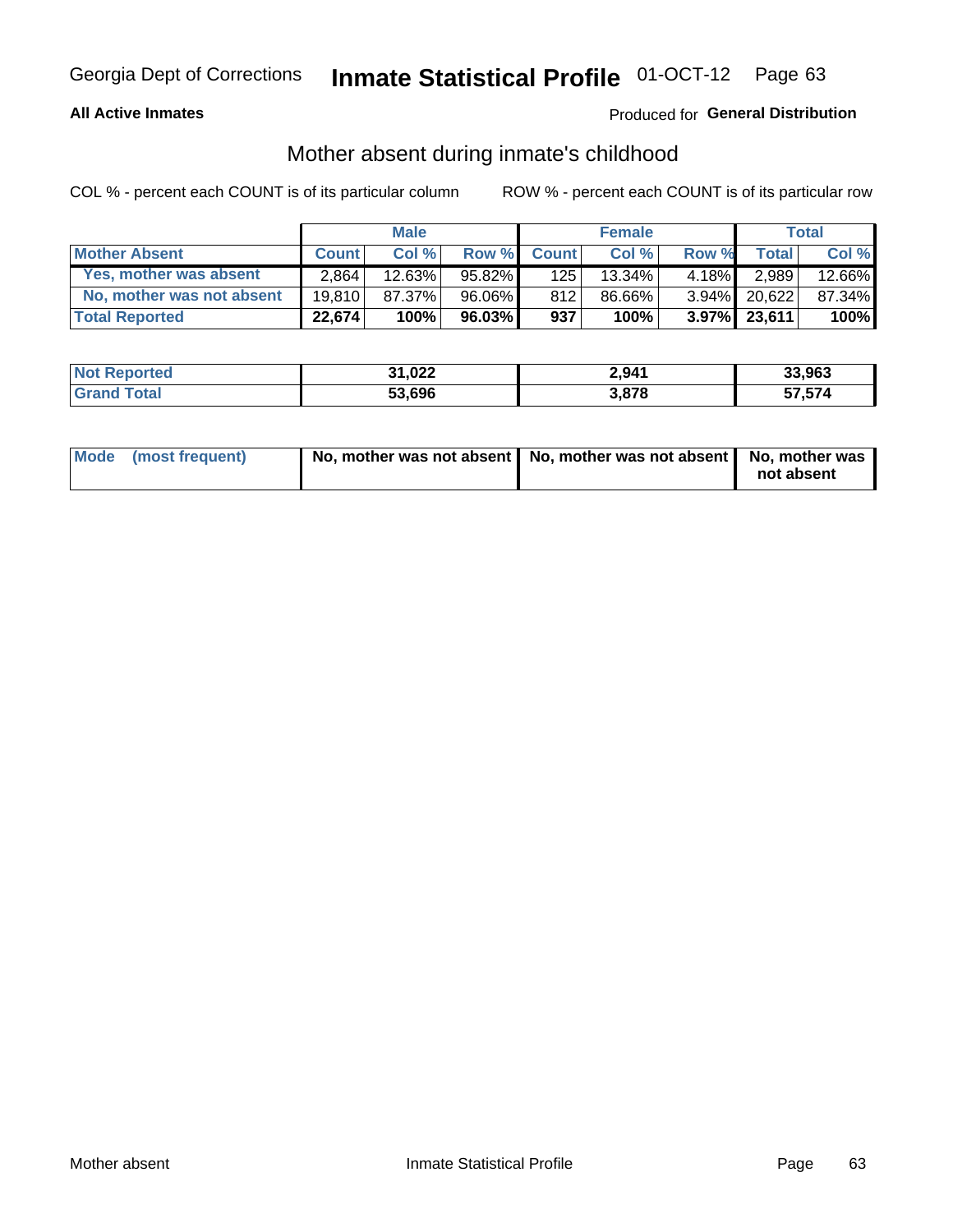Georgia Dept of Corrections **Inmate Statistical Profile** 01-OCT-12

**All Active Inmates**

Produced for **General Distribution**

## Mother absent during inmate's childhood

COL % - percent each COUNT is of its particular column

ROW % - percent each COUNT is of its particular row

| | Male | | | Female | | | Total | |
|---|---|---|---|---|---|---|---|---|
| **Mother Absent** | **Count** | **Col %** | **Row %** | **Count** | **Col %** | **Row %** | **Total** | **Col %** |
| Yes, mother was absent | 2,864 | 12.63% | 95.82% | 125 | 13.34% | 4.18% | 2,989 | 12.66% |
| No, mother was not absent | 19,810 | 87.37% | 96.06% | 812 | 86.66% | 3.94% | 20,622 | 87.34% |
| **Total Reported** | **22,674** | **100%** | **96.03%** | **937** | **100%** | **3.97%** | **23,611** | **100%** |

| | Male | Female | Total |
|---|---|---|---|
| **Not Reported** | **31,022** | **2,941** | **33,963** |
| **Grand Total** | **53,696** | **3,878** | **57,574** |

| | Male | Female | Total |
|---|---|---|---|
| **Mode (most frequent)** | **No, mother was not absent** | **No, mother was not absent** | **No, mother was not absent** |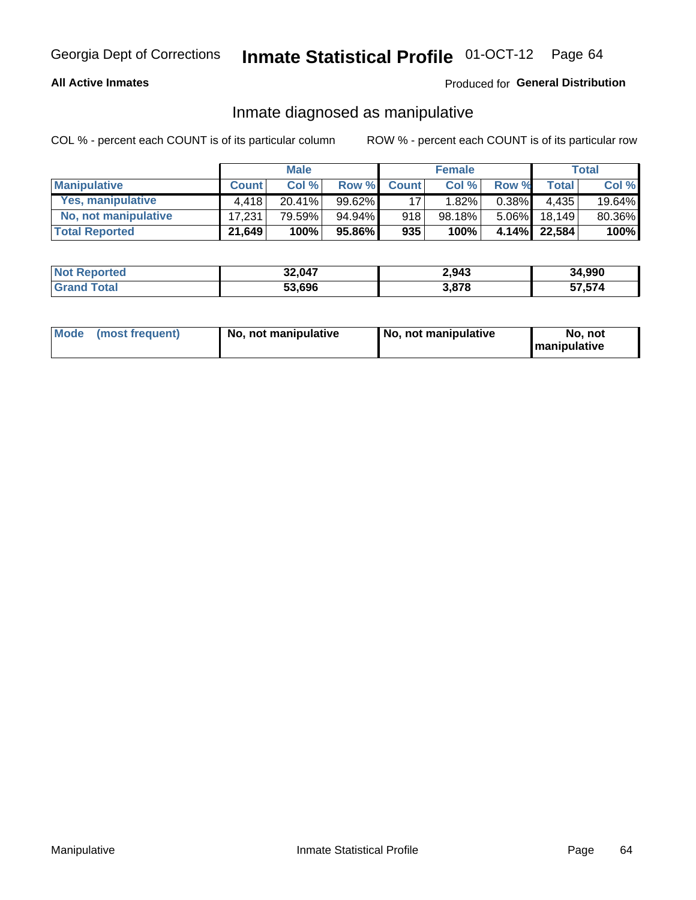Georgia Dept of Corrections **Inmate Statistical Profile** 01-OCT-12

**All Active Inmates** Produced for **General Distribution**

## Inmate diagnosed as manipulative

COL % - percent each COUNT is of its particular column ROW % - percent each COUNT is of its particular row

| | Male | | | Female | | | Total | |
|---|---|---|---|---|---|---|---|---|
| **Manipulative** | **Count** | **Col %** | **Row %** | **Count** | **Col %** | **Row %** | **Total** | **Col %** |
| **Yes, manipulative** | 4,418 | 20.41% | 99.62% | 17 | 1.82% | 0.38% | 4,435 | 19.64% |
| **No, not manipulative** | 17,231 | 79.59% | 94.94% | 918 | 98.18% | 5.06% | 18,149 | 80.36% |
| **Total Reported** | **21,649** | **100%** | **95.86%** | **935** | **100%** | **4.14%** | **22,584** | **100%** |

| | Male | Female | Total |
|---|---|---|---|
| **Not Reported** | **32,047** | **2,943** | **34,990** |
| **Grand Total** | **53,696** | **3,878** | **57,574** |

| | Male | Female | Total |
|---|---|---|---|
| **Mode (most frequent)** | **No, not manipulative** | **No, not manipulative** | **No, not manipulative** |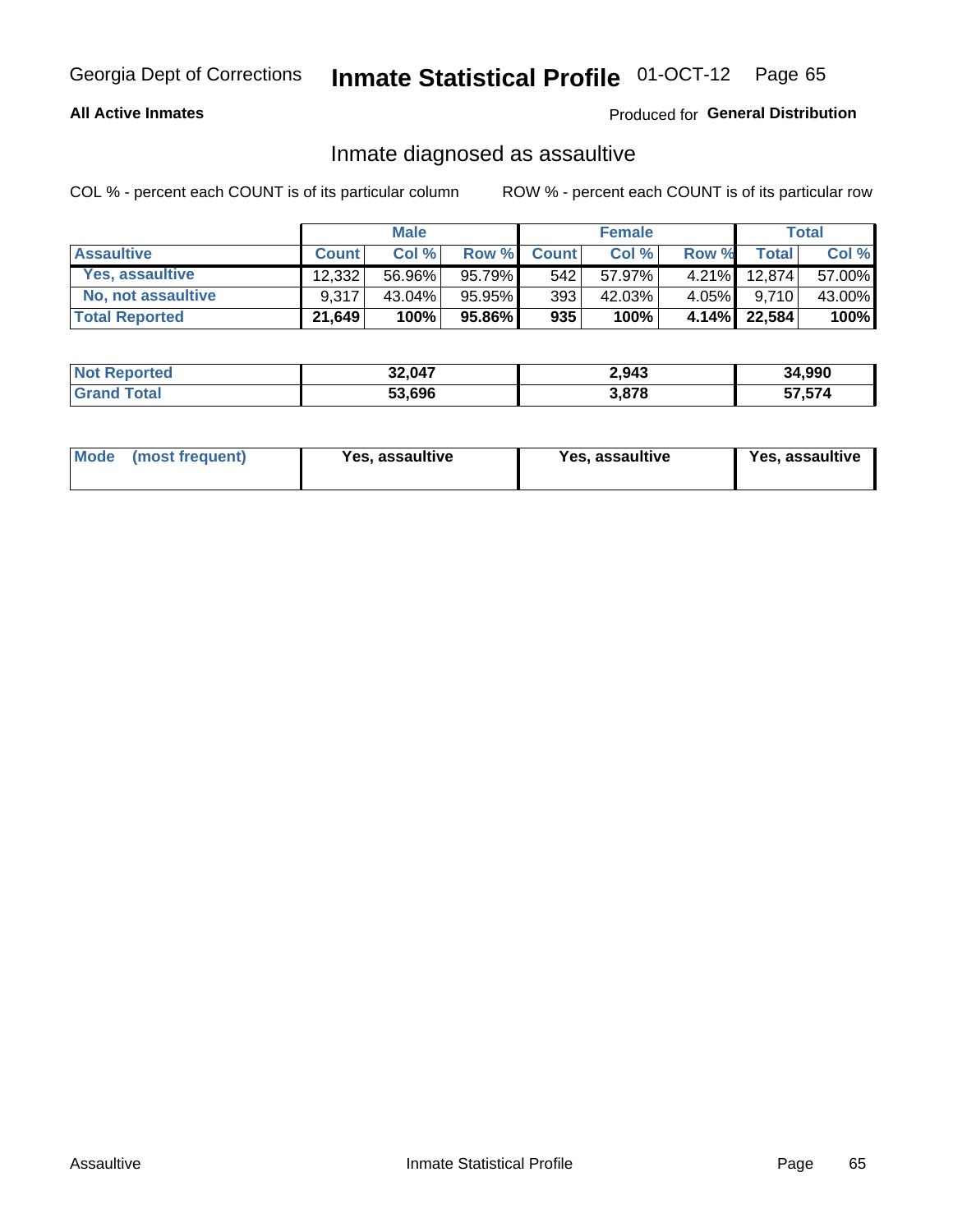Georgia Dept of Corrections **Inmate Statistical Profile** 01-OCT-12 Page 65

**All Active Inmates**

Produced for **General Distribution**

## Inmate diagnosed as assaultive

COL % - percent each COUNT is of its particular column

ROW % - percent each COUNT is of its particular row

| | Male | | | Female | | | Total | |
|---|---|---|---|---|---|---|---|---|
| **Assaultive** | **Count** | **Col %** | **Row %** | **Count** | **Col %** | **Row %** | **Total** | **Col %** |
| Yes, assaultive | 12,332 | 56.96% | 95.79% | 542 | 57.97% | 4.21% | 12,874 | 57.00% |
| No, not assaultive | 9,317 | 43.04% | 95.95% | 393 | 42.03% | 4.05% | 9,710 | 43.00% |
| **Total Reported** | **21,649** | **100%** | **95.86%** | **935** | **100%** | **4.14%** | **22,584** | **100%** |

| | Male | Female | Total |
|---|---|---|---|
| **Not Reported** | **32,047** | **2,943** | **34,990** |
| **Grand Total** | **53,696** | **3,878** | **57,574** |

| | Male | Female | Total |
|---|---|---|---|
| **Mode (most frequent)** | **Yes, assaultive** | **Yes, assaultive** | **Yes, assaultive** |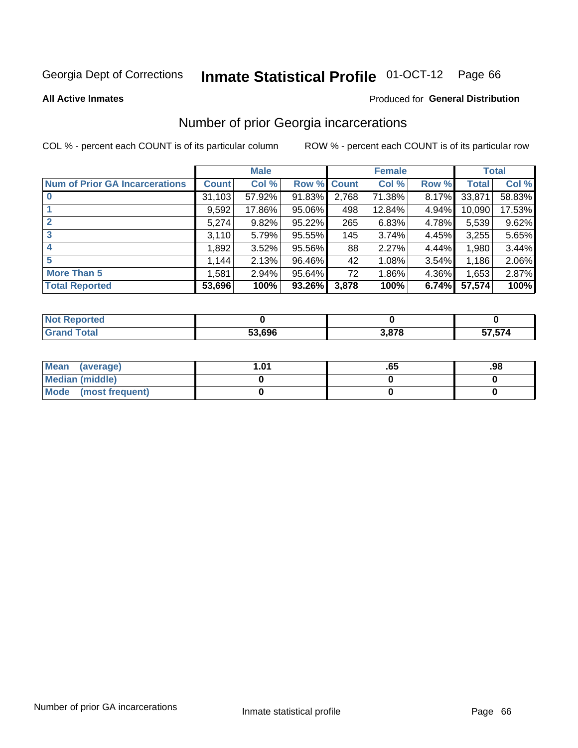Georgia Dept of Corrections **Inmate Statistical Profile** 01-OCT-12

**All Active Inmates**

Produced for **General Distribution**

## Number of prior Georgia incarcerations

COL % - percent each COUNT is of its particular column

ROW % - percent each COUNT is of its particular row

| | Male | | | Female | | | Total | |
|---|---|---|---|---|---|---|---|---|
| **Num of Prior GA Incarcerations** | **Count** | **Col %** | **Row %** | **Count** | **Col %** | **Row %** | **Total** | **Col %** |
| **0** | 31,103 | 57.92% | 91.83% | 2,768 | 71.38% | 8.17% | 33,871 | 58.83% |
| **1** | 9,592 | 17.86% | 95.06% | 498 | 12.84% | 4.94% | 10,090 | 17.53% |
| **2** | 5,274 | 9.82% | 95.22% | 265 | 6.83% | 4.78% | 5,539 | 9.62% |
| **3** | 3,110 | 5.79% | 95.55% | 145 | 3.74% | 4.45% | 3,255 | 5.65% |
| **4** | 1,892 | 3.52% | 95.56% | 88 | 2.27% | 4.44% | 1,980 | 3.44% |
| **5** | 1,144 | 2.13% | 96.46% | 42 | 1.08% | 3.54% | 1,186 | 2.06% |
| **More Than 5** | 1,581 | 2.94% | 95.64% | 72 | 1.86% | 4.36% | 1,653 | 2.87% |
| **Total Reported** | **53,696** | **100%** | **93.26%** | **3,878** | **100%** | **6.74%** | **57,574** | **100%** |

| | Male | Female | Total |
|---|---|---|---|
| **Not Reported** | **0** | **0** | **0** |
| **Grand Total** | **53,696** | **3,878** | **57,574** |

| | Male | Female | Total |
|---|---|---|---|
| **Mean (average)** | **1.01** | **.65** | **.98** |
| **Median (middle)** | **0** | **0** | **0** |
| **Mode (most frequent)** | **0** | **0** | **0** |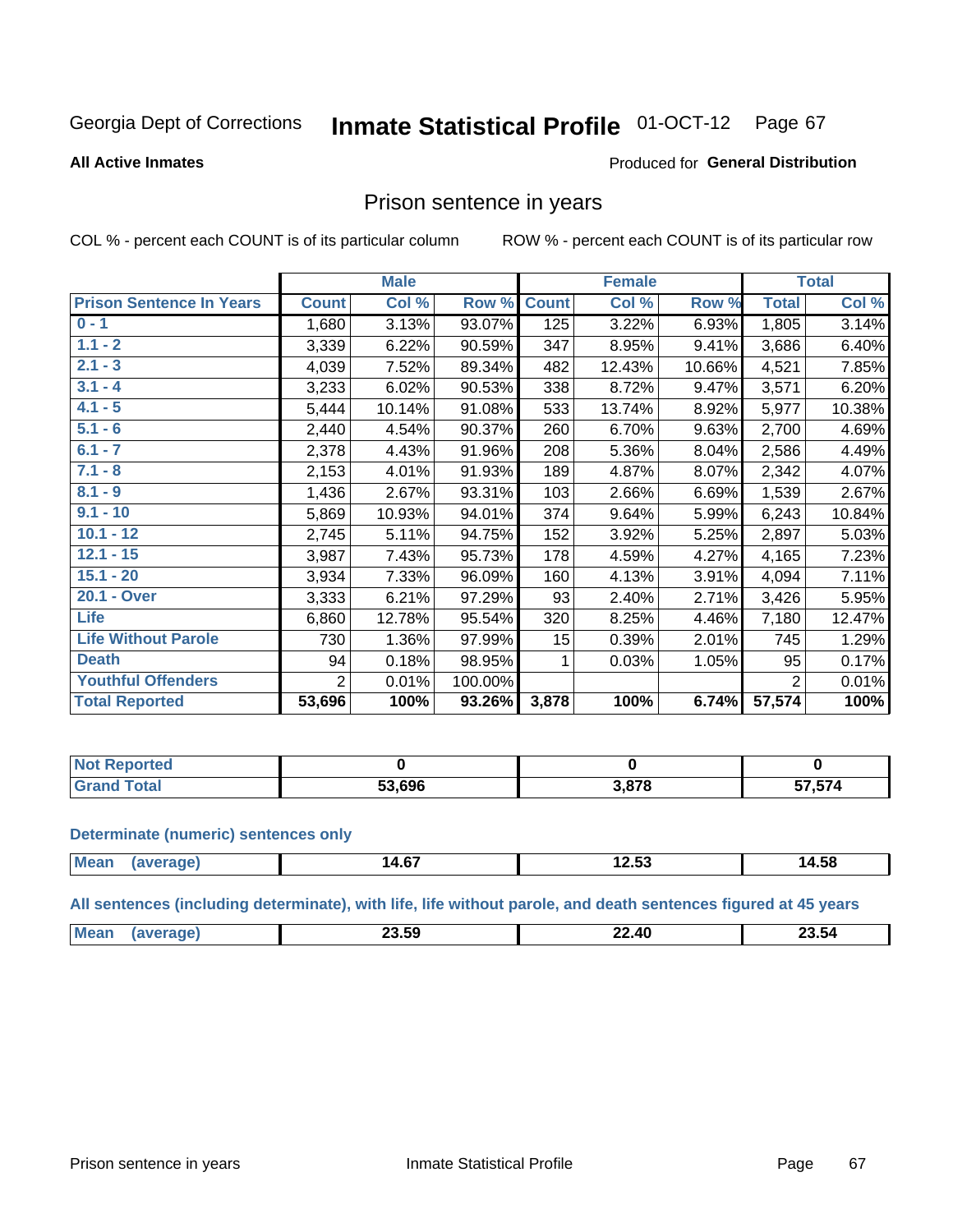Georgia Dept of Corrections **Inmate Statistical Profile** 01-OCT-12

**All Active Inmates**

Produced for **General Distribution**

## Prison sentence in years

COL % - percent each COUNT is of its particular column

ROW % - percent each COUNT is of its particular row

| | Male | | | Female | | | Total | |
|---|---|---|---|---|---|---|---|---|
| **Prison Sentence In Years** | **Count** | **Col %** | **Row %** | **Count** | **Col %** | **Row %** | **Total** | **Col %** |
| **0 - 1** | 1,680 | 3.13% | 93.07% | 125 | 3.22% | 6.93% | 1,805 | 3.14% |
| **1.1 - 2** | 3,339 | 6.22% | 90.59% | 347 | 8.95% | 9.41% | 3,686 | 6.40% |
| **2.1 - 3** | 4,039 | 7.52% | 89.34% | 482 | 12.43% | 10.66% | 4,521 | 7.85% |
| **3.1 - 4** | 3,233 | 6.02% | 90.53% | 338 | 8.72% | 9.47% | 3,571 | 6.20% |
| **4.1 - 5** | 5,444 | 10.14% | 91.08% | 533 | 13.74% | 8.92% | 5,977 | 10.38% |
| **5.1 - 6** | 2,440 | 4.54% | 90.37% | 260 | 6.70% | 9.63% | 2,700 | 4.69% |
| **6.1 - 7** | 2,378 | 4.43% | 91.96% | 208 | 5.36% | 8.04% | 2,586 | 4.49% |
| **7.1 - 8** | 2,153 | 4.01% | 91.93% | 189 | 4.87% | 8.07% | 2,342 | 4.07% |
| **8.1 - 9** | 1,436 | 2.67% | 93.31% | 103 | 2.66% | 6.69% | 1,539 | 2.67% |
| **9.1 - 10** | 5,869 | 10.93% | 94.01% | 374 | 9.64% | 5.99% | 6,243 | 10.84% |
| **10.1 - 12** | 2,745 | 5.11% | 94.75% | 152 | 3.92% | 5.25% | 2,897 | 5.03% |
| **12.1 - 15** | 3,987 | 7.43% | 95.73% | 178 | 4.59% | 4.27% | 4,165 | 7.23% |
| **15.1 - 20** | 3,934 | 7.33% | 96.09% | 160 | 4.13% | 3.91% | 4,094 | 7.11% |
| **20.1 - Over** | 3,333 | 6.21% | 97.29% | 93 | 2.40% | 2.71% | 3,426 | 5.95% |
| **Life** | 6,860 | 12.78% | 95.54% | 320 | 8.25% | 4.46% | 7,180 | 12.47% |
| **Life Without Parole** | 730 | 1.36% | 97.99% | 15 | 0.39% | 2.01% | 745 | 1.29% |
| **Death** | 94 | 0.18% | 98.95% | 1 | 0.03% | 1.05% | 95 | 0.17% |
| **Youthful Offenders** | 2 | 0.01% | 100.00% | | | | 2 | 0.01% |
| **Total Reported** | **53,696** | **100%** | **93.26%** | **3,878** | **100%** | **6.74%** | **57,574** | **100%** |

| | Male | Female | Total |
|---|---|---|---|
| **Not Reported** | **0** | **0** | **0** |
| **Grand Total** | **53,696** | **3,878** | **57,574** |

**Determinate (numeric) sentences only**

| | Male | Female | Total |
|---|---|---|---|
| **Mean (average)** | **14.67** | **12.53** | **14.58** |

**All sentences (including determinate), with life, life without parole, and death sentences figured at 45 years**

| | Male | Female | Total |
|---|---|---|---|
| **Mean (average)** | **23.59** | **22.40** | **23.54** |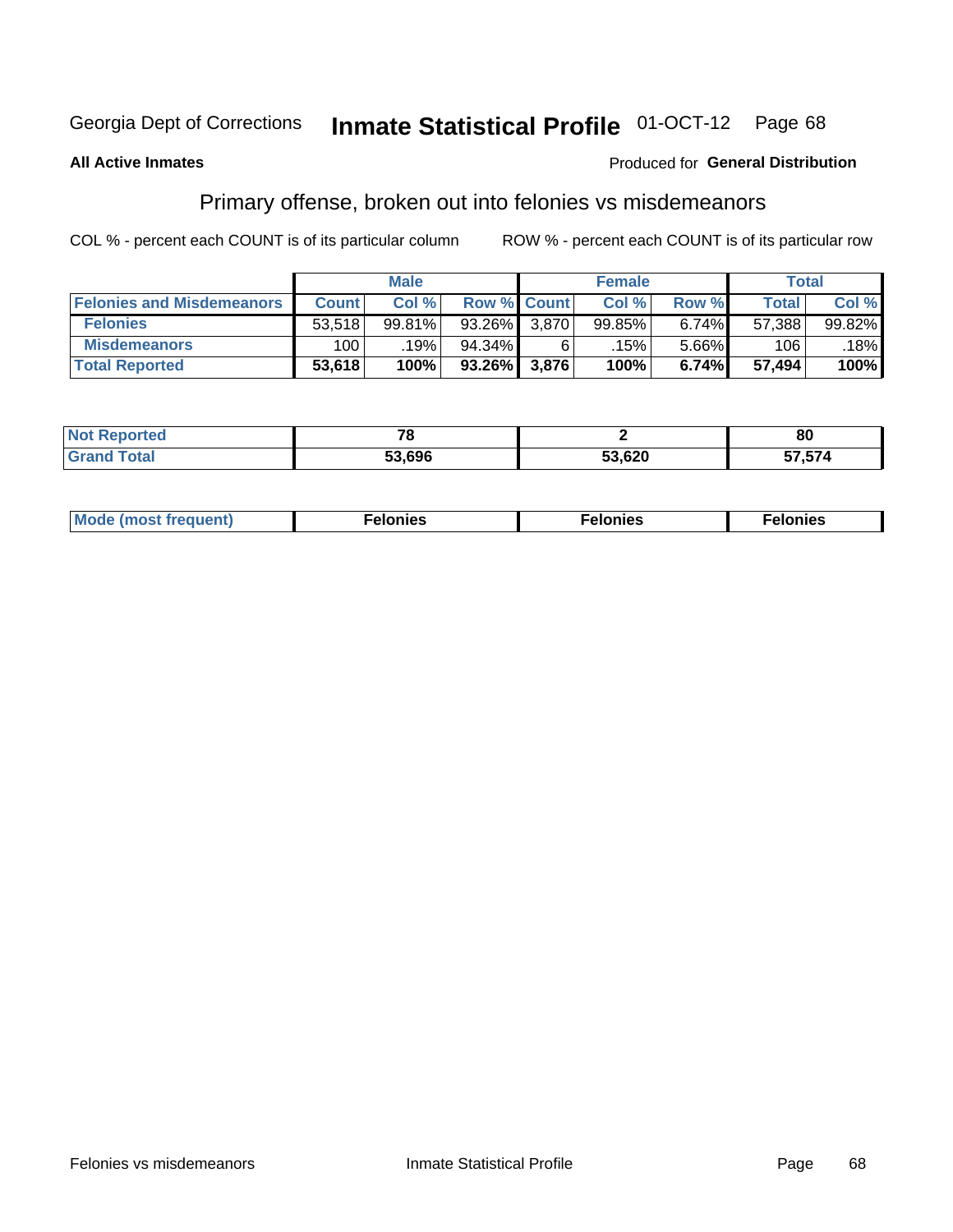Georgia Dept of Corrections **Inmate Statistical Profile** 01-OCT-12

**All Active Inmates**

Produced for **General Distribution**

## Primary offense, broken out into felonies vs misdemeanors

COL % - percent each COUNT is of its particular column

ROW % - percent each COUNT is of its particular row

| | Male | | | Female | | | Total | |
|---|---|---|---|---|---|---|---|---|
| **Felonies and Misdemeanors** | **Count** | **Col %** | **Row %** | **Count** | **Col %** | **Row %** | **Total** | **Col %** |
| **Felonies** | 53,518 | 99.81% | 93.26% | 3,870 | 99.85% | 6.74% | 57,388 | 99.82% |
| **Misdemeanors** | 100 | .19% | 94.34% | 6 | .15% | 5.66% | 106 | .18% |
| **Total Reported** | **53,618** | **100%** | **93.26%** | **3,876** | **100%** | **6.74%** | **57,494** | **100%** |

| | Male | Female | Total |
|---|---|---|---|
| **Not Reported** | **78** | **2** | **80** |
| **Grand Total** | **53,696** | **53,620** | **57,574** |

| | Male | Female | Total |
|---|---|---|---|
| **Mode (most frequent)** | **Felonies** | **Felonies** | **Felonies** |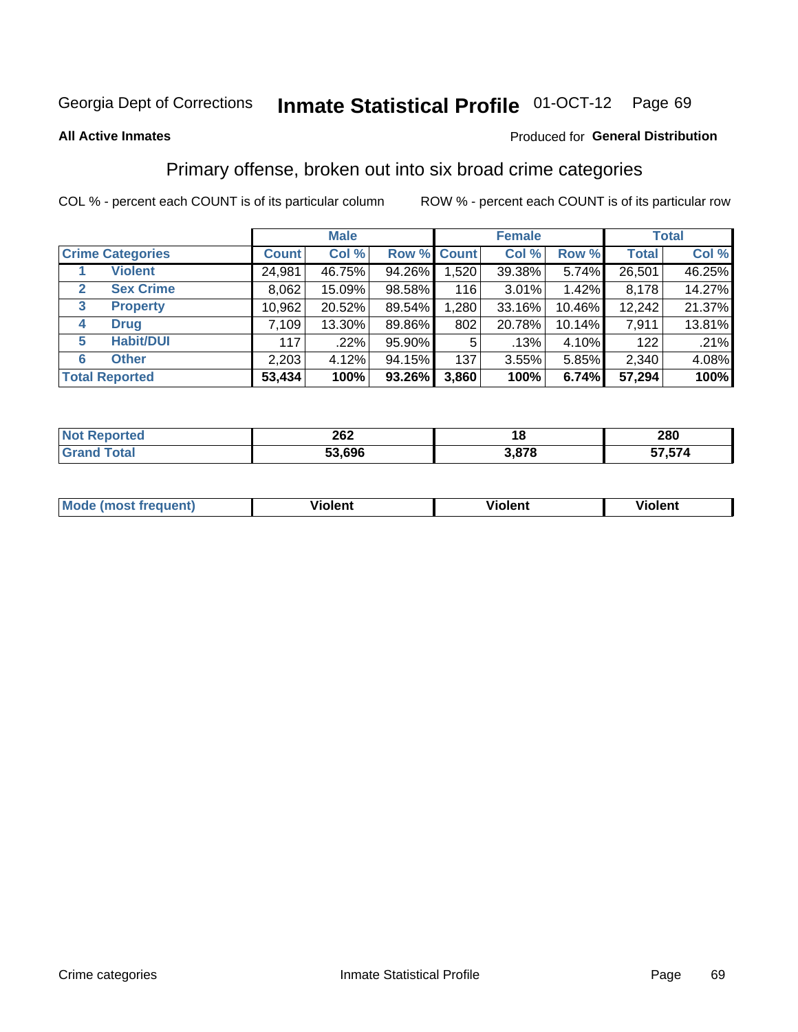Georgia Dept of Corrections **Inmate Statistical Profile** 01-OCT-12

**All Active Inmates**

Produced for **General Distribution**

## Primary offense, broken out into six broad crime categories

COL % - percent each COUNT is of its particular column    ROW % - percent each COUNT is of its particular row

| Crime Categories | | Male | | | Female | | | Total | |
|---|---|---|---|---|---|---|---|---|---|
| | | Count | Col % | Row % | Count | Col % | Row % | Total | Col % |
| 1 | Violent | 24,981 | 46.75% | 94.26% | 1,520 | 39.38% | 5.74% | 26,501 | 46.25% |
| 2 | Sex Crime | 8,062 | 15.09% | 98.58% | 116 | 3.01% | 1.42% | 8,178 | 14.27% |
| 3 | Property | 10,962 | 20.52% | 89.54% | 1,280 | 33.16% | 10.46% | 12,242 | 21.37% |
| 4 | Drug | 7,109 | 13.30% | 89.86% | 802 | 20.78% | 10.14% | 7,911 | 13.81% |
| 5 | Habit/DUI | 117 | .22% | 95.90% | 5 | .13% | 4.10% | 122 | .21% |
| 6 | Other | 2,203 | 4.12% | 94.15% | 137 | 3.55% | 5.85% | 2,340 | 4.08% |
| **Total Reported** | | **53,434** | **100%** | **93.26%** | **3,860** | **100%** | **6.74%** | **57,294** | **100%** |

| | Male | Female | Total |
|---|---|---|---|
| Not Reported | 262 | 18 | 280 |
| Grand Total | 53,696 | 3,878 | 57,574 |

| | Male | Female | Total |
|---|---|---|---|
| Mode (most frequent) | Violent | Violent | Violent |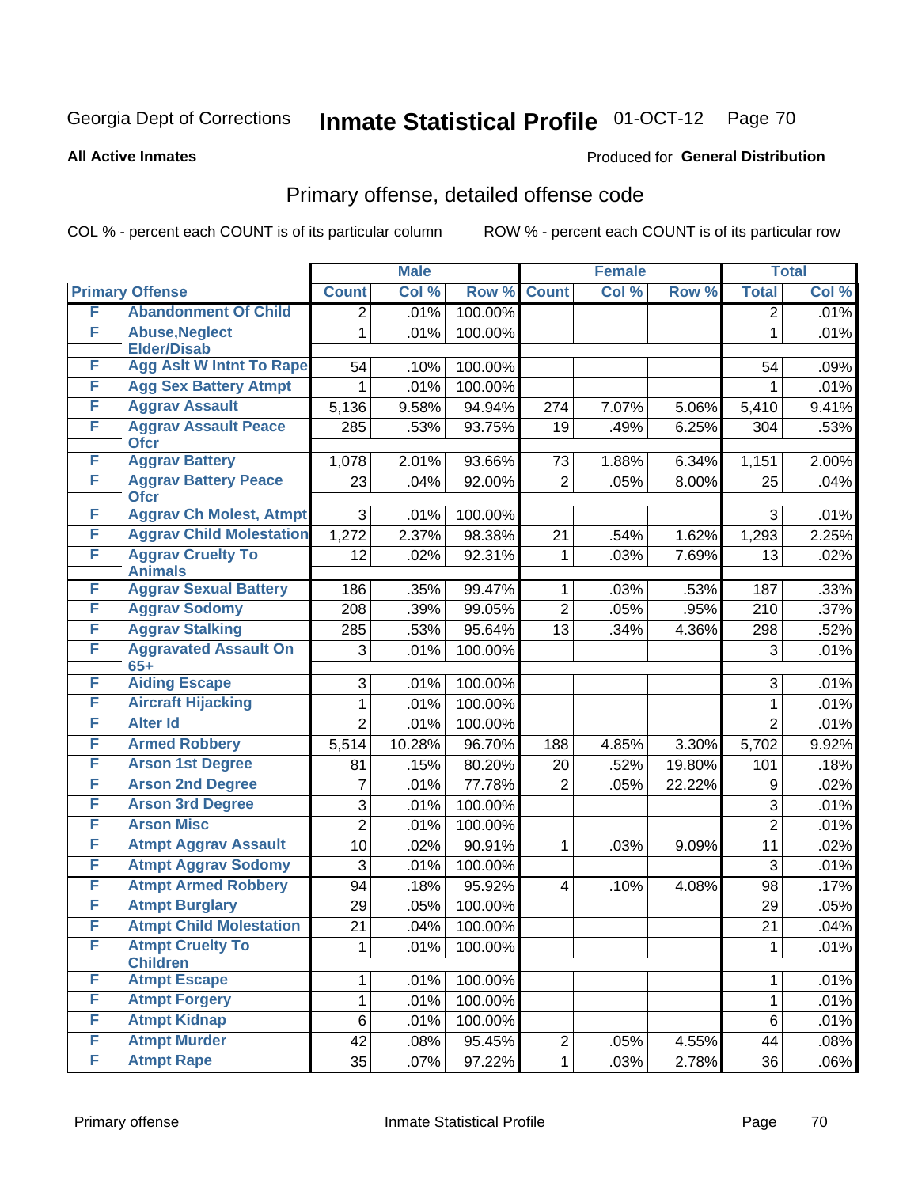Georgia Dept of Corrections **Inmate Statistical Profile** 01-OCT-12

**All Active Inmates**

Produced for **General Distribution**

## Primary offense, detailed offense code

COL % - percent each COUNT is of its particular column    ROW % - percent each COUNT is of its particular row

| Primary Offense | | Male | | | Female | | | Total | |
|---|---|---|---|---|---|---|---|---|---|
| | | Count | Col % | Row % | Count | Col % | Row % | Total | Col % |
| F | Abandonment Of Child | 2 | .01% | 100.00% | | | | 2 | .01% |
| F | Abuse,Neglect Elder/Disab | 1 | .01% | 100.00% | | | | 1 | .01% |
| F | Agg Aslt W Intnt To Rape | 54 | .10% | 100.00% | | | | 54 | .09% |
| F | Agg Sex Battery Atmpt | 1 | .01% | 100.00% | | | | 1 | .01% |
| F | Aggrav Assault | 5,136 | 9.58% | 94.94% | 274 | 7.07% | 5.06% | 5,410 | 9.41% |
| F | Aggrav Assault Peace Ofcr | 285 | .53% | 93.75% | 19 | .49% | 6.25% | 304 | .53% |
| F | Aggrav Battery | 1,078 | 2.01% | 93.66% | 73 | 1.88% | 6.34% | 1,151 | 2.00% |
| F | Aggrav Battery Peace Ofcr | 23 | .04% | 92.00% | 2 | .05% | 8.00% | 25 | .04% |
| F | Aggrav Ch Molest, Atmpt | 3 | .01% | 100.00% | | | | 3 | .01% |
| F | Aggrav Child Molestation | 1,272 | 2.37% | 98.38% | 21 | .54% | 1.62% | 1,293 | 2.25% |
| F | Aggrav Cruelty To Animals | 12 | .02% | 92.31% | 1 | .03% | 7.69% | 13 | .02% |
| F | Aggrav Sexual Battery | 186 | .35% | 99.47% | 1 | .03% | .53% | 187 | .33% |
| F | Aggrav Sodomy | 208 | .39% | 99.05% | 2 | .05% | .95% | 210 | .37% |
| F | Aggrav Stalking | 285 | .53% | 95.64% | 13 | .34% | 4.36% | 298 | .52% |
| F | Aggravated Assault On 65+ | 3 | .01% | 100.00% | | | | 3 | .01% |
| F | Aiding Escape | 3 | .01% | 100.00% | | | | 3 | .01% |
| F | Aircraft Hijacking | 1 | .01% | 100.00% | | | | 1 | .01% |
| F | Alter Id | 2 | .01% | 100.00% | | | | 2 | .01% |
| F | Armed Robbery | 5,514 | 10.28% | 96.70% | 188 | 4.85% | 3.30% | 5,702 | 9.92% |
| F | Arson 1st Degree | 81 | .15% | 80.20% | 20 | .52% | 19.80% | 101 | .18% |
| F | Arson 2nd Degree | 7 | .01% | 77.78% | 2 | .05% | 22.22% | 9 | .02% |
| F | Arson 3rd Degree | 3 | .01% | 100.00% | | | | 3 | .01% |
| F | Arson Misc | 2 | .01% | 100.00% | | | | 2 | .01% |
| F | Atmpt Aggrav Assault | 10 | .02% | 90.91% | 1 | .03% | 9.09% | 11 | .02% |
| F | Atmpt Aggrav Sodomy | 3 | .01% | 100.00% | | | | 3 | .01% |
| F | Atmpt Armed Robbery | 94 | .18% | 95.92% | 4 | .10% | 4.08% | 98 | .17% |
| F | Atmpt Burglary | 29 | .05% | 100.00% | | | | 29 | .05% |
| F | Atmpt Child Molestation | 21 | .04% | 100.00% | | | | 21 | .04% |
| F | Atmpt Cruelty To Children | 1 | .01% | 100.00% | | | | 1 | .01% |
| F | Atmpt Escape | 1 | .01% | 100.00% | | | | 1 | .01% |
| F | Atmpt Forgery | 1 | .01% | 100.00% | | | | 1 | .01% |
| F | Atmpt Kidnap | 6 | .01% | 100.00% | | | | 6 | .01% |
| F | Atmpt Murder | 42 | .08% | 95.45% | 2 | .05% | 4.55% | 44 | .08% |
| F | Atmpt Rape | 35 | .07% | 97.22% | 1 | .03% | 2.78% | 36 | .06% |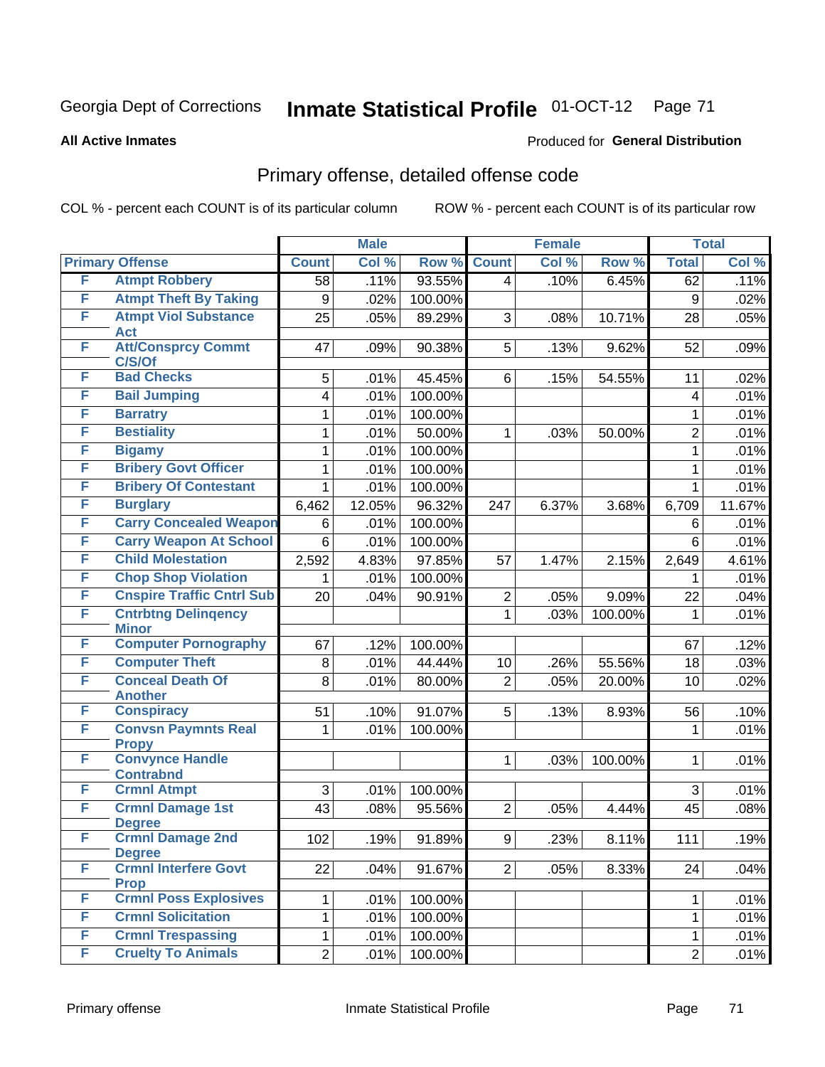Georgia Dept of Corrections **Inmate Statistical Profile** 01-OCT-12 Page 71

**All Active Inmates**

Produced for **General Distribution**

## Primary offense, detailed offense code

COL % - percent each COUNT is of its particular column ROW % - percent each COUNT is of its particular row

| Primary Offense | | Male | | | Female | | | Total | |
|---|---|---|---|---|---|---|---|---|---|
| | | Count | Col % | Row % | Count | Col % | Row % | Total | Col % |
| F | Atmpt Robbery | 58 | .11% | 93.55% | 4 | .10% | 6.45% | 62 | .11% |
| F | Atmpt Theft By Taking | 9 | .02% | 100.00% | | | | 9 | .02% |
| F | Atmpt Viol Substance Act | 25 | .05% | 89.29% | 3 | .08% | 10.71% | 28 | .05% |
| F | Att/Consprcy Commt C/S/Of | 47 | .09% | 90.38% | 5 | .13% | 9.62% | 52 | .09% |
| F | Bad Checks | 5 | .01% | 45.45% | 6 | .15% | 54.55% | 11 | .02% |
| F | Bail Jumping | 4 | .01% | 100.00% | | | | 4 | .01% |
| F | Barratry | 1 | .01% | 100.00% | | | | 1 | .01% |
| F | Bestiality | 1 | .01% | 50.00% | 1 | .03% | 50.00% | 2 | .01% |
| F | Bigamy | 1 | .01% | 100.00% | | | | 1 | .01% |
| F | Bribery Govt Officer | 1 | .01% | 100.00% | | | | 1 | .01% |
| F | Bribery Of Contestant | 1 | .01% | 100.00% | | | | 1 | .01% |
| F | Burglary | 6,462 | 12.05% | 96.32% | 247 | 6.37% | 3.68% | 6,709 | 11.67% |
| F | Carry Concealed Weapon | 6 | .01% | 100.00% | | | | 6 | .01% |
| F | Carry Weapon At School | 6 | .01% | 100.00% | | | | 6 | .01% |
| F | Child Molestation | 2,592 | 4.83% | 97.85% | 57 | 1.47% | 2.15% | 2,649 | 4.61% |
| F | Chop Shop Violation | 1 | .01% | 100.00% | | | | 1 | .01% |
| F | Cnspire Traffic Cntrl Sub | 20 | .04% | 90.91% | 2 | .05% | 9.09% | 22 | .04% |
| F | Cntrbtng Delinqency Minor | | | | 1 | .03% | 100.00% | 1 | .01% |
| F | Computer Pornography | 67 | .12% | 100.00% | | | | 67 | .12% |
| F | Computer Theft | 8 | .01% | 44.44% | 10 | .26% | 55.56% | 18 | .03% |
| F | Conceal Death Of Another | 8 | .01% | 80.00% | 2 | .05% | 20.00% | 10 | .02% |
| F | Conspiracy | 51 | .10% | 91.07% | 5 | .13% | 8.93% | 56 | .10% |
| F | Convsn Paymnts Real Propy | 1 | .01% | 100.00% | | | | 1 | .01% |
| F | Convynce Handle Contrabnd | | | | 1 | .03% | 100.00% | 1 | .01% |
| F | Crmnl Atmpt | 3 | .01% | 100.00% | | | | 3 | .01% |
| F | Crmnl Damage 1st Degree | 43 | .08% | 95.56% | 2 | .05% | 4.44% | 45 | .08% |
| F | Crmnl Damage 2nd Degree | 102 | .19% | 91.89% | 9 | .23% | 8.11% | 111 | .19% |
| F | Crmnl Interfere Govt Prop | 22 | .04% | 91.67% | 2 | .05% | 8.33% | 24 | .04% |
| F | Crmnl Poss Explosives | 1 | .01% | 100.00% | | | | 1 | .01% |
| F | Crmnl Solicitation | 1 | .01% | 100.00% | | | | 1 | .01% |
| F | Crmnl Trespassing | 1 | .01% | 100.00% | | | | 1 | .01% |
| F | Cruelty To Animals | 2 | .01% | 100.00% | | | | 2 | .01% |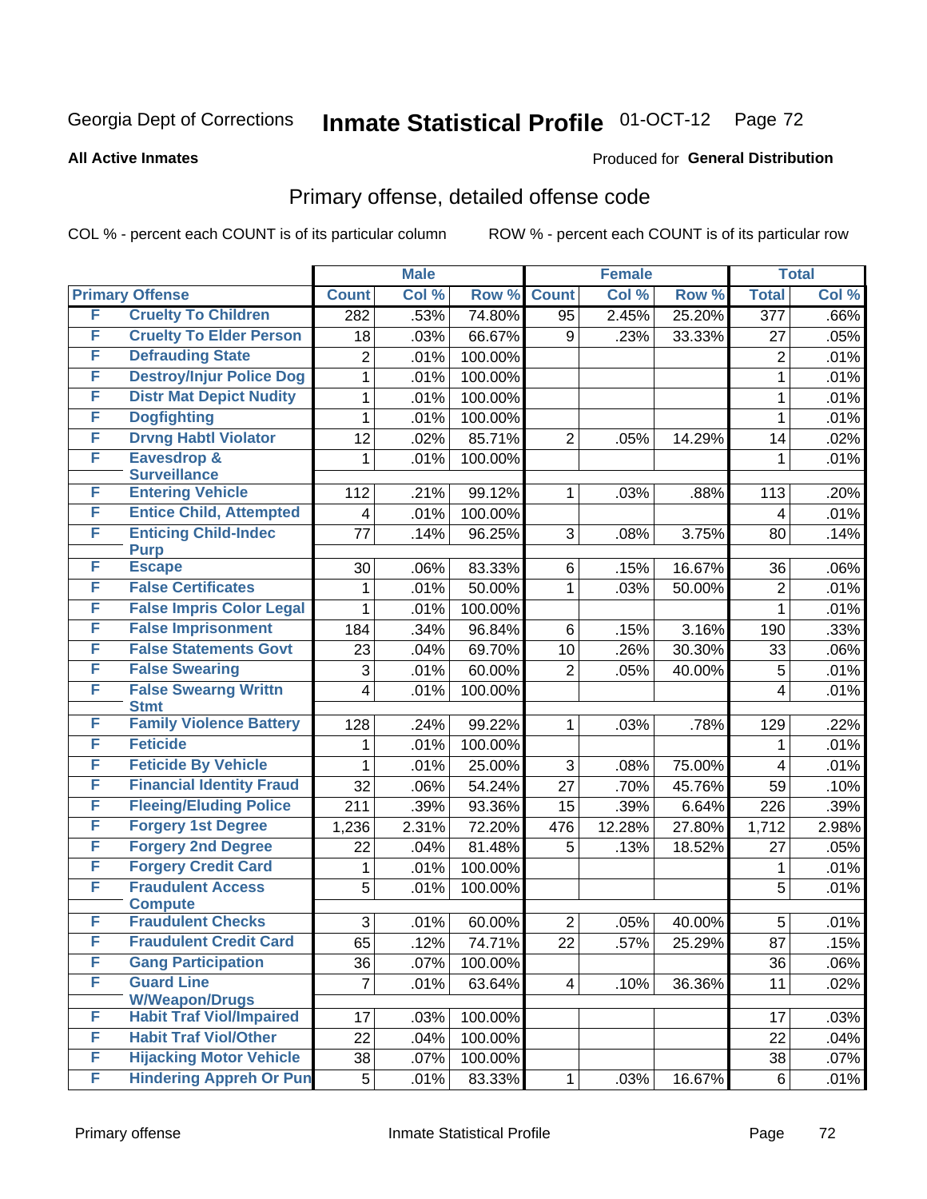Georgia Dept of Corrections **Inmate Statistical Profile** 01-OCT-12 Page 72

**All Active Inmates**

Produced for **General Distribution**

## Primary offense, detailed offense code

COL % - percent each COUNT is of its particular column ROW % - percent each COUNT is of its particular row

| Primary Offense | | Male | | | Female | | | Total | |
|---|---|---|---|---|---|---|---|---|---|
| | | Count | Col % | Row % | Count | Col % | Row % | Total | Col % |
| F | Cruelty To Children | 282 | .53% | 74.80% | 95 | 2.45% | 25.20% | 377 | .66% |
| F | Cruelty To Elder Person | 18 | .03% | 66.67% | 9 | .23% | 33.33% | 27 | .05% |
| F | Defrauding State | 2 | .01% | 100.00% | | | | 2 | .01% |
| F | Destroy/Injur Police Dog | 1 | .01% | 100.00% | | | | 1 | .01% |
| F | Distr Mat Depict Nudity | 1 | .01% | 100.00% | | | | 1 | .01% |
| F | Dogfighting | 1 | .01% | 100.00% | | | | 1 | .01% |
| F | Drvng Habtl Violator | 12 | .02% | 85.71% | 2 | .05% | 14.29% | 14 | .02% |
| F | Eavesdrop & Surveillance | 1 | .01% | 100.00% | | | | 1 | .01% |
| F | Entering Vehicle | 112 | .21% | 99.12% | 1 | .03% | .88% | 113 | .20% |
| F | Entice Child, Attempted | 4 | .01% | 100.00% | | | | 4 | .01% |
| F | Enticing Child-Indec Purp | 77 | .14% | 96.25% | 3 | .08% | 3.75% | 80 | .14% |
| F | Escape | 30 | .06% | 83.33% | 6 | .15% | 16.67% | 36 | .06% |
| F | False Certificates | 1 | .01% | 50.00% | 1 | .03% | 50.00% | 2 | .01% |
| F | False Impris Color Legal | 1 | .01% | 100.00% | | | | 1 | .01% |
| F | False Imprisonment | 184 | .34% | 96.84% | 6 | .15% | 3.16% | 190 | .33% |
| F | False Statements Govt | 23 | .04% | 69.70% | 10 | .26% | 30.30% | 33 | .06% |
| F | False Swearing | 3 | .01% | 60.00% | 2 | .05% | 40.00% | 5 | .01% |
| F | False Swearng Writtn Stmt | 4 | .01% | 100.00% | | | | 4 | .01% |
| F | Family Violence Battery | 128 | .24% | 99.22% | 1 | .03% | .78% | 129 | .22% |
| F | Feticide | 1 | .01% | 100.00% | | | | 1 | .01% |
| F | Feticide By Vehicle | 1 | .01% | 25.00% | 3 | .08% | 75.00% | 4 | .01% |
| F | Financial Identity Fraud | 32 | .06% | 54.24% | 27 | .70% | 45.76% | 59 | .10% |
| F | Fleeing/Eluding Police | 211 | .39% | 93.36% | 15 | .39% | 6.64% | 226 | .39% |
| F | Forgery 1st Degree | 1,236 | 2.31% | 72.20% | 476 | 12.28% | 27.80% | 1,712 | 2.98% |
| F | Forgery 2nd Degree | 22 | .04% | 81.48% | 5 | .13% | 18.52% | 27 | .05% |
| F | Forgery Credit Card | 1 | .01% | 100.00% | | | | 1 | .01% |
| F | Fraudulent Access Compute | 5 | .01% | 100.00% | | | | 5 | .01% |
| F | Fraudulent Checks | 3 | .01% | 60.00% | 2 | .05% | 40.00% | 5 | .01% |
| F | Fraudulent Credit Card | 65 | .12% | 74.71% | 22 | .57% | 25.29% | 87 | .15% |
| F | Gang Participation | 36 | .07% | 100.00% | | | | 36 | .06% |
| F | Guard Line W/Weapon/Drugs | 7 | .01% | 63.64% | 4 | .10% | 36.36% | 11 | .02% |
| F | Habit Traf Viol/Impaired | 17 | .03% | 100.00% | | | | 17 | .03% |
| F | Habit Traf Viol/Other | 22 | .04% | 100.00% | | | | 22 | .04% |
| F | Hijacking Motor Vehicle | 38 | .07% | 100.00% | | | | 38 | .07% |
| F | Hindering Appreh Or Pun | 5 | .01% | 83.33% | 1 | .03% | 16.67% | 6 | .01% |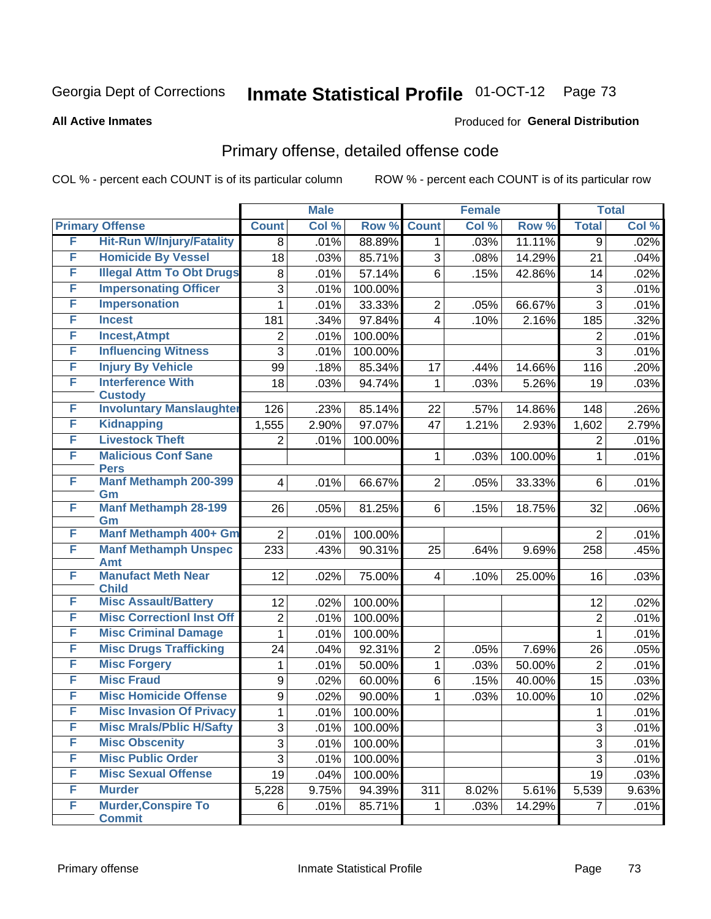Georgia Dept of Corrections **Inmate Statistical Profile** 01-OCT-12

**All Active Inmates**

Produced for **General Distribution**

## Primary offense, detailed offense code

COL % - percent each COUNT is of its particular column

ROW % - percent each COUNT is of its particular row

| Primary Offense | | Male | | | Female | | | Total | |
|---|---|---|---|---|---|---|---|---|---|
| | | Count | Col % | Row % | Count | Col % | Row % | Total | Col % |
| F | Hit-Run W/Injury/Fatality | 8 | .01% | 88.89% | 1 | .03% | 11.11% | 9 | .02% |
| F | Homicide By Vessel | 18 | .03% | 85.71% | 3 | .08% | 14.29% | 21 | .04% |
| F | Illegal Attm To Obt Drugs | 8 | .01% | 57.14% | 6 | .15% | 42.86% | 14 | .02% |
| F | Impersonating Officer | 3 | .01% | 100.00% | | | | 3 | .01% |
| F | Impersonation | 1 | .01% | 33.33% | 2 | .05% | 66.67% | 3 | .01% |
| F | Incest | 181 | .34% | 97.84% | 4 | .10% | 2.16% | 185 | .32% |
| F | Incest,Atmpt | 2 | .01% | 100.00% | | | | 2 | .01% |
| F | Influencing Witness | 3 | .01% | 100.00% | | | | 3 | .01% |
| F | Injury By Vehicle | 99 | .18% | 85.34% | 17 | .44% | 14.66% | 116 | .20% |
| F | Interference With Custody | 18 | .03% | 94.74% | 1 | .03% | 5.26% | 19 | .03% |
| F | Involuntary Manslaughter | 126 | .23% | 85.14% | 22 | .57% | 14.86% | 148 | .26% |
| F | Kidnapping | 1,555 | 2.90% | 97.07% | 47 | 1.21% | 2.93% | 1,602 | 2.79% |
| F | Livestock Theft | 2 | .01% | 100.00% | | | | 2 | .01% |
| F | Malicious Conf Sane Pers | | | | 1 | .03% | 100.00% | 1 | .01% |
| F | Manf Methamph 200-399 Gm | 4 | .01% | 66.67% | 2 | .05% | 33.33% | 6 | .01% |
| F | Manf Methamph 28-199 Gm | 26 | .05% | 81.25% | 6 | .15% | 18.75% | 32 | .06% |
| F | Manf Methamph 400+ Gm | 2 | .01% | 100.00% | | | | 2 | .01% |
| F | Manf Methamph Unspec Amt | 233 | .43% | 90.31% | 25 | .64% | 9.69% | 258 | .45% |
| F | Manufact Meth Near Child | 12 | .02% | 75.00% | 4 | .10% | 25.00% | 16 | .03% |
| F | Misc Assault/Battery | 12 | .02% | 100.00% | | | | 12 | .02% |
| F | Misc Correctionl Inst Off | 2 | .01% | 100.00% | | | | 2 | .01% |
| F | Misc Criminal Damage | 1 | .01% | 100.00% | | | | 1 | .01% |
| F | Misc Drugs Trafficking | 24 | .04% | 92.31% | 2 | .05% | 7.69% | 26 | .05% |
| F | Misc Forgery | 1 | .01% | 50.00% | 1 | .03% | 50.00% | 2 | .01% |
| F | Misc Fraud | 9 | .02% | 60.00% | 6 | .15% | 40.00% | 15 | .03% |
| F | Misc Homicide Offense | 9 | .02% | 90.00% | 1 | .03% | 10.00% | 10 | .02% |
| F | Misc Invasion Of Privacy | 1 | .01% | 100.00% | | | | 1 | .01% |
| F | Misc Mrals/Pblic H/Safty | 3 | .01% | 100.00% | | | | 3 | .01% |
| F | Misc Obscenity | 3 | .01% | 100.00% | | | | 3 | .01% |
| F | Misc Public Order | 3 | .01% | 100.00% | | | | 3 | .01% |
| F | Misc Sexual Offense | 19 | .04% | 100.00% | | | | 19 | .03% |
| F | Murder | 5,228 | 9.75% | 94.39% | 311 | 8.02% | 5.61% | 5,539 | 9.63% |
| F | Murder,Conspire To Commit | 6 | .01% | 85.71% | 1 | .03% | 14.29% | 7 | .01% |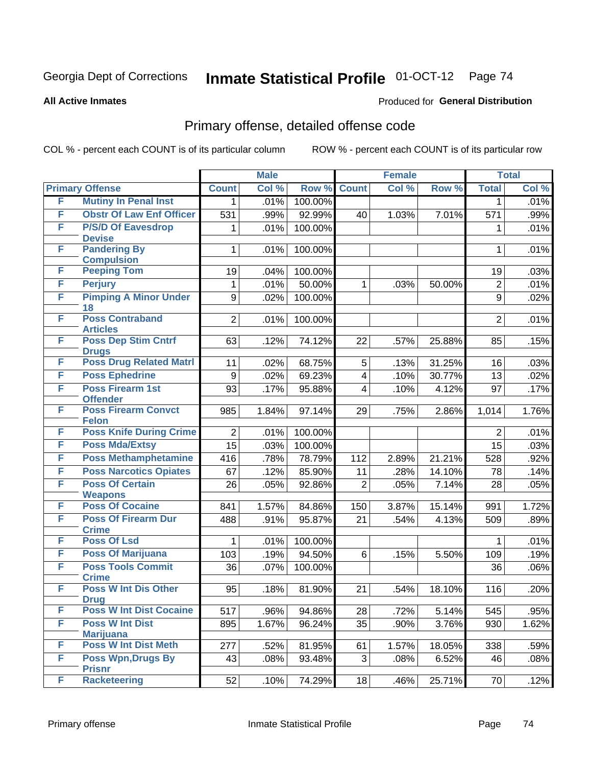Georgia Dept of Corrections **Inmate Statistical Profile** 01-OCT-12

**All Active Inmates**

Produced for **General Distribution**

## Primary offense, detailed offense code

COL % - percent each COUNT is of its particular column ROW % - percent each COUNT is of its particular row

| Primary Offense | | Male | | | Female | | | Total | |
|---|---|---|---|---|---|---|---|---|---|
| | | Count | Col % | Row % | Count | Col % | Row % | Total | Col % |
| F | Mutiny In Penal Inst | 1 | .01% | 100.00% | | | | 1 | .01% |
| F | Obstr Of Law Enf Officer | 531 | .99% | 92.99% | 40 | 1.03% | 7.01% | 571 | .99% |
| F | P/S/D Of Eavesdrop Devise | 1 | .01% | 100.00% | | | | 1 | .01% |
| F | Pandering By Compulsion | 1 | .01% | 100.00% | | | | 1 | .01% |
| F | Peeping Tom | 19 | .04% | 100.00% | | | | 19 | .03% |
| F | Perjury | 1 | .01% | 50.00% | 1 | .03% | 50.00% | 2 | .01% |
| F | Pimping A Minor Under 18 | 9 | .02% | 100.00% | | | | 9 | .02% |
| F | Poss Contraband Articles | 2 | .01% | 100.00% | | | | 2 | .01% |
| F | Poss Dep Stim Cntrf Drugs | 63 | .12% | 74.12% | 22 | .57% | 25.88% | 85 | .15% |
| F | Poss Drug Related Matrl | 11 | .02% | 68.75% | 5 | .13% | 31.25% | 16 | .03% |
| F | Poss Ephedrine | 9 | .02% | 69.23% | 4 | .10% | 30.77% | 13 | .02% |
| F | Poss Firearm 1st Offender | 93 | .17% | 95.88% | 4 | .10% | 4.12% | 97 | .17% |
| F | Poss Firearm Convct Felon | 985 | 1.84% | 97.14% | 29 | .75% | 2.86% | 1,014 | 1.76% |
| F | Poss Knife During Crime | 2 | .01% | 100.00% | | | | 2 | .01% |
| F | Poss Mda/Extsy | 15 | .03% | 100.00% | | | | 15 | .03% |
| F | Poss Methamphetamine | 416 | .78% | 78.79% | 112 | 2.89% | 21.21% | 528 | .92% |
| F | Poss Narcotics Opiates | 67 | .12% | 85.90% | 11 | .28% | 14.10% | 78 | .14% |
| F | Poss Of Certain Weapons | 26 | .05% | 92.86% | 2 | .05% | 7.14% | 28 | .05% |
| F | Poss Of Cocaine | 841 | 1.57% | 84.86% | 150 | 3.87% | 15.14% | 991 | 1.72% |
| F | Poss Of Firearm Dur Crime | 488 | .91% | 95.87% | 21 | .54% | 4.13% | 509 | .89% |
| F | Poss Of Lsd | 1 | .01% | 100.00% | | | | 1 | .01% |
| F | Poss Of Marijuana | 103 | .19% | 94.50% | 6 | .15% | 5.50% | 109 | .19% |
| F | Poss Tools Commit Crime | 36 | .07% | 100.00% | | | | 36 | .06% |
| F | Poss W Int Dis Other Drug | 95 | .18% | 81.90% | 21 | .54% | 18.10% | 116 | .20% |
| F | Poss W Int Dist Cocaine | 517 | .96% | 94.86% | 28 | .72% | 5.14% | 545 | .95% |
| F | Poss W Int Dist Marijuana | 895 | 1.67% | 96.24% | 35 | .90% | 3.76% | 930 | 1.62% |
| F | Poss W Int Dist Meth | 277 | .52% | 81.95% | 61 | 1.57% | 18.05% | 338 | .59% |
| F | Poss Wpn,Drugs By Prisnr | 43 | .08% | 93.48% | 3 | .08% | 6.52% | 46 | .08% |
| F | Racketeering | 52 | .10% | 74.29% | 18 | .46% | 25.71% | 70 | .12% |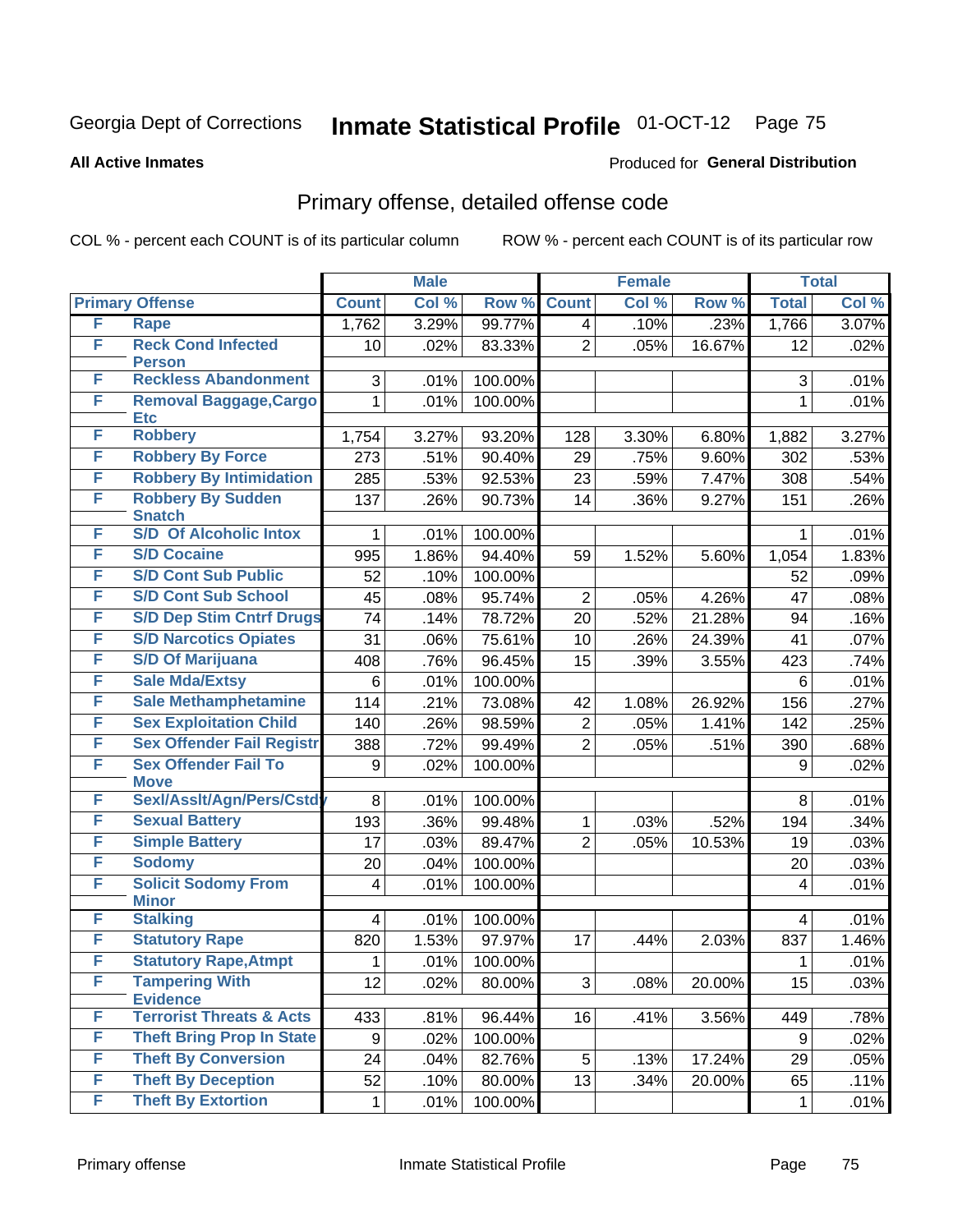Georgia Dept of Corrections **Inmate Statistical Profile** 01-OCT-12

**All Active Inmates**

Produced for **General Distribution**

## Primary offense, detailed offense code

COL % - percent each COUNT is of its particular column

ROW % - percent each COUNT is of its particular row

| Primary Offense | | Male | | | Female | | | Total | |
|---|---|---|---|---|---|---|---|---|---|
| | | Count | Col % | Row % | Count | Col % | Row % | Total | Col % |
| F | Rape | 1,762 | 3.29% | 99.77% | 4 | .10% | .23% | 1,766 | 3.07% |
| F | Reck Cond Infected Person | 10 | .02% | 83.33% | 2 | .05% | 16.67% | 12 | .02% |
| F | Reckless Abandonment | 3 | .01% | 100.00% | | | | 3 | .01% |
| F | Removal Baggage,Cargo Etc | 1 | .01% | 100.00% | | | | 1 | .01% |
| F | Robbery | 1,754 | 3.27% | 93.20% | 128 | 3.30% | 6.80% | 1,882 | 3.27% |
| F | Robbery By Force | 273 | .51% | 90.40% | 29 | .75% | 9.60% | 302 | .53% |
| F | Robbery By Intimidation | 285 | .53% | 92.53% | 23 | .59% | 7.47% | 308 | .54% |
| F | Robbery By Sudden Snatch | 137 | .26% | 90.73% | 14 | .36% | 9.27% | 151 | .26% |
| F | S/D Of Alcoholic Intox | 1 | .01% | 100.00% | | | | 1 | .01% |
| F | S/D Cocaine | 995 | 1.86% | 94.40% | 59 | 1.52% | 5.60% | 1,054 | 1.83% |
| F | S/D Cont Sub Public | 52 | .10% | 100.00% | | | | 52 | .09% |
| F | S/D Cont Sub School | 45 | .08% | 95.74% | 2 | .05% | 4.26% | 47 | .08% |
| F | S/D Dep Stim Cntrf Drugs | 74 | .14% | 78.72% | 20 | .52% | 21.28% | 94 | .16% |
| F | S/D Narcotics Opiates | 31 | .06% | 75.61% | 10 | .26% | 24.39% | 41 | .07% |
| F | S/D Of Marijuana | 408 | .76% | 96.45% | 15 | .39% | 3.55% | 423 | .74% |
| F | Sale Mda/Extsy | 6 | .01% | 100.00% | | | | 6 | .01% |
| F | Sale Methamphetamine | 114 | .21% | 73.08% | 42 | 1.08% | 26.92% | 156 | .27% |
| F | Sex Exploitation Child | 140 | .26% | 98.59% | 2 | .05% | 1.41% | 142 | .25% |
| F | Sex Offender Fail Registr | 388 | .72% | 99.49% | 2 | .05% | .51% | 390 | .68% |
| F | Sex Offender Fail To Move | 9 | .02% | 100.00% | | | | 9 | .02% |
| F | Sexl/Asslt/Agn/Pers/Cstdy | 8 | .01% | 100.00% | | | | 8 | .01% |
| F | Sexual Battery | 193 | .36% | 99.48% | 1 | .03% | .52% | 194 | .34% |
| F | Simple Battery | 17 | .03% | 89.47% | 2 | .05% | 10.53% | 19 | .03% |
| F | Sodomy | 20 | .04% | 100.00% | | | | 20 | .03% |
| F | Solicit Sodomy From Minor | 4 | .01% | 100.00% | | | | 4 | .01% |
| F | Stalking | 4 | .01% | 100.00% | | | | 4 | .01% |
| F | Statutory Rape | 820 | 1.53% | 97.97% | 17 | .44% | 2.03% | 837 | 1.46% |
| F | Statutory Rape,Atmpt | 1 | .01% | 100.00% | | | | 1 | .01% |
| F | Tampering With Evidence | 12 | .02% | 80.00% | 3 | .08% | 20.00% | 15 | .03% |
| F | Terrorist Threats & Acts | 433 | .81% | 96.44% | 16 | .41% | 3.56% | 449 | .78% |
| F | Theft Bring Prop In State | 9 | .02% | 100.00% | | | | 9 | .02% |
| F | Theft By Conversion | 24 | .04% | 82.76% | 5 | .13% | 17.24% | 29 | .05% |
| F | Theft By Deception | 52 | .10% | 80.00% | 13 | .34% | 20.00% | 65 | .11% |
| F | Theft By Extortion | 1 | .01% | 100.00% | | | | 1 | .01% |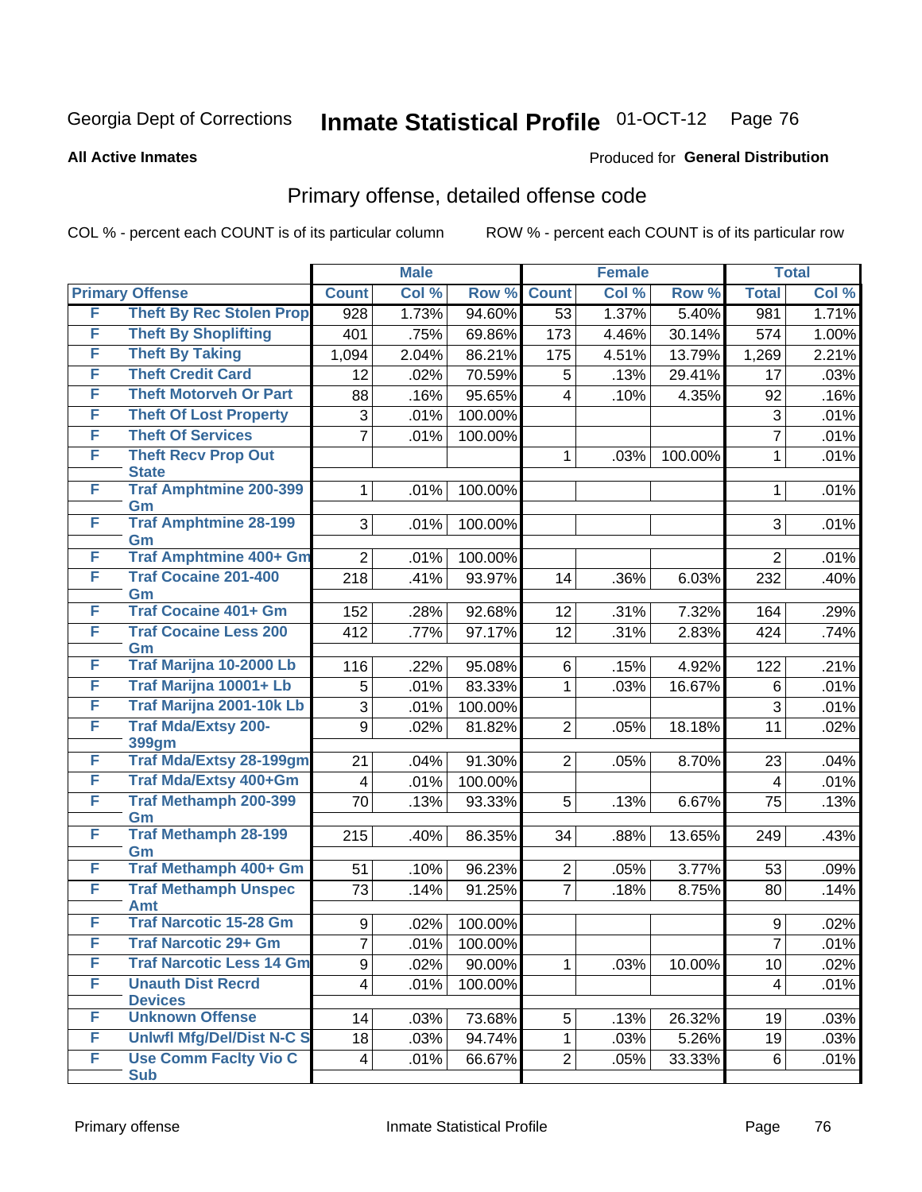Georgia Dept of Corrections **Inmate Statistical Profile** 01-OCT-12

**All Active Inmates**

Produced for **General Distribution**

## Primary offense, detailed offense code

COL % - percent each COUNT is of its particular column ROW % - percent each COUNT is of its particular row

| Primary Offense | | Male | | | Female | | | Total | |
|---|---|---|---|---|---|---|---|---|---|
| | | Count | Col % | Row % | Count | Col % | Row % | Total | Col % |
| F | Theft By Rec Stolen Prop | 928 | 1.73% | 94.60% | 53 | 1.37% | 5.40% | 981 | 1.71% |
| F | Theft By Shoplifting | 401 | .75% | 69.86% | 173 | 4.46% | 30.14% | 574 | 1.00% |
| F | Theft By Taking | 1,094 | 2.04% | 86.21% | 175 | 4.51% | 13.79% | 1,269 | 2.21% |
| F | Theft Credit Card | 12 | .02% | 70.59% | 5 | .13% | 29.41% | 17 | .03% |
| F | Theft Motorveh Or Part | 88 | .16% | 95.65% | 4 | .10% | 4.35% | 92 | .16% |
| F | Theft Of Lost Property | 3 | .01% | 100.00% | | | | 3 | .01% |
| F | Theft Of Services | 7 | .01% | 100.00% | | | | 7 | .01% |
| F | Theft Recv Prop Out State | | | | 1 | .03% | 100.00% | 1 | .01% |
| F | Traf Amphtmine 200-399 Gm | 1 | .01% | 100.00% | | | | 1 | .01% |
| F | Traf Amphtmine 28-199 Gm | 3 | .01% | 100.00% | | | | 3 | .01% |
| F | Traf Amphtmine 400+ Gm | 2 | .01% | 100.00% | | | | 2 | .01% |
| F | Traf Cocaine 201-400 Gm | 218 | .41% | 93.97% | 14 | .36% | 6.03% | 232 | .40% |
| F | Traf Cocaine 401+ Gm | 152 | .28% | 92.68% | 12 | .31% | 7.32% | 164 | .29% |
| F | Traf Cocaine Less 200 Gm | 412 | .77% | 97.17% | 12 | .31% | 2.83% | 424 | .74% |
| F | Traf Marijna 10-2000 Lb | 116 | .22% | 95.08% | 6 | .15% | 4.92% | 122 | .21% |
| F | Traf Marijna 10001+ Lb | 5 | .01% | 83.33% | 1 | .03% | 16.67% | 6 | .01% |
| F | Traf Marijna 2001-10k Lb | 3 | .01% | 100.00% | | | | 3 | .01% |
| F | Traf Mda/Extsy 200-399gm | 9 | .02% | 81.82% | 2 | .05% | 18.18% | 11 | .02% |
| F | Traf Mda/Extsy 28-199gm | 21 | .04% | 91.30% | 2 | .05% | 8.70% | 23 | .04% |
| F | Traf Mda/Extsy 400+Gm | 4 | .01% | 100.00% | | | | 4 | .01% |
| F | Traf Methamph 200-399 Gm | 70 | .13% | 93.33% | 5 | .13% | 6.67% | 75 | .13% |
| F | Traf Methamph 28-199 Gm | 215 | .40% | 86.35% | 34 | .88% | 13.65% | 249 | .43% |
| F | Traf Methamph 400+ Gm | 51 | .10% | 96.23% | 2 | .05% | 3.77% | 53 | .09% |
| F | Traf Methamph Unspec Amt | 73 | .14% | 91.25% | 7 | .18% | 8.75% | 80 | .14% |
| F | Traf Narcotic 15-28 Gm | 9 | .02% | 100.00% | | | | 9 | .02% |
| F | Traf Narcotic 29+ Gm | 7 | .01% | 100.00% | | | | 7 | .01% |
| F | Traf Narcotic Less 14 Gm | 9 | .02% | 90.00% | 1 | .03% | 10.00% | 10 | .02% |
| F | Unauth Dist Recrd Devices | 4 | .01% | 100.00% | | | | 4 | .01% |
| F | Unknown Offense | 14 | .03% | 73.68% | 5 | .13% | 26.32% | 19 | .03% |
| F | Unlwfl Mfg/Del/Dist N-C S | 18 | .03% | 94.74% | 1 | .03% | 5.26% | 19 | .03% |
| F | Use Comm Faclty Vio C Sub | 4 | .01% | 66.67% | 2 | .05% | 33.33% | 6 | .01% |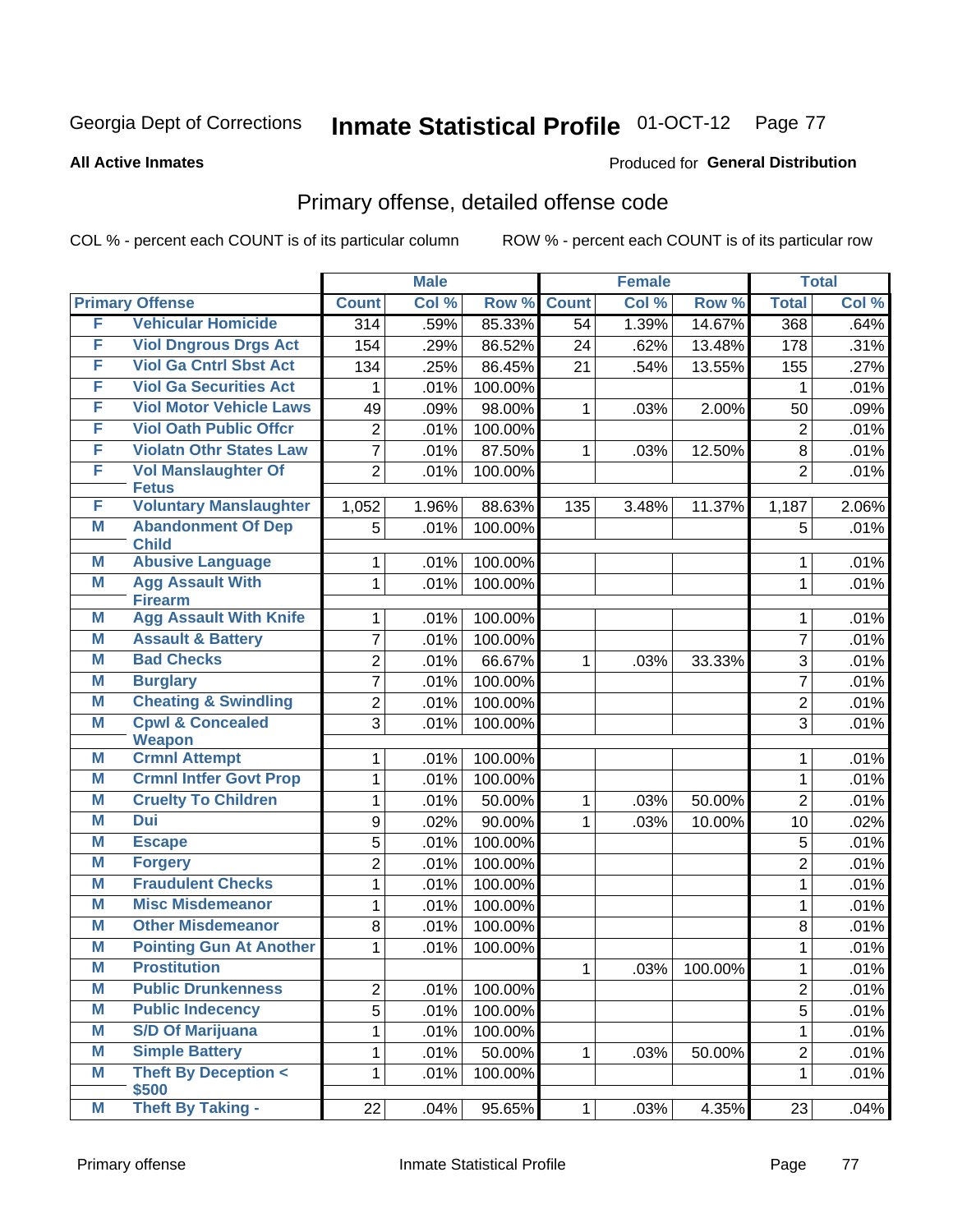Georgia Dept of Corrections **Inmate Statistical Profile** 01-OCT-12

**All Active Inmates**

Produced for **General Distribution**

## Primary offense, detailed offense code

COL % - percent each COUNT is of its particular column

ROW % - percent each COUNT is of its particular row

| Primary Offense | | Male | | | Female | | | Total | |
|---|---|---|---|---|---|---|---|---|---|
| | | Count | Col % | Row % | Count | Col % | Row % | Total | Col % |
| F | Vehicular Homicide | 314 | .59% | 85.33% | 54 | 1.39% | 14.67% | 368 | .64% |
| F | Viol Dngrous Drgs Act | 154 | .29% | 86.52% | 24 | .62% | 13.48% | 178 | .31% |
| F | Viol Ga Cntrl Sbst Act | 134 | .25% | 86.45% | 21 | .54% | 13.55% | 155 | .27% |
| F | Viol Ga Securities Act | 1 | .01% | 100.00% | | | | 1 | .01% |
| F | Viol Motor Vehicle Laws | 49 | .09% | 98.00% | 1 | .03% | 2.00% | 50 | .09% |
| F | Viol Oath Public Offcr | 2 | .01% | 100.00% | | | | 2 | .01% |
| F | Violatn Othr States Law | 7 | .01% | 87.50% | 1 | .03% | 12.50% | 8 | .01% |
| F | Vol Manslaughter Of Fetus | 2 | .01% | 100.00% | | | | 2 | .01% |
| F | Voluntary Manslaughter | 1,052 | 1.96% | 88.63% | 135 | 3.48% | 11.37% | 1,187 | 2.06% |
| M | Abandonment Of Dep Child | 5 | .01% | 100.00% | | | | 5 | .01% |
| M | Abusive Language | 1 | .01% | 100.00% | | | | 1 | .01% |
| M | Agg Assault With Firearm | 1 | .01% | 100.00% | | | | 1 | .01% |
| M | Agg Assault With Knife | 1 | .01% | 100.00% | | | | 1 | .01% |
| M | Assault & Battery | 7 | .01% | 100.00% | | | | 7 | .01% |
| M | Bad Checks | 2 | .01% | 66.67% | 1 | .03% | 33.33% | 3 | .01% |
| M | Burglary | 7 | .01% | 100.00% | | | | 7 | .01% |
| M | Cheating & Swindling | 2 | .01% | 100.00% | | | | 2 | .01% |
| M | Cpwl & Concealed Weapon | 3 | .01% | 100.00% | | | | 3 | .01% |
| M | Crmnl Attempt | 1 | .01% | 100.00% | | | | 1 | .01% |
| M | Crmnl Intfer Govt Prop | 1 | .01% | 100.00% | | | | 1 | .01% |
| M | Cruelty To Children | 1 | .01% | 50.00% | 1 | .03% | 50.00% | 2 | .01% |
| M | Dui | 9 | .02% | 90.00% | 1 | .03% | 10.00% | 10 | .02% |
| M | Escape | 5 | .01% | 100.00% | | | | 5 | .01% |
| M | Forgery | 2 | .01% | 100.00% | | | | 2 | .01% |
| M | Fraudulent Checks | 1 | .01% | 100.00% | | | | 1 | .01% |
| M | Misc Misdemeanor | 1 | .01% | 100.00% | | | | 1 | .01% |
| M | Other Misdemeanor | 8 | .01% | 100.00% | | | | 8 | .01% |
| M | Pointing Gun At Another | 1 | .01% | 100.00% | | | | 1 | .01% |
| M | Prostitution | | | | 1 | .03% | 100.00% | 1 | .01% |
| M | Public Drunkenness | 2 | .01% | 100.00% | | | | 2 | .01% |
| M | Public Indecency | 5 | .01% | 100.00% | | | | 5 | .01% |
| M | S/D Of Marijuana | 1 | .01% | 100.00% | | | | 1 | .01% |
| M | Simple Battery | 1 | .01% | 50.00% | 1 | .03% | 50.00% | 2 | .01% |
| M | Theft By Deception < $500 | 1 | .01% | 100.00% | | | | 1 | .01% |
| M | Theft By Taking - | 22 | .04% | 95.65% | 1 | .03% | 4.35% | 23 | .04% |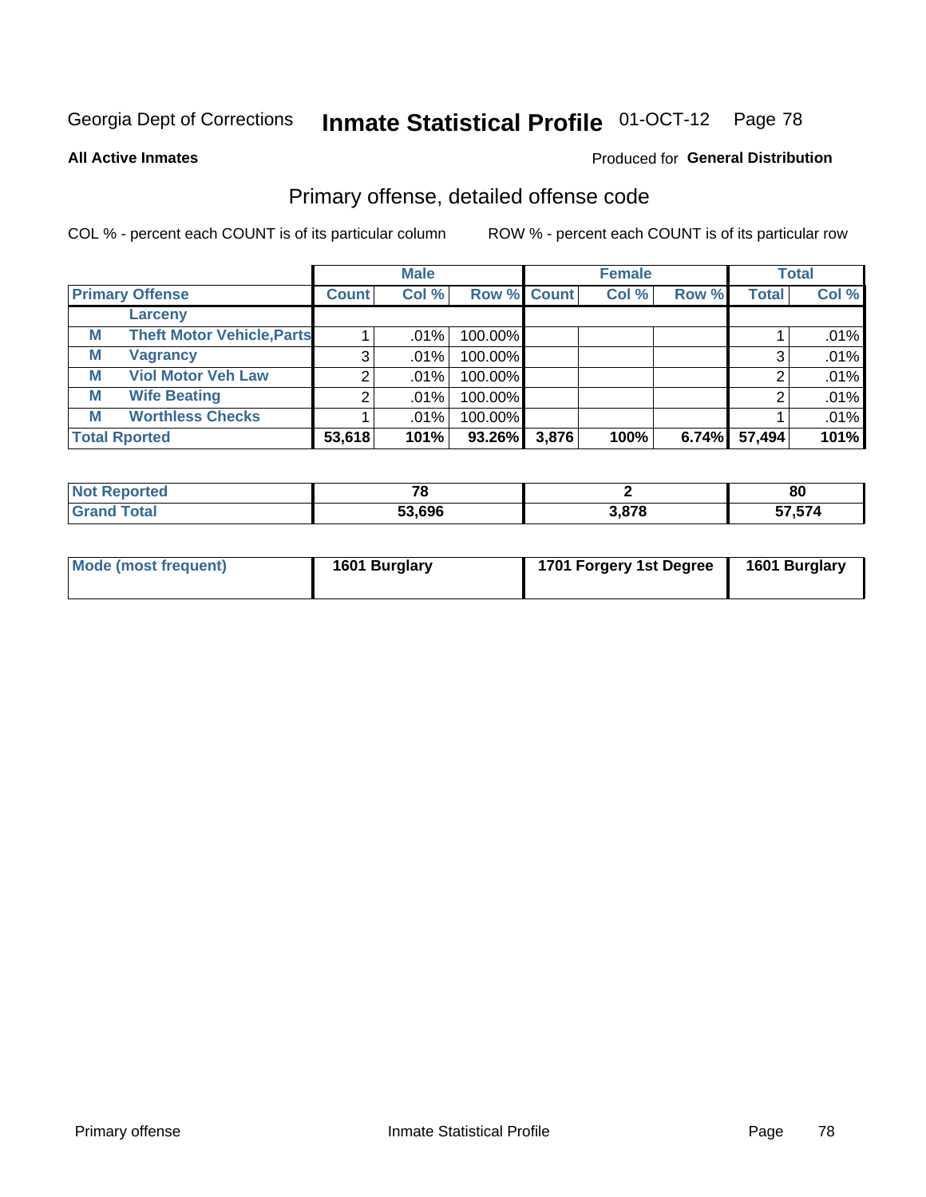# Georgia Dept of Corrections — Inmate Statistical Profile 01-OCT-12

**All Active Inmates**

Produced for **General Distribution**

## Primary offense, detailed offense code

COL % - percent each COUNT is of its particular column

ROW % - percent each COUNT is of its particular row

| Primary Offense | | Male | | | Female | | | Total | |
|---|---|---|---|---|---|---|---|---|---|
| | | Count | Col % | Row % | Count | Col % | Row % | Total | Col % |
| | Larceny | | | | | | | | |
| M | Theft Motor Vehicle,Parts | 1 | .01% | 100.00% | | | | 1 | .01% |
| M | Vagrancy | 3 | .01% | 100.00% | | | | 3 | .01% |
| M | Viol Motor Veh Law | 2 | .01% | 100.00% | | | | 2 | .01% |
| M | Wife Beating | 2 | .01% | 100.00% | | | | 2 | .01% |
| M | Worthless Checks | 1 | .01% | 100.00% | | | | 1 | .01% |
| Total Rported | | 53,618 | 101% | 93.26% | 3,876 | 100% | 6.74% | 57,494 | 101% |

| | Male | Female | Total |
|---|---|---|---|
| Not Reported | 78 | 2 | 80 |
| Grand Total | 53,696 | 3,878 | 57,574 |

| | Male | Female | Total |
|---|---|---|---|
| Mode (most frequent) | 1601 Burglary | 1701 Forgery 1st Degree | 1601 Burglary |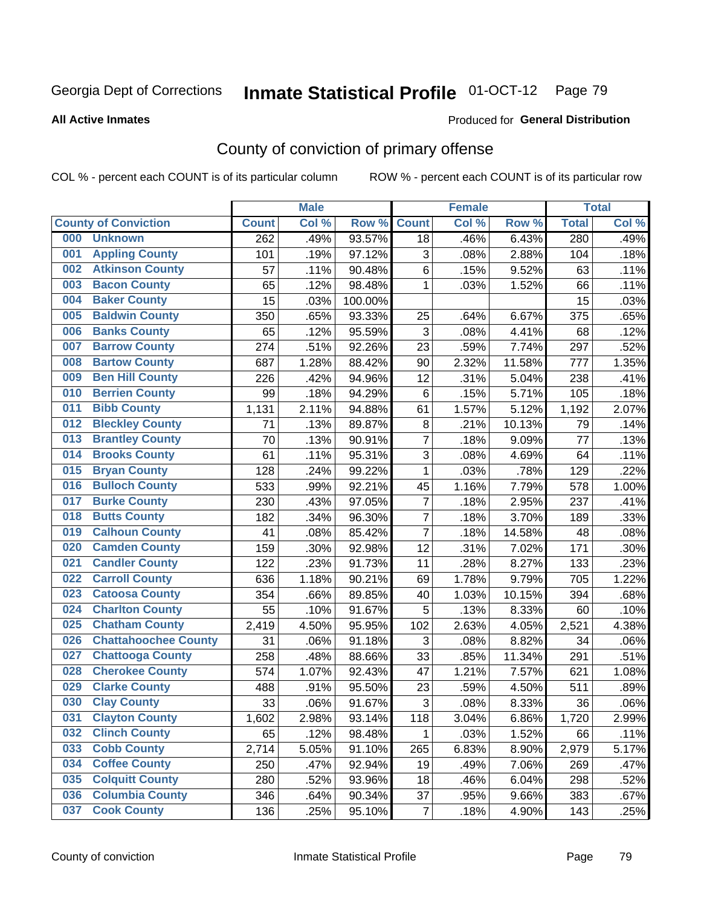Georgia Dept of Corrections **Inmate Statistical Profile** 01-OCT-12 Page 79

**All Active Inmates**

Produced for **General Distribution**

# County of conviction of primary offense

COL % - percent each COUNT is of its particular column ROW % - percent each COUNT is of its particular row

| | | Male | | | Female | | | Total | |
|---|---|---|---|---|---|---|---|---|---|
| **County of Conviction** | | **Count** | **Col %** | **Row %** | **Count** | **Col %** | **Row %** | **Total** | **Col %** |
| 000 | Unknown | 262 | .49% | 93.57% | 18 | .46% | 6.43% | 280 | .49% |
| 001 | Appling County | 101 | .19% | 97.12% | 3 | .08% | 2.88% | 104 | .18% |
| 002 | Atkinson County | 57 | .11% | 90.48% | 6 | .15% | 9.52% | 63 | .11% |
| 003 | Bacon County | 65 | .12% | 98.48% | 1 | .03% | 1.52% | 66 | .11% |
| 004 | Baker County | 15 | .03% | 100.00% | | | | 15 | .03% |
| 005 | Baldwin County | 350 | .65% | 93.33% | 25 | .64% | 6.67% | 375 | .65% |
| 006 | Banks County | 65 | .12% | 95.59% | 3 | .08% | 4.41% | 68 | .12% |
| 007 | Barrow County | 274 | .51% | 92.26% | 23 | .59% | 7.74% | 297 | .52% |
| 008 | Bartow County | 687 | 1.28% | 88.42% | 90 | 2.32% | 11.58% | 777 | 1.35% |
| 009 | Ben Hill County | 226 | .42% | 94.96% | 12 | .31% | 5.04% | 238 | .41% |
| 010 | Berrien County | 99 | .18% | 94.29% | 6 | .15% | 5.71% | 105 | .18% |
| 011 | Bibb County | 1,131 | 2.11% | 94.88% | 61 | 1.57% | 5.12% | 1,192 | 2.07% |
| 012 | Bleckley County | 71 | .13% | 89.87% | 8 | .21% | 10.13% | 79 | .14% |
| 013 | Brantley County | 70 | .13% | 90.91% | 7 | .18% | 9.09% | 77 | .13% |
| 014 | Brooks County | 61 | .11% | 95.31% | 3 | .08% | 4.69% | 64 | .11% |
| 015 | Bryan County | 128 | .24% | 99.22% | 1 | .03% | .78% | 129 | .22% |
| 016 | Bulloch County | 533 | .99% | 92.21% | 45 | 1.16% | 7.79% | 578 | 1.00% |
| 017 | Burke County | 230 | .43% | 97.05% | 7 | .18% | 2.95% | 237 | .41% |
| 018 | Butts County | 182 | .34% | 96.30% | 7 | .18% | 3.70% | 189 | .33% |
| 019 | Calhoun County | 41 | .08% | 85.42% | 7 | .18% | 14.58% | 48 | .08% |
| 020 | Camden County | 159 | .30% | 92.98% | 12 | .31% | 7.02% | 171 | .30% |
| 021 | Candler County | 122 | .23% | 91.73% | 11 | .28% | 8.27% | 133 | .23% |
| 022 | Carroll County | 636 | 1.18% | 90.21% | 69 | 1.78% | 9.79% | 705 | 1.22% |
| 023 | Catoosa County | 354 | .66% | 89.85% | 40 | 1.03% | 10.15% | 394 | .68% |
| 024 | Charlton County | 55 | .10% | 91.67% | 5 | .13% | 8.33% | 60 | .10% |
| 025 | Chatham County | 2,419 | 4.50% | 95.95% | 102 | 2.63% | 4.05% | 2,521 | 4.38% |
| 026 | Chattahoochee County | 31 | .06% | 91.18% | 3 | .08% | 8.82% | 34 | .06% |
| 027 | Chattooga County | 258 | .48% | 88.66% | 33 | .85% | 11.34% | 291 | .51% |
| 028 | Cherokee County | 574 | 1.07% | 92.43% | 47 | 1.21% | 7.57% | 621 | 1.08% |
| 029 | Clarke County | 488 | .91% | 95.50% | 23 | .59% | 4.50% | 511 | .89% |
| 030 | Clay County | 33 | .06% | 91.67% | 3 | .08% | 8.33% | 36 | .06% |
| 031 | Clayton County | 1,602 | 2.98% | 93.14% | 118 | 3.04% | 6.86% | 1,720 | 2.99% |
| 032 | Clinch County | 65 | .12% | 98.48% | 1 | .03% | 1.52% | 66 | .11% |
| 033 | Cobb County | 2,714 | 5.05% | 91.10% | 265 | 6.83% | 8.90% | 2,979 | 5.17% |
| 034 | Coffee County | 250 | .47% | 92.94% | 19 | .49% | 7.06% | 269 | .47% |
| 035 | Colquitt County | 280 | .52% | 93.96% | 18 | .46% | 6.04% | 298 | .52% |
| 036 | Columbia County | 346 | .64% | 90.34% | 37 | .95% | 9.66% | 383 | .67% |
| 037 | Cook County | 136 | .25% | 95.10% | 7 | .18% | 4.90% | 143 | .25% |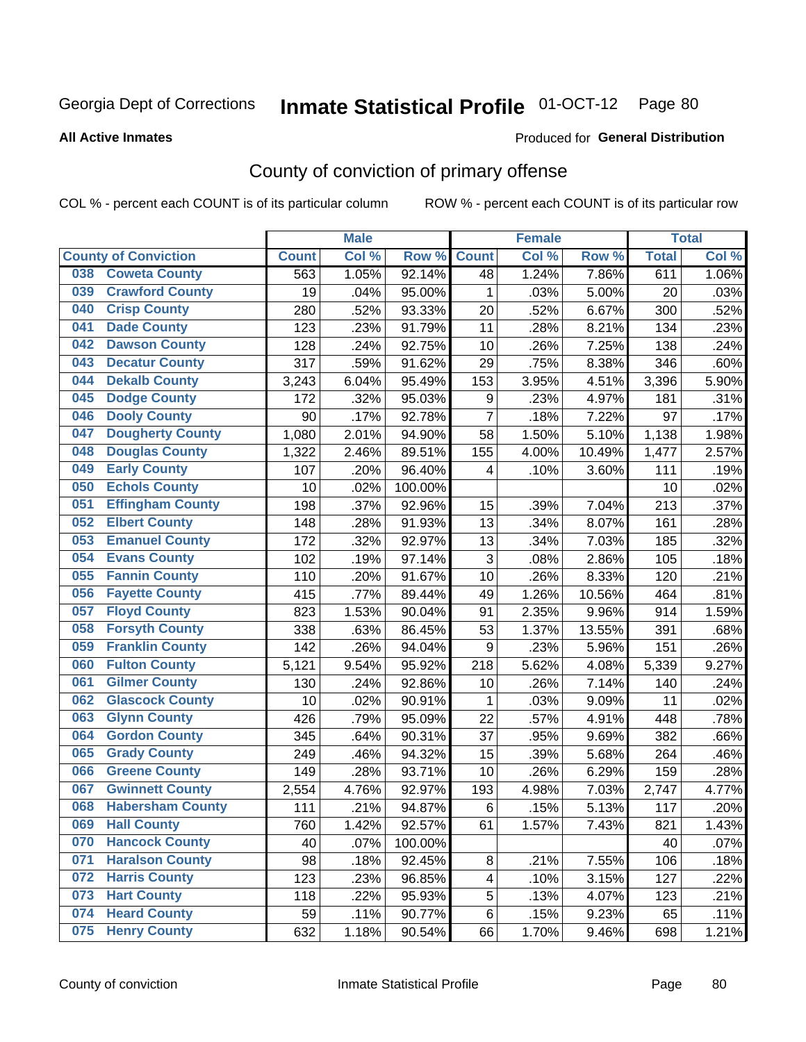Georgia Dept of Corrections **Inmate Statistical Profile** 01-OCT-12

**All Active Inmates**

Produced for **General Distribution**

## County of conviction of primary offense

COL % - percent each COUNT is of its particular column    ROW % - percent each COUNT is of its particular row

| County of Conviction | Male | | | Female | | | Total | |
|---|---|---|---|---|---|---|---|---|
| | Count | Col % | Row % | Count | Col % | Row % | Total | Col % |
| 038 Coweta County | 563 | 1.05% | 92.14% | 48 | 1.24% | 7.86% | 611 | 1.06% |
| 039 Crawford County | 19 | .04% | 95.00% | 1 | .03% | 5.00% | 20 | .03% |
| 040 Crisp County | 280 | .52% | 93.33% | 20 | .52% | 6.67% | 300 | .52% |
| 041 Dade County | 123 | .23% | 91.79% | 11 | .28% | 8.21% | 134 | .23% |
| 042 Dawson County | 128 | .24% | 92.75% | 10 | .26% | 7.25% | 138 | .24% |
| 043 Decatur County | 317 | .59% | 91.62% | 29 | .75% | 8.38% | 346 | .60% |
| 044 Dekalb County | 3,243 | 6.04% | 95.49% | 153 | 3.95% | 4.51% | 3,396 | 5.90% |
| 045 Dodge County | 172 | .32% | 95.03% | 9 | .23% | 4.97% | 181 | .31% |
| 046 Dooly County | 90 | .17% | 92.78% | 7 | .18% | 7.22% | 97 | .17% |
| 047 Dougherty County | 1,080 | 2.01% | 94.90% | 58 | 1.50% | 5.10% | 1,138 | 1.98% |
| 048 Douglas County | 1,322 | 2.46% | 89.51% | 155 | 4.00% | 10.49% | 1,477 | 2.57% |
| 049 Early County | 107 | .20% | 96.40% | 4 | .10% | 3.60% | 111 | .19% |
| 050 Echols County | 10 | .02% | 100.00% | | | | 10 | .02% |
| 051 Effingham County | 198 | .37% | 92.96% | 15 | .39% | 7.04% | 213 | .37% |
| 052 Elbert County | 148 | .28% | 91.93% | 13 | .34% | 8.07% | 161 | .28% |
| 053 Emanuel County | 172 | .32% | 92.97% | 13 | .34% | 7.03% | 185 | .32% |
| 054 Evans County | 102 | .19% | 97.14% | 3 | .08% | 2.86% | 105 | .18% |
| 055 Fannin County | 110 | .20% | 91.67% | 10 | .26% | 8.33% | 120 | .21% |
| 056 Fayette County | 415 | .77% | 89.44% | 49 | 1.26% | 10.56% | 464 | .81% |
| 057 Floyd County | 823 | 1.53% | 90.04% | 91 | 2.35% | 9.96% | 914 | 1.59% |
| 058 Forsyth County | 338 | .63% | 86.45% | 53 | 1.37% | 13.55% | 391 | .68% |
| 059 Franklin County | 142 | .26% | 94.04% | 9 | .23% | 5.96% | 151 | .26% |
| 060 Fulton County | 5,121 | 9.54% | 95.92% | 218 | 5.62% | 4.08% | 5,339 | 9.27% |
| 061 Gilmer County | 130 | .24% | 92.86% | 10 | .26% | 7.14% | 140 | .24% |
| 062 Glascock County | 10 | .02% | 90.91% | 1 | .03% | 9.09% | 11 | .02% |
| 063 Glynn County | 426 | .79% | 95.09% | 22 | .57% | 4.91% | 448 | .78% |
| 064 Gordon County | 345 | .64% | 90.31% | 37 | .95% | 9.69% | 382 | .66% |
| 065 Grady County | 249 | .46% | 94.32% | 15 | .39% | 5.68% | 264 | .46% |
| 066 Greene County | 149 | .28% | 93.71% | 10 | .26% | 6.29% | 159 | .28% |
| 067 Gwinnett County | 2,554 | 4.76% | 92.97% | 193 | 4.98% | 7.03% | 2,747 | 4.77% |
| 068 Habersham County | 111 | .21% | 94.87% | 6 | .15% | 5.13% | 117 | .20% |
| 069 Hall County | 760 | 1.42% | 92.57% | 61 | 1.57% | 7.43% | 821 | 1.43% |
| 070 Hancock County | 40 | .07% | 100.00% | | | | 40 | .07% |
| 071 Haralson County | 98 | .18% | 92.45% | 8 | .21% | 7.55% | 106 | .18% |
| 072 Harris County | 123 | .23% | 96.85% | 4 | .10% | 3.15% | 127 | .22% |
| 073 Hart County | 118 | .22% | 95.93% | 5 | .13% | 4.07% | 123 | .21% |
| 074 Heard County | 59 | .11% | 90.77% | 6 | .15% | 9.23% | 65 | .11% |
| 075 Henry County | 632 | 1.18% | 90.54% | 66 | 1.70% | 9.46% | 698 | 1.21% |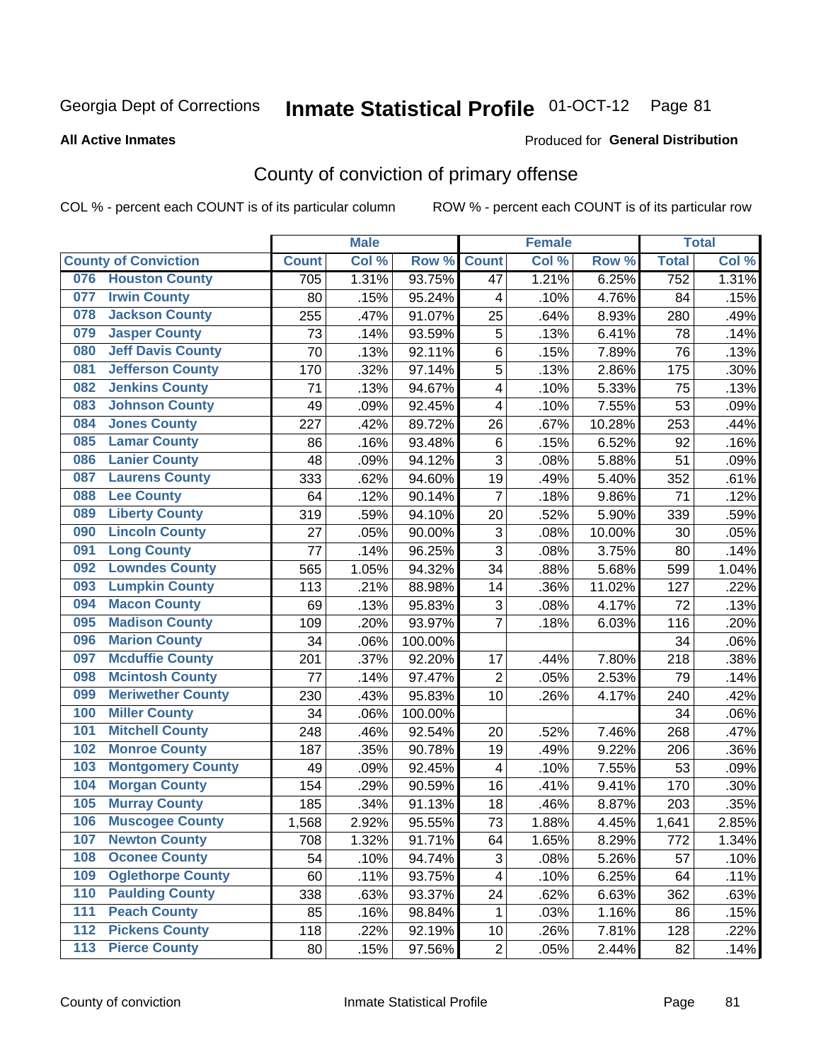Georgia Dept of Corrections **Inmate Statistical Profile** 01-OCT-12 Page 81

**All Active Inmates**

Produced for **General Distribution**

## County of conviction of primary offense

COL % - percent each COUNT is of its particular column ROW % - percent each COUNT is of its particular row

| County of Conviction | Male | | | Female | | | Total | |
|---|---|---|---|---|---|---|---|---|
| | Count | Col % | Row % | Count | Col % | Row % | Total | Col % |
| 076 Houston County | 705 | 1.31% | 93.75% | 47 | 1.21% | 6.25% | 752 | 1.31% |
| 077 Irwin County | 80 | .15% | 95.24% | 4 | .10% | 4.76% | 84 | .15% |
| 078 Jackson County | 255 | .47% | 91.07% | 25 | .64% | 8.93% | 280 | .49% |
| 079 Jasper County | 73 | .14% | 93.59% | 5 | .13% | 6.41% | 78 | .14% |
| 080 Jeff Davis County | 70 | .13% | 92.11% | 6 | .15% | 7.89% | 76 | .13% |
| 081 Jefferson County | 170 | .32% | 97.14% | 5 | .13% | 2.86% | 175 | .30% |
| 082 Jenkins County | 71 | .13% | 94.67% | 4 | .10% | 5.33% | 75 | .13% |
| 083 Johnson County | 49 | .09% | 92.45% | 4 | .10% | 7.55% | 53 | .09% |
| 084 Jones County | 227 | .42% | 89.72% | 26 | .67% | 10.28% | 253 | .44% |
| 085 Lamar County | 86 | .16% | 93.48% | 6 | .15% | 6.52% | 92 | .16% |
| 086 Lanier County | 48 | .09% | 94.12% | 3 | .08% | 5.88% | 51 | .09% |
| 087 Laurens County | 333 | .62% | 94.60% | 19 | .49% | 5.40% | 352 | .61% |
| 088 Lee County | 64 | .12% | 90.14% | 7 | .18% | 9.86% | 71 | .12% |
| 089 Liberty County | 319 | .59% | 94.10% | 20 | .52% | 5.90% | 339 | .59% |
| 090 Lincoln County | 27 | .05% | 90.00% | 3 | .08% | 10.00% | 30 | .05% |
| 091 Long County | 77 | .14% | 96.25% | 3 | .08% | 3.75% | 80 | .14% |
| 092 Lowndes County | 565 | 1.05% | 94.32% | 34 | .88% | 5.68% | 599 | 1.04% |
| 093 Lumpkin County | 113 | .21% | 88.98% | 14 | .36% | 11.02% | 127 | .22% |
| 094 Macon County | 69 | .13% | 95.83% | 3 | .08% | 4.17% | 72 | .13% |
| 095 Madison County | 109 | .20% | 93.97% | 7 | .18% | 6.03% | 116 | .20% |
| 096 Marion County | 34 | .06% | 100.00% | | | | 34 | .06% |
| 097 Mcduffie County | 201 | .37% | 92.20% | 17 | .44% | 7.80% | 218 | .38% |
| 098 Mcintosh County | 77 | .14% | 97.47% | 2 | .05% | 2.53% | 79 | .14% |
| 099 Meriwether County | 230 | .43% | 95.83% | 10 | .26% | 4.17% | 240 | .42% |
| 100 Miller County | 34 | .06% | 100.00% | | | | 34 | .06% |
| 101 Mitchell County | 248 | .46% | 92.54% | 20 | .52% | 7.46% | 268 | .47% |
| 102 Monroe County | 187 | .35% | 90.78% | 19 | .49% | 9.22% | 206 | .36% |
| 103 Montgomery County | 49 | .09% | 92.45% | 4 | .10% | 7.55% | 53 | .09% |
| 104 Morgan County | 154 | .29% | 90.59% | 16 | .41% | 9.41% | 170 | .30% |
| 105 Murray County | 185 | .34% | 91.13% | 18 | .46% | 8.87% | 203 | .35% |
| 106 Muscogee County | 1,568 | 2.92% | 95.55% | 73 | 1.88% | 4.45% | 1,641 | 2.85% |
| 107 Newton County | 708 | 1.32% | 91.71% | 64 | 1.65% | 8.29% | 772 | 1.34% |
| 108 Oconee County | 54 | .10% | 94.74% | 3 | .08% | 5.26% | 57 | .10% |
| 109 Oglethorpe County | 60 | .11% | 93.75% | 4 | .10% | 6.25% | 64 | .11% |
| 110 Paulding County | 338 | .63% | 93.37% | 24 | .62% | 6.63% | 362 | .63% |
| 111 Peach County | 85 | .16% | 98.84% | 1 | .03% | 1.16% | 86 | .15% |
| 112 Pickens County | 118 | .22% | 92.19% | 10 | .26% | 7.81% | 128 | .22% |
| 113 Pierce County | 80 | .15% | 97.56% | 2 | .05% | 2.44% | 82 | .14% |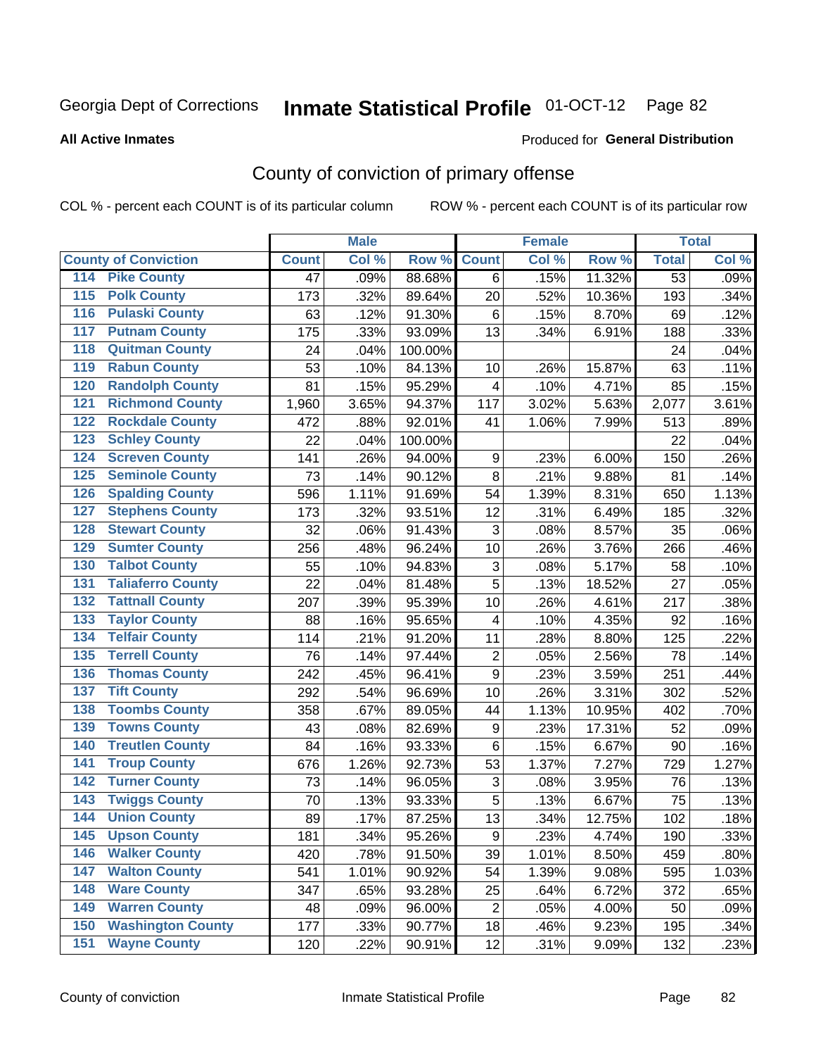Georgia Dept of Corrections **Inmate Statistical Profile** 01-OCT-12 Page 82

**All Active Inmates**

Produced for **General Distribution**

## County of conviction of primary offense

COL % - percent each COUNT is of its particular column ROW % - percent each COUNT is of its particular row

| County of Conviction | Male | | | Female | | | Total | |
|---|---|---|---|---|---|---|---|---|
| | Count | Col % | Row % | Count | Col % | Row % | Total | Col % |
| 114 Pike County | 47 | .09% | 88.68% | 6 | .15% | 11.32% | 53 | .09% |
| 115 Polk County | 173 | .32% | 89.64% | 20 | .52% | 10.36% | 193 | .34% |
| 116 Pulaski County | 63 | .12% | 91.30% | 6 | .15% | 8.70% | 69 | .12% |
| 117 Putnam County | 175 | .33% | 93.09% | 13 | .34% | 6.91% | 188 | .33% |
| 118 Quitman County | 24 | .04% | 100.00% | | | | 24 | .04% |
| 119 Rabun County | 53 | .10% | 84.13% | 10 | .26% | 15.87% | 63 | .11% |
| 120 Randolph County | 81 | .15% | 95.29% | 4 | .10% | 4.71% | 85 | .15% |
| 121 Richmond County | 1,960 | 3.65% | 94.37% | 117 | 3.02% | 5.63% | 2,077 | 3.61% |
| 122 Rockdale County | 472 | .88% | 92.01% | 41 | 1.06% | 7.99% | 513 | .89% |
| 123 Schley County | 22 | .04% | 100.00% | | | | 22 | .04% |
| 124 Screven County | 141 | .26% | 94.00% | 9 | .23% | 6.00% | 150 | .26% |
| 125 Seminole County | 73 | .14% | 90.12% | 8 | .21% | 9.88% | 81 | .14% |
| 126 Spalding County | 596 | 1.11% | 91.69% | 54 | 1.39% | 8.31% | 650 | 1.13% |
| 127 Stephens County | 173 | .32% | 93.51% | 12 | .31% | 6.49% | 185 | .32% |
| 128 Stewart County | 32 | .06% | 91.43% | 3 | .08% | 8.57% | 35 | .06% |
| 129 Sumter County | 256 | .48% | 96.24% | 10 | .26% | 3.76% | 266 | .46% |
| 130 Talbot County | 55 | .10% | 94.83% | 3 | .08% | 5.17% | 58 | .10% |
| 131 Taliaferro County | 22 | .04% | 81.48% | 5 | .13% | 18.52% | 27 | .05% |
| 132 Tattnall County | 207 | .39% | 95.39% | 10 | .26% | 4.61% | 217 | .38% |
| 133 Taylor County | 88 | .16% | 95.65% | 4 | .10% | 4.35% | 92 | .16% |
| 134 Telfair County | 114 | .21% | 91.20% | 11 | .28% | 8.80% | 125 | .22% |
| 135 Terrell County | 76 | .14% | 97.44% | 2 | .05% | 2.56% | 78 | .14% |
| 136 Thomas County | 242 | .45% | 96.41% | 9 | .23% | 3.59% | 251 | .44% |
| 137 Tift County | 292 | .54% | 96.69% | 10 | .26% | 3.31% | 302 | .52% |
| 138 Toombs County | 358 | .67% | 89.05% | 44 | 1.13% | 10.95% | 402 | .70% |
| 139 Towns County | 43 | .08% | 82.69% | 9 | .23% | 17.31% | 52 | .09% |
| 140 Treutlen County | 84 | .16% | 93.33% | 6 | .15% | 6.67% | 90 | .16% |
| 141 Troup County | 676 | 1.26% | 92.73% | 53 | 1.37% | 7.27% | 729 | 1.27% |
| 142 Turner County | 73 | .14% | 96.05% | 3 | .08% | 3.95% | 76 | .13% |
| 143 Twiggs County | 70 | .13% | 93.33% | 5 | .13% | 6.67% | 75 | .13% |
| 144 Union County | 89 | .17% | 87.25% | 13 | .34% | 12.75% | 102 | .18% |
| 145 Upson County | 181 | .34% | 95.26% | 9 | .23% | 4.74% | 190 | .33% |
| 146 Walker County | 420 | .78% | 91.50% | 39 | 1.01% | 8.50% | 459 | .80% |
| 147 Walton County | 541 | 1.01% | 90.92% | 54 | 1.39% | 9.08% | 595 | 1.03% |
| 148 Ware County | 347 | .65% | 93.28% | 25 | .64% | 6.72% | 372 | .65% |
| 149 Warren County | 48 | .09% | 96.00% | 2 | .05% | 4.00% | 50 | .09% |
| 150 Washington County | 177 | .33% | 90.77% | 18 | .46% | 9.23% | 195 | .34% |
| 151 Wayne County | 120 | .22% | 90.91% | 12 | .31% | 9.09% | 132 | .23% |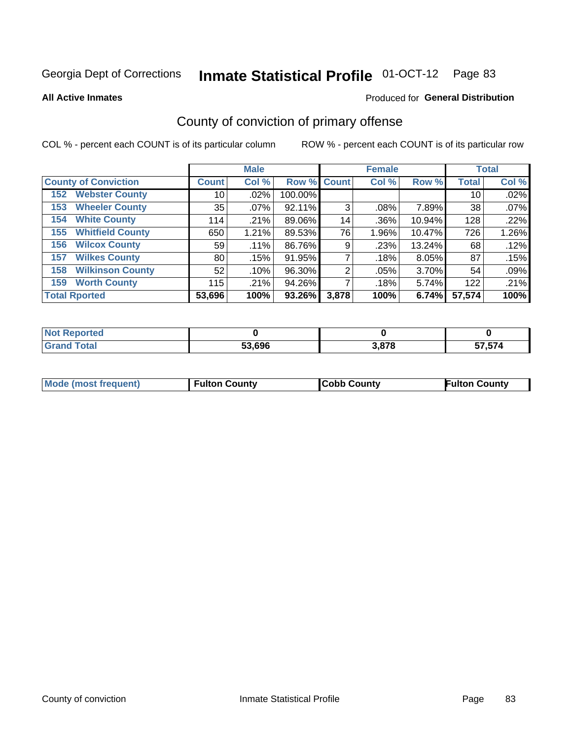Georgia Dept of Corrections **Inthe Statistical Profile** 01-OCT-12

**All Active Inmates**

Produced for **General Distribution**

## County of conviction of primary offense

COL % - percent each COUNT is of its particular column

ROW % - percent each COUNT is of its particular row

| | Male | | | Female | | | Total | |
|---|---|---|---|---|---|---|---|---|
| **County of Conviction** | **Count** | **Col %** | **Row %** | **Count** | **Col %** | **Row %** | **Total** | **Col %** |
| 152 Webster County | 10 | .02% | 100.00% | | | | 10 | .02% |
| 153 Wheeler County | 35 | .07% | 92.11% | 3 | .08% | 7.89% | 38 | .07% |
| 154 White County | 114 | .21% | 89.06% | 14 | .36% | 10.94% | 128 | .22% |
| 155 Whitfield County | 650 | 1.21% | 89.53% | 76 | 1.96% | 10.47% | 726 | 1.26% |
| 156 Wilcox County | 59 | .11% | 86.76% | 9 | .23% | 13.24% | 68 | .12% |
| 157 Wilkes County | 80 | .15% | 91.95% | 7 | .18% | 8.05% | 87 | .15% |
| 158 Wilkinson County | 52 | .10% | 96.30% | 2 | .05% | 3.70% | 54 | .09% |
| 159 Worth County | 115 | .21% | 94.26% | 7 | .18% | 5.74% | 122 | .21% |
| **Total Rported** | **53,696** | **100%** | **93.26%** | **3,878** | **100%** | **6.74%** | **57,574** | **100%** |

| | Male | Female | Total |
|---|---|---|---|
| **Not Reported** | **0** | **0** | **0** |
| **Grand Total** | **53,696** | **3,878** | **57,574** |

| | Male | Female | Total |
|---|---|---|---|
| **Mode (most frequent)** | **Fulton County** | **Cobb County** | **Fulton County** |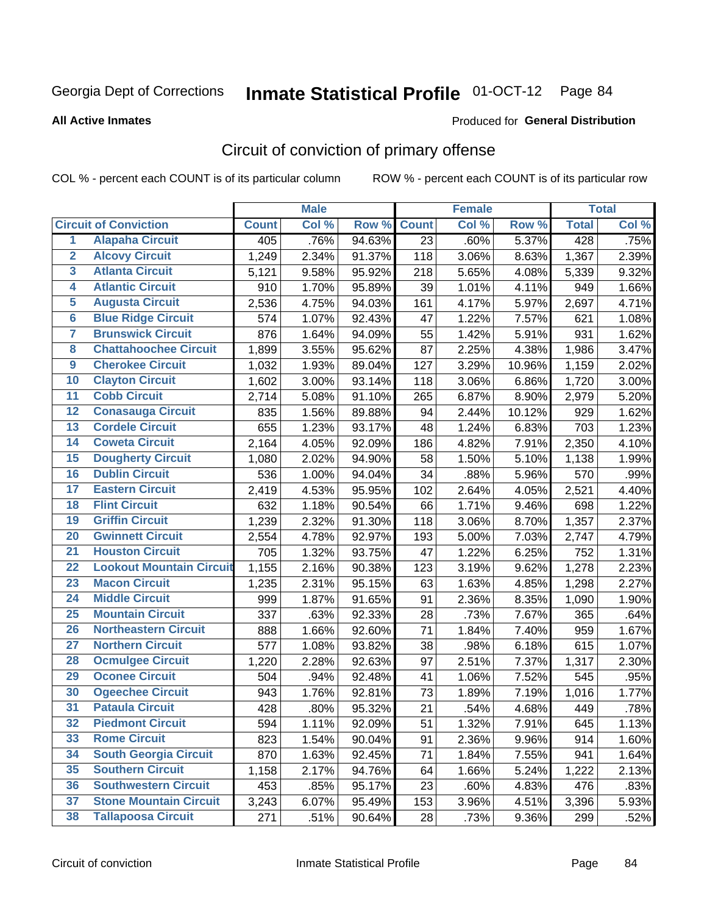Georgia Dept of Corrections **Inmate Statistical Profile** 01-OCT-12

**All Active Inmates**

Produced for **General Distribution**

## Circuit of conviction of primary offense

COL % - percent each COUNT is of its particular column        ROW % - percent each COUNT is of its particular row

| Circuit of Conviction | | Male | | | Female | | | Total | |
|---|---|---|---|---|---|---|---|---|---|
| | | Count | Col % | Row % | Count | Col % | Row % | Total | Col % |
| 1 | Alapaha Circuit | 405 | .76% | 94.63% | 23 | .60% | 5.37% | 428 | .75% |
| 2 | Alcovy Circuit | 1,249 | 2.34% | 91.37% | 118 | 3.06% | 8.63% | 1,367 | 2.39% |
| 3 | Atlanta Circuit | 5,121 | 9.58% | 95.92% | 218 | 5.65% | 4.08% | 5,339 | 9.32% |
| 4 | Atlantic Circuit | 910 | 1.70% | 95.89% | 39 | 1.01% | 4.11% | 949 | 1.66% |
| 5 | Augusta Circuit | 2,536 | 4.75% | 94.03% | 161 | 4.17% | 5.97% | 2,697 | 4.71% |
| 6 | Blue Ridge Circuit | 574 | 1.07% | 92.43% | 47 | 1.22% | 7.57% | 621 | 1.08% |
| 7 | Brunswick Circuit | 876 | 1.64% | 94.09% | 55 | 1.42% | 5.91% | 931 | 1.62% |
| 8 | Chattahoochee Circuit | 1,899 | 3.55% | 95.62% | 87 | 2.25% | 4.38% | 1,986 | 3.47% |
| 9 | Cherokee Circuit | 1,032 | 1.93% | 89.04% | 127 | 3.29% | 10.96% | 1,159 | 2.02% |
| 10 | Clayton Circuit | 1,602 | 3.00% | 93.14% | 118 | 3.06% | 6.86% | 1,720 | 3.00% |
| 11 | Cobb Circuit | 2,714 | 5.08% | 91.10% | 265 | 6.87% | 8.90% | 2,979 | 5.20% |
| 12 | Conasauga Circuit | 835 | 1.56% | 89.88% | 94 | 2.44% | 10.12% | 929 | 1.62% |
| 13 | Cordele Circuit | 655 | 1.23% | 93.17% | 48 | 1.24% | 6.83% | 703 | 1.23% |
| 14 | Coweta Circuit | 2,164 | 4.05% | 92.09% | 186 | 4.82% | 7.91% | 2,350 | 4.10% |
| 15 | Dougherty Circuit | 1,080 | 2.02% | 94.90% | 58 | 1.50% | 5.10% | 1,138 | 1.99% |
| 16 | Dublin Circuit | 536 | 1.00% | 94.04% | 34 | .88% | 5.96% | 570 | .99% |
| 17 | Eastern Circuit | 2,419 | 4.53% | 95.95% | 102 | 2.64% | 4.05% | 2,521 | 4.40% |
| 18 | Flint Circuit | 632 | 1.18% | 90.54% | 66 | 1.71% | 9.46% | 698 | 1.22% |
| 19 | Griffin Circuit | 1,239 | 2.32% | 91.30% | 118 | 3.06% | 8.70% | 1,357 | 2.37% |
| 20 | Gwinnett Circuit | 2,554 | 4.78% | 92.97% | 193 | 5.00% | 7.03% | 2,747 | 4.79% |
| 21 | Houston Circuit | 705 | 1.32% | 93.75% | 47 | 1.22% | 6.25% | 752 | 1.31% |
| 22 | Lookout Mountain Circuit | 1,155 | 2.16% | 90.38% | 123 | 3.19% | 9.62% | 1,278 | 2.23% |
| 23 | Macon Circuit | 1,235 | 2.31% | 95.15% | 63 | 1.63% | 4.85% | 1,298 | 2.27% |
| 24 | Middle Circuit | 999 | 1.87% | 91.65% | 91 | 2.36% | 8.35% | 1,090 | 1.90% |
| 25 | Mountain Circuit | 337 | .63% | 92.33% | 28 | .73% | 7.67% | 365 | .64% |
| 26 | Northeastern Circuit | 888 | 1.66% | 92.60% | 71 | 1.84% | 7.40% | 959 | 1.67% |
| 27 | Northern Circuit | 577 | 1.08% | 93.82% | 38 | .98% | 6.18% | 615 | 1.07% |
| 28 | Ocmulgee Circuit | 1,220 | 2.28% | 92.63% | 97 | 2.51% | 7.37% | 1,317 | 2.30% |
| 29 | Oconee Circuit | 504 | .94% | 92.48% | 41 | 1.06% | 7.52% | 545 | .95% |
| 30 | Ogeechee Circuit | 943 | 1.76% | 92.81% | 73 | 1.89% | 7.19% | 1,016 | 1.77% |
| 31 | Pataula Circuit | 428 | .80% | 95.32% | 21 | .54% | 4.68% | 449 | .78% |
| 32 | Piedmont Circuit | 594 | 1.11% | 92.09% | 51 | 1.32% | 7.91% | 645 | 1.13% |
| 33 | Rome Circuit | 823 | 1.54% | 90.04% | 91 | 2.36% | 9.96% | 914 | 1.60% |
| 34 | South Georgia Circuit | 870 | 1.63% | 92.45% | 71 | 1.84% | 7.55% | 941 | 1.64% |
| 35 | Southern Circuit | 1,158 | 2.17% | 94.76% | 64 | 1.66% | 5.24% | 1,222 | 2.13% |
| 36 | Southwestern Circuit | 453 | .85% | 95.17% | 23 | .60% | 4.83% | 476 | .83% |
| 37 | Stone Mountain Circuit | 3,243 | 6.07% | 95.49% | 153 | 3.96% | 4.51% | 3,396 | 5.93% |
| 38 | Tallapoosa Circuit | 271 | .51% | 90.64% | 28 | .73% | 9.36% | 299 | .52% |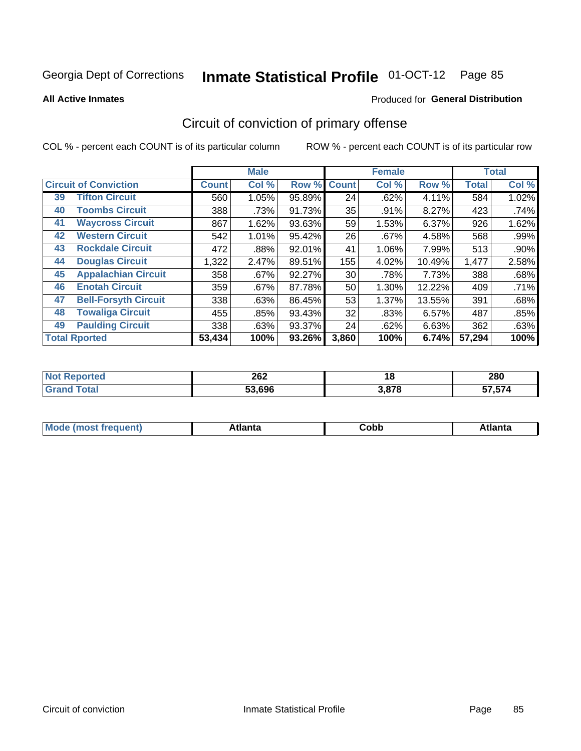Georgia Dept of Corrections **Inmate Statistical Profile** 01-OCT-12

**All Active Inmates**

Produced for **General Distribution**

## Circuit of conviction of primary offense

COL % - percent each COUNT is of its particular column

ROW % - percent each COUNT is of its particular row

| Circuit of Conviction | | Male | | | Female | | | Total | |
|---|---|---|---|---|---|---|---|---|---|
| | | Count | Col % | Row % | Count | Col % | Row % | Total | Col % |
| 39 | Tifton Circuit | 560 | 1.05% | 95.89% | 24 | .62% | 4.11% | 584 | 1.02% |
| 40 | Toombs Circuit | 388 | .73% | 91.73% | 35 | .91% | 8.27% | 423 | .74% |
| 41 | Waycross Circuit | 867 | 1.62% | 93.63% | 59 | 1.53% | 6.37% | 926 | 1.62% |
| 42 | Western Circuit | 542 | 1.01% | 95.42% | 26 | .67% | 4.58% | 568 | .99% |
| 43 | Rockdale Circuit | 472 | .88% | 92.01% | 41 | 1.06% | 7.99% | 513 | .90% |
| 44 | Douglas Circuit | 1,322 | 2.47% | 89.51% | 155 | 4.02% | 10.49% | 1,477 | 2.58% |
| 45 | Appalachian Circuit | 358 | .67% | 92.27% | 30 | .78% | 7.73% | 388 | .68% |
| 46 | Enotah Circuit | 359 | .67% | 87.78% | 50 | 1.30% | 12.22% | 409 | .71% |
| 47 | Bell-Forsyth Circuit | 338 | .63% | 86.45% | 53 | 1.37% | 13.55% | 391 | .68% |
| 48 | Towaliga Circuit | 455 | .85% | 93.43% | 32 | .83% | 6.57% | 487 | .85% |
| 49 | Paulding Circuit | 338 | .63% | 93.37% | 24 | .62% | 6.63% | 362 | .63% |
| **Total Rported** | | **53,434** | **100%** | **93.26%** | **3,860** | **100%** | **6.74%** | **57,294** | **100%** |

| | Male | Female | Total |
|---|---|---|---|
| Not Reported | 262 | 18 | 280 |
| Grand Total | 53,696 | 3,878 | 57,574 |

| | Male | Female | Total |
|---|---|---|---|
| Mode (most frequent) | Atlanta | Cobb | Atlanta |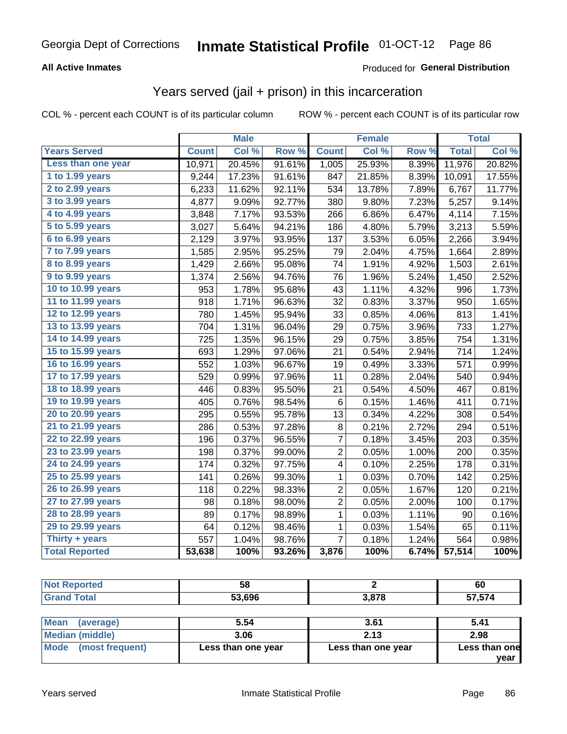Georgia Dept of Corrections **Inmate Statistical Profile** 01-OCT-12

**All Active Inmates**

Produced for **General Distribution**

## Years served (jail + prison) in this incarceration

COL % - percent each COUNT is of its particular column

ROW % - percent each COUNT is of its particular row

| | Male | | | Female | | | Total | |
|---|---|---|---|---|---|---|---|---|
| **Years Served** | **Count** | **Col %** | **Row %** | **Count** | **Col %** | **Row %** | **Total** | **Col %** |
| Less than one year | 10,971 | 20.45% | 91.61% | 1,005 | 25.93% | 8.39% | 11,976 | 20.82% |
| 1 to 1.99 years | 9,244 | 17.23% | 91.61% | 847 | 21.85% | 8.39% | 10,091 | 17.55% |
| 2 to 2.99 years | 6,233 | 11.62% | 92.11% | 534 | 13.78% | 7.89% | 6,767 | 11.77% |
| 3 to 3.99 years | 4,877 | 9.09% | 92.77% | 380 | 9.80% | 7.23% | 5,257 | 9.14% |
| 4 to 4.99 years | 3,848 | 7.17% | 93.53% | 266 | 6.86% | 6.47% | 4,114 | 7.15% |
| 5 to 5.99 years | 3,027 | 5.64% | 94.21% | 186 | 4.80% | 5.79% | 3,213 | 5.59% |
| 6 to 6.99 years | 2,129 | 3.97% | 93.95% | 137 | 3.53% | 6.05% | 2,266 | 3.94% |
| 7 to 7.99 years | 1,585 | 2.95% | 95.25% | 79 | 2.04% | 4.75% | 1,664 | 2.89% |
| 8 to 8.99 years | 1,429 | 2.66% | 95.08% | 74 | 1.91% | 4.92% | 1,503 | 2.61% |
| 9 to 9.99 years | 1,374 | 2.56% | 94.76% | 76 | 1.96% | 5.24% | 1,450 | 2.52% |
| 10 to 10.99 years | 953 | 1.78% | 95.68% | 43 | 1.11% | 4.32% | 996 | 1.73% |
| 11 to 11.99 years | 918 | 1.71% | 96.63% | 32 | 0.83% | 3.37% | 950 | 1.65% |
| 12 to 12.99 years | 780 | 1.45% | 95.94% | 33 | 0.85% | 4.06% | 813 | 1.41% |
| 13 to 13.99 years | 704 | 1.31% | 96.04% | 29 | 0.75% | 3.96% | 733 | 1.27% |
| 14 to 14.99 years | 725 | 1.35% | 96.15% | 29 | 0.75% | 3.85% | 754 | 1.31% |
| 15 to 15.99 years | 693 | 1.29% | 97.06% | 21 | 0.54% | 2.94% | 714 | 1.24% |
| 16 to 16.99 years | 552 | 1.03% | 96.67% | 19 | 0.49% | 3.33% | 571 | 0.99% |
| 17 to 17.99 years | 529 | 0.99% | 97.96% | 11 | 0.28% | 2.04% | 540 | 0.94% |
| 18 to 18.99 years | 446 | 0.83% | 95.50% | 21 | 0.54% | 4.50% | 467 | 0.81% |
| 19 to 19.99 years | 405 | 0.76% | 98.54% | 6 | 0.15% | 1.46% | 411 | 0.71% |
| 20 to 20.99 years | 295 | 0.55% | 95.78% | 13 | 0.34% | 4.22% | 308 | 0.54% |
| 21 to 21.99 years | 286 | 0.53% | 97.28% | 8 | 0.21% | 2.72% | 294 | 0.51% |
| 22 to 22.99 years | 196 | 0.37% | 96.55% | 7 | 0.18% | 3.45% | 203 | 0.35% |
| 23 to 23.99 years | 198 | 0.37% | 99.00% | 2 | 0.05% | 1.00% | 200 | 0.35% |
| 24 to 24.99 years | 174 | 0.32% | 97.75% | 4 | 0.10% | 2.25% | 178 | 0.31% |
| 25 to 25.99 years | 141 | 0.26% | 99.30% | 1 | 0.03% | 0.70% | 142 | 0.25% |
| 26 to 26.99 years | 118 | 0.22% | 98.33% | 2 | 0.05% | 1.67% | 120 | 0.21% |
| 27 to 27.99 years | 98 | 0.18% | 98.00% | 2 | 0.05% | 2.00% | 100 | 0.17% |
| 28 to 28.99 years | 89 | 0.17% | 98.89% | 1 | 0.03% | 1.11% | 90 | 0.16% |
| 29 to 29.99 years | 64 | 0.12% | 98.46% | 1 | 0.03% | 1.54% | 65 | 0.11% |
| Thirty + years | 557 | 1.04% | 98.76% | 7 | 0.18% | 1.24% | 564 | 0.98% |
| **Total Reported** | **53,638** | **100%** | **93.26%** | **3,876** | **100%** | **6.74%** | **57,514** | **100%** |

| | Male | Female | Total |
|---|---|---|---|
| Not Reported | 58 | 2 | 60 |
| Grand Total | 53,696 | 3,878 | 57,574 |

| | Male | Female | Total |
|---|---|---|---|
| Mean (average) | 5.54 | 3.61 | 5.41 |
| Median (middle) | 3.06 | 2.13 | 2.98 |
| Mode (most frequent) | Less than one year | Less than one year | Less than one year |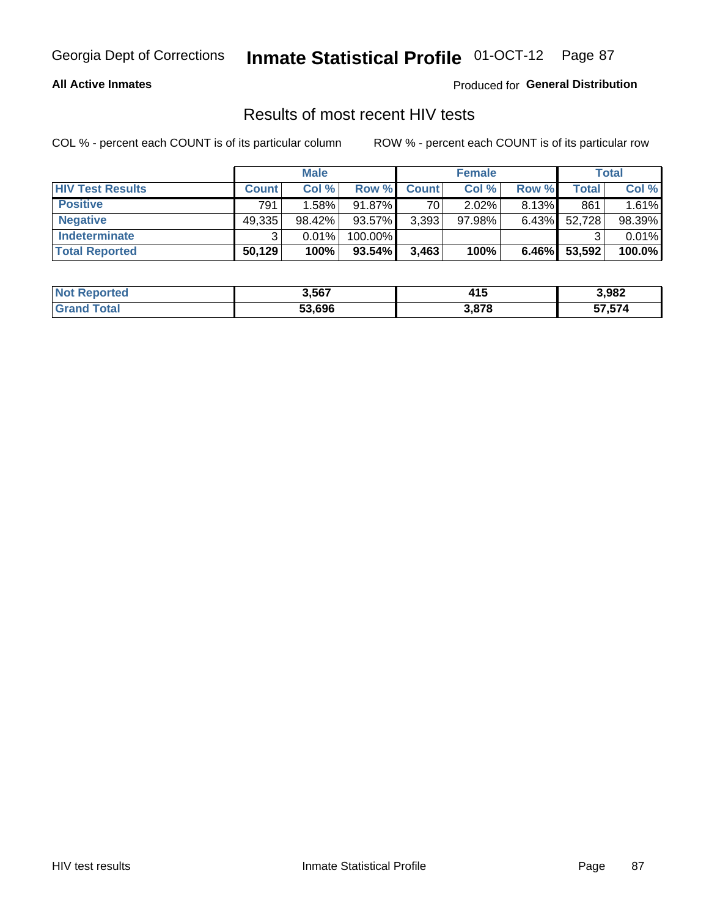Georgia Dept of Corrections **Inmate Statistical Profile** 01-OCT-12

**All Active Inmates** Produced for **General Distribution**

## Results of most recent HIV tests

COL % - percent each COUNT is of its particular column ROW % - percent each COUNT is of its particular row

| | Male | | | Female | | | Total | |
|---|---|---|---|---|---|---|---|---|
| **HIV Test Results** | **Count** | **Col %** | **Row %** | **Count** | **Col %** | **Row %** | **Total** | **Col %** |
| **Positive** | 791 | 1.58% | 91.87% | 70 | 2.02% | 8.13% | 861 | 1.61% |
| **Negative** | 49,335 | 98.42% | 93.57% | 3,393 | 97.98% | 6.43% | 52,728 | 98.39% |
| **Indeterminate** | 3 | 0.01% | 100.00% | | | | 3 | 0.01% |
| **Total Reported** | **50,129** | **100%** | **93.54%** | **3,463** | **100%** | **6.46%** | **53,592** | **100.0%** |

| | Male | Female | Total |
|---|---|---|---|
| **Not Reported** | **3,567** | **415** | **3,982** |
| **Grand Total** | **53,696** | **3,878** | **57,574** |

HIV test results Inmate Statistical Profile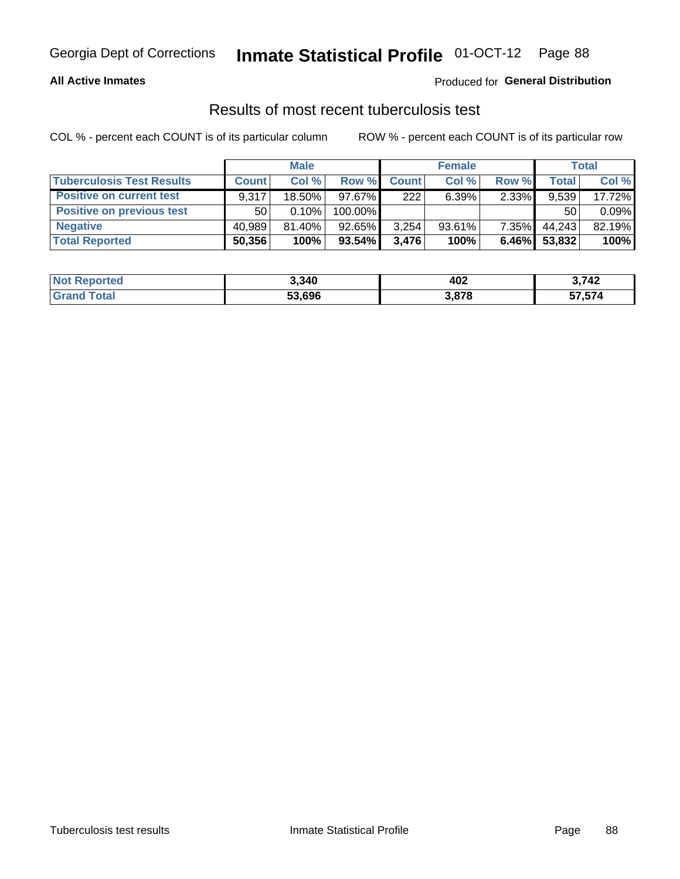Georgia Dept of Corrections **Inmate Statistical Profile** 01-OCT-12

**All Active Inmates**

Produced for **General Distribution**

## Results of most recent tuberculosis test

COL % - percent each COUNT is of its particular column    ROW % - percent each COUNT is of its particular row

| | Male | | | Female | | | Total | |
|---|---|---|---|---|---|---|---|---|
| **Tuberculosis Test Results** | **Count** | **Col %** | **Row %** | **Count** | **Col %** | **Row %** | **Total** | **Col %** |
| **Positive on current test** | 9,317 | 18.50% | 97.67% | 222 | 6.39% | 2.33% | 9,539 | 17.72% |
| **Positive on previous test** | 50 | 0.10% | 100.00% | | | | 50 | 0.09% |
| **Negative** | 40,989 | 81.40% | 92.65% | 3,254 | 93.61% | 7.35% | 44,243 | 82.19% |
| **Total Reported** | **50,356** | **100%** | **93.54%** | **3,476** | **100%** | **6.46%** | **53,832** | **100%** |

| | Male | Female | Total |
|---|---|---|---|
| **Not Reported** | **3,340** | **402** | **3,742** |
| **Grand Total** | **53,696** | **3,878** | **57,574** |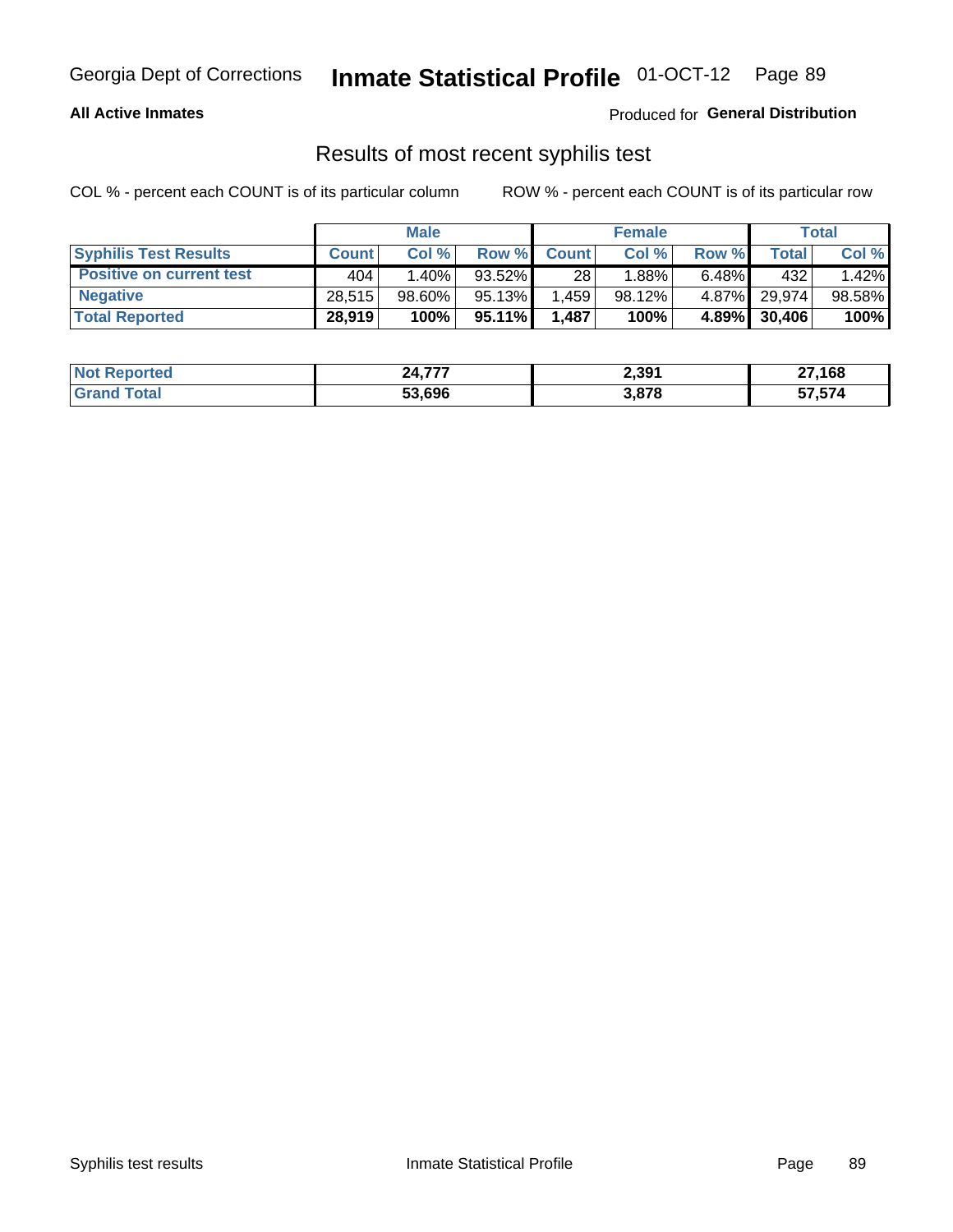Georgia Dept of Corrections **Inmate Statistical Profile** 01-OCT-12

**All Active Inmates**

Produced for **General Distribution**

## Results of most recent syphilis test

COL % - percent each COUNT is of its particular column ROW % - percent each COUNT is of its particular row

| | Male | | | Female | | | Total | |
|---|---|---|---|---|---|---|---|---|
| **Syphilis Test Results** | **Count** | **Col %** | **Row %** | **Count** | **Col %** | **Row %** | **Total** | **Col %** |
| **Positive on current test** | 404 | 1.40% | 93.52% | 28 | 1.88% | 6.48% | 432 | 1.42% |
| **Negative** | 28,515 | 98.60% | 95.13% | 1,459 | 98.12% | 4.87% | 29,974 | 98.58% |
| **Total Reported** | **28,919** | **100%** | **95.11%** | **1,487** | **100%** | **4.89%** | **30,406** | **100%** |

| | Male | Female | Total |
|---|---|---|---|
| **Not Reported** | **24,777** | **2,391** | **27,168** |
| **Grand Total** | **53,696** | **3,878** | **57,574** |

Syphilis test results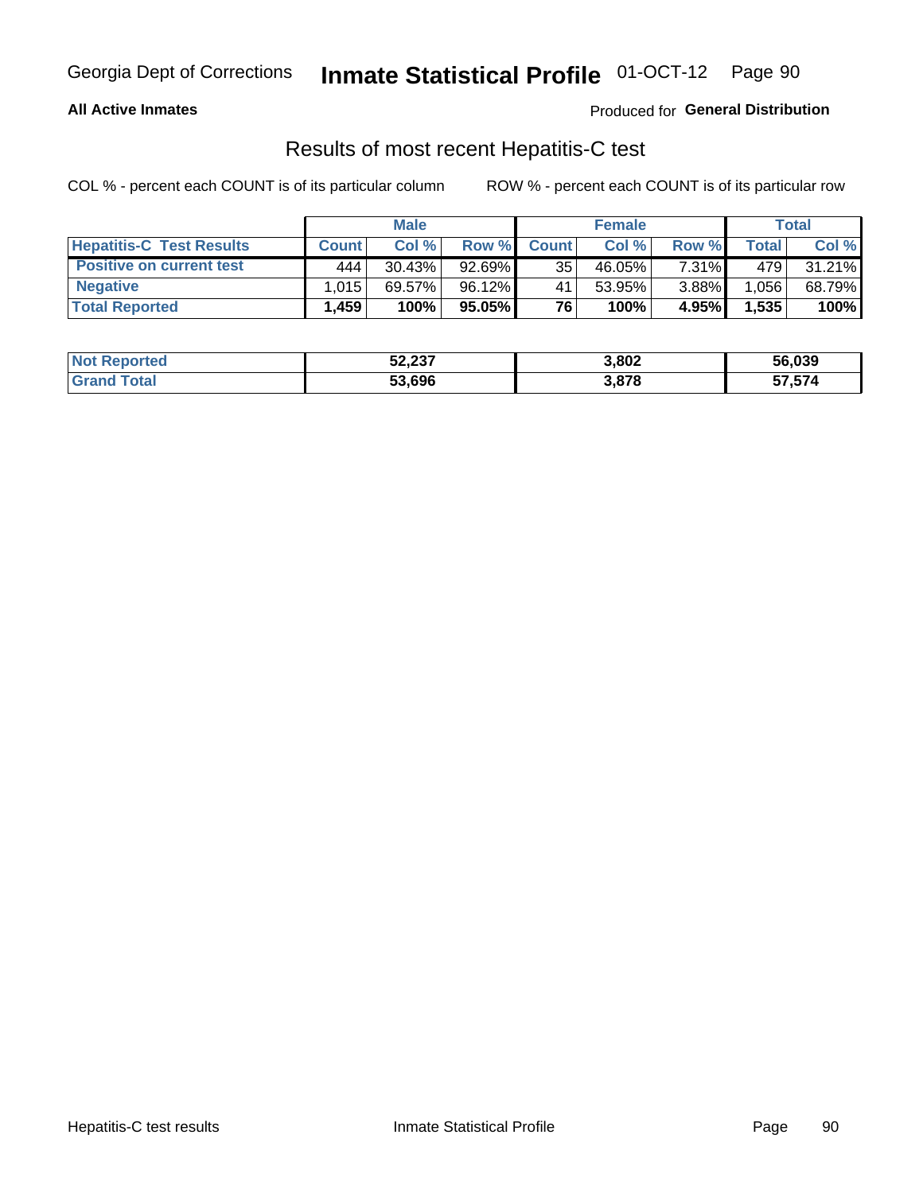Georgia Dept of Corrections **Inmate Statistical Profile** 01-OCT-12

**All Active Inmates**

Produced for **General Distribution**

## Results of most recent Hepatitis-C test

COL % - percent each COUNT is of its particular column ROW % - percent each COUNT is of its particular row

| | Male | | | Female | | | Total | |
|---|---|---|---|---|---|---|---|---|
| **Hepatitis-C Test Results** | **Count** | **Col %** | **Row %** | **Count** | **Col %** | **Row %** | **Total** | **Col %** |
| **Positive on current test** | 444 | 30.43% | 92.69% | 35 | 46.05% | 7.31% | 479 | 31.21% |
| **Negative** | 1,015 | 69.57% | 96.12% | 41 | 53.95% | 3.88% | 1,056 | 68.79% |
| **Total Reported** | **1,459** | **100%** | **95.05%** | **76** | **100%** | **4.95%** | **1,535** | **100%** |

| | Male | Female | Total |
|---|---|---|---|
| **Not Reported** | **52,237** | **3,802** | **56,039** |
| **Grand Total** | **53,696** | **3,878** | **57,574** |

Hepatitis-C test results Inmate Statistical Profile